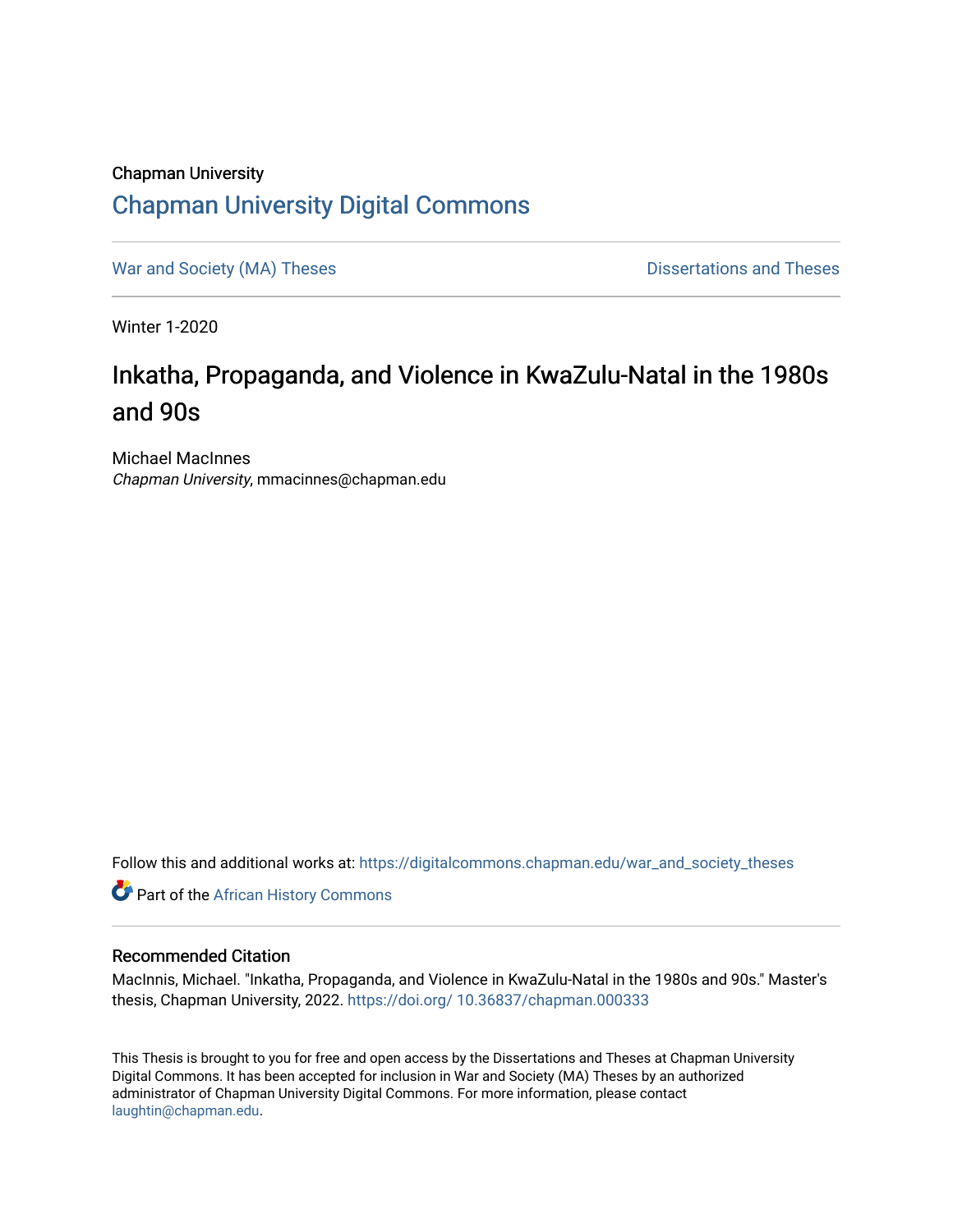Chapman University

## Chapman University Digital Commons

War and Society (MA) Theses | Dissertations and Theses

Winter 1-2020

# Inkatha, Propaganda, and Violence in KwaZulu-Natal in the 1980s and 90s

Michael MacInnes
*Chapman University*, mmacinnes@chapman.edu

Follow this and additional works at: https://digitalcommons.chapman.edu/war_and_society_theses

Part of the African History Commons

### Recommended Citation

MacInnis, Michael. "Inkatha, Propaganda, and Violence in KwaZulu-Natal in the 1980s and 90s." Master's thesis, Chapman University, 2022. https://doi.org/ 10.36837/chapman.000333

This Thesis is brought to you for free and open access by the Dissertations and Theses at Chapman University Digital Commons. It has been accepted for inclusion in War and Society (MA) Theses by an authorized administrator of Chapman University Digital Commons. For more information, please contact laughtin@chapman.edu.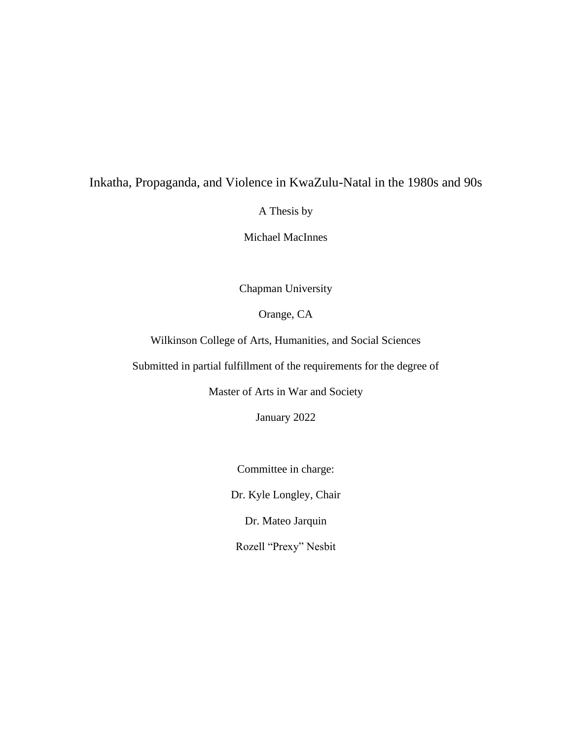# Inkatha, Propaganda, and Violence in KwaZulu-Natal in the 1980s and 90s

A Thesis by

Michael MacInnes

Chapman University

Orange, CA

Wilkinson College of Arts, Humanities, and Social Sciences

Submitted in partial fulfillment of the requirements for the degree of

Master of Arts in War and Society

January 2022

Committee in charge:

Dr. Kyle Longley, Chair

Dr. Mateo Jarquin

Rozell "Prexy" Nesbit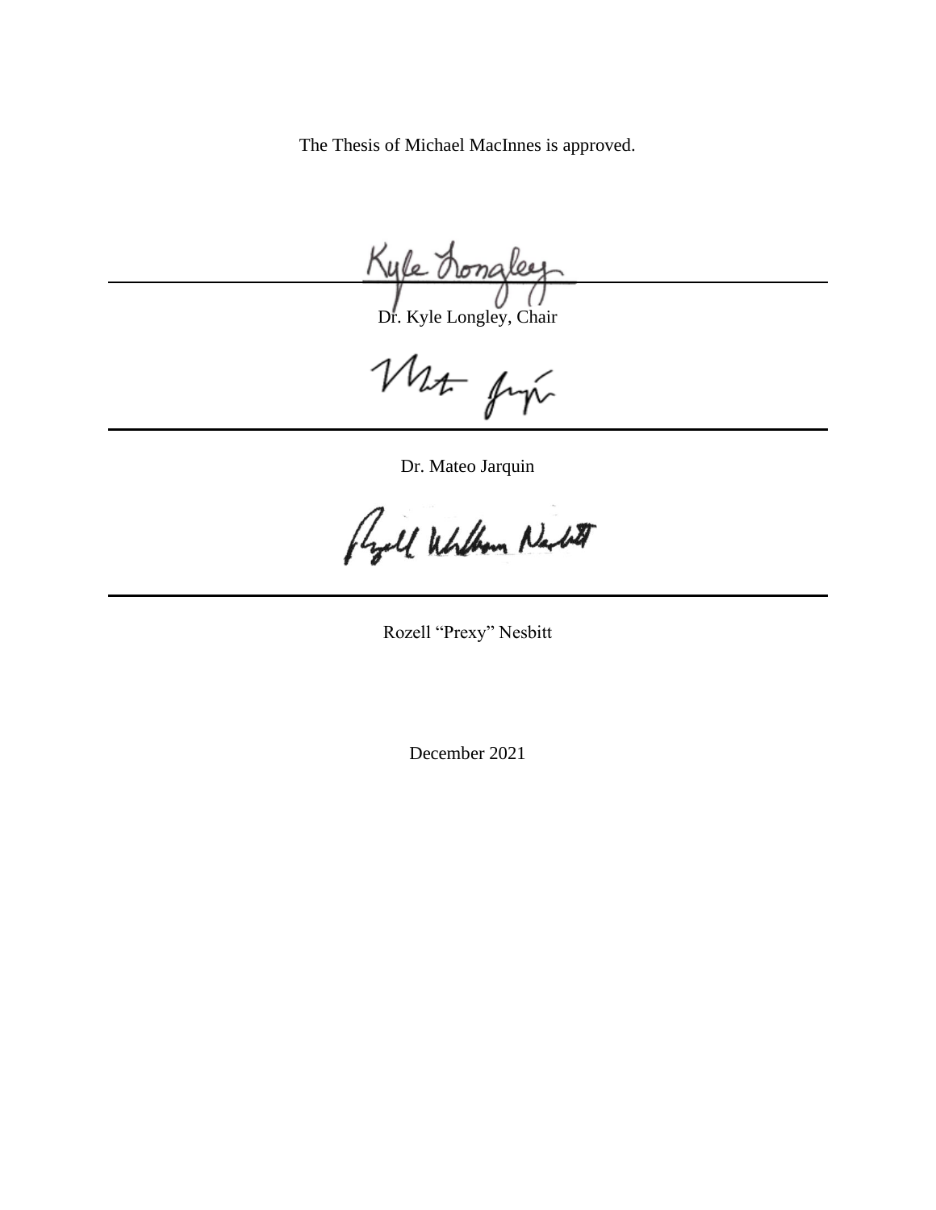The Thesis of Michael MacInnes is approved.

Dr. Kyle Longley, Chair

Dr. Mateo Jarquin

Rozell "Prexy" Nesbitt

December 2021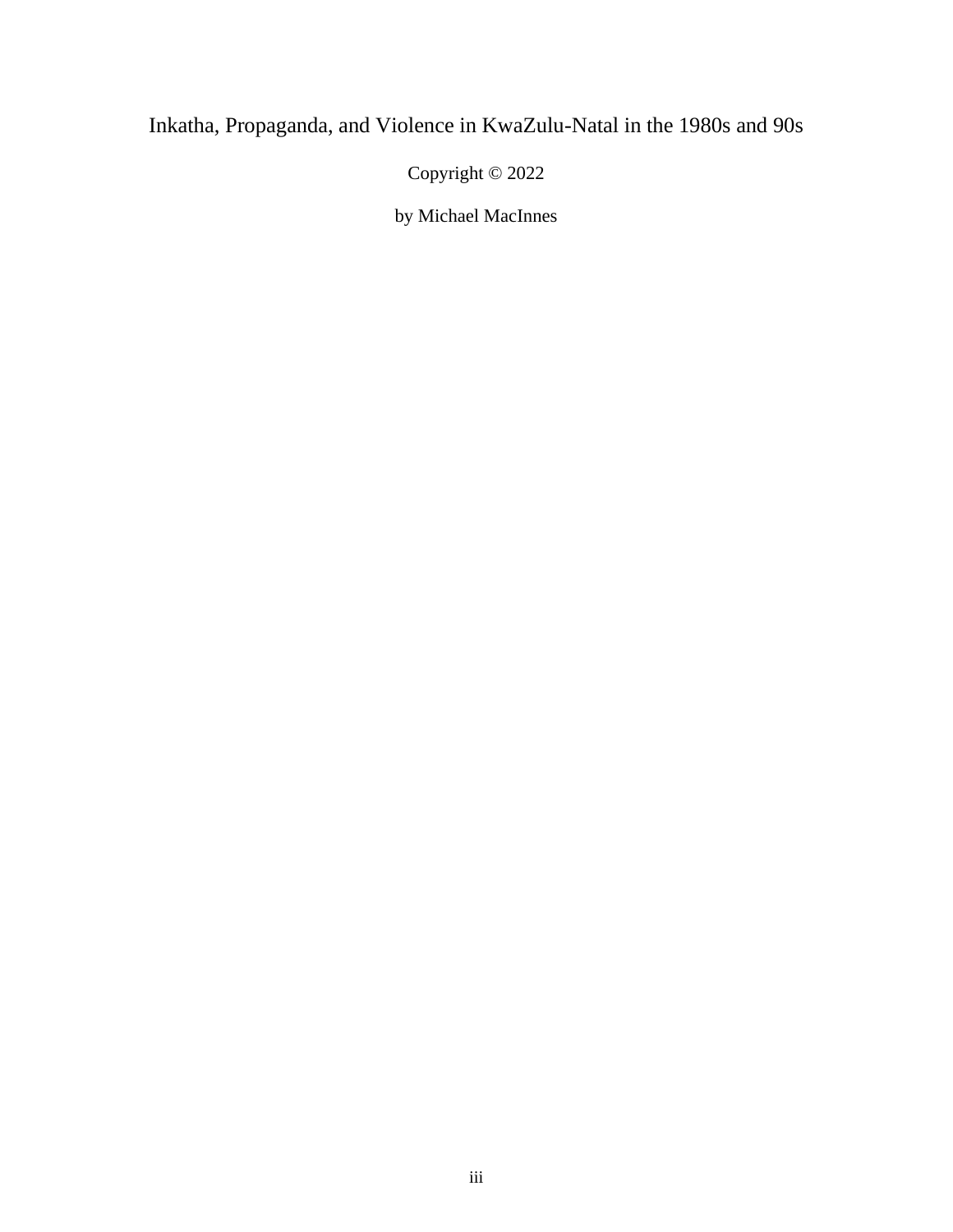Inkatha, Propaganda, and Violence in KwaZulu-Natal in the 1980s and 90s

Copyright © 2022

by Michael MacInnes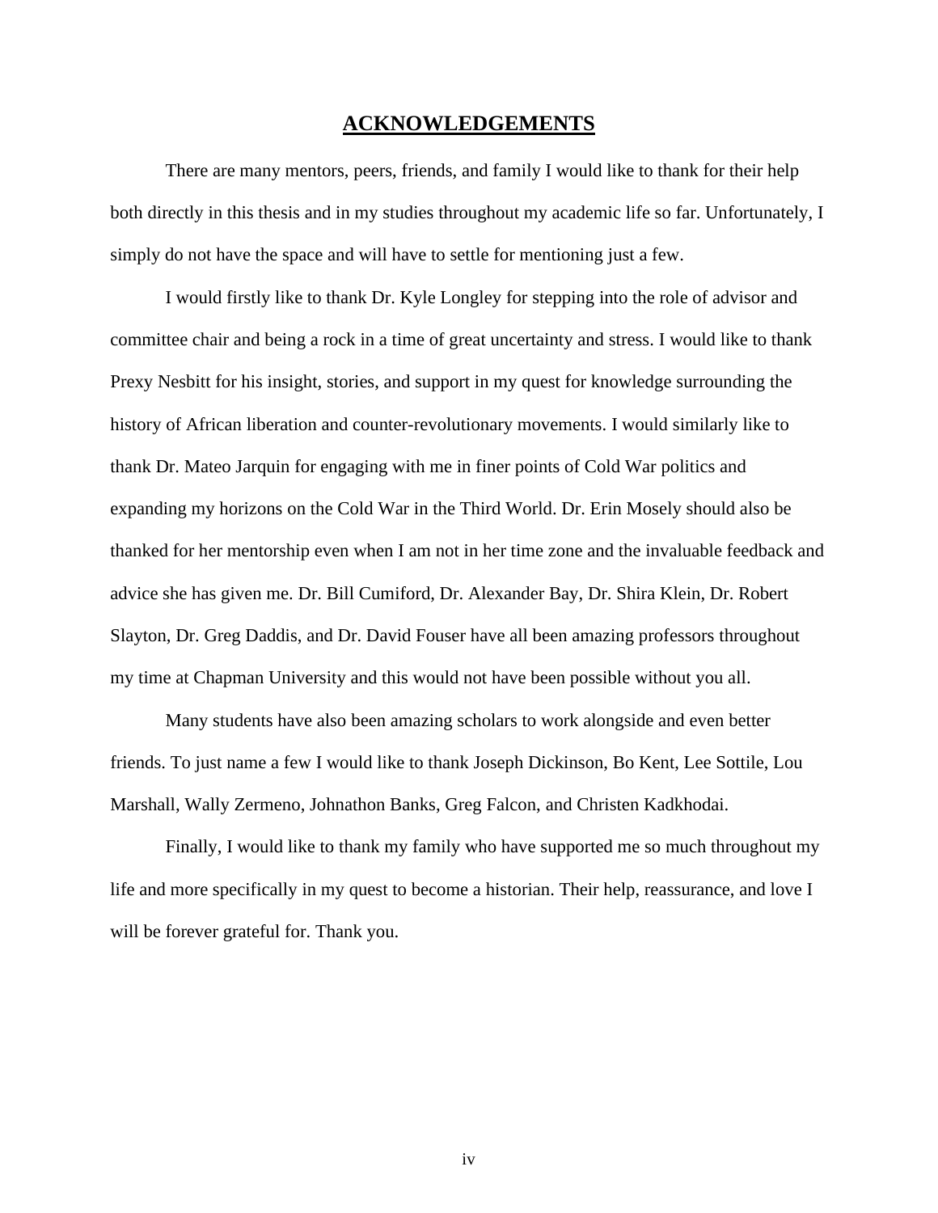# ACKNOWLEDGEMENTS

There are many mentors, peers, friends, and family I would like to thank for their help both directly in this thesis and in my studies throughout my academic life so far. Unfortunately, I simply do not have the space and will have to settle for mentioning just a few.

I would firstly like to thank Dr. Kyle Longley for stepping into the role of advisor and committee chair and being a rock in a time of great uncertainty and stress. I would like to thank Prexy Nesbitt for his insight, stories, and support in my quest for knowledge surrounding the history of African liberation and counter-revolutionary movements. I would similarly like to thank Dr. Mateo Jarquin for engaging with me in finer points of Cold War politics and expanding my horizons on the Cold War in the Third World. Dr. Erin Mosely should also be thanked for her mentorship even when I am not in her time zone and the invaluable feedback and advice she has given me. Dr. Bill Cumiford, Dr. Alexander Bay, Dr. Shira Klein, Dr. Robert Slayton, Dr. Greg Daddis, and Dr. David Fouser have all been amazing professors throughout my time at Chapman University and this would not have been possible without you all.

Many students have also been amazing scholars to work alongside and even better friends. To just name a few I would like to thank Joseph Dickinson, Bo Kent, Lee Sottile, Lou Marshall, Wally Zermeno, Johnathon Banks, Greg Falcon, and Christen Kadkhodai.

Finally, I would like to thank my family who have supported me so much throughout my life and more specifically in my quest to become a historian. Their help, reassurance, and love I will be forever grateful for. Thank you.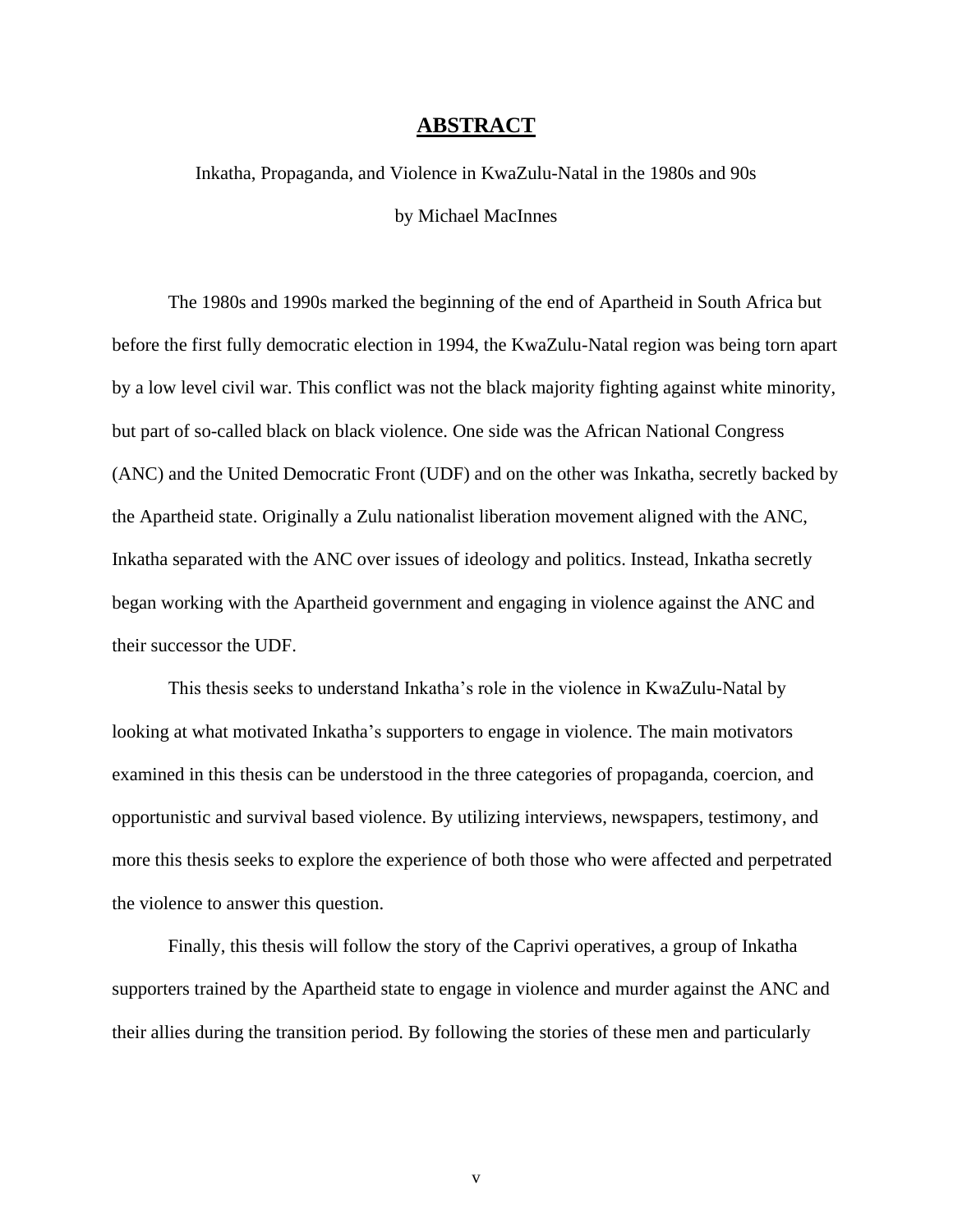# ABSTRACT

Inkatha, Propaganda, and Violence in KwaZulu-Natal in the 1980s and 90s

by Michael MacInnes

The 1980s and 1990s marked the beginning of the end of Apartheid in South Africa but before the first fully democratic election in 1994, the KwaZulu-Natal region was being torn apart by a low level civil war. This conflict was not the black majority fighting against white minority, but part of so-called black on black violence. One side was the African National Congress (ANC) and the United Democratic Front (UDF) and on the other was Inkatha, secretly backed by the Apartheid state. Originally a Zulu nationalist liberation movement aligned with the ANC, Inkatha separated with the ANC over issues of ideology and politics. Instead, Inkatha secretly began working with the Apartheid government and engaging in violence against the ANC and their successor the UDF.

This thesis seeks to understand Inkatha's role in the violence in KwaZulu-Natal by looking at what motivated Inkatha's supporters to engage in violence. The main motivators examined in this thesis can be understood in the three categories of propaganda, coercion, and opportunistic and survival based violence. By utilizing interviews, newspapers, testimony, and more this thesis seeks to explore the experience of both those who were affected and perpetrated the violence to answer this question.

Finally, this thesis will follow the story of the Caprivi operatives, a group of Inkatha supporters trained by the Apartheid state to engage in violence and murder against the ANC and their allies during the transition period. By following the stories of these men and particularly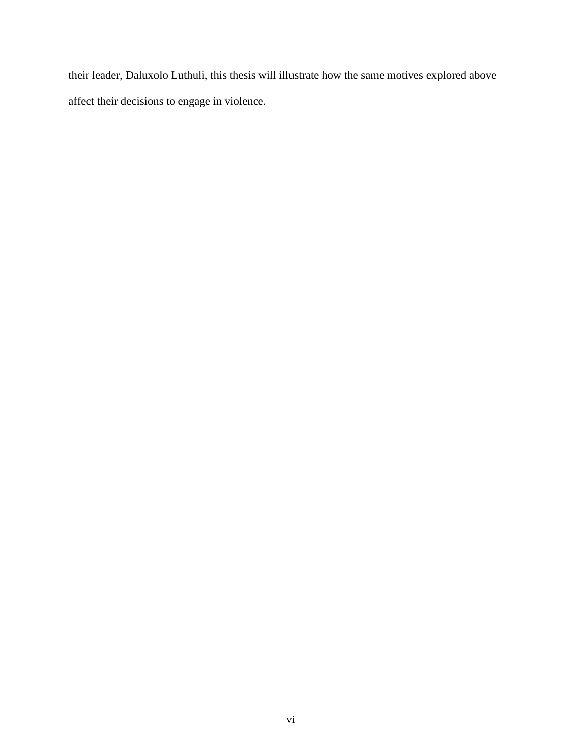their leader, Daluxolo Luthuli, this thesis will illustrate how the same motives explored above affect their decisions to engage in violence.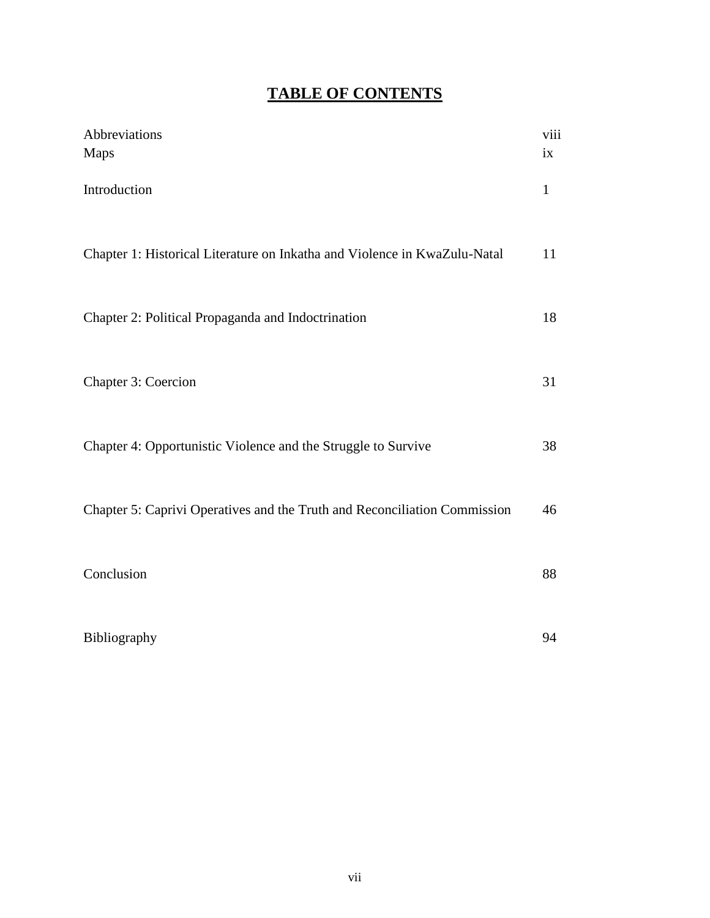# TABLE OF CONTENTS

| | |
|---|---|
| Abbreviations | viii |
| Maps | ix |
| Introduction | 1 |
| Chapter 1: Historical Literature on Inkatha and Violence in KwaZulu-Natal | 11 |
| Chapter 2: Political Propaganda and Indoctrination | 18 |
| Chapter 3: Coercion | 31 |
| Chapter 4: Opportunistic Violence and the Struggle to Survive | 38 |
| Chapter 5: Caprivi Operatives and the Truth and Reconciliation Commission | 46 |
| Conclusion | 88 |
| Bibliography | 94 |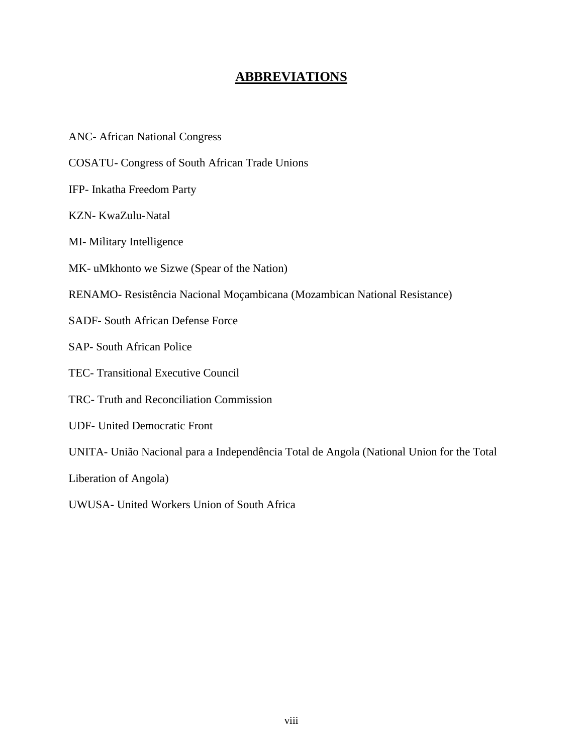# **ABBREVIATIONS**

ANC- African National Congress

COSATU- Congress of South African Trade Unions

IFP- Inkatha Freedom Party

KZN- KwaZulu-Natal

MI- Military Intelligence

MK- uMkhonto we Sizwe (Spear of the Nation)

RENAMO- Resistência Nacional Moçambicana (Mozambican National Resistance)

SADF- South African Defense Force

SAP- South African Police

TEC- Transitional Executive Council

TRC- Truth and Reconciliation Commission

UDF- United Democratic Front

UNITA- União Nacional para a Independência Total de Angola (National Union for the Total Liberation of Angola)

UWUSA- United Workers Union of South Africa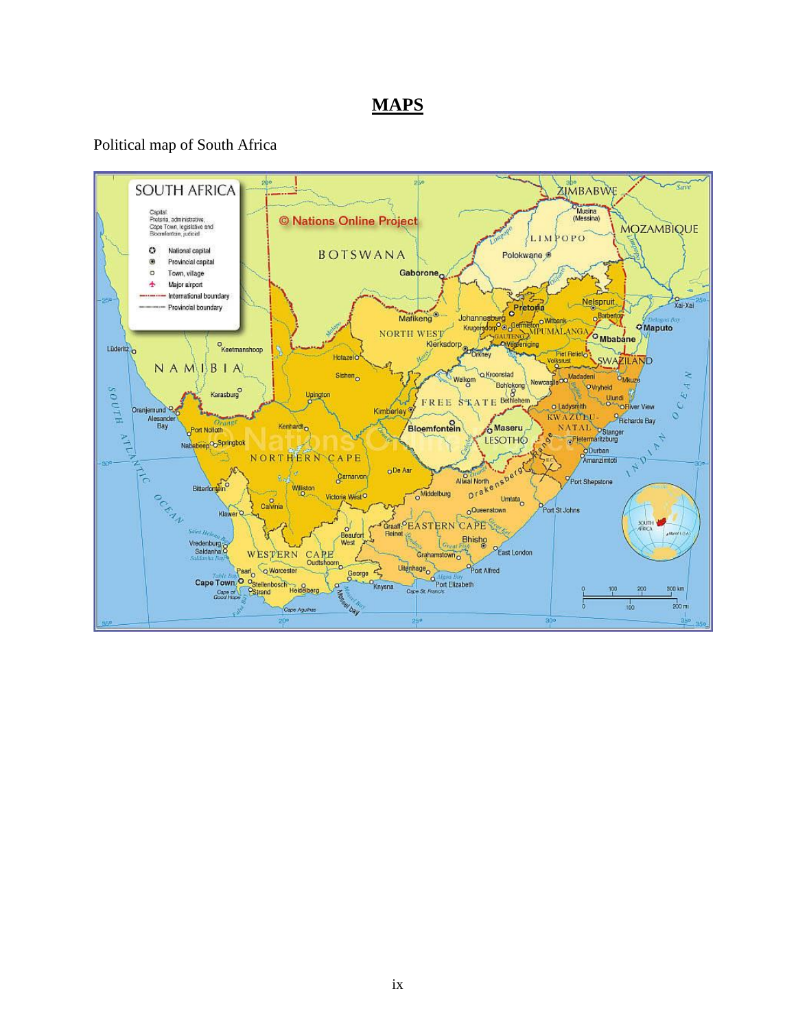# MAPS

Political map of South Africa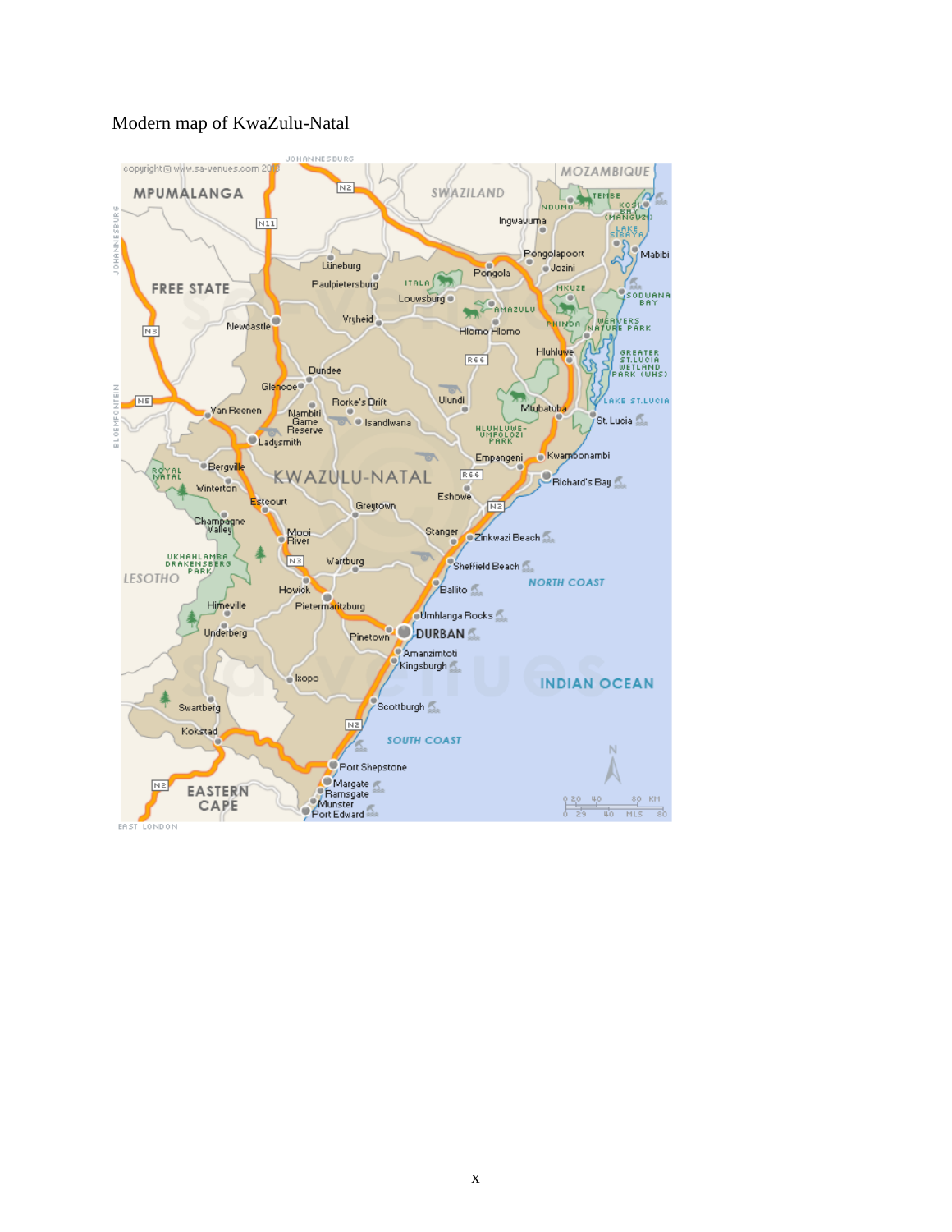Modern map of KwaZulu-Natal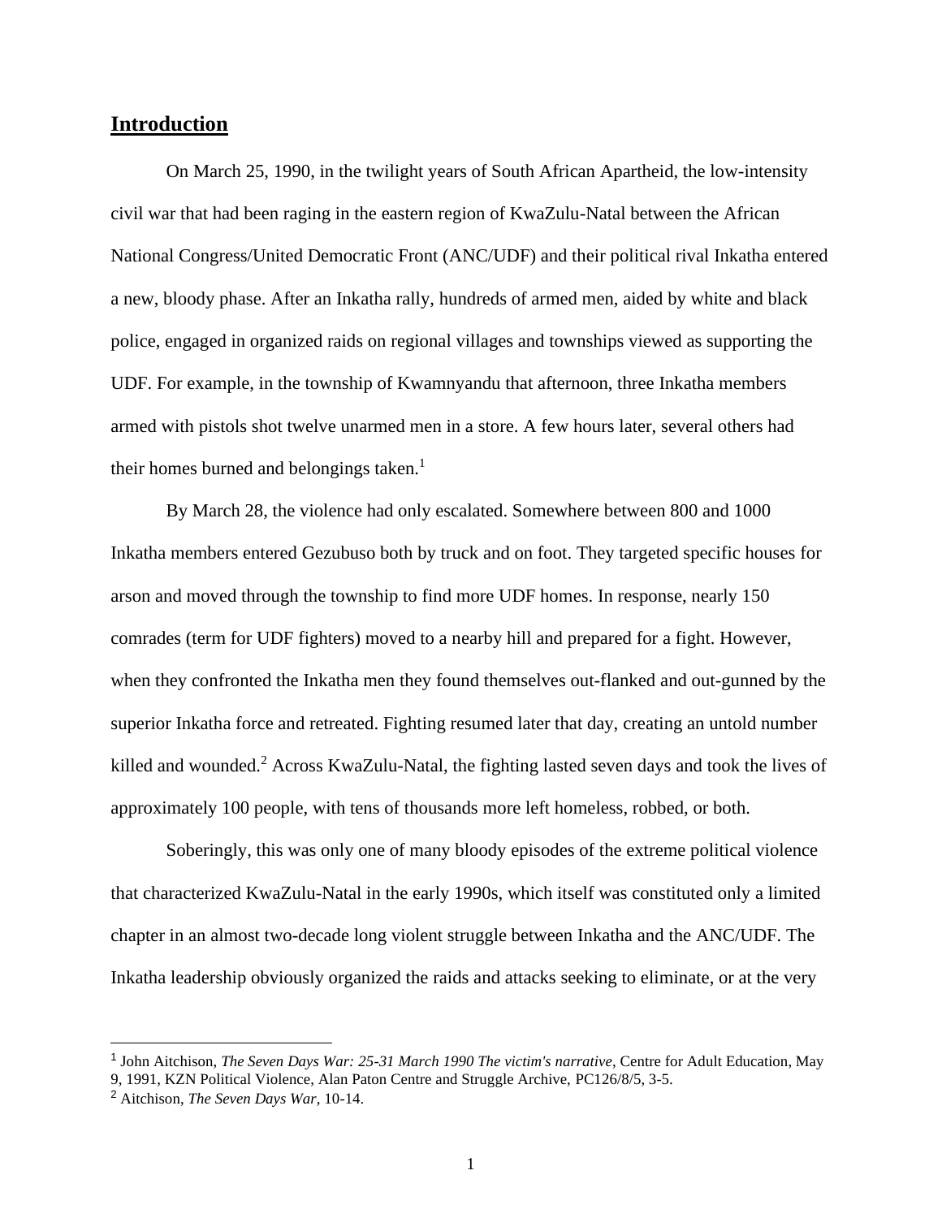## Introduction

On March 25, 1990, in the twilight years of South African Apartheid, the low-intensity civil war that had been raging in the eastern region of KwaZulu-Natal between the African National Congress/United Democratic Front (ANC/UDF) and their political rival Inkatha entered a new, bloody phase. After an Inkatha rally, hundreds of armed men, aided by white and black police, engaged in organized raids on regional villages and townships viewed as supporting the UDF. For example, in the township of Kwamnyandu that afternoon, three Inkatha members armed with pistols shot twelve unarmed men in a store. A few hours later, several others had their homes burned and belongings taken.[1]

By March 28, the violence had only escalated. Somewhere between 800 and 1000 Inkatha members entered Gezubuso both by truck and on foot. They targeted specific houses for arson and moved through the township to find more UDF homes. In response, nearly 150 comrades (term for UDF fighters) moved to a nearby hill and prepared for a fight. However, when they confronted the Inkatha men they found themselves out-flanked and out-gunned by the superior Inkatha force and retreated. Fighting resumed later that day, creating an untold number killed and wounded.[2] Across KwaZulu-Natal, the fighting lasted seven days and took the lives of approximately 100 people, with tens of thousands more left homeless, robbed, or both.

Soberingly, this was only one of many bloody episodes of the extreme political violence that characterized KwaZulu-Natal in the early 1990s, which itself was constituted only a limited chapter in an almost two-decade long violent struggle between Inkatha and the ANC/UDF. The Inkatha leadership obviously organized the raids and attacks seeking to eliminate, or at the very

---

[1] John Aitchison, *The Seven Days War: 25-31 March 1990 The victim's narrative*, Centre for Adult Education, May 9, 1991, KZN Political Violence, Alan Paton Centre and Struggle Archive, PC126/8/5, 3-5.

[2] Aitchison, *The Seven Days War*, 10-14.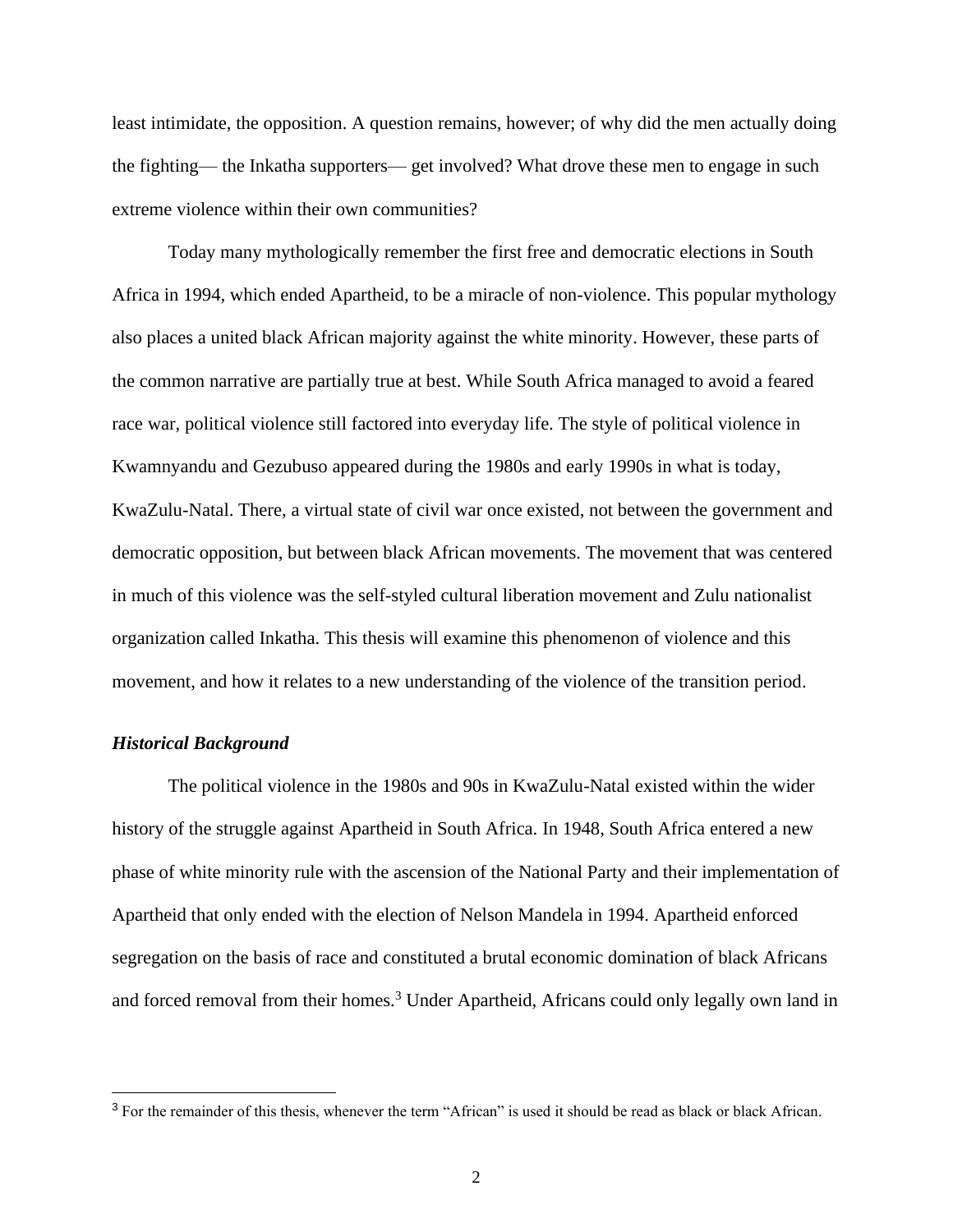least intimidate, the opposition. A question remains, however; of why did the men actually doing the fighting— the Inkatha supporters— get involved? What drove these men to engage in such extreme violence within their own communities?

Today many mythologically remember the first free and democratic elections in South Africa in 1994, which ended Apartheid, to be a miracle of non-violence. This popular mythology also places a united black African majority against the white minority. However, these parts of the common narrative are partially true at best. While South Africa managed to avoid a feared race war, political violence still factored into everyday life. The style of political violence in Kwamnyandu and Gezubuso appeared during the 1980s and early 1990s in what is today, KwaZulu-Natal. There, a virtual state of civil war once existed, not between the government and democratic opposition, but between black African movements. The movement that was centered in much of this violence was the self-styled cultural liberation movement and Zulu nationalist organization called Inkatha. This thesis will examine this phenomenon of violence and this movement, and how it relates to a new understanding of the violence of the transition period.

### *Historical Background*

The political violence in the 1980s and 90s in KwaZulu-Natal existed within the wider history of the struggle against Apartheid in South Africa. In 1948, South Africa entered a new phase of white minority rule with the ascension of the National Party and their implementation of Apartheid that only ended with the election of Nelson Mandela in 1994. Apartheid enforced segregation on the basis of race and constituted a brutal economic domination of black Africans and forced removal from their homes.[3] Under Apartheid, Africans could only legally own land in

---

[3] For the remainder of this thesis, whenever the term "African" is used it should be read as black or black African.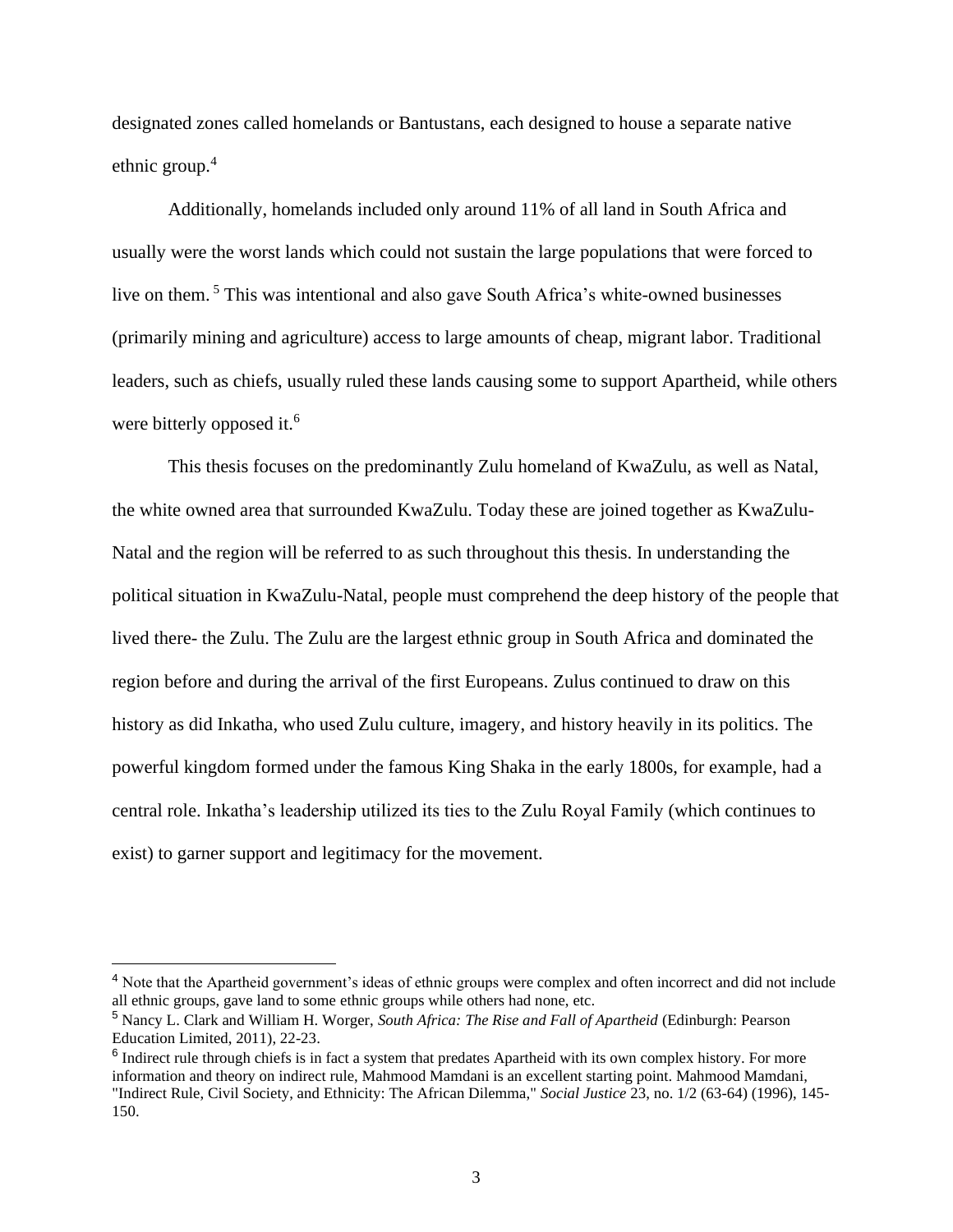designated zones called homelands or Bantustans, each designed to house a separate native ethnic group.[4]

Additionally, homelands included only around 11% of all land in South Africa and usually were the worst lands which could not sustain the large populations that were forced to live on them.[5] This was intentional and also gave South Africa's white-owned businesses (primarily mining and agriculture) access to large amounts of cheap, migrant labor. Traditional leaders, such as chiefs, usually ruled these lands causing some to support Apartheid, while others were bitterly opposed it.[6]

This thesis focuses on the predominantly Zulu homeland of KwaZulu, as well as Natal, the white owned area that surrounded KwaZulu. Today these are joined together as KwaZulu-Natal and the region will be referred to as such throughout this thesis. In understanding the political situation in KwaZulu-Natal, people must comprehend the deep history of the people that lived there- the Zulu. The Zulu are the largest ethnic group in South Africa and dominated the region before and during the arrival of the first Europeans. Zulus continued to draw on this history as did Inkatha, who used Zulu culture, imagery, and history heavily in its politics. The powerful kingdom formed under the famous King Shaka in the early 1800s, for example, had a central role. Inkatha's leadership utilized its ties to the Zulu Royal Family (which continues to exist) to garner support and legitimacy for the movement.

---

[4] Note that the Apartheid government's ideas of ethnic groups were complex and often incorrect and did not include all ethnic groups, gave land to some ethnic groups while others had none, etc.

[5] Nancy L. Clark and William H. Worger, *South Africa: The Rise and Fall of Apartheid* (Edinburgh: Pearson Education Limited, 2011), 22-23.

[6] Indirect rule through chiefs is in fact a system that predates Apartheid with its own complex history. For more information and theory on indirect rule, Mahmood Mamdani is an excellent starting point. Mahmood Mamdani, "Indirect Rule, Civil Society, and Ethnicity: The African Dilemma," *Social Justice* 23, no. 1/2 (63-64) (1996), 145-150.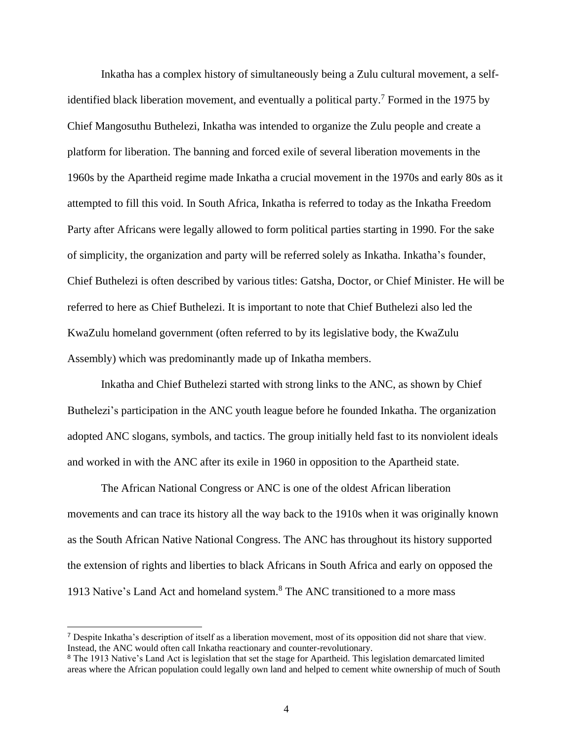Inkatha has a complex history of simultaneously being a Zulu cultural movement, a self-identified black liberation movement, and eventually a political party.[7] Formed in the 1975 by Chief Mangosuthu Buthelezi, Inkatha was intended to organize the Zulu people and create a platform for liberation. The banning and forced exile of several liberation movements in the 1960s by the Apartheid regime made Inkatha a crucial movement in the 1970s and early 80s as it attempted to fill this void. In South Africa, Inkatha is referred to today as the Inkatha Freedom Party after Africans were legally allowed to form political parties starting in 1990. For the sake of simplicity, the organization and party will be referred solely as Inkatha. Inkatha's founder, Chief Buthelezi is often described by various titles: Gatsha, Doctor, or Chief Minister. He will be referred to here as Chief Buthelezi. It is important to note that Chief Buthelezi also led the KwaZulu homeland government (often referred to by its legislative body, the KwaZulu Assembly) which was predominantly made up of Inkatha members.

Inkatha and Chief Buthelezi started with strong links to the ANC, as shown by Chief Buthelezi's participation in the ANC youth league before he founded Inkatha. The organization adopted ANC slogans, symbols, and tactics. The group initially held fast to its nonviolent ideals and worked in with the ANC after its exile in 1960 in opposition to the Apartheid state.

The African National Congress or ANC is one of the oldest African liberation movements and can trace its history all the way back to the 1910s when it was originally known as the South African Native National Congress. The ANC has throughout its history supported the extension of rights and liberties to black Africans in South Africa and early on opposed the 1913 Native's Land Act and homeland system.[8] The ANC transitioned to a more mass

[7] Despite Inkatha's description of itself as a liberation movement, most of its opposition did not share that view. Instead, the ANC would often call Inkatha reactionary and counter-revolutionary.

[8] The 1913 Native's Land Act is legislation that set the stage for Apartheid. This legislation demarcated limited areas where the African population could legally own land and helped to cement white ownership of much of South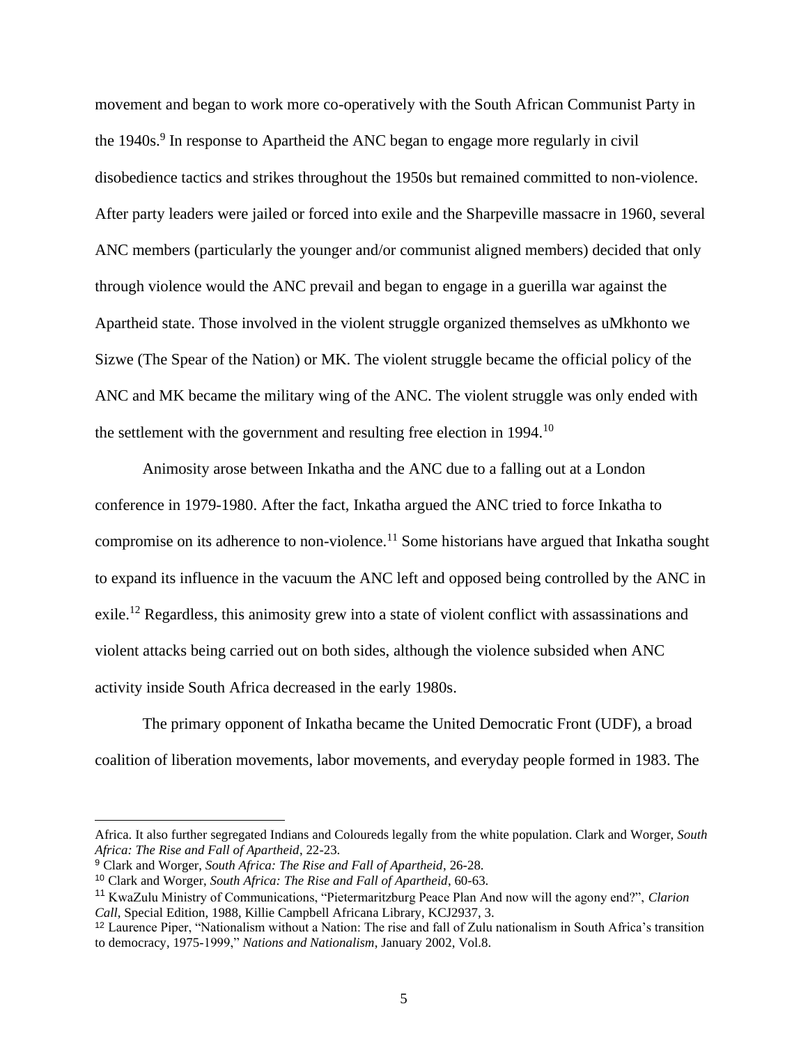movement and began to work more co-operatively with the South African Communist Party in the 1940s.[9] In response to Apartheid the ANC began to engage more regularly in civil disobedience tactics and strikes throughout the 1950s but remained committed to non-violence. After party leaders were jailed or forced into exile and the Sharpeville massacre in 1960, several ANC members (particularly the younger and/or communist aligned members) decided that only through violence would the ANC prevail and began to engage in a guerilla war against the Apartheid state. Those involved in the violent struggle organized themselves as uMkhonto we Sizwe (The Spear of the Nation) or MK. The violent struggle became the official policy of the ANC and MK became the military wing of the ANC. The violent struggle was only ended with the settlement with the government and resulting free election in 1994.[10]

Animosity arose between Inkatha and the ANC due to a falling out at a London conference in 1979-1980. After the fact, Inkatha argued the ANC tried to force Inkatha to compromise on its adherence to non-violence.[11] Some historians have argued that Inkatha sought to expand its influence in the vacuum the ANC left and opposed being controlled by the ANC in exile.[12] Regardless, this animosity grew into a state of violent conflict with assassinations and violent attacks being carried out on both sides, although the violence subsided when ANC activity inside South Africa decreased in the early 1980s.

The primary opponent of Inkatha became the United Democratic Front (UDF), a broad coalition of liberation movements, labor movements, and everyday people formed in 1983. The

---

Africa. It also further segregated Indians and Coloureds legally from the white population. Clark and Worger, *South Africa: The Rise and Fall of Apartheid*, 22-23.

[9] Clark and Worger, *South Africa: The Rise and Fall of Apartheid*, 26-28.

[10] Clark and Worger, *South Africa: The Rise and Fall of Apartheid*, 60-63.

[11] KwaZulu Ministry of Communications, "Pietermaritzburg Peace Plan And now will the agony end?", *Clarion Call*, Special Edition, 1988, Killie Campbell Africana Library, KCJ2937, 3.

[12] Laurence Piper, "Nationalism without a Nation: The rise and fall of Zulu nationalism in South Africa's transition to democracy, 1975-1999," *Nations and Nationalism*, January 2002, Vol.8.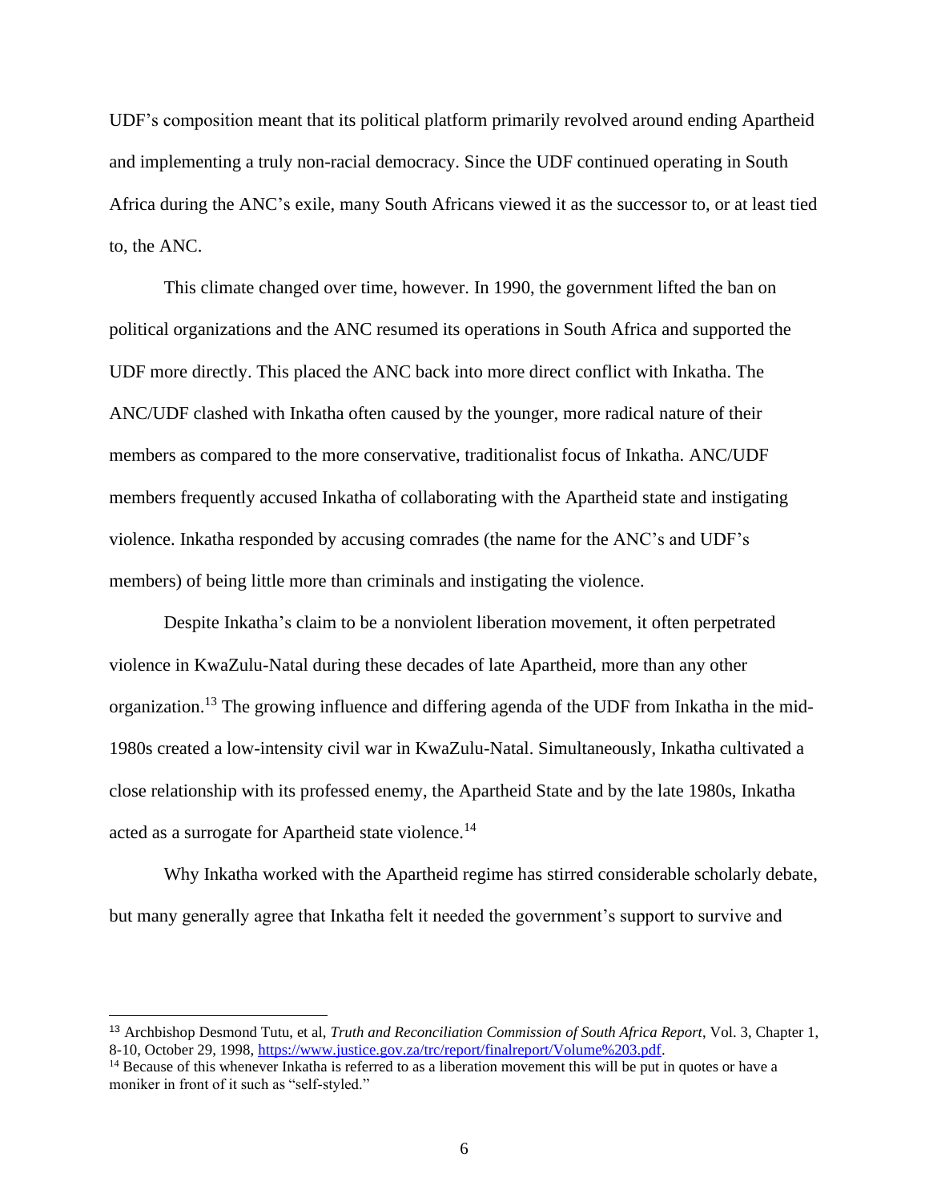UDF's composition meant that its political platform primarily revolved around ending Apartheid and implementing a truly non-racial democracy. Since the UDF continued operating in South Africa during the ANC's exile, many South Africans viewed it as the successor to, or at least tied to, the ANC.

This climate changed over time, however. In 1990, the government lifted the ban on political organizations and the ANC resumed its operations in South Africa and supported the UDF more directly. This placed the ANC back into more direct conflict with Inkatha. The ANC/UDF clashed with Inkatha often caused by the younger, more radical nature of their members as compared to the more conservative, traditionalist focus of Inkatha. ANC/UDF members frequently accused Inkatha of collaborating with the Apartheid state and instigating violence. Inkatha responded by accusing comrades (the name for the ANC's and UDF's members) of being little more than criminals and instigating the violence.

Despite Inkatha's claim to be a nonviolent liberation movement, it often perpetrated violence in KwaZulu-Natal during these decades of late Apartheid, more than any other organization.[13] The growing influence and differing agenda of the UDF from Inkatha in the mid-1980s created a low-intensity civil war in KwaZulu-Natal. Simultaneously, Inkatha cultivated a close relationship with its professed enemy, the Apartheid State and by the late 1980s, Inkatha acted as a surrogate for Apartheid state violence.[14]

Why Inkatha worked with the Apartheid regime has stirred considerable scholarly debate, but many generally agree that Inkatha felt it needed the government's support to survive and

---

[13] Archbishop Desmond Tutu, et al, *Truth and Reconciliation Commission of South Africa Report*, Vol. 3, Chapter 1, 8-10, October 29, 1998, https://www.justice.gov.za/trc/report/finalreport/Volume%203.pdf.

[14] Because of this whenever Inkatha is referred to as a liberation movement this will be put in quotes or have a moniker in front of it such as "self-styled."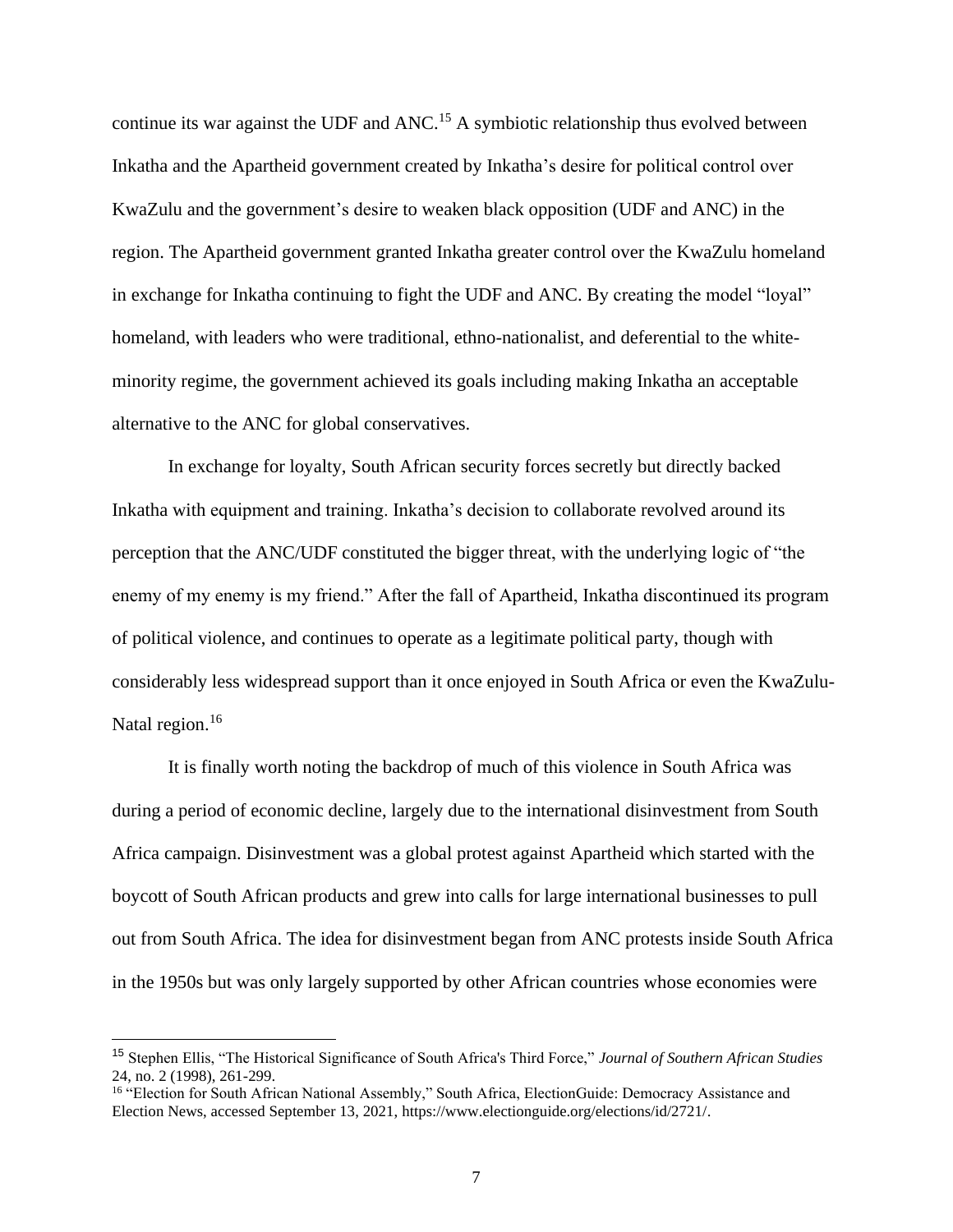continue its war against the UDF and ANC.[15] A symbiotic relationship thus evolved between Inkatha and the Apartheid government created by Inkatha's desire for political control over KwaZulu and the government's desire to weaken black opposition (UDF and ANC) in the region. The Apartheid government granted Inkatha greater control over the KwaZulu homeland in exchange for Inkatha continuing to fight the UDF and ANC. By creating the model "loyal" homeland, with leaders who were traditional, ethno-nationalist, and deferential to the white-minority regime, the government achieved its goals including making Inkatha an acceptable alternative to the ANC for global conservatives.

In exchange for loyalty, South African security forces secretly but directly backed Inkatha with equipment and training. Inkatha's decision to collaborate revolved around its perception that the ANC/UDF constituted the bigger threat, with the underlying logic of "the enemy of my enemy is my friend." After the fall of Apartheid, Inkatha discontinued its program of political violence, and continues to operate as a legitimate political party, though with considerably less widespread support than it once enjoyed in South Africa or even the KwaZulu-Natal region.[16]

It is finally worth noting the backdrop of much of this violence in South Africa was during a period of economic decline, largely due to the international disinvestment from South Africa campaign. Disinvestment was a global protest against Apartheid which started with the boycott of South African products and grew into calls for large international businesses to pull out from South Africa. The idea for disinvestment began from ANC protests inside South Africa in the 1950s but was only largely supported by other African countries whose economies were

---

[15] Stephen Ellis, "The Historical Significance of South Africa's Third Force," *Journal of Southern African Studies* 24, no. 2 (1998), 261-299.

[16] "Election for South African National Assembly," South Africa, ElectionGuide: Democracy Assistance and Election News, accessed September 13, 2021, https://www.electionguide.org/elections/id/2721/.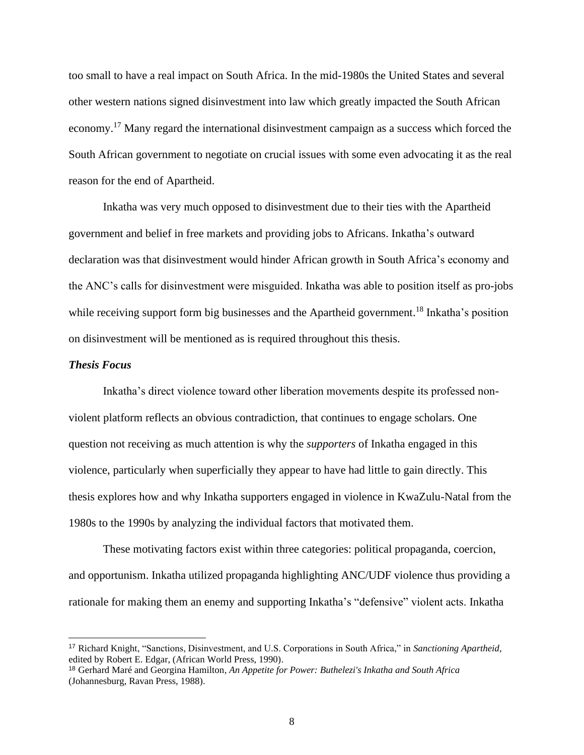too small to have a real impact on South Africa. In the mid-1980s the United States and several other western nations signed disinvestment into law which greatly impacted the South African economy.[17] Many regard the international disinvestment campaign as a success which forced the South African government to negotiate on crucial issues with some even advocating it as the real reason for the end of Apartheid.

Inkatha was very much opposed to disinvestment due to their ties with the Apartheid government and belief in free markets and providing jobs to Africans. Inkatha's outward declaration was that disinvestment would hinder African growth in South Africa's economy and the ANC's calls for disinvestment were misguided. Inkatha was able to position itself as pro-jobs while receiving support form big businesses and the Apartheid government.[18] Inkatha's position on disinvestment will be mentioned as is required throughout this thesis.

### *Thesis Focus*

Inkatha's direct violence toward other liberation movements despite its professed non-violent platform reflects an obvious contradiction, that continues to engage scholars. One question not receiving as much attention is why the *supporters* of Inkatha engaged in this violence, particularly when superficially they appear to have had little to gain directly. This thesis explores how and why Inkatha supporters engaged in violence in KwaZulu-Natal from the 1980s to the 1990s by analyzing the individual factors that motivated them.

These motivating factors exist within three categories: political propaganda, coercion, and opportunism. Inkatha utilized propaganda highlighting ANC/UDF violence thus providing a rationale for making them an enemy and supporting Inkatha's "defensive" violent acts. Inkatha

---

[17] Richard Knight, "Sanctions, Disinvestment, and U.S. Corporations in South Africa," in *Sanctioning Apartheid*, edited by Robert E. Edgar, (African World Press, 1990).

[18] Gerhard Maré and Georgina Hamilton, *An Appetite for Power: Buthelezi's Inkatha and South Africa* (Johannesburg, Ravan Press, 1988).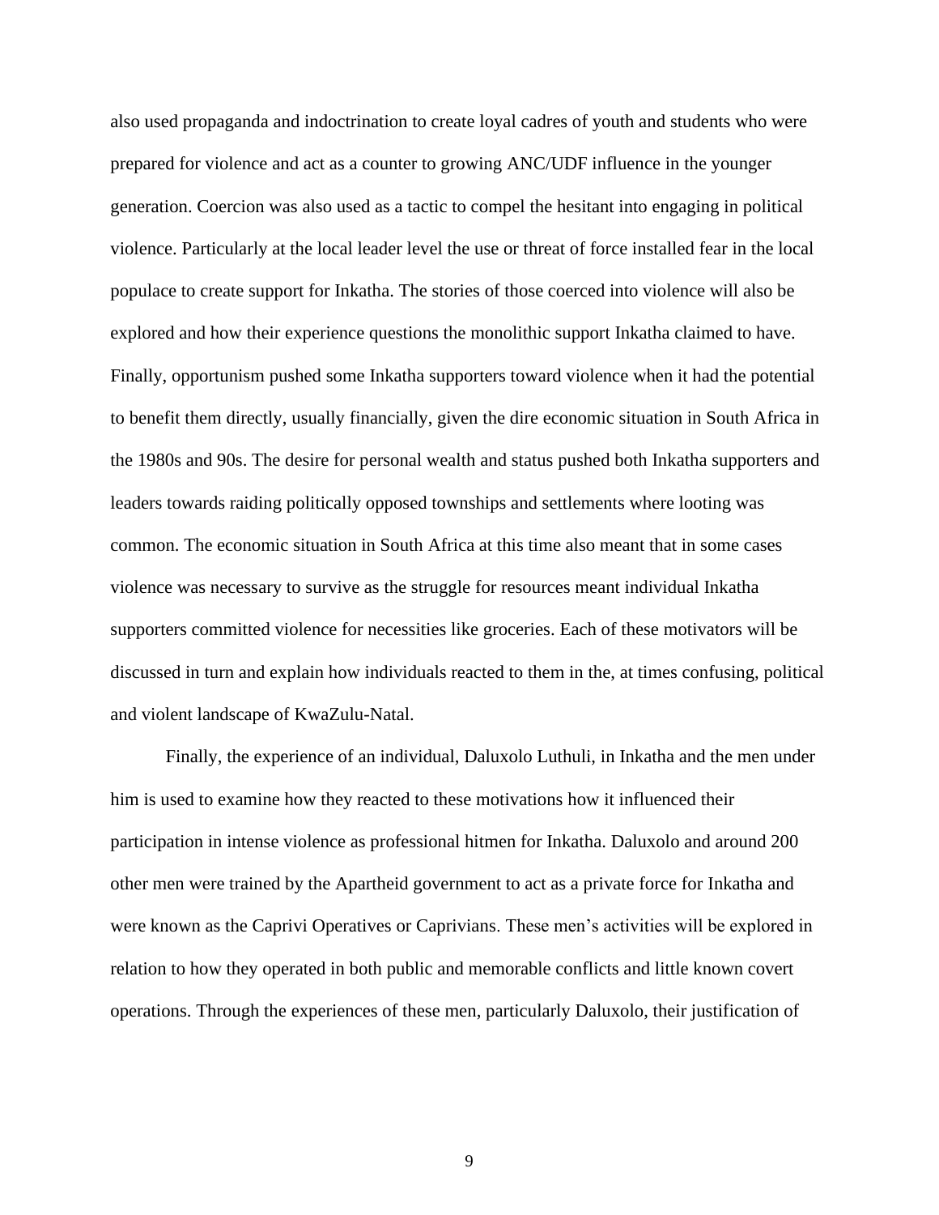also used propaganda and indoctrination to create loyal cadres of youth and students who were prepared for violence and act as a counter to growing ANC/UDF influence in the younger generation. Coercion was also used as a tactic to compel the hesitant into engaging in political violence. Particularly at the local leader level the use or threat of force installed fear in the local populace to create support for Inkatha. The stories of those coerced into violence will also be explored and how their experience questions the monolithic support Inkatha claimed to have. Finally, opportunism pushed some Inkatha supporters toward violence when it had the potential to benefit them directly, usually financially, given the dire economic situation in South Africa in the 1980s and 90s. The desire for personal wealth and status pushed both Inkatha supporters and leaders towards raiding politically opposed townships and settlements where looting was common. The economic situation in South Africa at this time also meant that in some cases violence was necessary to survive as the struggle for resources meant individual Inkatha supporters committed violence for necessities like groceries. Each of these motivators will be discussed in turn and explain how individuals reacted to them in the, at times confusing, political and violent landscape of KwaZulu-Natal.

Finally, the experience of an individual, Daluxolo Luthuli, in Inkatha and the men under him is used to examine how they reacted to these motivations how it influenced their participation in intense violence as professional hitmen for Inkatha. Daluxolo and around 200 other men were trained by the Apartheid government to act as a private force for Inkatha and were known as the Caprivi Operatives or Caprivians. These men's activities will be explored in relation to how they operated in both public and memorable conflicts and little known covert operations. Through the experiences of these men, particularly Daluxolo, their justification of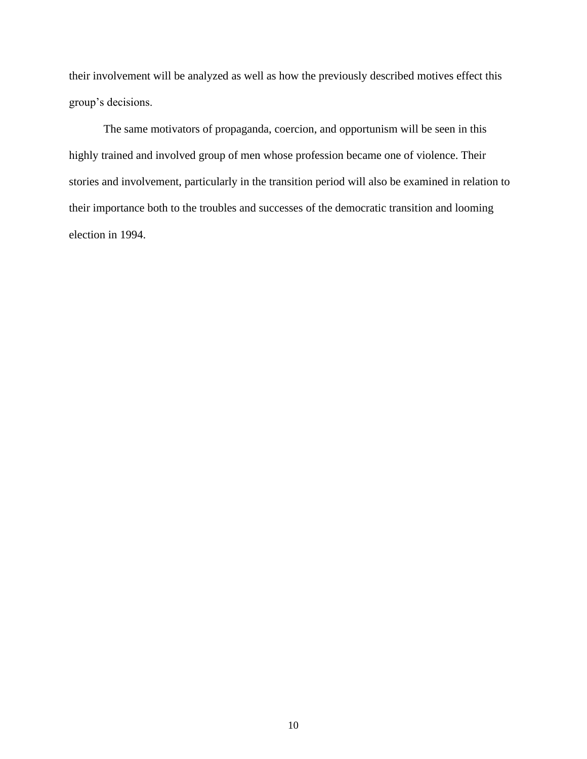their involvement will be analyzed as well as how the previously described motives effect this group's decisions.

The same motivators of propaganda, coercion, and opportunism will be seen in this highly trained and involved group of men whose profession became one of violence. Their stories and involvement, particularly in the transition period will also be examined in relation to their importance both to the troubles and successes of the democratic transition and looming election in 1994.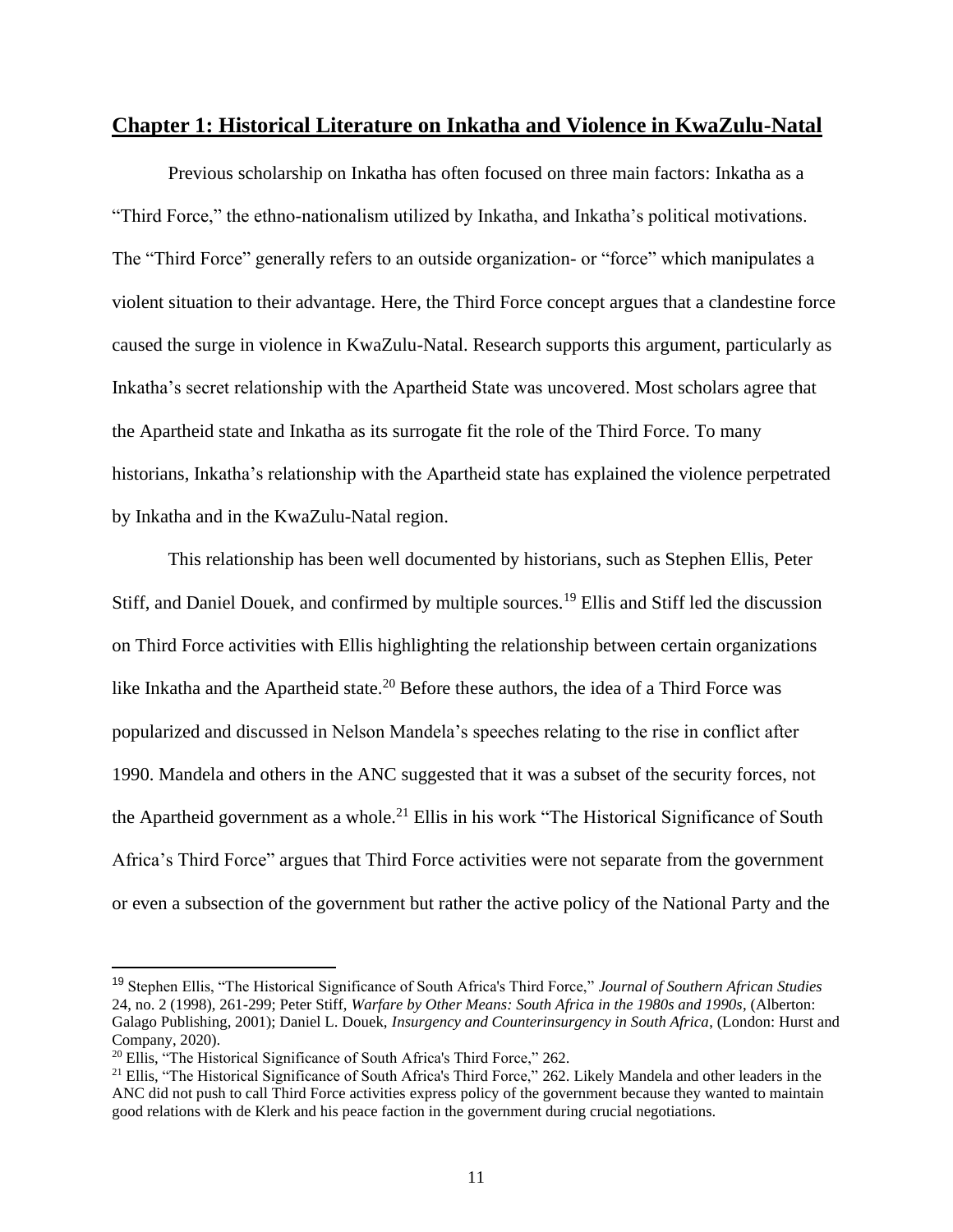## Chapter 1: Historical Literature on Inkatha and Violence in KwaZulu-Natal

Previous scholarship on Inkatha has often focused on three main factors: Inkatha as a "Third Force," the ethno-nationalism utilized by Inkatha, and Inkatha's political motivations. The "Third Force" generally refers to an outside organization- or "force" which manipulates a violent situation to their advantage. Here, the Third Force concept argues that a clandestine force caused the surge in violence in KwaZulu-Natal. Research supports this argument, particularly as Inkatha's secret relationship with the Apartheid State was uncovered. Most scholars agree that the Apartheid state and Inkatha as its surrogate fit the role of the Third Force. To many historians, Inkatha's relationship with the Apartheid state has explained the violence perpetrated by Inkatha and in the KwaZulu-Natal region.

This relationship has been well documented by historians, such as Stephen Ellis, Peter Stiff, and Daniel Douek, and confirmed by multiple sources.[19] Ellis and Stiff led the discussion on Third Force activities with Ellis highlighting the relationship between certain organizations like Inkatha and the Apartheid state.[20] Before these authors, the idea of a Third Force was popularized and discussed in Nelson Mandela's speeches relating to the rise in conflict after 1990. Mandela and others in the ANC suggested that it was a subset of the security forces, not the Apartheid government as a whole.[21] Ellis in his work "The Historical Significance of South Africa's Third Force" argues that Third Force activities were not separate from the government or even a subsection of the government but rather the active policy of the National Party and the

---

[19] Stephen Ellis, "The Historical Significance of South Africa's Third Force," *Journal of Southern African Studies* 24, no. 2 (1998), 261-299; Peter Stiff, *Warfare by Other Means: South Africa in the 1980s and 1990s*, (Alberton: Galago Publishing, 2001); Daniel L. Douek, *Insurgency and Counterinsurgency in South Africa*, (London: Hurst and Company, 2020).

[20] Ellis, "The Historical Significance of South Africa's Third Force," 262.

[21] Ellis, "The Historical Significance of South Africa's Third Force," 262. Likely Mandela and other leaders in the ANC did not push to call Third Force activities express policy of the government because they wanted to maintain good relations with de Klerk and his peace faction in the government during crucial negotiations.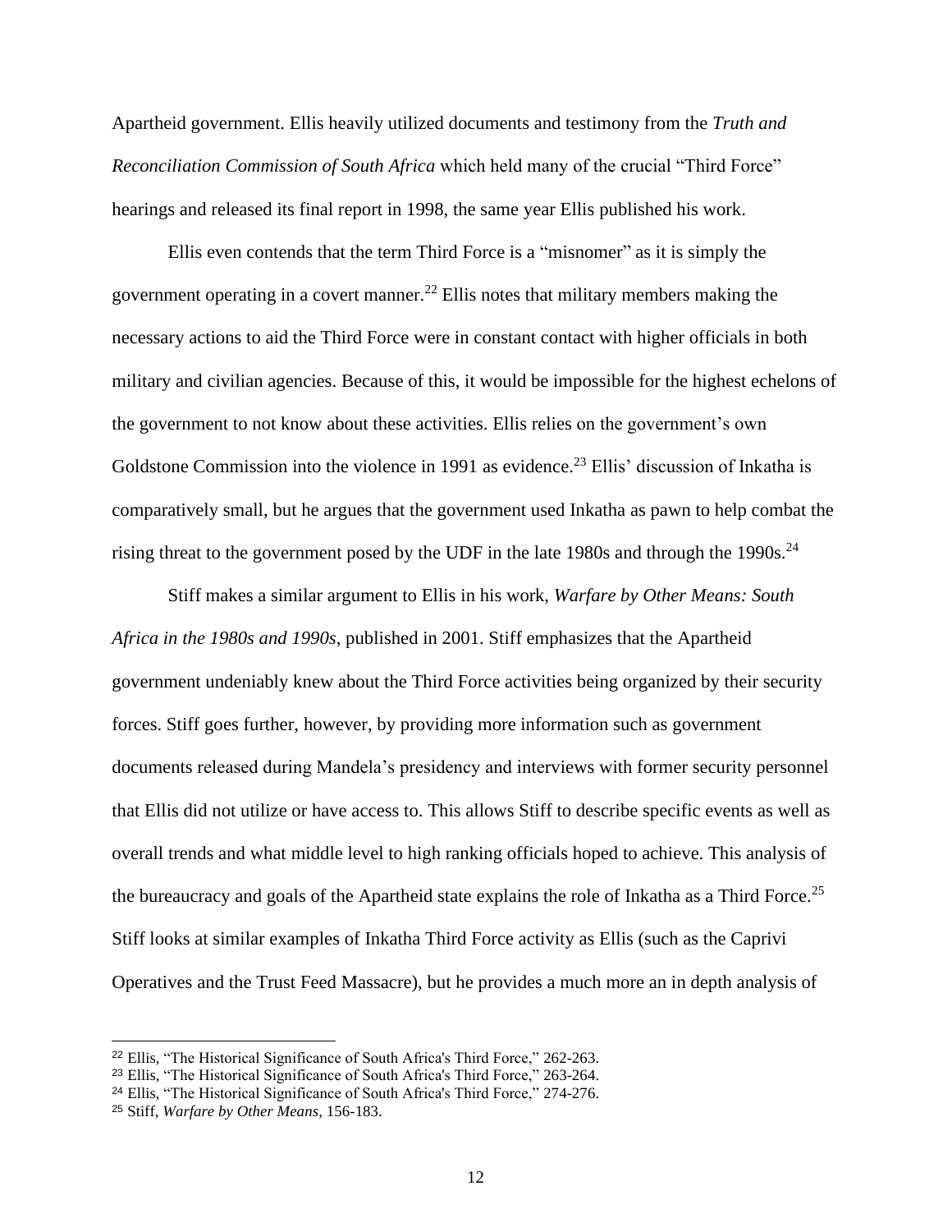Apartheid government. Ellis heavily utilized documents and testimony from the *Truth and Reconciliation Commission of South Africa* which held many of the crucial "Third Force" hearings and released its final report in 1998, the same year Ellis published his work.

Ellis even contends that the term Third Force is a "misnomer" as it is simply the government operating in a covert manner.[22] Ellis notes that military members making the necessary actions to aid the Third Force were in constant contact with higher officials in both military and civilian agencies. Because of this, it would be impossible for the highest echelons of the government to not know about these activities. Ellis relies on the government's own Goldstone Commission into the violence in 1991 as evidence.[23] Ellis' discussion of Inkatha is comparatively small, but he argues that the government used Inkatha as pawn to help combat the rising threat to the government posed by the UDF in the late 1980s and through the 1990s.[24]

Stiff makes a similar argument to Ellis in his work, *Warfare by Other Means: South Africa in the 1980s and 1990s*, published in 2001. Stiff emphasizes that the Apartheid government undeniably knew about the Third Force activities being organized by their security forces. Stiff goes further, however, by providing more information such as government documents released during Mandela's presidency and interviews with former security personnel that Ellis did not utilize or have access to. This allows Stiff to describe specific events as well as overall trends and what middle level to high ranking officials hoped to achieve. This analysis of the bureaucracy and goals of the Apartheid state explains the role of Inkatha as a Third Force.[25] Stiff looks at similar examples of Inkatha Third Force activity as Ellis (such as the Caprivi Operatives and the Trust Feed Massacre), but he provides a much more an in depth analysis of

---

[22] Ellis, "The Historical Significance of South Africa's Third Force," 262-263.

[23] Ellis, "The Historical Significance of South Africa's Third Force," 263-264.

[24] Ellis, "The Historical Significance of South Africa's Third Force," 274-276.

[25] Stiff, *Warfare by Other Means*, 156-183.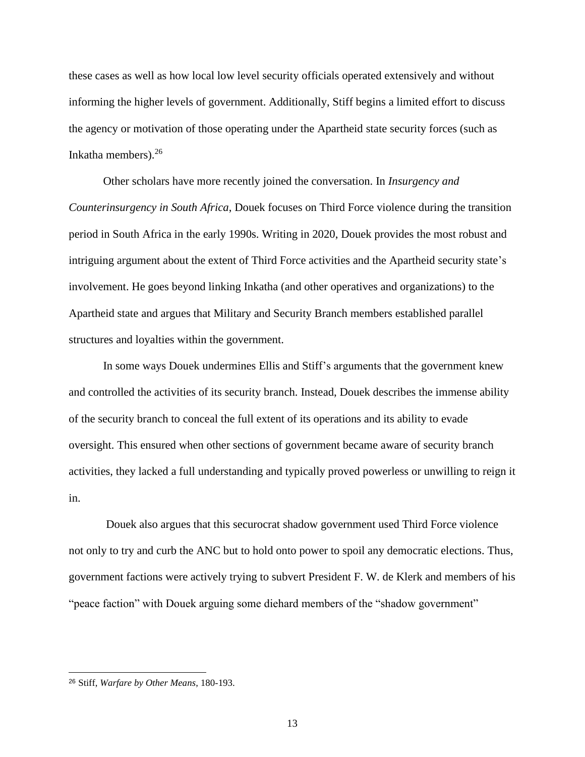these cases as well as how local low level security officials operated extensively and without informing the higher levels of government. Additionally, Stiff begins a limited effort to discuss the agency or motivation of those operating under the Apartheid state security forces (such as Inkatha members).[26]

Other scholars have more recently joined the conversation. In *Insurgency and Counterinsurgency in South Africa*, Douek focuses on Third Force violence during the transition period in South Africa in the early 1990s. Writing in 2020, Douek provides the most robust and intriguing argument about the extent of Third Force activities and the Apartheid security state's involvement. He goes beyond linking Inkatha (and other operatives and organizations) to the Apartheid state and argues that Military and Security Branch members established parallel structures and loyalties within the government.

In some ways Douek undermines Ellis and Stiff's arguments that the government knew and controlled the activities of its security branch. Instead, Douek describes the immense ability of the security branch to conceal the full extent of its operations and its ability to evade oversight. This ensured when other sections of government became aware of security branch activities, they lacked a full understanding and typically proved powerless or unwilling to reign it in.

Douek also argues that this securocrat shadow government used Third Force violence not only to try and curb the ANC but to hold onto power to spoil any democratic elections. Thus, government factions were actively trying to subvert President F. W. de Klerk and members of his "peace faction" with Douek arguing some diehard members of the "shadow government"

[26] Stiff, *Warfare by Other Means*, 180-193.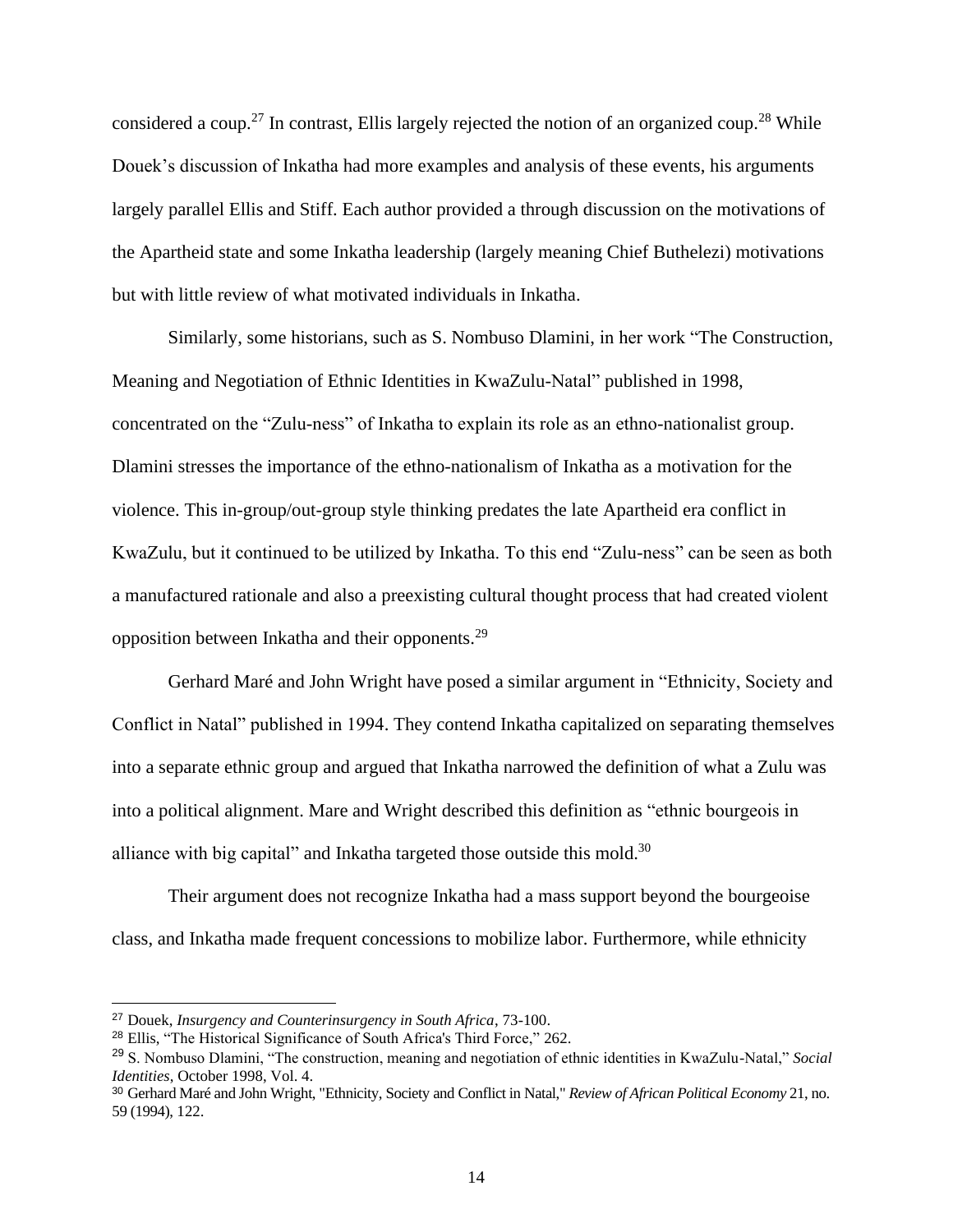considered a coup.[27] In contrast, Ellis largely rejected the notion of an organized coup.[28] While Douek's discussion of Inkatha had more examples and analysis of these events, his arguments largely parallel Ellis and Stiff. Each author provided a through discussion on the motivations of the Apartheid state and some Inkatha leadership (largely meaning Chief Buthelezi) motivations but with little review of what motivated individuals in Inkatha.

Similarly, some historians, such as S. Nombuso Dlamini, in her work "The Construction, Meaning and Negotiation of Ethnic Identities in KwaZulu-Natal" published in 1998, concentrated on the "Zulu-ness" of Inkatha to explain its role as an ethno-nationalist group. Dlamini stresses the importance of the ethno-nationalism of Inkatha as a motivation for the violence. This in-group/out-group style thinking predates the late Apartheid era conflict in KwaZulu, but it continued to be utilized by Inkatha. To this end "Zulu-ness" can be seen as both a manufactured rationale and also a preexisting cultural thought process that had created violent opposition between Inkatha and their opponents.[29]

Gerhard Maré and John Wright have posed a similar argument in "Ethnicity, Society and Conflict in Natal" published in 1994. They contend Inkatha capitalized on separating themselves into a separate ethnic group and argued that Inkatha narrowed the definition of what a Zulu was into a political alignment. Mare and Wright described this definition as "ethnic bourgeois in alliance with big capital" and Inkatha targeted those outside this mold.[30]

Their argument does not recognize Inkatha had a mass support beyond the bourgeoise class, and Inkatha made frequent concessions to mobilize labor. Furthermore, while ethnicity

---

[27] Douek, *Insurgency and Counterinsurgency in South Africa*, 73-100.

[28] Ellis, "The Historical Significance of South Africa's Third Force," 262.

[29] S. Nombuso Dlamini, "The construction, meaning and negotiation of ethnic identities in KwaZulu-Natal," *Social Identities*, October 1998, Vol. 4.

[30] Gerhard Maré and John Wright, "Ethnicity, Society and Conflict in Natal," *Review of African Political Economy* 21, no. 59 (1994), 122.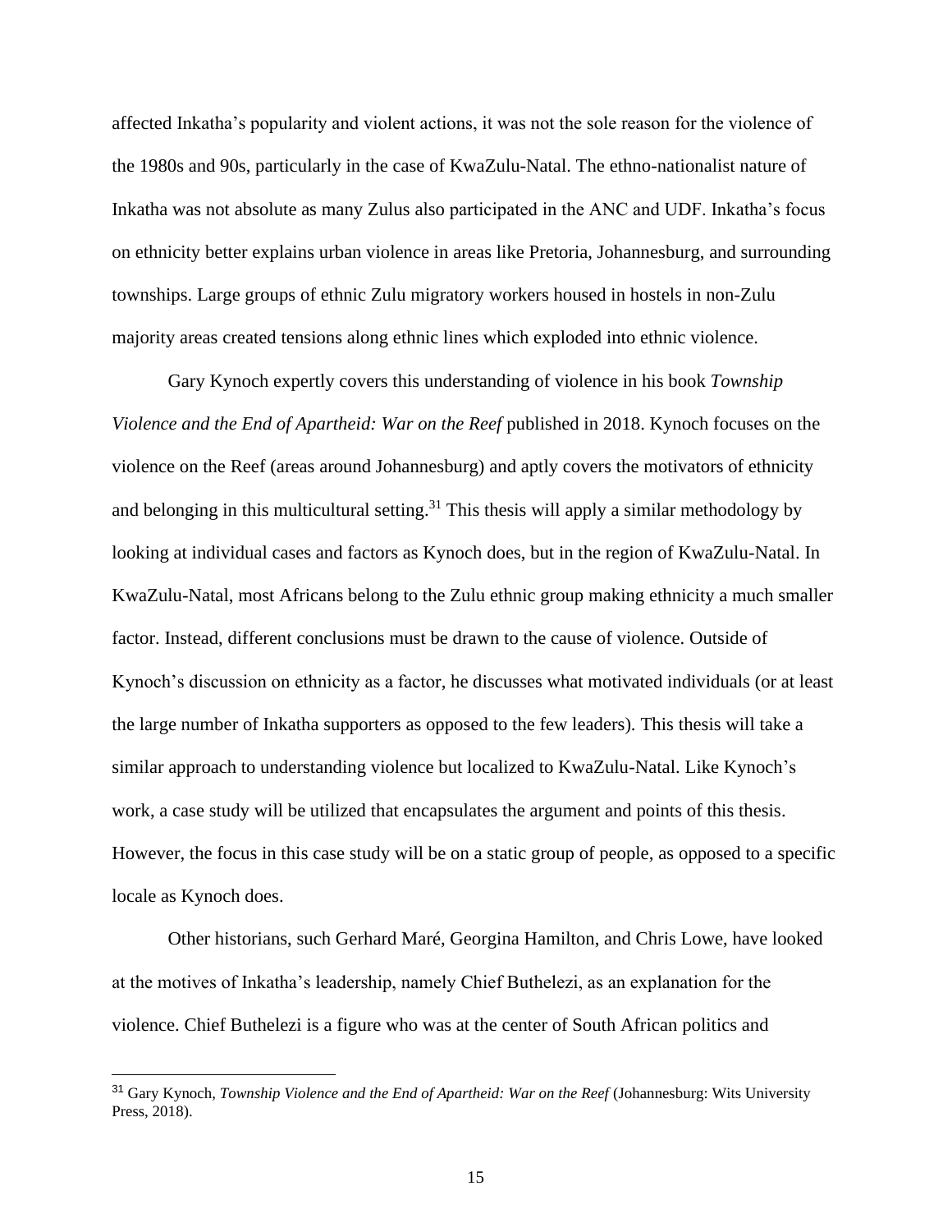affected Inkatha's popularity and violent actions, it was not the sole reason for the violence of the 1980s and 90s, particularly in the case of KwaZulu-Natal. The ethno-nationalist nature of Inkatha was not absolute as many Zulus also participated in the ANC and UDF. Inkatha's focus on ethnicity better explains urban violence in areas like Pretoria, Johannesburg, and surrounding townships. Large groups of ethnic Zulu migratory workers housed in hostels in non-Zulu majority areas created tensions along ethnic lines which exploded into ethnic violence.

Gary Kynoch expertly covers this understanding of violence in his book *Township Violence and the End of Apartheid: War on the Reef* published in 2018. Kynoch focuses on the violence on the Reef (areas around Johannesburg) and aptly covers the motivators of ethnicity and belonging in this multicultural setting.[31] This thesis will apply a similar methodology by looking at individual cases and factors as Kynoch does, but in the region of KwaZulu-Natal. In KwaZulu-Natal, most Africans belong to the Zulu ethnic group making ethnicity a much smaller factor. Instead, different conclusions must be drawn to the cause of violence. Outside of Kynoch's discussion on ethnicity as a factor, he discusses what motivated individuals (or at least the large number of Inkatha supporters as opposed to the few leaders). This thesis will take a similar approach to understanding violence but localized to KwaZulu-Natal. Like Kynoch's work, a case study will be utilized that encapsulates the argument and points of this thesis. However, the focus in this case study will be on a static group of people, as opposed to a specific locale as Kynoch does.

Other historians, such Gerhard Maré, Georgina Hamilton, and Chris Lowe, have looked at the motives of Inkatha's leadership, namely Chief Buthelezi, as an explanation for the violence. Chief Buthelezi is a figure who was at the center of South African politics and

[31] Gary Kynoch, *Township Violence and the End of Apartheid: War on the Reef* (Johannesburg: Wits University Press, 2018).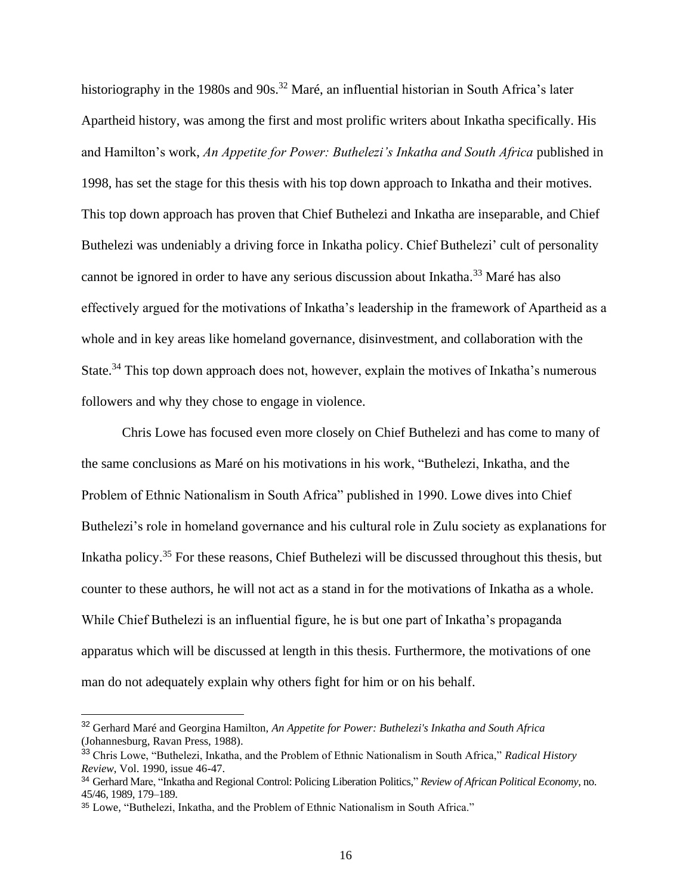historiography in the 1980s and 90s.[32] Maré, an influential historian in South Africa's later Apartheid history, was among the first and most prolific writers about Inkatha specifically. His and Hamilton's work, *An Appetite for Power: Buthelezi's Inkatha and South Africa* published in 1998, has set the stage for this thesis with his top down approach to Inkatha and their motives. This top down approach has proven that Chief Buthelezi and Inkatha are inseparable, and Chief Buthelezi was undeniably a driving force in Inkatha policy. Chief Buthelezi' cult of personality cannot be ignored in order to have any serious discussion about Inkatha.[33] Maré has also effectively argued for the motivations of Inkatha's leadership in the framework of Apartheid as a whole and in key areas like homeland governance, disinvestment, and collaboration with the State.[34] This top down approach does not, however, explain the motives of Inkatha's numerous followers and why they chose to engage in violence.

Chris Lowe has focused even more closely on Chief Buthelezi and has come to many of the same conclusions as Maré on his motivations in his work, "Buthelezi, Inkatha, and the Problem of Ethnic Nationalism in South Africa" published in 1990. Lowe dives into Chief Buthelezi's role in homeland governance and his cultural role in Zulu society as explanations for Inkatha policy.[35] For these reasons, Chief Buthelezi will be discussed throughout this thesis, but counter to these authors, he will not act as a stand in for the motivations of Inkatha as a whole. While Chief Buthelezi is an influential figure, he is but one part of Inkatha's propaganda apparatus which will be discussed at length in this thesis. Furthermore, the motivations of one man do not adequately explain why others fight for him or on his behalf.

---

[32] Gerhard Maré and Georgina Hamilton, *An Appetite for Power: Buthelezi's Inkatha and South Africa* (Johannesburg, Ravan Press, 1988).

[33] Chris Lowe, "Buthelezi, Inkatha, and the Problem of Ethnic Nationalism in South Africa," *Radical History Review*, Vol. 1990, issue 46-47.

[34] Gerhard Mare, "Inkatha and Regional Control: Policing Liberation Politics," *Review of African Political Economy*, no. 45/46, 1989, 179–189.

[35] Lowe, "Buthelezi, Inkatha, and the Problem of Ethnic Nationalism in South Africa."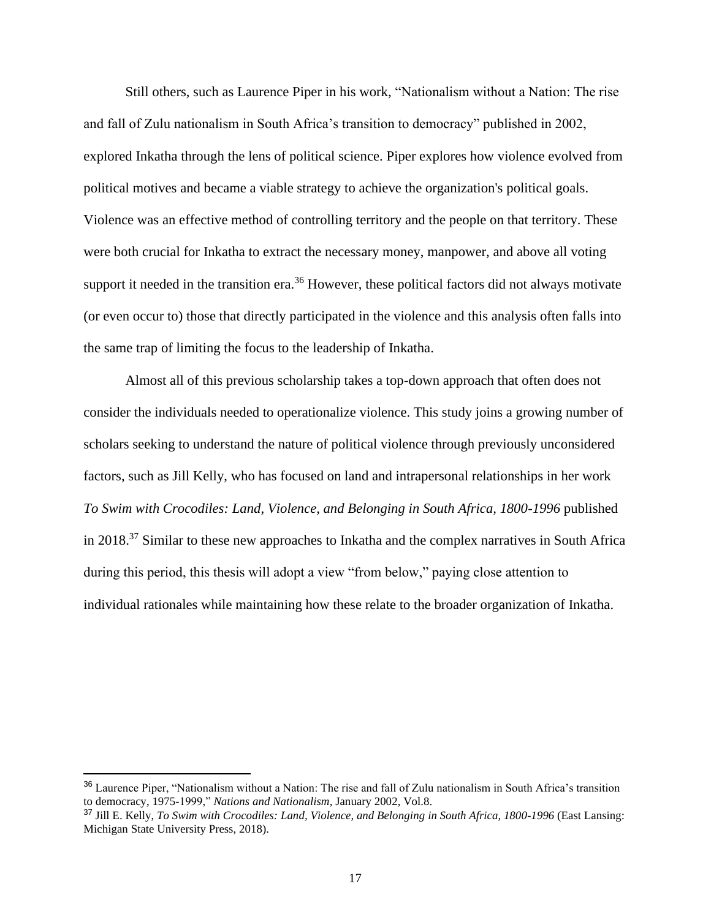Still others, such as Laurence Piper in his work, "Nationalism without a Nation: The rise and fall of Zulu nationalism in South Africa's transition to democracy" published in 2002, explored Inkatha through the lens of political science. Piper explores how violence evolved from political motives and became a viable strategy to achieve the organization's political goals. Violence was an effective method of controlling territory and the people on that territory. These were both crucial for Inkatha to extract the necessary money, manpower, and above all voting support it needed in the transition era.[36] However, these political factors did not always motivate (or even occur to) those that directly participated in the violence and this analysis often falls into the same trap of limiting the focus to the leadership of Inkatha.

Almost all of this previous scholarship takes a top-down approach that often does not consider the individuals needed to operationalize violence. This study joins a growing number of scholars seeking to understand the nature of political violence through previously unconsidered factors, such as Jill Kelly, who has focused on land and intrapersonal relationships in her work *To Swim with Crocodiles: Land, Violence, and Belonging in South Africa, 1800-1996* published in 2018.[37] Similar to these new approaches to Inkatha and the complex narratives in South Africa during this period, this thesis will adopt a view "from below," paying close attention to individual rationales while maintaining how these relate to the broader organization of Inkatha.

---

[36] Laurence Piper, "Nationalism without a Nation: The rise and fall of Zulu nationalism in South Africa's transition to democracy, 1975-1999," *Nations and Nationalism*, January 2002, Vol.8.

[37] Jill E. Kelly, *To Swim with Crocodiles: Land, Violence, and Belonging in South Africa, 1800-1996* (East Lansing: Michigan State University Press, 2018).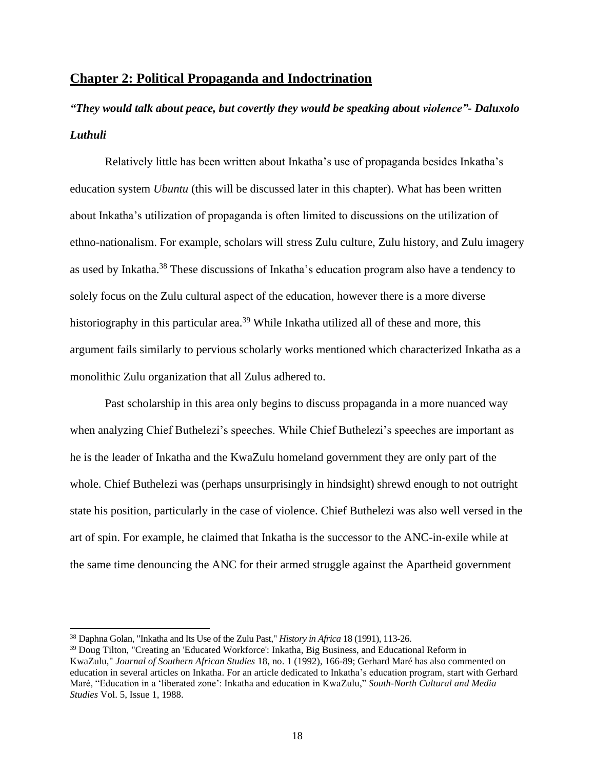## Chapter 2: Political Propaganda and Indoctrination

***"They would talk about peace, but covertly they would be speaking about violence"- Daluxolo Luthuli***

Relatively little has been written about Inkatha's use of propaganda besides Inkatha's education system *Ubuntu* (this will be discussed later in this chapter). What has been written about Inkatha's utilization of propaganda is often limited to discussions on the utilization of ethno-nationalism. For example, scholars will stress Zulu culture, Zulu history, and Zulu imagery as used by Inkatha.[38] These discussions of Inkatha's education program also have a tendency to solely focus on the Zulu cultural aspect of the education, however there is a more diverse historiography in this particular area.[39] While Inkatha utilized all of these and more, this argument fails similarly to pervious scholarly works mentioned which characterized Inkatha as a monolithic Zulu organization that all Zulus adhered to.

Past scholarship in this area only begins to discuss propaganda in a more nuanced way when analyzing Chief Buthelezi's speeches. While Chief Buthelezi's speeches are important as he is the leader of Inkatha and the KwaZulu homeland government they are only part of the whole. Chief Buthelezi was (perhaps unsurprisingly in hindsight) shrewd enough to not outright state his position, particularly in the case of violence. Chief Buthelezi was also well versed in the art of spin. For example, he claimed that Inkatha is the successor to the ANC-in-exile while at the same time denouncing the ANC for their armed struggle against the Apartheid government

---

[38] Daphna Golan, "Inkatha and Its Use of the Zulu Past," *History in Africa* 18 (1991), 113-26.

[39] Doug Tilton, "Creating an 'Educated Workforce': Inkatha, Big Business, and Educational Reform in KwaZulu," *Journal of Southern African Studies* 18, no. 1 (1992), 166-89; Gerhard Maré has also commented on education in several articles on Inkatha. For an article dedicated to Inkatha's education program, start with Gerhard Maré, "Education in a 'liberated zone': Inkatha and education in KwaZulu," *South-North Cultural and Media Studies* Vol. 5, Issue 1, 1988.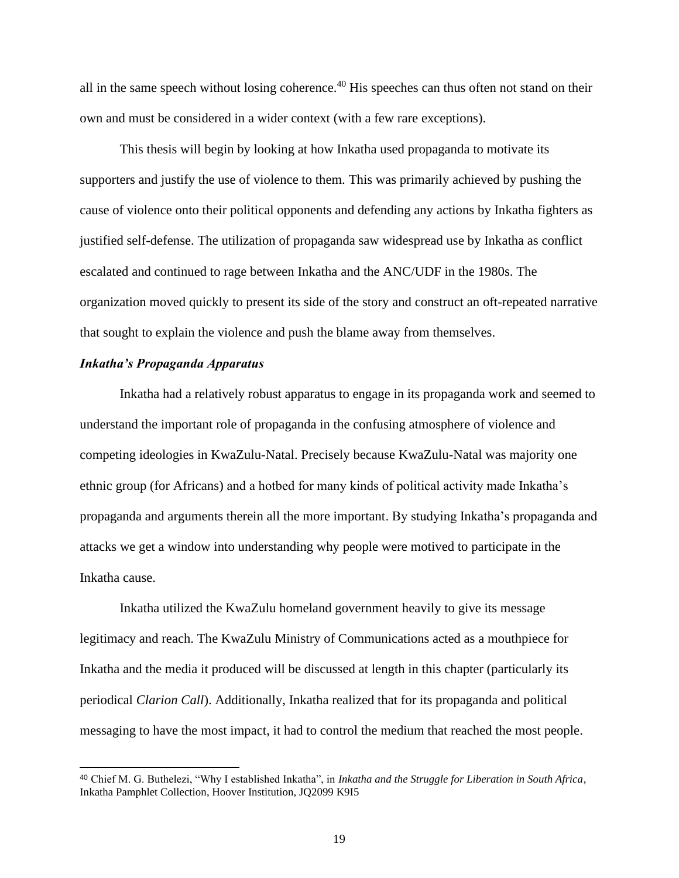all in the same speech without losing coherence.[40] His speeches can thus often not stand on their own and must be considered in a wider context (with a few rare exceptions).

This thesis will begin by looking at how Inkatha used propaganda to motivate its supporters and justify the use of violence to them. This was primarily achieved by pushing the cause of violence onto their political opponents and defending any actions by Inkatha fighters as justified self-defense. The utilization of propaganda saw widespread use by Inkatha as conflict escalated and continued to rage between Inkatha and the ANC/UDF in the 1980s. The organization moved quickly to present its side of the story and construct an oft-repeated narrative that sought to explain the violence and push the blame away from themselves.

***Inkatha's Propaganda Apparatus***

Inkatha had a relatively robust apparatus to engage in its propaganda work and seemed to understand the important role of propaganda in the confusing atmosphere of violence and competing ideologies in KwaZulu-Natal. Precisely because KwaZulu-Natal was majority one ethnic group (for Africans) and a hotbed for many kinds of political activity made Inkatha's propaganda and arguments therein all the more important. By studying Inkatha's propaganda and attacks we get a window into understanding why people were motived to participate in the Inkatha cause.

Inkatha utilized the KwaZulu homeland government heavily to give its message legitimacy and reach. The KwaZulu Ministry of Communications acted as a mouthpiece for Inkatha and the media it produced will be discussed at length in this chapter (particularly its periodical *Clarion Call*). Additionally, Inkatha realized that for its propaganda and political messaging to have the most impact, it had to control the medium that reached the most people.

---

[40] Chief M. G. Buthelezi, "Why I established Inkatha", in *Inkatha and the Struggle for Liberation in South Africa*, Inkatha Pamphlet Collection, Hoover Institution, JQ2099 K9I5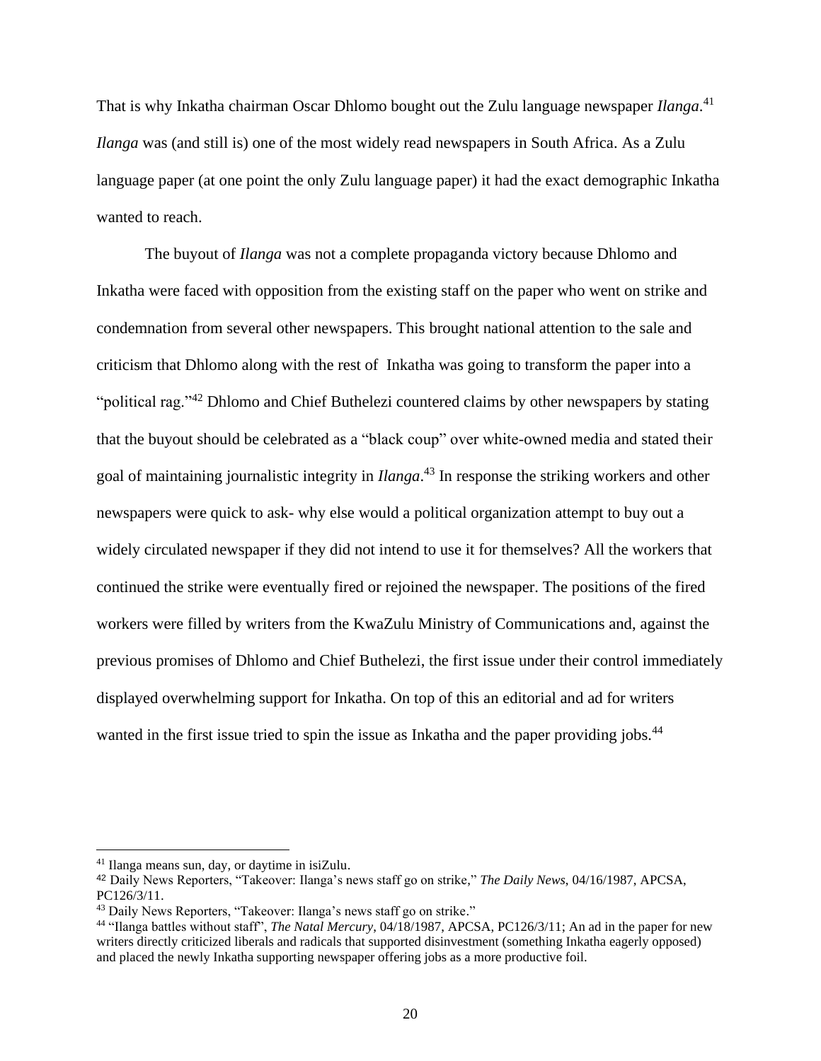That is why Inkatha chairman Oscar Dhlomo bought out the Zulu language newspaper *Ilanga*.[41] *Ilanga* was (and still is) one of the most widely read newspapers in South Africa. As a Zulu language paper (at one point the only Zulu language paper) it had the exact demographic Inkatha wanted to reach.

The buyout of *Ilanga* was not a complete propaganda victory because Dhlomo and Inkatha were faced with opposition from the existing staff on the paper who went on strike and condemnation from several other newspapers. This brought national attention to the sale and criticism that Dhlomo along with the rest of  Inkatha was going to transform the paper into a "political rag."[42] Dhlomo and Chief Buthelezi countered claims by other newspapers by stating that the buyout should be celebrated as a "black coup" over white-owned media and stated their goal of maintaining journalistic integrity in *Ilanga*.[43] In response the striking workers and other newspapers were quick to ask- why else would a political organization attempt to buy out a widely circulated newspaper if they did not intend to use it for themselves? All the workers that continued the strike were eventually fired or rejoined the newspaper. The positions of the fired workers were filled by writers from the KwaZulu Ministry of Communications and, against the previous promises of Dhlomo and Chief Buthelezi, the first issue under their control immediately displayed overwhelming support for Inkatha. On top of this an editorial and ad for writers wanted in the first issue tried to spin the issue as Inkatha and the paper providing jobs.[44]

---

[41] Ilanga means sun, day, or daytime in isiZulu.

[42] Daily News Reporters, "Takeover: Ilanga's news staff go on strike," *The Daily News*, 04/16/1987, APCSA, PC126/3/11.

[43] Daily News Reporters, "Takeover: Ilanga's news staff go on strike."

[44] "Ilanga battles without staff", *The Natal Mercury*, 04/18/1987, APCSA, PC126/3/11; An ad in the paper for new writers directly criticized liberals and radicals that supported disinvestment (something Inkatha eagerly opposed) and placed the newly Inkatha supporting newspaper offering jobs as a more productive foil.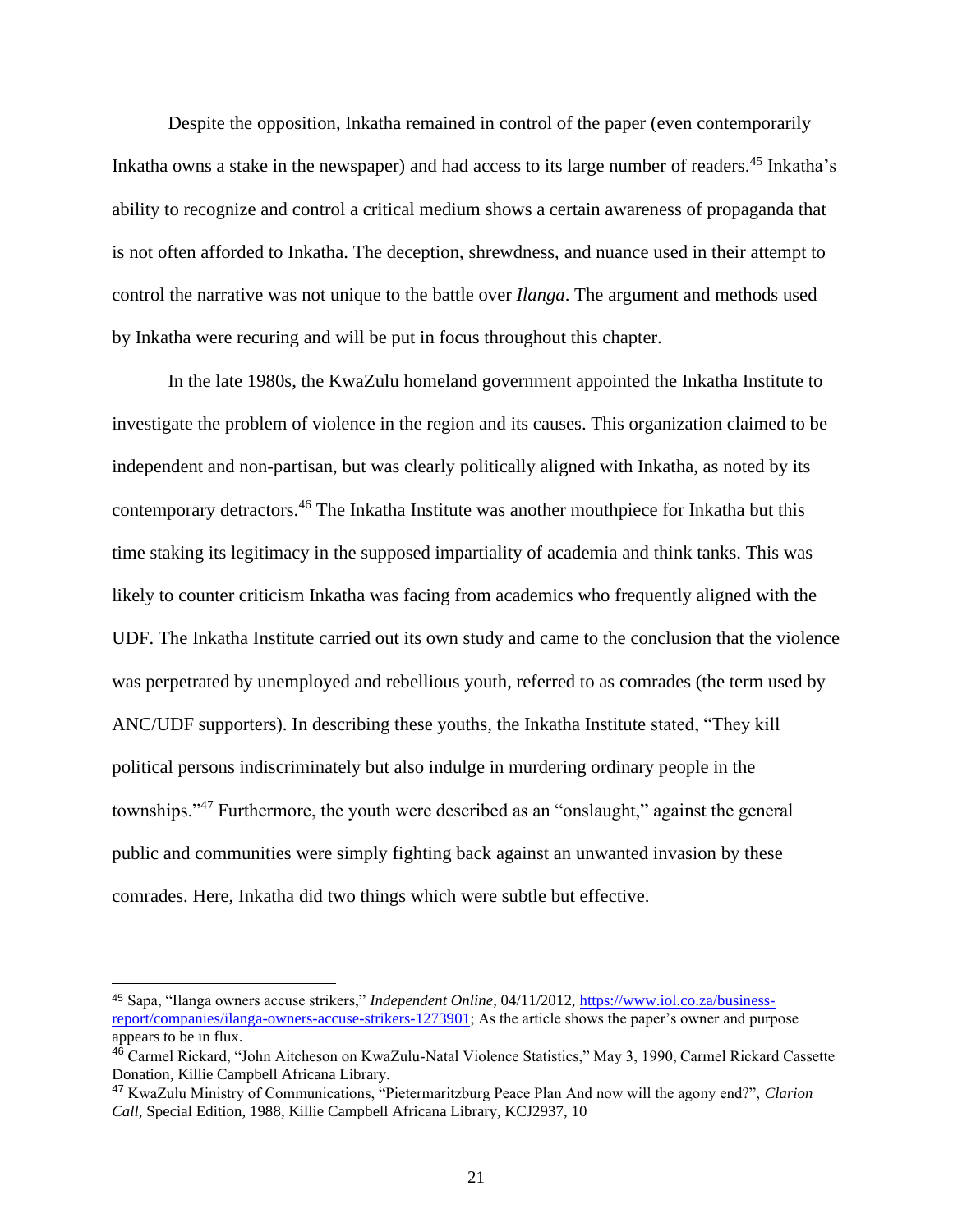Despite the opposition, Inkatha remained in control of the paper (even contemporarily Inkatha owns a stake in the newspaper) and had access to its large number of readers.[45] Inkatha's ability to recognize and control a critical medium shows a certain awareness of propaganda that is not often afforded to Inkatha. The deception, shrewdness, and nuance used in their attempt to control the narrative was not unique to the battle over *Ilanga*. The argument and methods used by Inkatha were recuring and will be put in focus throughout this chapter.

In the late 1980s, the KwaZulu homeland government appointed the Inkatha Institute to investigate the problem of violence in the region and its causes. This organization claimed to be independent and non-partisan, but was clearly politically aligned with Inkatha, as noted by its contemporary detractors.[46] The Inkatha Institute was another mouthpiece for Inkatha but this time staking its legitimacy in the supposed impartiality of academia and think tanks. This was likely to counter criticism Inkatha was facing from academics who frequently aligned with the UDF. The Inkatha Institute carried out its own study and came to the conclusion that the violence was perpetrated by unemployed and rebellious youth, referred to as comrades (the term used by ANC/UDF supporters). In describing these youths, the Inkatha Institute stated, "They kill political persons indiscriminately but also indulge in murdering ordinary people in the townships."[47] Furthermore, the youth were described as an "onslaught," against the general public and communities were simply fighting back against an unwanted invasion by these comrades. Here, Inkatha did two things which were subtle but effective.

---

[45] Sapa, "Ilanga owners accuse strikers," *Independent Online*, 04/11/2012, https://www.iol.co.za/business-report/companies/ilanga-owners-accuse-strikers-1273901; As the article shows the paper's owner and purpose appears to be in flux.

[46] Carmel Rickard, "John Aitcheson on KwaZulu-Natal Violence Statistics," May 3, 1990, Carmel Rickard Cassette Donation, Killie Campbell Africana Library.

[47] KwaZulu Ministry of Communications, "Pietermaritzburg Peace Plan And now will the agony end?", *Clarion Call*, Special Edition, 1988, Killie Campbell Africana Library, KCJ2937, 10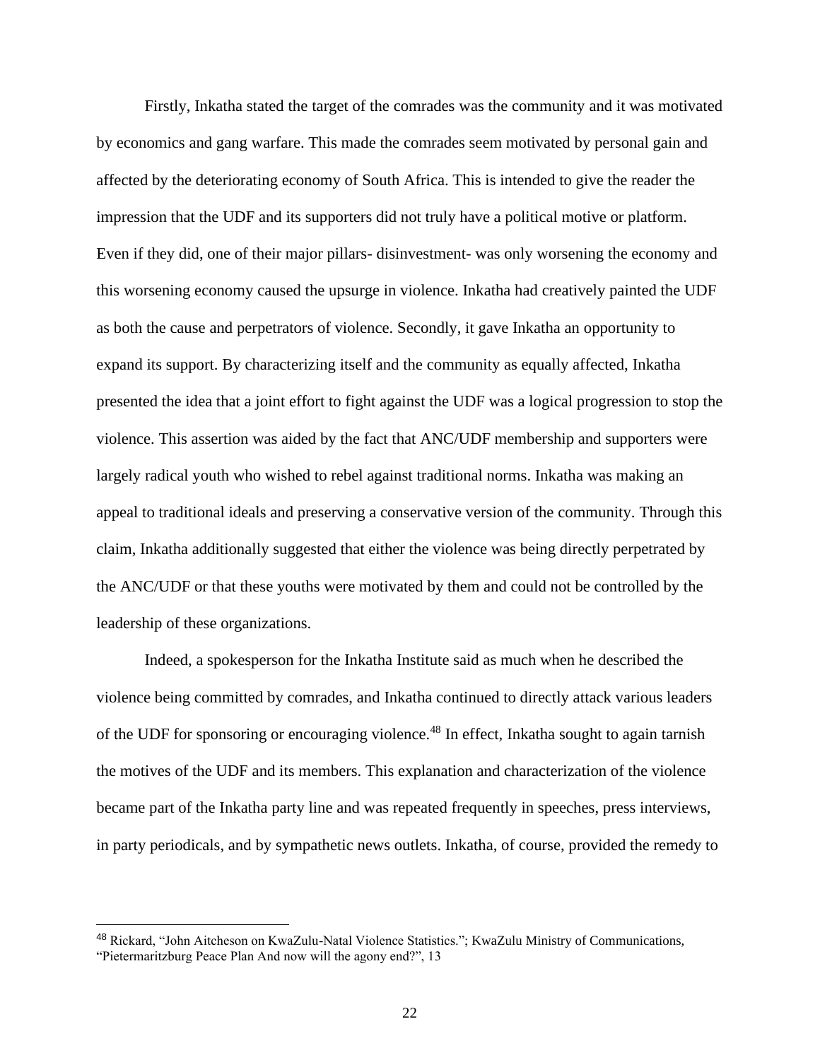Firstly, Inkatha stated the target of the comrades was the community and it was motivated by economics and gang warfare. This made the comrades seem motivated by personal gain and affected by the deteriorating economy of South Africa. This is intended to give the reader the impression that the UDF and its supporters did not truly have a political motive or platform. Even if they did, one of their major pillars- disinvestment- was only worsening the economy and this worsening economy caused the upsurge in violence. Inkatha had creatively painted the UDF as both the cause and perpetrators of violence. Secondly, it gave Inkatha an opportunity to expand its support. By characterizing itself and the community as equally affected, Inkatha presented the idea that a joint effort to fight against the UDF was a logical progression to stop the violence. This assertion was aided by the fact that ANC/UDF membership and supporters were largely radical youth who wished to rebel against traditional norms. Inkatha was making an appeal to traditional ideals and preserving a conservative version of the community. Through this claim, Inkatha additionally suggested that either the violence was being directly perpetrated by the ANC/UDF or that these youths were motivated by them and could not be controlled by the leadership of these organizations.

Indeed, a spokesperson for the Inkatha Institute said as much when he described the violence being committed by comrades, and Inkatha continued to directly attack various leaders of the UDF for sponsoring or encouraging violence.[48] In effect, Inkatha sought to again tarnish the motives of the UDF and its members. This explanation and characterization of the violence became part of the Inkatha party line and was repeated frequently in speeches, press interviews, in party periodicals, and by sympathetic news outlets. Inkatha, of course, provided the remedy to

---

[48] Rickard, "John Aitcheson on KwaZulu-Natal Violence Statistics."; KwaZulu Ministry of Communications, "Pietermaritzburg Peace Plan And now will the agony end?", 13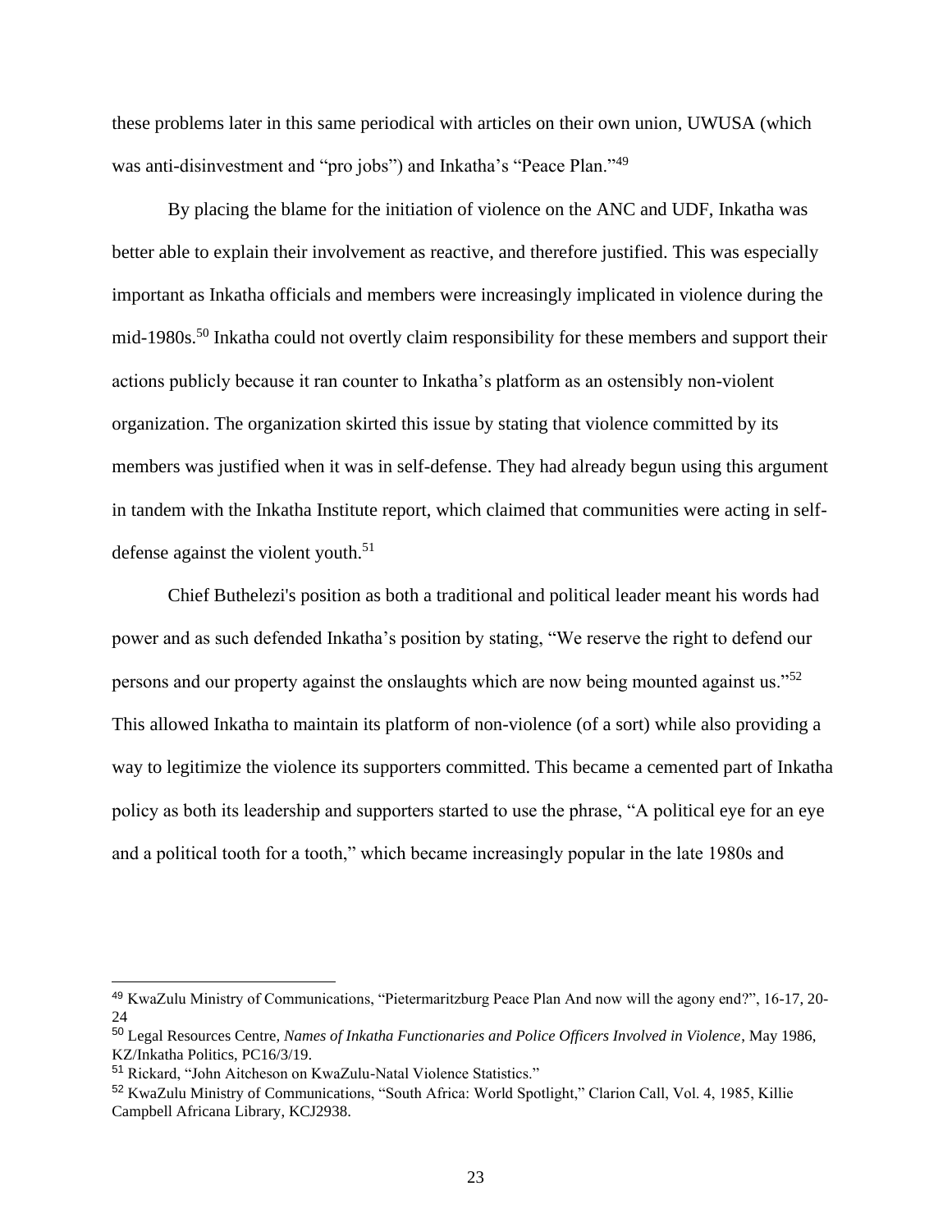these problems later in this same periodical with articles on their own union, UWUSA (which was anti-disinvestment and "pro jobs") and Inkatha's "Peace Plan."[49]

By placing the blame for the initiation of violence on the ANC and UDF, Inkatha was better able to explain their involvement as reactive, and therefore justified. This was especially important as Inkatha officials and members were increasingly implicated in violence during the mid-1980s.[50] Inkatha could not overtly claim responsibility for these members and support their actions publicly because it ran counter to Inkatha's platform as an ostensibly non-violent organization. The organization skirted this issue by stating that violence committed by its members was justified when it was in self-defense. They had already begun using this argument in tandem with the Inkatha Institute report, which claimed that communities were acting in self-defense against the violent youth.[51]

Chief Buthelezi's position as both a traditional and political leader meant his words had power and as such defended Inkatha's position by stating, "We reserve the right to defend our persons and our property against the onslaughts which are now being mounted against us."[52] This allowed Inkatha to maintain its platform of non-violence (of a sort) while also providing a way to legitimize the violence its supporters committed. This became a cemented part of Inkatha policy as both its leadership and supporters started to use the phrase, "A political eye for an eye and a political tooth for a tooth," which became increasingly popular in the late 1980s and

---

[49] KwaZulu Ministry of Communications, "Pietermaritzburg Peace Plan And now will the agony end?", 16-17, 20-24

[50] Legal Resources Centre, *Names of Inkatha Functionaries and Police Officers Involved in Violence*, May 1986, KZ/Inkatha Politics, PC16/3/19.

[51] Rickard, "John Aitcheson on KwaZulu-Natal Violence Statistics."

[52] KwaZulu Ministry of Communications, "South Africa: World Spotlight," Clarion Call, Vol. 4, 1985, Killie Campbell Africana Library, KCJ2938.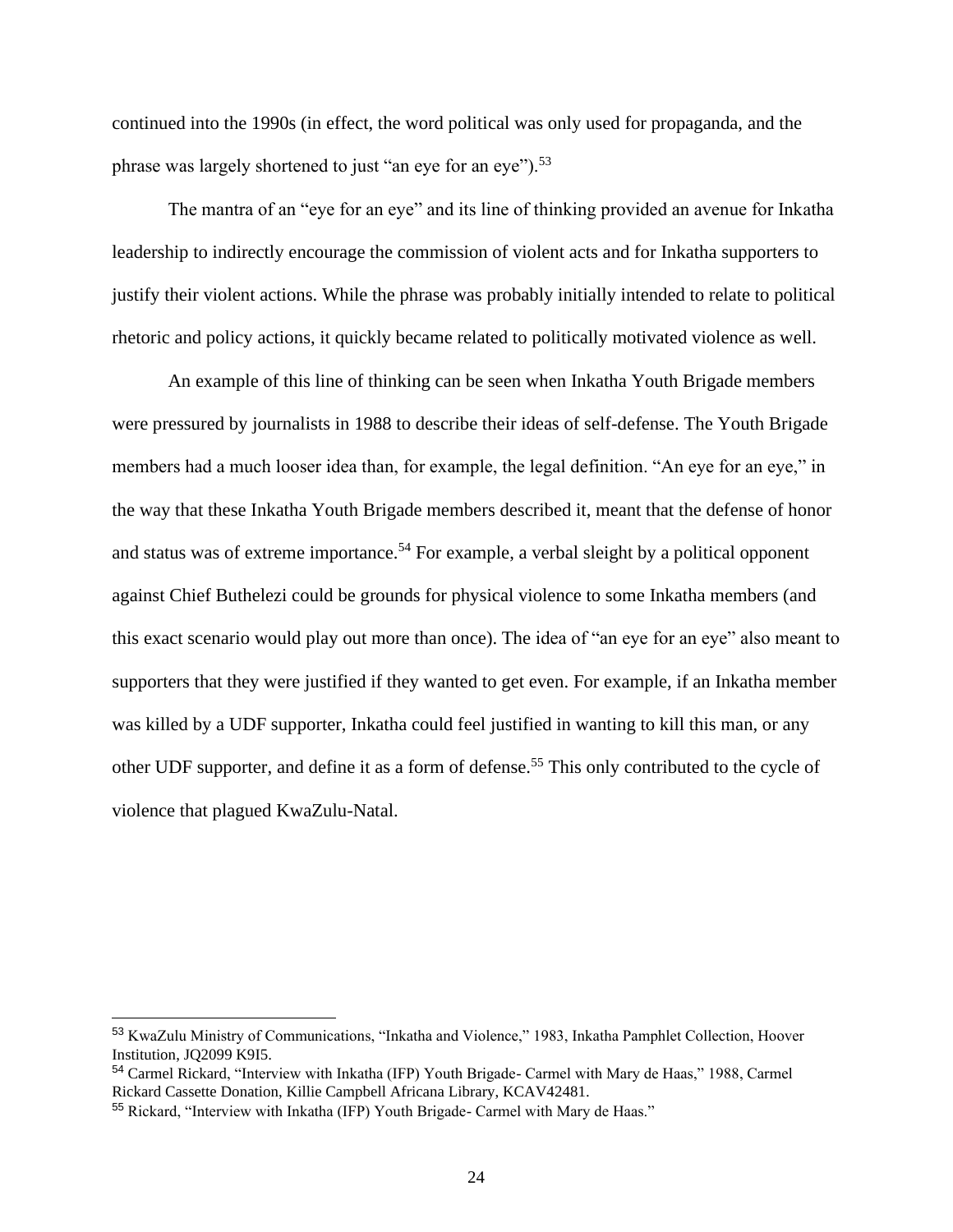continued into the 1990s (in effect, the word political was only used for propaganda, and the phrase was largely shortened to just "an eye for an eye").[53]

The mantra of an "eye for an eye" and its line of thinking provided an avenue for Inkatha leadership to indirectly encourage the commission of violent acts and for Inkatha supporters to justify their violent actions. While the phrase was probably initially intended to relate to political rhetoric and policy actions, it quickly became related to politically motivated violence as well.

An example of this line of thinking can be seen when Inkatha Youth Brigade members were pressured by journalists in 1988 to describe their ideas of self-defense. The Youth Brigade members had a much looser idea than, for example, the legal definition. "An eye for an eye," in the way that these Inkatha Youth Brigade members described it, meant that the defense of honor and status was of extreme importance.[54] For example, a verbal sleight by a political opponent against Chief Buthelezi could be grounds for physical violence to some Inkatha members (and this exact scenario would play out more than once). The idea of "an eye for an eye" also meant to supporters that they were justified if they wanted to get even. For example, if an Inkatha member was killed by a UDF supporter, Inkatha could feel justified in wanting to kill this man, or any other UDF supporter, and define it as a form of defense.[55] This only contributed to the cycle of violence that plagued KwaZulu-Natal.

---

[53] KwaZulu Ministry of Communications, "Inkatha and Violence," 1983, Inkatha Pamphlet Collection, Hoover Institution, JQ2099 K9I5.

[54] Carmel Rickard, "Interview with Inkatha (IFP) Youth Brigade- Carmel with Mary de Haas," 1988, Carmel Rickard Cassette Donation, Killie Campbell Africana Library, KCAV42481.

[55] Rickard, "Interview with Inkatha (IFP) Youth Brigade- Carmel with Mary de Haas."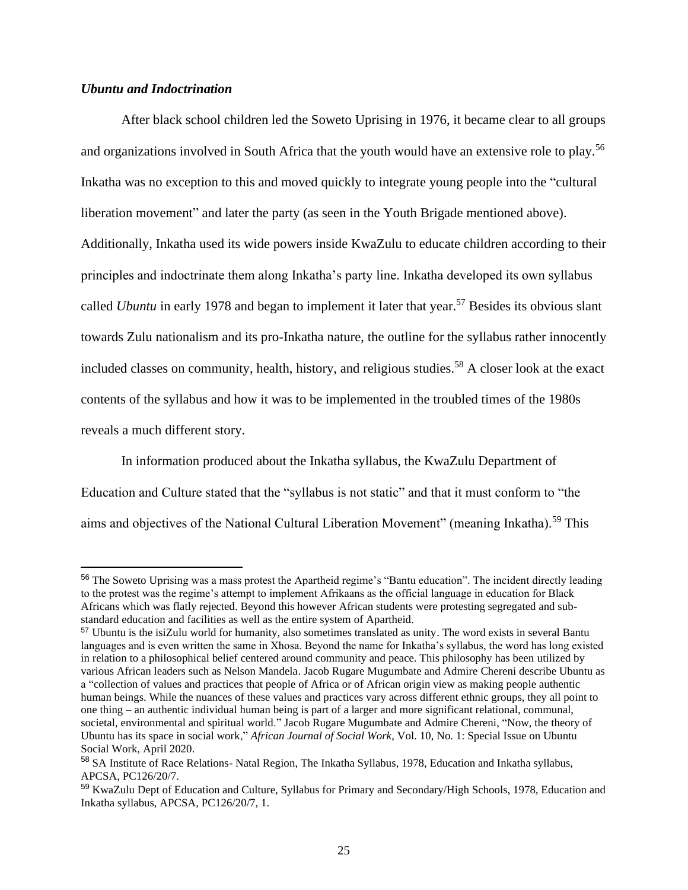### ***Ubuntu and Indoctrination***

After black school children led the Soweto Uprising in 1976, it became clear to all groups and organizations involved in South Africa that the youth would have an extensive role to play.[56] Inkatha was no exception to this and moved quickly to integrate young people into the "cultural liberation movement" and later the party (as seen in the Youth Brigade mentioned above). Additionally, Inkatha used its wide powers inside KwaZulu to educate children according to their principles and indoctrinate them along Inkatha's party line. Inkatha developed its own syllabus called *Ubuntu* in early 1978 and began to implement it later that year.[57] Besides its obvious slant towards Zulu nationalism and its pro-Inkatha nature, the outline for the syllabus rather innocently included classes on community, health, history, and religious studies.[58] A closer look at the exact contents of the syllabus and how it was to be implemented in the troubled times of the 1980s reveals a much different story.

In information produced about the Inkatha syllabus, the KwaZulu Department of Education and Culture stated that the "syllabus is not static" and that it must conform to "the aims and objectives of the National Cultural Liberation Movement" (meaning Inkatha).[59] This

---

[56] The Soweto Uprising was a mass protest the Apartheid regime's "Bantu education". The incident directly leading to the protest was the regime's attempt to implement Afrikaans as the official language in education for Black Africans which was flatly rejected. Beyond this however African students were protesting segregated and sub-standard education and facilities as well as the entire system of Apartheid.

[57] Ubuntu is the isiZulu world for humanity, also sometimes translated as unity. The word exists in several Bantu languages and is even written the same in Xhosa. Beyond the name for Inkatha's syllabus, the word has long existed in relation to a philosophical belief centered around community and peace. This philosophy has been utilized by various African leaders such as Nelson Mandela. Jacob Rugare Mugumbate and Admire Chereni describe Ubuntu as a "collection of values and practices that people of Africa or of African origin view as making people authentic human beings. While the nuances of these values and practices vary across different ethnic groups, they all point to one thing – an authentic individual human being is part of a larger and more significant relational, communal, societal, environmental and spiritual world." Jacob Rugare Mugumbate and Admire Chereni, "Now, the theory of Ubuntu has its space in social work," *African Journal of Social Work*, Vol. 10, No. 1: Special Issue on Ubuntu Social Work, April 2020.

[58] SA Institute of Race Relations- Natal Region, The Inkatha Syllabus, 1978, Education and Inkatha syllabus, APCSA, PC126/20/7.

[59] KwaZulu Dept of Education and Culture, Syllabus for Primary and Secondary/High Schools, 1978, Education and Inkatha syllabus, APCSA, PC126/20/7, 1.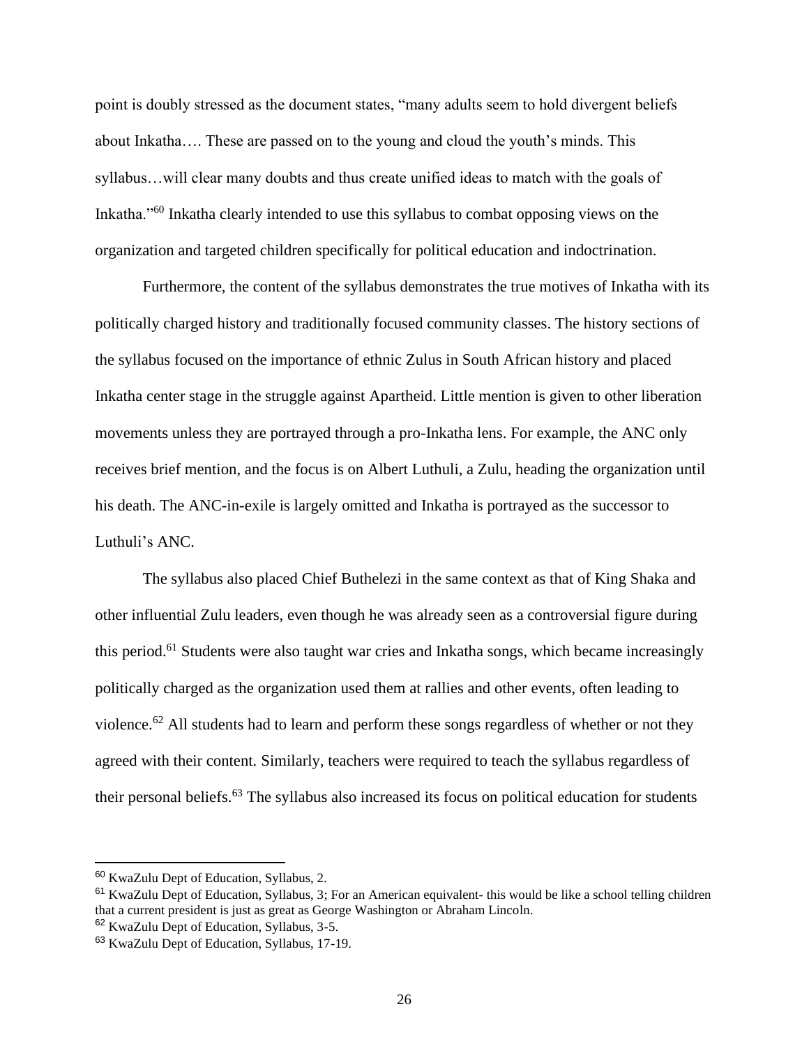point is doubly stressed as the document states, "many adults seem to hold divergent beliefs about Inkatha…. These are passed on to the young and cloud the youth's minds. This syllabus…will clear many doubts and thus create unified ideas to match with the goals of Inkatha."[60] Inkatha clearly intended to use this syllabus to combat opposing views on the organization and targeted children specifically for political education and indoctrination.

Furthermore, the content of the syllabus demonstrates the true motives of Inkatha with its politically charged history and traditionally focused community classes. The history sections of the syllabus focused on the importance of ethnic Zulus in South African history and placed Inkatha center stage in the struggle against Apartheid. Little mention is given to other liberation movements unless they are portrayed through a pro-Inkatha lens. For example, the ANC only receives brief mention, and the focus is on Albert Luthuli, a Zulu, heading the organization until his death. The ANC-in-exile is largely omitted and Inkatha is portrayed as the successor to Luthuli's ANC.

The syllabus also placed Chief Buthelezi in the same context as that of King Shaka and other influential Zulu leaders, even though he was already seen as a controversial figure during this period.[61] Students were also taught war cries and Inkatha songs, which became increasingly politically charged as the organization used them at rallies and other events, often leading to violence.[62] All students had to learn and perform these songs regardless of whether or not they agreed with their content. Similarly, teachers were required to teach the syllabus regardless of their personal beliefs.[63] The syllabus also increased its focus on political education for students

---

[60] KwaZulu Dept of Education, Syllabus, 2.

[61] KwaZulu Dept of Education, Syllabus, 3; For an American equivalent- this would be like a school telling children that a current president is just as great as George Washington or Abraham Lincoln.

[62] KwaZulu Dept of Education, Syllabus, 3-5.

[63] KwaZulu Dept of Education, Syllabus, 17-19.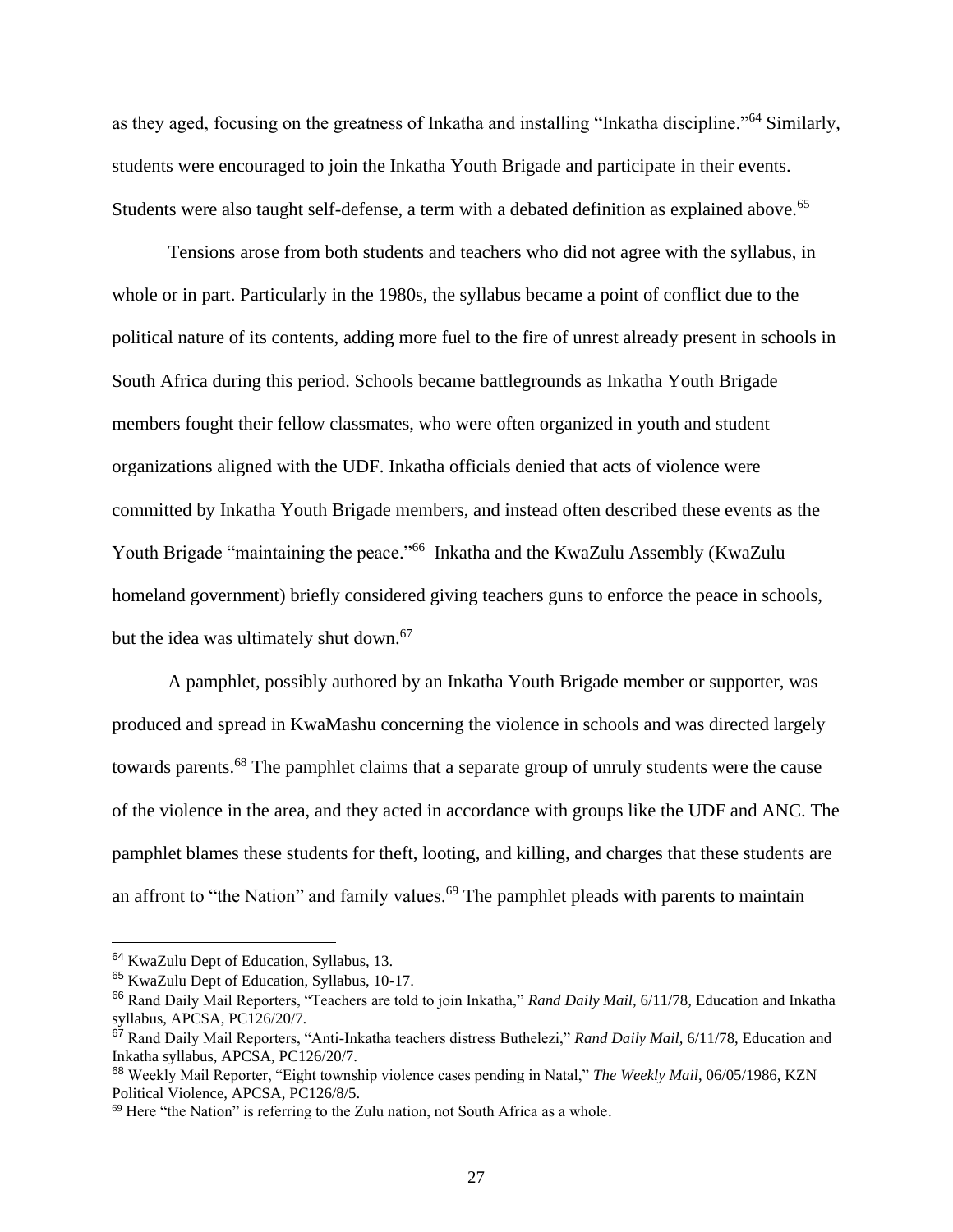as they aged, focusing on the greatness of Inkatha and installing "Inkatha discipline."[64] Similarly, students were encouraged to join the Inkatha Youth Brigade and participate in their events. Students were also taught self-defense, a term with a debated definition as explained above.[65]

Tensions arose from both students and teachers who did not agree with the syllabus, in whole or in part. Particularly in the 1980s, the syllabus became a point of conflict due to the political nature of its contents, adding more fuel to the fire of unrest already present in schools in South Africa during this period. Schools became battlegrounds as Inkatha Youth Brigade members fought their fellow classmates, who were often organized in youth and student organizations aligned with the UDF. Inkatha officials denied that acts of violence were committed by Inkatha Youth Brigade members, and instead often described these events as the Youth Brigade "maintaining the peace."[66] Inkatha and the KwaZulu Assembly (KwaZulu homeland government) briefly considered giving teachers guns to enforce the peace in schools, but the idea was ultimately shut down.[67]

A pamphlet, possibly authored by an Inkatha Youth Brigade member or supporter, was produced and spread in KwaMashu concerning the violence in schools and was directed largely towards parents.[68] The pamphlet claims that a separate group of unruly students were the cause of the violence in the area, and they acted in accordance with groups like the UDF and ANC. The pamphlet blames these students for theft, looting, and killing, and charges that these students are an affront to "the Nation" and family values.[69] The pamphlet pleads with parents to maintain

---

[64] KwaZulu Dept of Education, Syllabus, 13.

[65] KwaZulu Dept of Education, Syllabus, 10-17.

[66] Rand Daily Mail Reporters, "Teachers are told to join Inkatha," *Rand Daily Mail*, 6/11/78, Education and Inkatha syllabus, APCSA, PC126/20/7.

[67] Rand Daily Mail Reporters, "Anti-Inkatha teachers distress Buthelezi," *Rand Daily Mail,* 6/11/78, Education and Inkatha syllabus, APCSA, PC126/20/7.

[68] Weekly Mail Reporter, "Eight township violence cases pending in Natal," *The Weekly Mail*, 06/05/1986, KZN Political Violence, APCSA, PC126/8/5.

[69] Here "the Nation" is referring to the Zulu nation, not South Africa as a whole.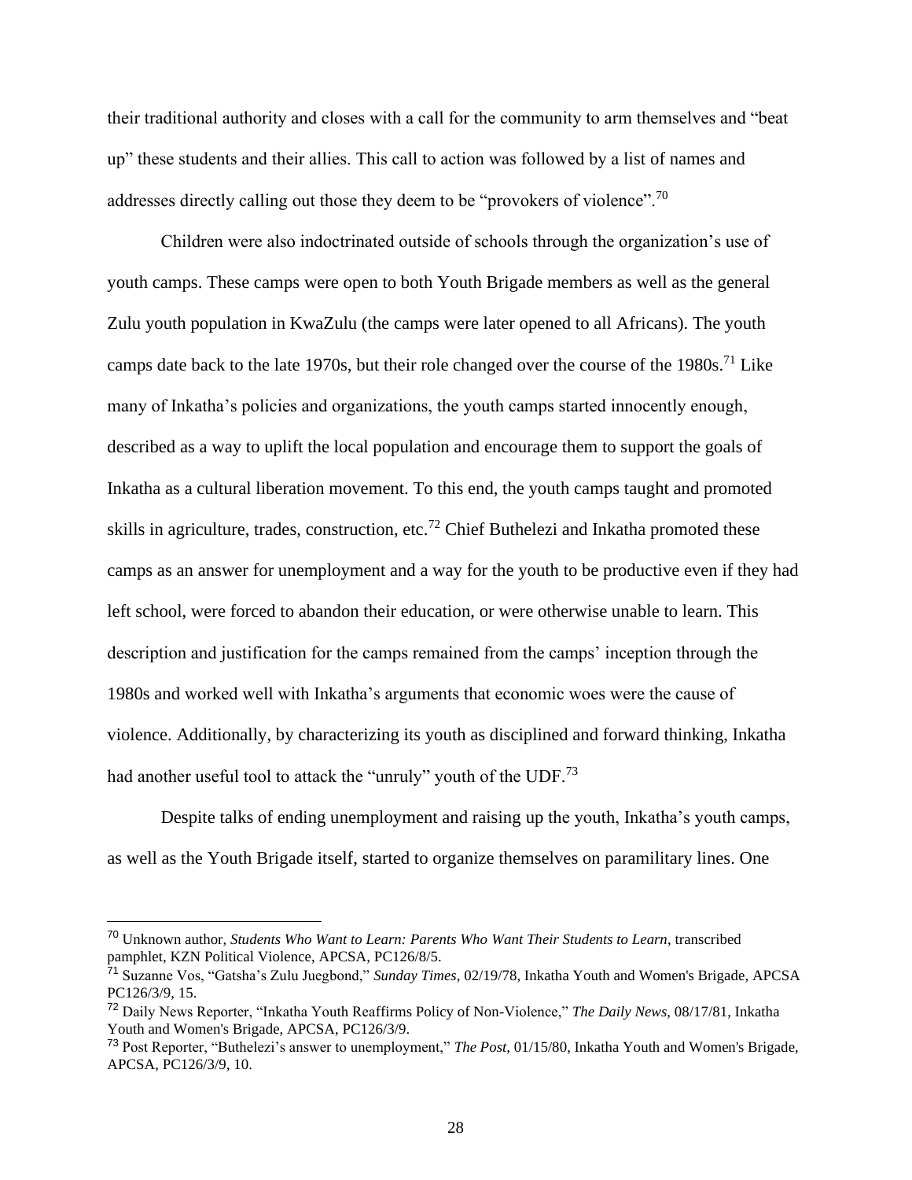their traditional authority and closes with a call for the community to arm themselves and "beat up" these students and their allies. This call to action was followed by a list of names and addresses directly calling out those they deem to be "provokers of violence".[70]

Children were also indoctrinated outside of schools through the organization's use of youth camps. These camps were open to both Youth Brigade members as well as the general Zulu youth population in KwaZulu (the camps were later opened to all Africans). The youth camps date back to the late 1970s, but their role changed over the course of the 1980s.[71] Like many of Inkatha's policies and organizations, the youth camps started innocently enough, described as a way to uplift the local population and encourage them to support the goals of Inkatha as a cultural liberation movement. To this end, the youth camps taught and promoted skills in agriculture, trades, construction, etc.[72] Chief Buthelezi and Inkatha promoted these camps as an answer for unemployment and a way for the youth to be productive even if they had left school, were forced to abandon their education, or were otherwise unable to learn. This description and justification for the camps remained from the camps' inception through the 1980s and worked well with Inkatha's arguments that economic woes were the cause of violence. Additionally, by characterizing its youth as disciplined and forward thinking, Inkatha had another useful tool to attack the "unruly" youth of the UDF.[73]

Despite talks of ending unemployment and raising up the youth, Inkatha's youth camps, as well as the Youth Brigade itself, started to organize themselves on paramilitary lines. One

---

[70] Unknown author, *Students Who Want to Learn: Parents Who Want Their Students to Learn*, transcribed pamphlet, KZN Political Violence, APCSA, PC126/8/5.

[71] Suzanne Vos, "Gatsha's Zulu Juegbond," *Sunday Times*, 02/19/78, Inkatha Youth and Women's Brigade, APCSA PC126/3/9, 15.

[72] Daily News Reporter, "Inkatha Youth Reaffirms Policy of Non-Violence," *The Daily News*, 08/17/81, Inkatha Youth and Women's Brigade, APCSA, PC126/3/9.

[73] Post Reporter, "Buthelezi's answer to unemployment," *The Post*, 01/15/80, Inkatha Youth and Women's Brigade, APCSA, PC126/3/9, 10.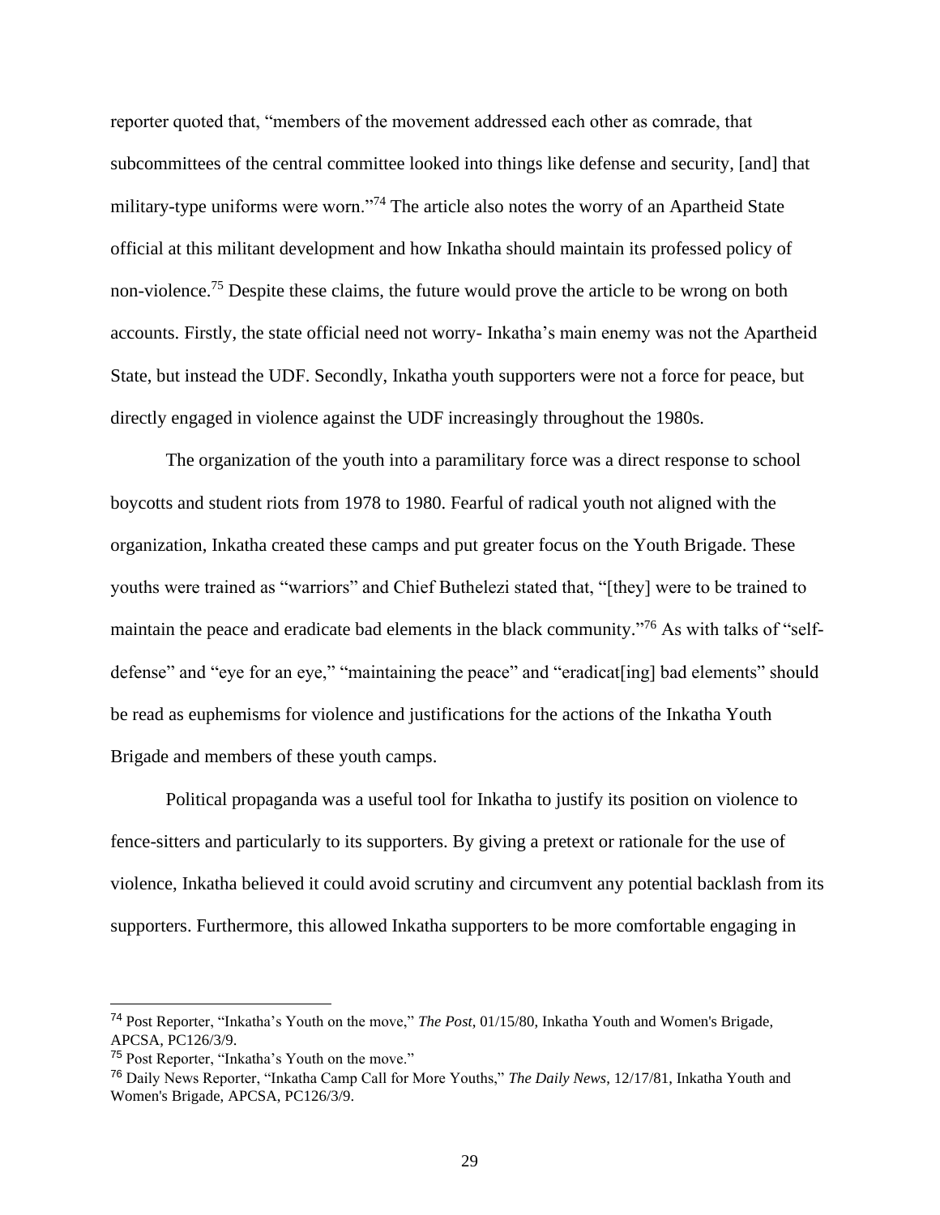reporter quoted that, "members of the movement addressed each other as comrade, that subcommittees of the central committee looked into things like defense and security, [and] that military-type uniforms were worn."[74] The article also notes the worry of an Apartheid State official at this militant development and how Inkatha should maintain its professed policy of non-violence.[75] Despite these claims, the future would prove the article to be wrong on both accounts. Firstly, the state official need not worry- Inkatha's main enemy was not the Apartheid State, but instead the UDF. Secondly, Inkatha youth supporters were not a force for peace, but directly engaged in violence against the UDF increasingly throughout the 1980s.

The organization of the youth into a paramilitary force was a direct response to school boycotts and student riots from 1978 to 1980. Fearful of radical youth not aligned with the organization, Inkatha created these camps and put greater focus on the Youth Brigade. These youths were trained as "warriors" and Chief Buthelezi stated that, "[they] were to be trained to maintain the peace and eradicate bad elements in the black community."[76] As with talks of "self-defense" and "eye for an eye," "maintaining the peace" and "eradicat[ing] bad elements" should be read as euphemisms for violence and justifications for the actions of the Inkatha Youth Brigade and members of these youth camps.

Political propaganda was a useful tool for Inkatha to justify its position on violence to fence-sitters and particularly to its supporters. By giving a pretext or rationale for the use of violence, Inkatha believed it could avoid scrutiny and circumvent any potential backlash from its supporters. Furthermore, this allowed Inkatha supporters to be more comfortable engaging in

---

[74] Post Reporter, "Inkatha's Youth on the move," *The Post*, 01/15/80, Inkatha Youth and Women's Brigade, APCSA, PC126/3/9.

[75] Post Reporter, "Inkatha's Youth on the move."

[76] Daily News Reporter, "Inkatha Camp Call for More Youths," *The Daily News*, 12/17/81, Inkatha Youth and Women's Brigade, APCSA, PC126/3/9.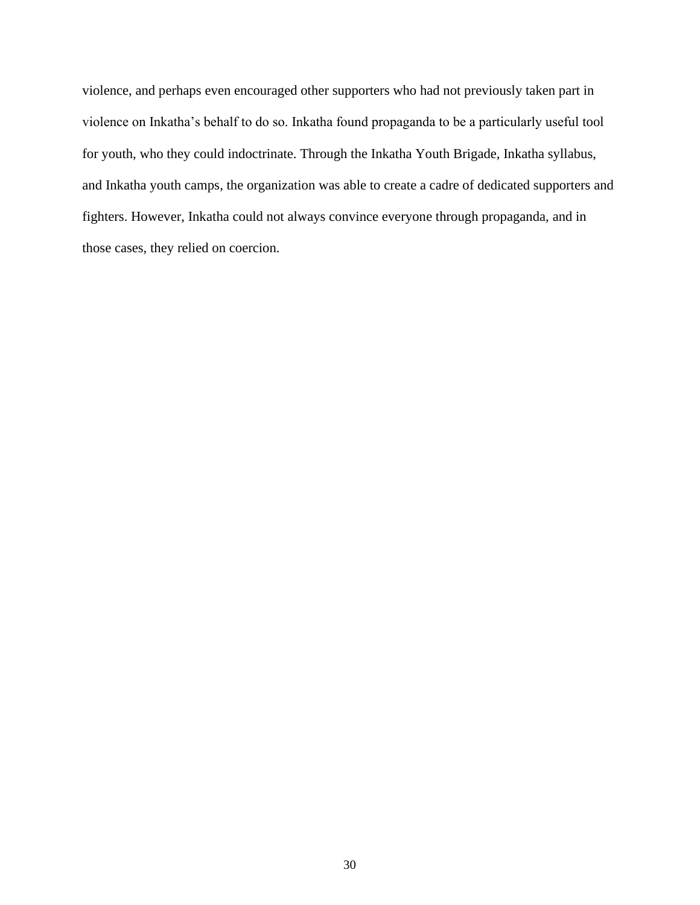violence, and perhaps even encouraged other supporters who had not previously taken part in violence on Inkatha's behalf to do so. Inkatha found propaganda to be a particularly useful tool for youth, who they could indoctrinate. Through the Inkatha Youth Brigade, Inkatha syllabus, and Inkatha youth camps, the organization was able to create a cadre of dedicated supporters and fighters. However, Inkatha could not always convince everyone through propaganda, and in those cases, they relied on coercion.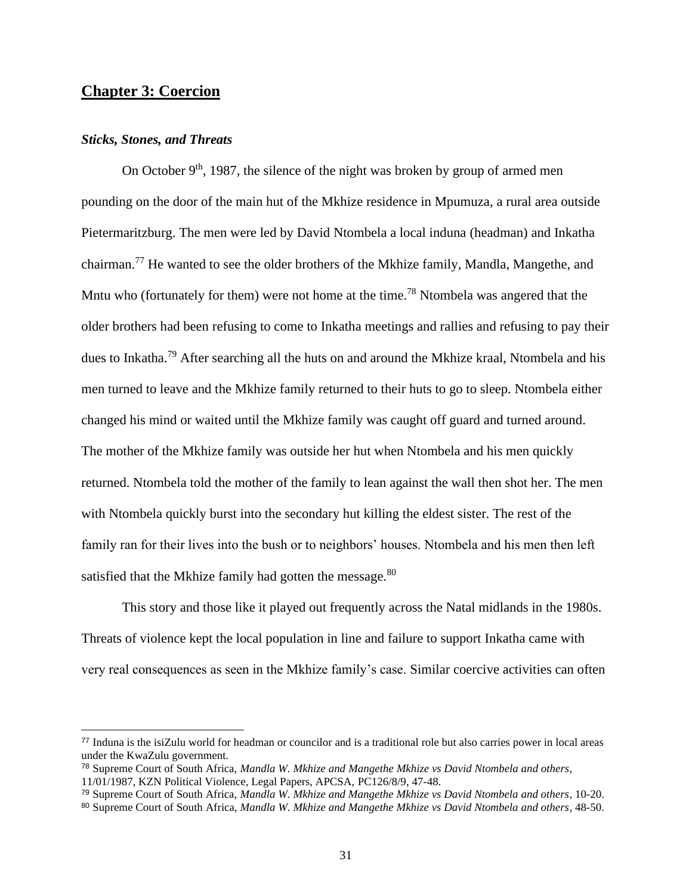## Chapter 3: Coercion

### *Sticks, Stones, and Threats*

On October 9th, 1987, the silence of the night was broken by group of armed men pounding on the door of the main hut of the Mkhize residence in Mpumuza, a rural area outside Pietermaritzburg. The men were led by David Ntombela a local induna (headman) and Inkatha chairman.[77] He wanted to see the older brothers of the Mkhize family, Mandla, Mangethe, and Mntu who (fortunately for them) were not home at the time.[78] Ntombela was angered that the older brothers had been refusing to come to Inkatha meetings and rallies and refusing to pay their dues to Inkatha.[79] After searching all the huts on and around the Mkhize kraal, Ntombela and his men turned to leave and the Mkhize family returned to their huts to go to sleep. Ntombela either changed his mind or waited until the Mkhize family was caught off guard and turned around. The mother of the Mkhize family was outside her hut when Ntombela and his men quickly returned. Ntombela told the mother of the family to lean against the wall then shot her. The men with Ntombela quickly burst into the secondary hut killing the eldest sister. The rest of the family ran for their lives into the bush or to neighbors' houses. Ntombela and his men then left satisfied that the Mkhize family had gotten the message.[80]

This story and those like it played out frequently across the Natal midlands in the 1980s. Threats of violence kept the local population in line and failure to support Inkatha came with very real consequences as seen in the Mkhize family's case. Similar coercive activities can often

---

[77] Induna is the isiZulu world for headman or councilor and is a traditional role but also carries power in local areas under the KwaZulu government.

[78] Supreme Court of South Africa, *Mandla W. Mkhize and Mangethe Mkhize vs David Ntombela and others*, 11/01/1987, KZN Political Violence, Legal Papers, APCSA, PC126/8/9, 47-48.

[79] Supreme Court of South Africa, *Mandla W. Mkhize and Mangethe Mkhize vs David Ntombela and others*, 10-20.

[80] Supreme Court of South Africa, *Mandla W. Mkhize and Mangethe Mkhize vs David Ntombela and others*, 48-50.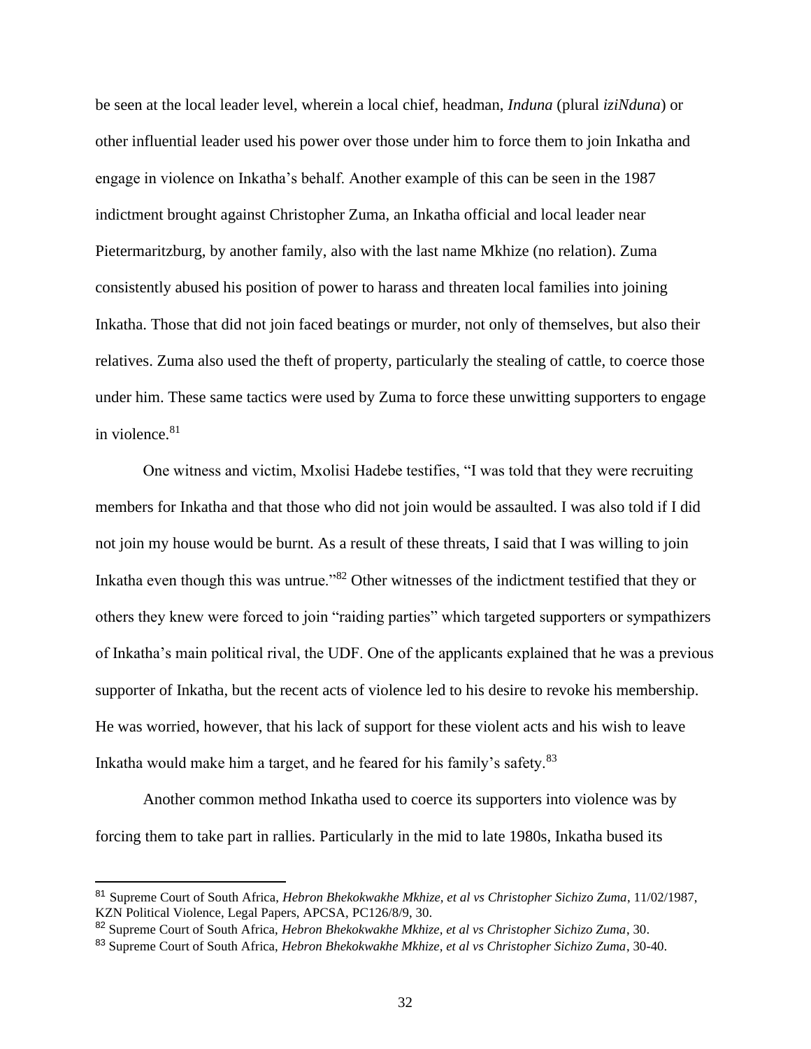be seen at the local leader level, wherein a local chief, headman, *Induna* (plural *iziNduna*) or other influential leader used his power over those under him to force them to join Inkatha and engage in violence on Inkatha's behalf. Another example of this can be seen in the 1987 indictment brought against Christopher Zuma, an Inkatha official and local leader near Pietermaritzburg, by another family, also with the last name Mkhize (no relation). Zuma consistently abused his position of power to harass and threaten local families into joining Inkatha. Those that did not join faced beatings or murder, not only of themselves, but also their relatives. Zuma also used the theft of property, particularly the stealing of cattle, to coerce those under him. These same tactics were used by Zuma to force these unwitting supporters to engage in violence.[81]

One witness and victim, Mxolisi Hadebe testifies, "I was told that they were recruiting members for Inkatha and that those who did not join would be assaulted. I was also told if I did not join my house would be burnt. As a result of these threats, I said that I was willing to join Inkatha even though this was untrue."[82] Other witnesses of the indictment testified that they or others they knew were forced to join "raiding parties" which targeted supporters or sympathizers of Inkatha's main political rival, the UDF. One of the applicants explained that he was a previous supporter of Inkatha, but the recent acts of violence led to his desire to revoke his membership. He was worried, however, that his lack of support for these violent acts and his wish to leave Inkatha would make him a target, and he feared for his family's safety.[83]

Another common method Inkatha used to coerce its supporters into violence was by forcing them to take part in rallies. Particularly in the mid to late 1980s, Inkatha bused its

---

[81] Supreme Court of South Africa, *Hebron Bhekokwakhe Mkhize, et al vs Christopher Sichizo Zuma*, 11/02/1987, KZN Political Violence, Legal Papers, APCSA, PC126/8/9, 30.

[82] Supreme Court of South Africa, *Hebron Bhekokwakhe Mkhize, et al vs Christopher Sichizo Zuma*, 30.

[83] Supreme Court of South Africa, *Hebron Bhekokwakhe Mkhize, et al vs Christopher Sichizo Zuma*, 30-40.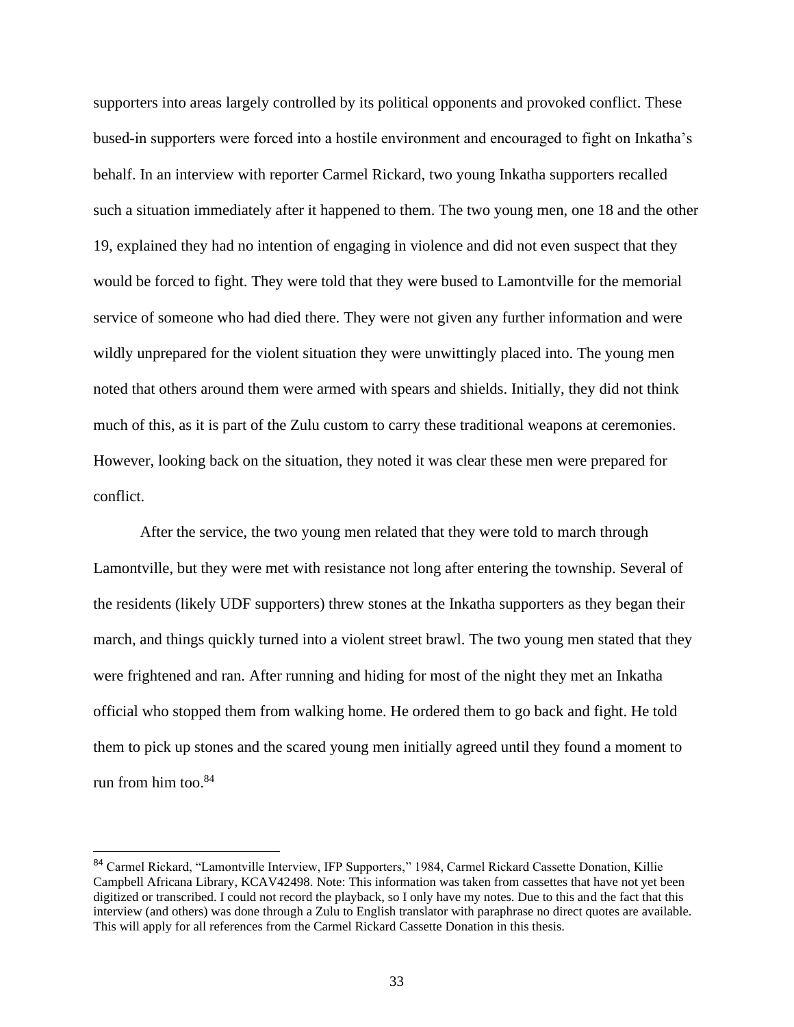supporters into areas largely controlled by its political opponents and provoked conflict. These bused-in supporters were forced into a hostile environment and encouraged to fight on Inkatha's behalf. In an interview with reporter Carmel Rickard, two young Inkatha supporters recalled such a situation immediately after it happened to them. The two young men, one 18 and the other 19, explained they had no intention of engaging in violence and did not even suspect that they would be forced to fight. They were told that they were bused to Lamontville for the memorial service of someone who had died there. They were not given any further information and were wildly unprepared for the violent situation they were unwittingly placed into. The young men noted that others around them were armed with spears and shields. Initially, they did not think much of this, as it is part of the Zulu custom to carry these traditional weapons at ceremonies. However, looking back on the situation, they noted it was clear these men were prepared for conflict.

After the service, the two young men related that they were told to march through Lamontville, but they were met with resistance not long after entering the township. Several of the residents (likely UDF supporters) threw stones at the Inkatha supporters as they began their march, and things quickly turned into a violent street brawl. The two young men stated that they were frightened and ran. After running and hiding for most of the night they met an Inkatha official who stopped them from walking home. He ordered them to go back and fight. He told them to pick up stones and the scared young men initially agreed until they found a moment to run from him too.[84]

[84] Carmel Rickard, "Lamontville Interview, IFP Supporters," 1984, Carmel Rickard Cassette Donation, Killie Campbell Africana Library, KCAV42498. Note: This information was taken from cassettes that have not yet been digitized or transcribed. I could not record the playback, so I only have my notes. Due to this and the fact that this interview (and others) was done through a Zulu to English translator with paraphrase no direct quotes are available. This will apply for all references from the Carmel Rickard Cassette Donation in this thesis.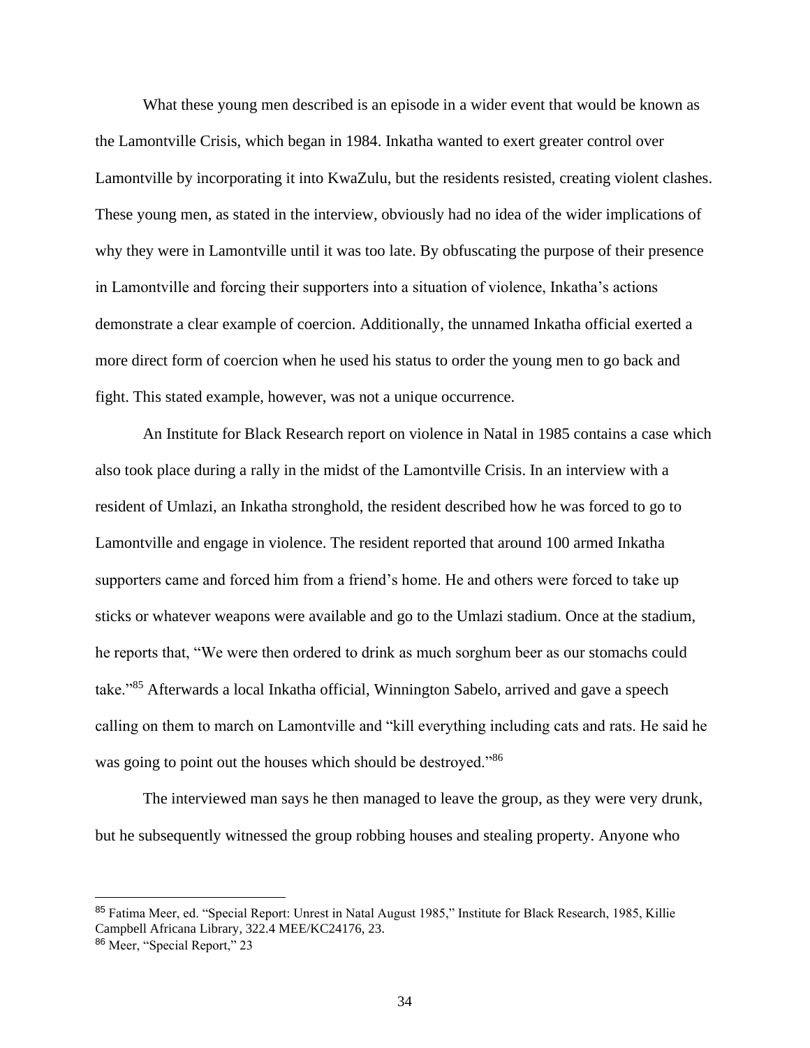What these young men described is an episode in a wider event that would be known as the Lamontville Crisis, which began in 1984. Inkatha wanted to exert greater control over Lamontville by incorporating it into KwaZulu, but the residents resisted, creating violent clashes. These young men, as stated in the interview, obviously had no idea of the wider implications of why they were in Lamontville until it was too late. By obfuscating the purpose of their presence in Lamontville and forcing their supporters into a situation of violence, Inkatha's actions demonstrate a clear example of coercion. Additionally, the unnamed Inkatha official exerted a more direct form of coercion when he used his status to order the young men to go back and fight. This stated example, however, was not a unique occurrence.

An Institute for Black Research report on violence in Natal in 1985 contains a case which also took place during a rally in the midst of the Lamontville Crisis. In an interview with a resident of Umlazi, an Inkatha stronghold, the resident described how he was forced to go to Lamontville and engage in violence. The resident reported that around 100 armed Inkatha supporters came and forced him from a friend's home. He and others were forced to take up sticks or whatever weapons were available and go to the Umlazi stadium. Once at the stadium, he reports that, "We were then ordered to drink as much sorghum beer as our stomachs could take."[85] Afterwards a local Inkatha official, Winnington Sabelo, arrived and gave a speech calling on them to march on Lamontville and "kill everything including cats and rats. He said he was going to point out the houses which should be destroyed."[86]

The interviewed man says he then managed to leave the group, as they were very drunk, but he subsequently witnessed the group robbing houses and stealing property. Anyone who

---

[85] Fatima Meer, ed. "Special Report: Unrest in Natal August 1985," Institute for Black Research, 1985, Killie Campbell Africana Library, 322.4 MEE/KC24176, 23.

[86] Meer, "Special Report," 23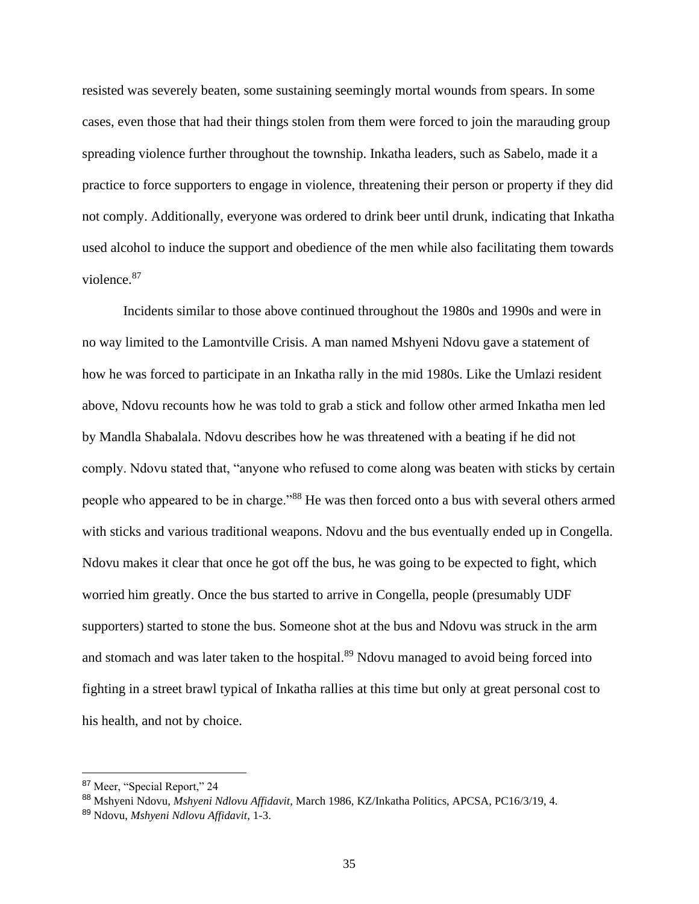resisted was severely beaten, some sustaining seemingly mortal wounds from spears. In some cases, even those that had their things stolen from them were forced to join the marauding group spreading violence further throughout the township. Inkatha leaders, such as Sabelo, made it a practice to force supporters to engage in violence, threatening their person or property if they did not comply. Additionally, everyone was ordered to drink beer until drunk, indicating that Inkatha used alcohol to induce the support and obedience of the men while also facilitating them towards violence.[87]

Incidents similar to those above continued throughout the 1980s and 1990s and were in no way limited to the Lamontville Crisis. A man named Mshyeni Ndovu gave a statement of how he was forced to participate in an Inkatha rally in the mid 1980s. Like the Umlazi resident above, Ndovu recounts how he was told to grab a stick and follow other armed Inkatha men led by Mandla Shabalala. Ndovu describes how he was threatened with a beating if he did not comply. Ndovu stated that, "anyone who refused to come along was beaten with sticks by certain people who appeared to be in charge."[88] He was then forced onto a bus with several others armed with sticks and various traditional weapons. Ndovu and the bus eventually ended up in Congella. Ndovu makes it clear that once he got off the bus, he was going to be expected to fight, which worried him greatly. Once the bus started to arrive in Congella, people (presumably UDF supporters) started to stone the bus. Someone shot at the bus and Ndovu was struck in the arm and stomach and was later taken to the hospital.[89] Ndovu managed to avoid being forced into fighting in a street brawl typical of Inkatha rallies at this time but only at great personal cost to his health, and not by choice.

---

[87] Meer, "Special Report," 24

[88] Mshyeni Ndovu, *Mshyeni Ndlovu Affidavit*, March 1986, KZ/Inkatha Politics, APCSA, PC16/3/19, 4.

[89] Ndovu, *Mshyeni Ndlovu Affidavit*, 1-3.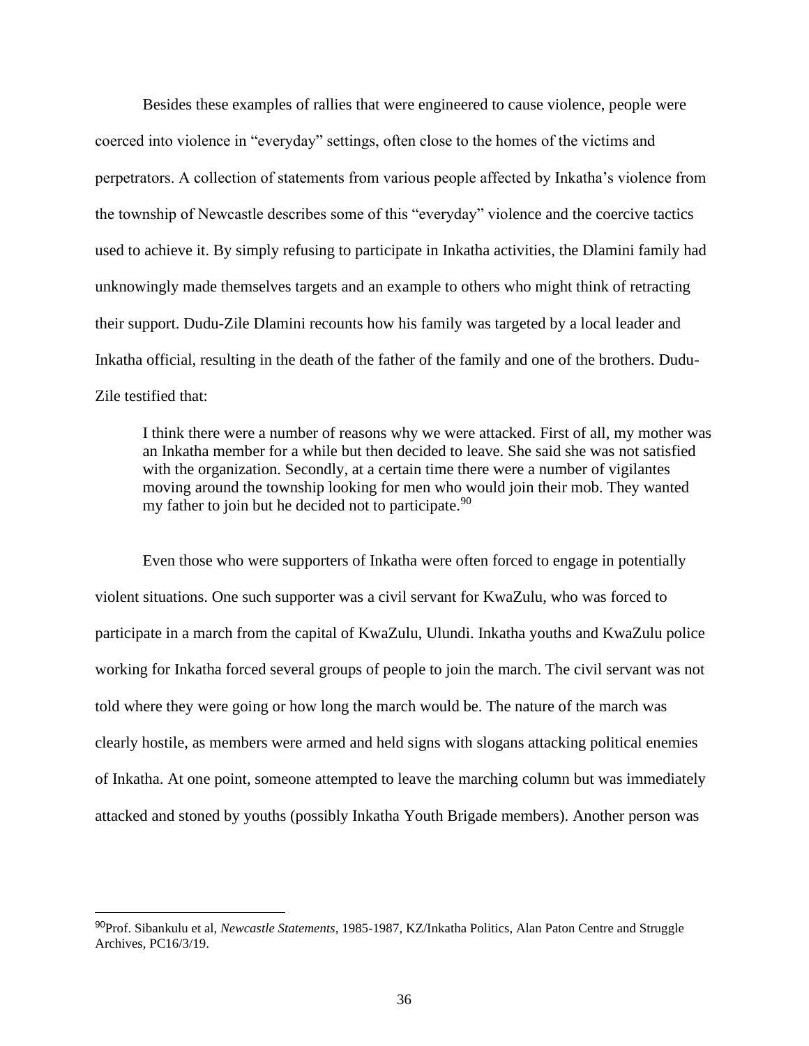Besides these examples of rallies that were engineered to cause violence, people were coerced into violence in "everyday" settings, often close to the homes of the victims and perpetrators. A collection of statements from various people affected by Inkatha's violence from the township of Newcastle describes some of this "everyday" violence and the coercive tactics used to achieve it. By simply refusing to participate in Inkatha activities, the Dlamini family had unknowingly made themselves targets and an example to others who might think of retracting their support. Dudu-Zile Dlamini recounts how his family was targeted by a local leader and Inkatha official, resulting in the death of the father of the family and one of the brothers. Dudu-Zile testified that:

> I think there were a number of reasons why we were attacked. First of all, my mother was an Inkatha member for a while but then decided to leave. She said she was not satisfied with the organization. Secondly, at a certain time there were a number of vigilantes moving around the township looking for men who would join their mob. They wanted my father to join but he decided not to participate.[90]

Even those who were supporters of Inkatha were often forced to engage in potentially violent situations. One such supporter was a civil servant for KwaZulu, who was forced to participate in a march from the capital of KwaZulu, Ulundi. Inkatha youths and KwaZulu police working for Inkatha forced several groups of people to join the march. The civil servant was not told where they were going or how long the march would be. The nature of the march was clearly hostile, as members were armed and held signs with slogans attacking political enemies of Inkatha. At one point, someone attempted to leave the marching column but was immediately attacked and stoned by youths (possibly Inkatha Youth Brigade members). Another person was

---

[90] Prof. Sibankulu et al, *Newcastle Statements*, 1985-1987, KZ/Inkatha Politics, Alan Paton Centre and Struggle Archives, PC16/3/19.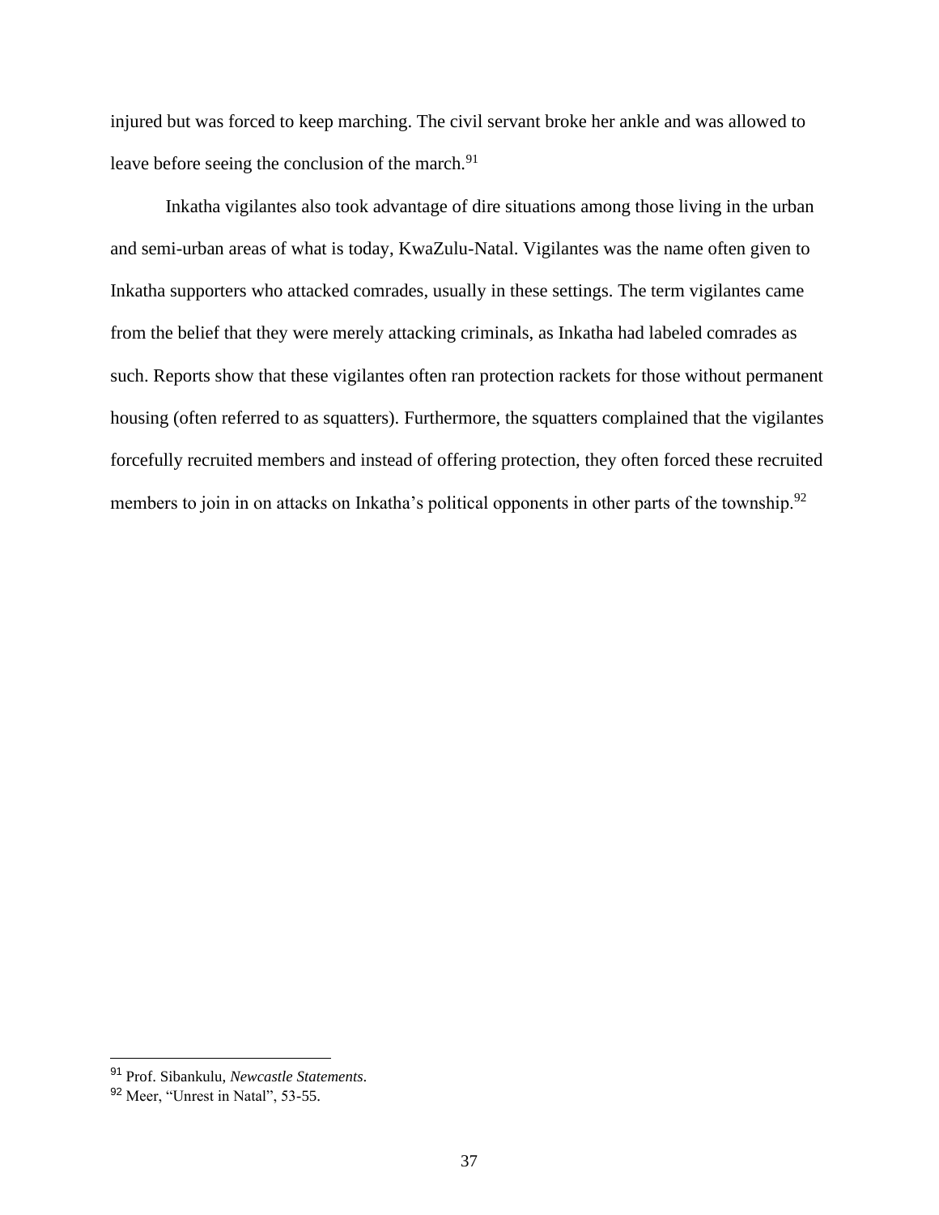injured but was forced to keep marching. The civil servant broke her ankle and was allowed to leave before seeing the conclusion of the march.[91]

Inkatha vigilantes also took advantage of dire situations among those living in the urban and semi-urban areas of what is today, KwaZulu-Natal. Vigilantes was the name often given to Inkatha supporters who attacked comrades, usually in these settings. The term vigilantes came from the belief that they were merely attacking criminals, as Inkatha had labeled comrades as such. Reports show that these vigilantes often ran protection rackets for those without permanent housing (often referred to as squatters). Furthermore, the squatters complained that the vigilantes forcefully recruited members and instead of offering protection, they often forced these recruited members to join in on attacks on Inkatha's political opponents in other parts of the township.[92]

---

[91] Prof. Sibankulu, *Newcastle Statements*.

[92] Meer, "Unrest in Natal", 53-55.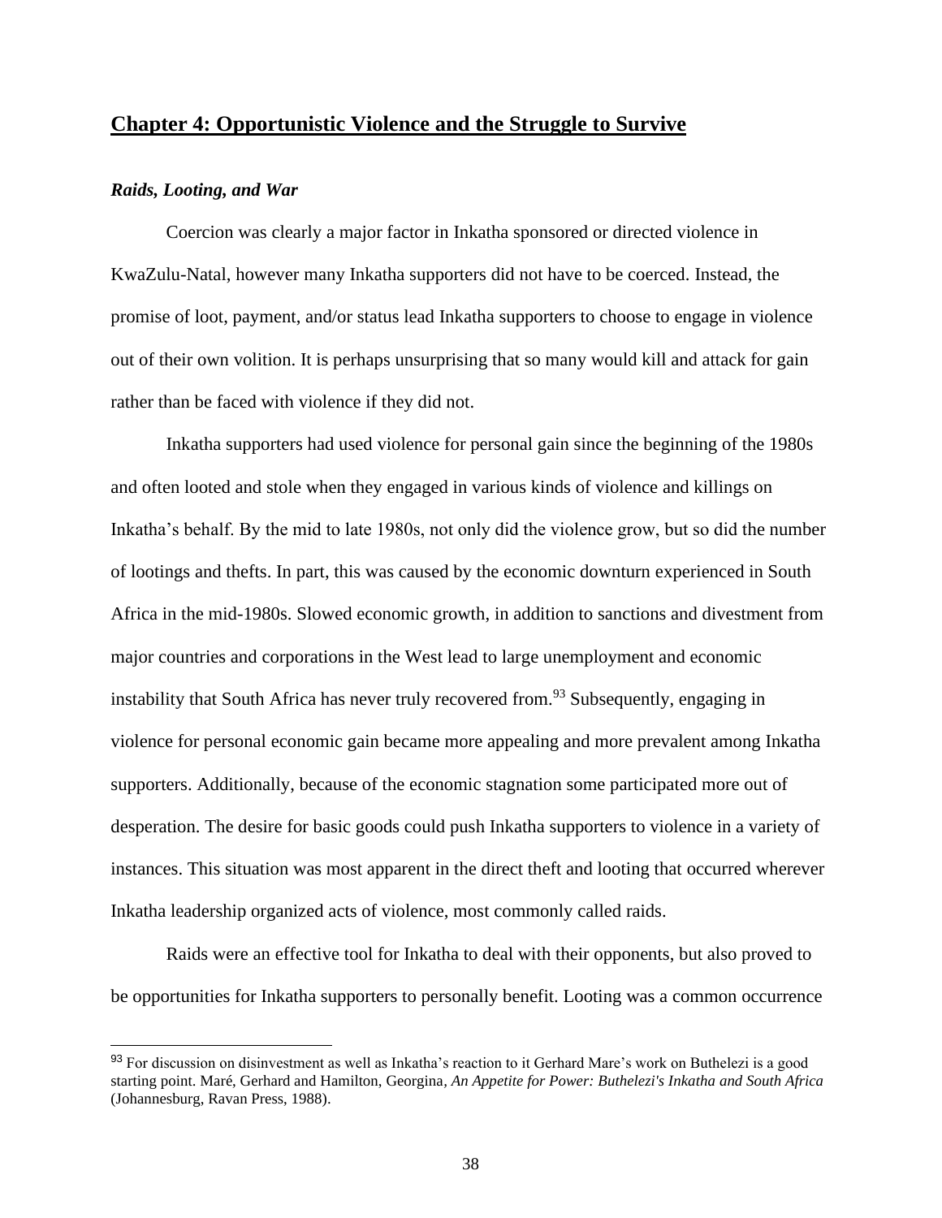## Chapter 4: Opportunistic Violence and the Struggle to Survive

### *Raids, Looting, and War*

Coercion was clearly a major factor in Inkatha sponsored or directed violence in KwaZulu-Natal, however many Inkatha supporters did not have to be coerced. Instead, the promise of loot, payment, and/or status lead Inkatha supporters to choose to engage in violence out of their own volition. It is perhaps unsurprising that so many would kill and attack for gain rather than be faced with violence if they did not.

Inkatha supporters had used violence for personal gain since the beginning of the 1980s and often looted and stole when they engaged in various kinds of violence and killings on Inkatha's behalf. By the mid to late 1980s, not only did the violence grow, but so did the number of lootings and thefts. In part, this was caused by the economic downturn experienced in South Africa in the mid-1980s. Slowed economic growth, in addition to sanctions and divestment from major countries and corporations in the West lead to large unemployment and economic instability that South Africa has never truly recovered from.[93] Subsequently, engaging in violence for personal economic gain became more appealing and more prevalent among Inkatha supporters. Additionally, because of the economic stagnation some participated more out of desperation. The desire for basic goods could push Inkatha supporters to violence in a variety of instances. This situation was most apparent in the direct theft and looting that occurred wherever Inkatha leadership organized acts of violence, most commonly called raids.

Raids were an effective tool for Inkatha to deal with their opponents, but also proved to be opportunities for Inkatha supporters to personally benefit. Looting was a common occurrence

---

[93] For discussion on disinvestment as well as Inkatha's reaction to it Gerhard Mare's work on Buthelezi is a good starting point. Maré, Gerhard and Hamilton, Georgina, *An Appetite for Power: Buthelezi's Inkatha and South Africa* (Johannesburg, Ravan Press, 1988).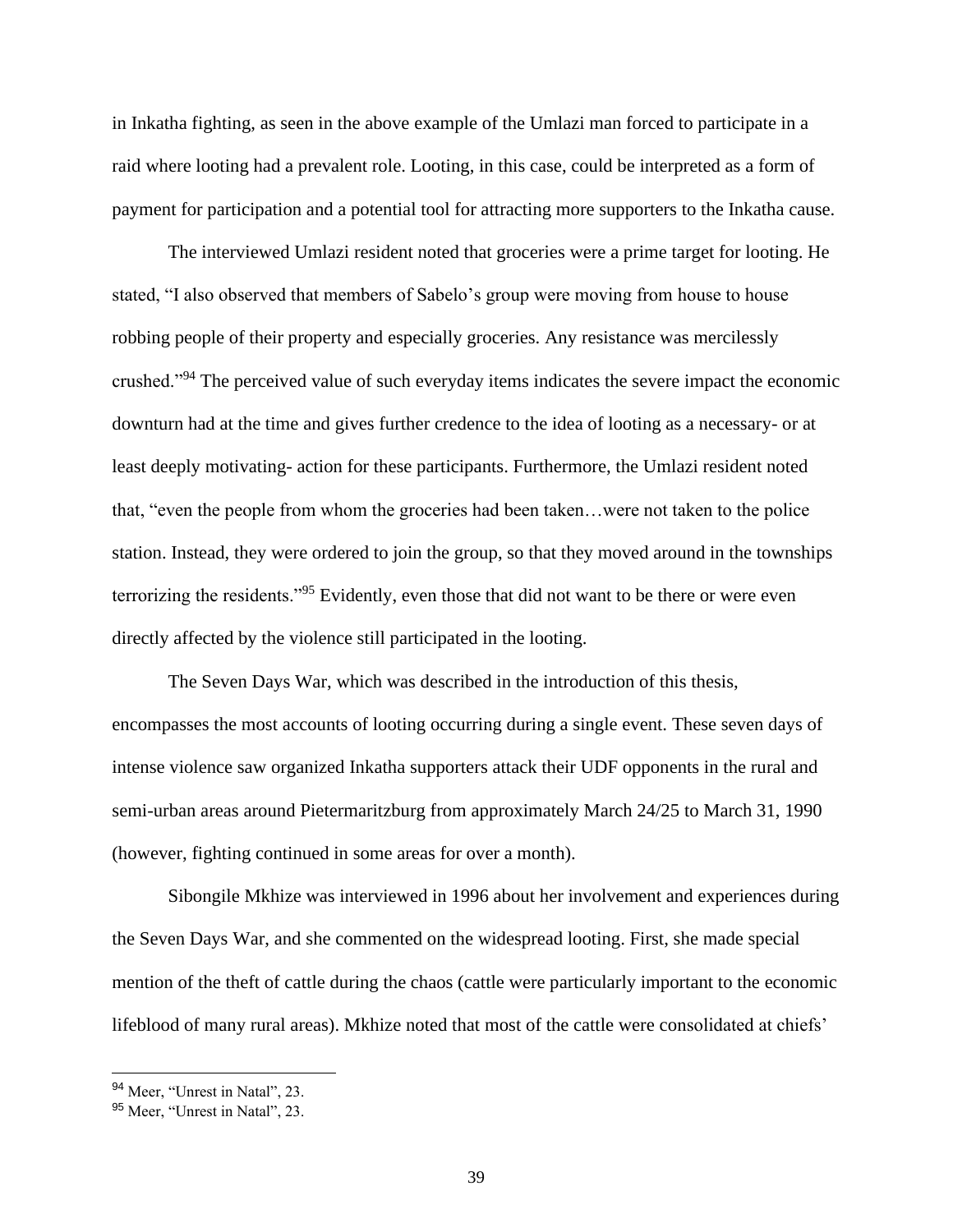in Inkatha fighting, as seen in the above example of the Umlazi man forced to participate in a raid where looting had a prevalent role. Looting, in this case, could be interpreted as a form of payment for participation and a potential tool for attracting more supporters to the Inkatha cause.

The interviewed Umlazi resident noted that groceries were a prime target for looting. He stated, "I also observed that members of Sabelo's group were moving from house to house robbing people of their property and especially groceries. Any resistance was mercilessly crushed."[94] The perceived value of such everyday items indicates the severe impact the economic downturn had at the time and gives further credence to the idea of looting as a necessary- or at least deeply motivating- action for these participants. Furthermore, the Umlazi resident noted that, "even the people from whom the groceries had been taken…were not taken to the police station. Instead, they were ordered to join the group, so that they moved around in the townships terrorizing the residents."[95] Evidently, even those that did not want to be there or were even directly affected by the violence still participated in the looting.

The Seven Days War, which was described in the introduction of this thesis, encompasses the most accounts of looting occurring during a single event. These seven days of intense violence saw organized Inkatha supporters attack their UDF opponents in the rural and semi-urban areas around Pietermaritzburg from approximately March 24/25 to March 31, 1990 (however, fighting continued in some areas for over a month).

Sibongile Mkhize was interviewed in 1996 about her involvement and experiences during the Seven Days War, and she commented on the widespread looting. First, she made special mention of the theft of cattle during the chaos (cattle were particularly important to the economic lifeblood of many rural areas). Mkhize noted that most of the cattle were consolidated at chiefs'

---

[94] Meer, "Unrest in Natal", 23.

[95] Meer, "Unrest in Natal", 23.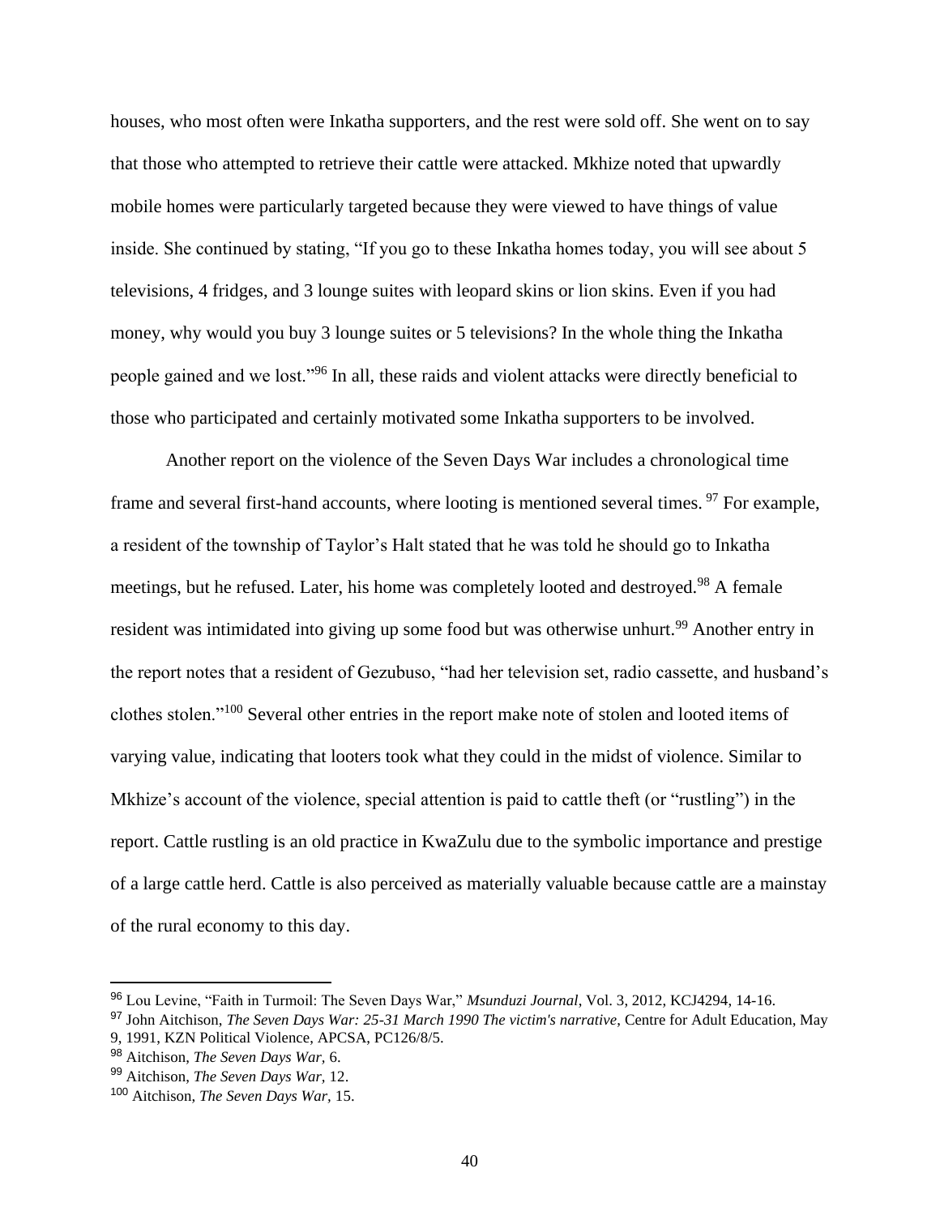houses, who most often were Inkatha supporters, and the rest were sold off. She went on to say that those who attempted to retrieve their cattle were attacked. Mkhize noted that upwardly mobile homes were particularly targeted because they were viewed to have things of value inside. She continued by stating, "If you go to these Inkatha homes today, you will see about 5 televisions, 4 fridges, and 3 lounge suites with leopard skins or lion skins. Even if you had money, why would you buy 3 lounge suites or 5 televisions? In the whole thing the Inkatha people gained and we lost."[96] In all, these raids and violent attacks were directly beneficial to those who participated and certainly motivated some Inkatha supporters to be involved.

Another report on the violence of the Seven Days War includes a chronological time frame and several first-hand accounts, where looting is mentioned several times.[97] For example, a resident of the township of Taylor's Halt stated that he was told he should go to Inkatha meetings, but he refused. Later, his home was completely looted and destroyed.[98] A female resident was intimidated into giving up some food but was otherwise unhurt.[99] Another entry in the report notes that a resident of Gezubuso, "had her television set, radio cassette, and husband's clothes stolen."[100] Several other entries in the report make note of stolen and looted items of varying value, indicating that looters took what they could in the midst of violence. Similar to Mkhize's account of the violence, special attention is paid to cattle theft (or "rustling") in the report. Cattle rustling is an old practice in KwaZulu due to the symbolic importance and prestige of a large cattle herd. Cattle is also perceived as materially valuable because cattle are a mainstay of the rural economy to this day.

---

[96] Lou Levine, "Faith in Turmoil: The Seven Days War," *Msunduzi Journal*, Vol. 3, 2012, KCJ4294, 14-16.

[97] John Aitchison, *The Seven Days War: 25-31 March 1990 The victim's narrative*, Centre for Adult Education, May 9, 1991, KZN Political Violence, APCSA, PC126/8/5.

[98] Aitchison, *The Seven Days War,* 6.

[99] Aitchison, *The Seven Days War,* 12.

[100] Aitchison, *The Seven Days War,* 15.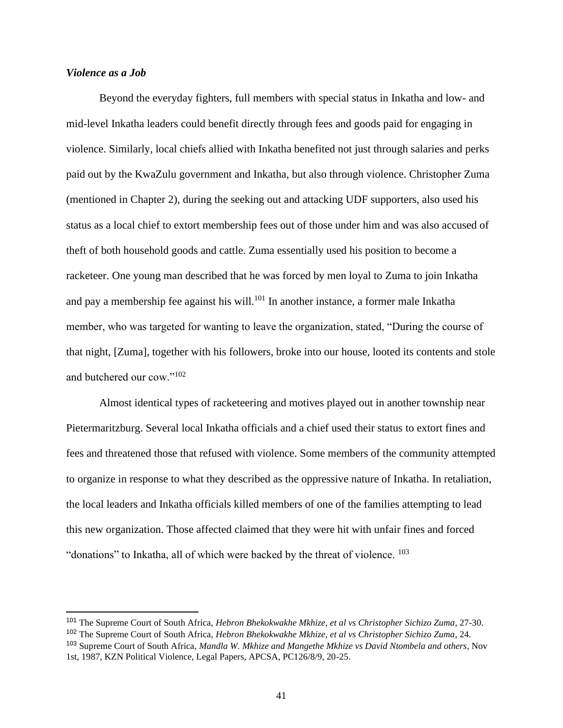***Violence as a Job***

Beyond the everyday fighters, full members with special status in Inkatha and low- and mid-level Inkatha leaders could benefit directly through fees and goods paid for engaging in violence. Similarly, local chiefs allied with Inkatha benefited not just through salaries and perks paid out by the KwaZulu government and Inkatha, but also through violence. Christopher Zuma (mentioned in Chapter 2), during the seeking out and attacking UDF supporters, also used his status as a local chief to extort membership fees out of those under him and was also accused of theft of both household goods and cattle. Zuma essentially used his position to become a racketeer. One young man described that he was forced by men loyal to Zuma to join Inkatha and pay a membership fee against his will.[101] In another instance, a former male Inkatha member, who was targeted for wanting to leave the organization, stated, "During the course of that night, [Zuma], together with his followers, broke into our house, looted its contents and stole and butchered our cow."[102]

Almost identical types of racketeering and motives played out in another township near Pietermaritzburg. Several local Inkatha officials and a chief used their status to extort fines and fees and threatened those that refused with violence. Some members of the community attempted to organize in response to what they described as the oppressive nature of Inkatha. In retaliation, the local leaders and Inkatha officials killed members of one of the families attempting to lead this new organization. Those affected claimed that they were hit with unfair fines and forced "donations" to Inkatha, all of which were backed by the threat of violence. [103]

---

[101] The Supreme Court of South Africa, *Hebron Bhekokwakhe Mkhize, et al vs Christopher Sichizo Zuma*, 27-30.

[102] The Supreme Court of South Africa, *Hebron Bhekokwakhe Mkhize, et al vs Christopher Sichizo Zuma*, 24.

[103] Supreme Court of South Africa, *Mandla W. Mkhize and Mangethe Mkhize vs David Ntombela and others*, Nov 1st, 1987, KZN Political Violence, Legal Papers, APCSA, PC126/8/9, 20-25.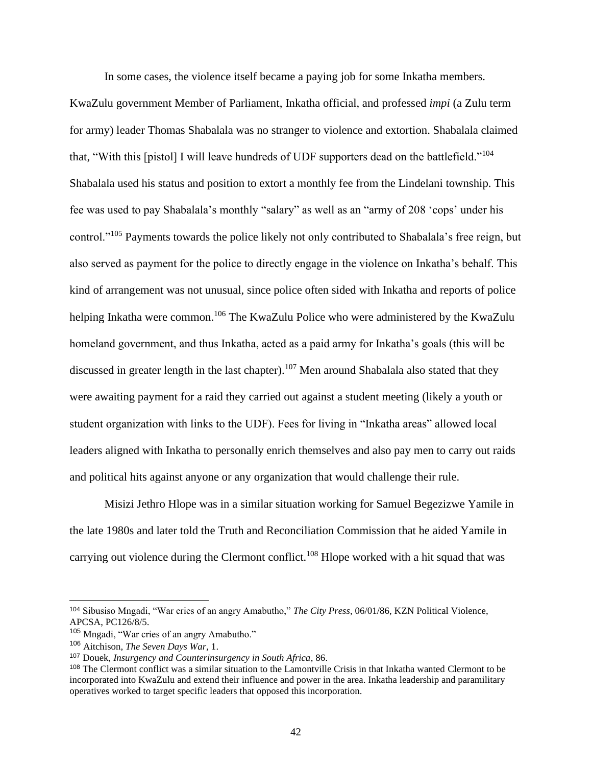In some cases, the violence itself became a paying job for some Inkatha members. KwaZulu government Member of Parliament, Inkatha official, and professed *impi* (a Zulu term for army) leader Thomas Shabalala was no stranger to violence and extortion. Shabalala claimed that, "With this [pistol] I will leave hundreds of UDF supporters dead on the battlefield."[104] Shabalala used his status and position to extort a monthly fee from the Lindelani township. This fee was used to pay Shabalala's monthly "salary" as well as an "army of 208 'cops' under his control."[105] Payments towards the police likely not only contributed to Shabalala's free reign, but also served as payment for the police to directly engage in the violence on Inkatha's behalf. This kind of arrangement was not unusual, since police often sided with Inkatha and reports of police helping Inkatha were common.[106] The KwaZulu Police who were administered by the KwaZulu homeland government, and thus Inkatha, acted as a paid army for Inkatha's goals (this will be discussed in greater length in the last chapter).[107] Men around Shabalala also stated that they were awaiting payment for a raid they carried out against a student meeting (likely a youth or student organization with links to the UDF). Fees for living in "Inkatha areas" allowed local leaders aligned with Inkatha to personally enrich themselves and also pay men to carry out raids and political hits against anyone or any organization that would challenge their rule.

Misizi Jethro Hlope was in a similar situation working for Samuel Begezizwe Yamile in the late 1980s and later told the Truth and Reconciliation Commission that he aided Yamile in carrying out violence during the Clermont conflict.[108] Hlope worked with a hit squad that was

---

[104] Sibusiso Mngadi, "War cries of an angry Amabutho," *The City Press*, 06/01/86, KZN Political Violence, APCSA, PC126/8/5.

[105] Mngadi, "War cries of an angry Amabutho."

[106] Aitchison, *The Seven Days War*, 1.

[107] Douek, *Insurgency and Counterinsurgency in South Africa*, 86.

[108] The Clermont conflict was a similar situation to the Lamontville Crisis in that Inkatha wanted Clermont to be incorporated into KwaZulu and extend their influence and power in the area. Inkatha leadership and paramilitary operatives worked to target specific leaders that opposed this incorporation.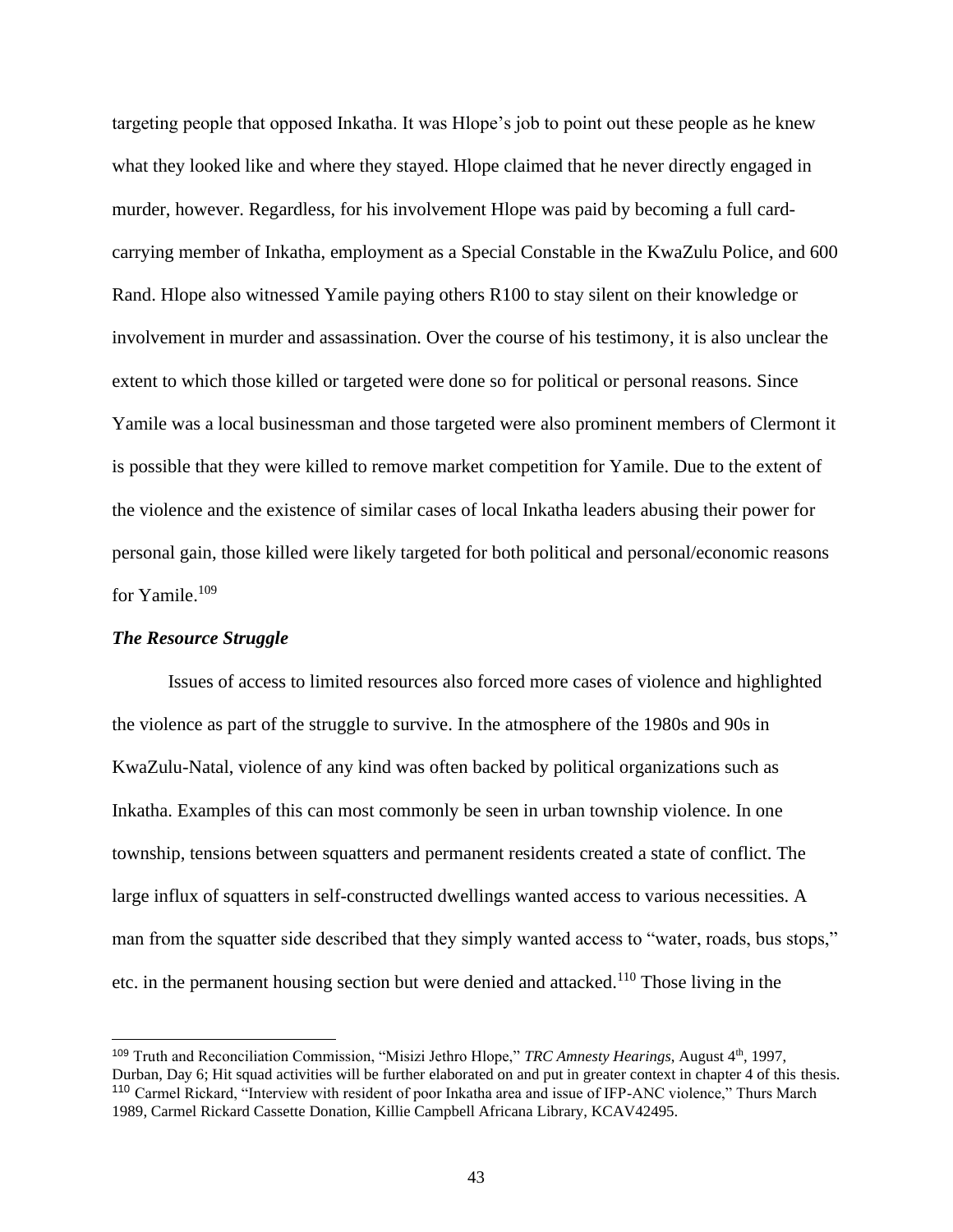targeting people that opposed Inkatha. It was Hlope's job to point out these people as he knew what they looked like and where they stayed. Hlope claimed that he never directly engaged in murder, however. Regardless, for his involvement Hlope was paid by becoming a full card-carrying member of Inkatha, employment as a Special Constable in the KwaZulu Police, and 600 Rand. Hlope also witnessed Yamile paying others R100 to stay silent on their knowledge or involvement in murder and assassination. Over the course of his testimony, it is also unclear the extent to which those killed or targeted were done so for political or personal reasons. Since Yamile was a local businessman and those targeted were also prominent members of Clermont it is possible that they were killed to remove market competition for Yamile. Due to the extent of the violence and the existence of similar cases of local Inkatha leaders abusing their power for personal gain, those killed were likely targeted for both political and personal/economic reasons for Yamile.[109]

### *The Resource Struggle*

Issues of access to limited resources also forced more cases of violence and highlighted the violence as part of the struggle to survive. In the atmosphere of the 1980s and 90s in KwaZulu-Natal, violence of any kind was often backed by political organizations such as Inkatha. Examples of this can most commonly be seen in urban township violence. In one township, tensions between squatters and permanent residents created a state of conflict. The large influx of squatters in self-constructed dwellings wanted access to various necessities. A man from the squatter side described that they simply wanted access to "water, roads, bus stops," etc. in the permanent housing section but were denied and attacked.[110] Those living in the

---

[109] Truth and Reconciliation Commission, "Misizi Jethro Hlope," *TRC Amnesty Hearings*, August 4th, 1997, Durban, Day 6; Hit squad activities will be further elaborated on and put in greater context in chapter 4 of this thesis.

[110] Carmel Rickard, "Interview with resident of poor Inkatha area and issue of IFP-ANC violence," Thurs March 1989, Carmel Rickard Cassette Donation, Killie Campbell Africana Library, KCAV42495.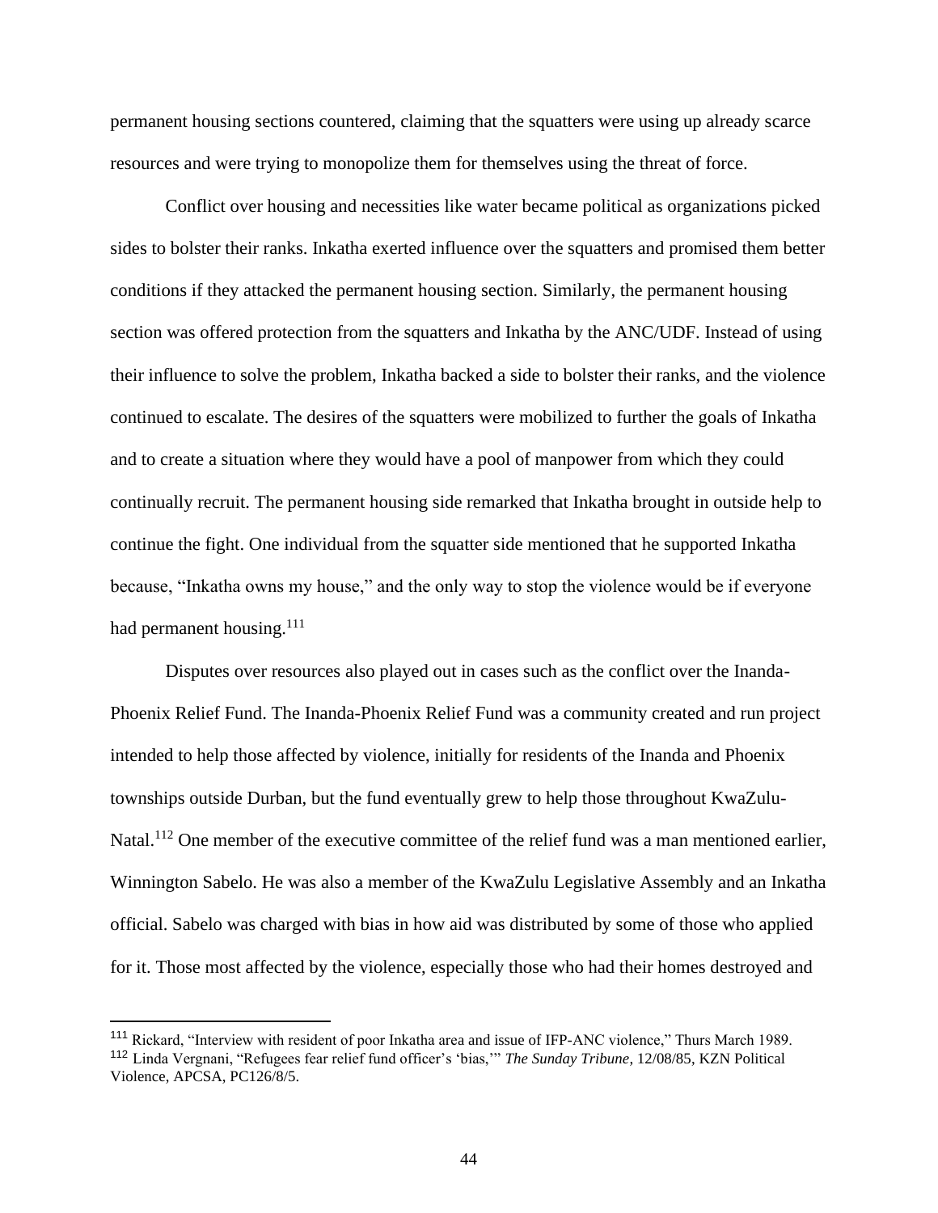permanent housing sections countered, claiming that the squatters were using up already scarce resources and were trying to monopolize them for themselves using the threat of force.

Conflict over housing and necessities like water became political as organizations picked sides to bolster their ranks. Inkatha exerted influence over the squatters and promised them better conditions if they attacked the permanent housing section. Similarly, the permanent housing section was offered protection from the squatters and Inkatha by the ANC/UDF. Instead of using their influence to solve the problem, Inkatha backed a side to bolster their ranks, and the violence continued to escalate. The desires of the squatters were mobilized to further the goals of Inkatha and to create a situation where they would have a pool of manpower from which they could continually recruit. The permanent housing side remarked that Inkatha brought in outside help to continue the fight. One individual from the squatter side mentioned that he supported Inkatha because, "Inkatha owns my house," and the only way to stop the violence would be if everyone had permanent housing.[111]

Disputes over resources also played out in cases such as the conflict over the Inanda-Phoenix Relief Fund. The Inanda-Phoenix Relief Fund was a community created and run project intended to help those affected by violence, initially for residents of the Inanda and Phoenix townships outside Durban, but the fund eventually grew to help those throughout KwaZulu-Natal.[112] One member of the executive committee of the relief fund was a man mentioned earlier, Winnington Sabelo. He was also a member of the KwaZulu Legislative Assembly and an Inkatha official. Sabelo was charged with bias in how aid was distributed by some of those who applied for it. Those most affected by the violence, especially those who had their homes destroyed and

---

[111] Rickard, "Interview with resident of poor Inkatha area and issue of IFP-ANC violence," Thurs March 1989.

[112] Linda Vergnani, "Refugees fear relief fund officer's 'bias,'" *The Sunday Tribune*, 12/08/85, KZN Political Violence, APCSA, PC126/8/5.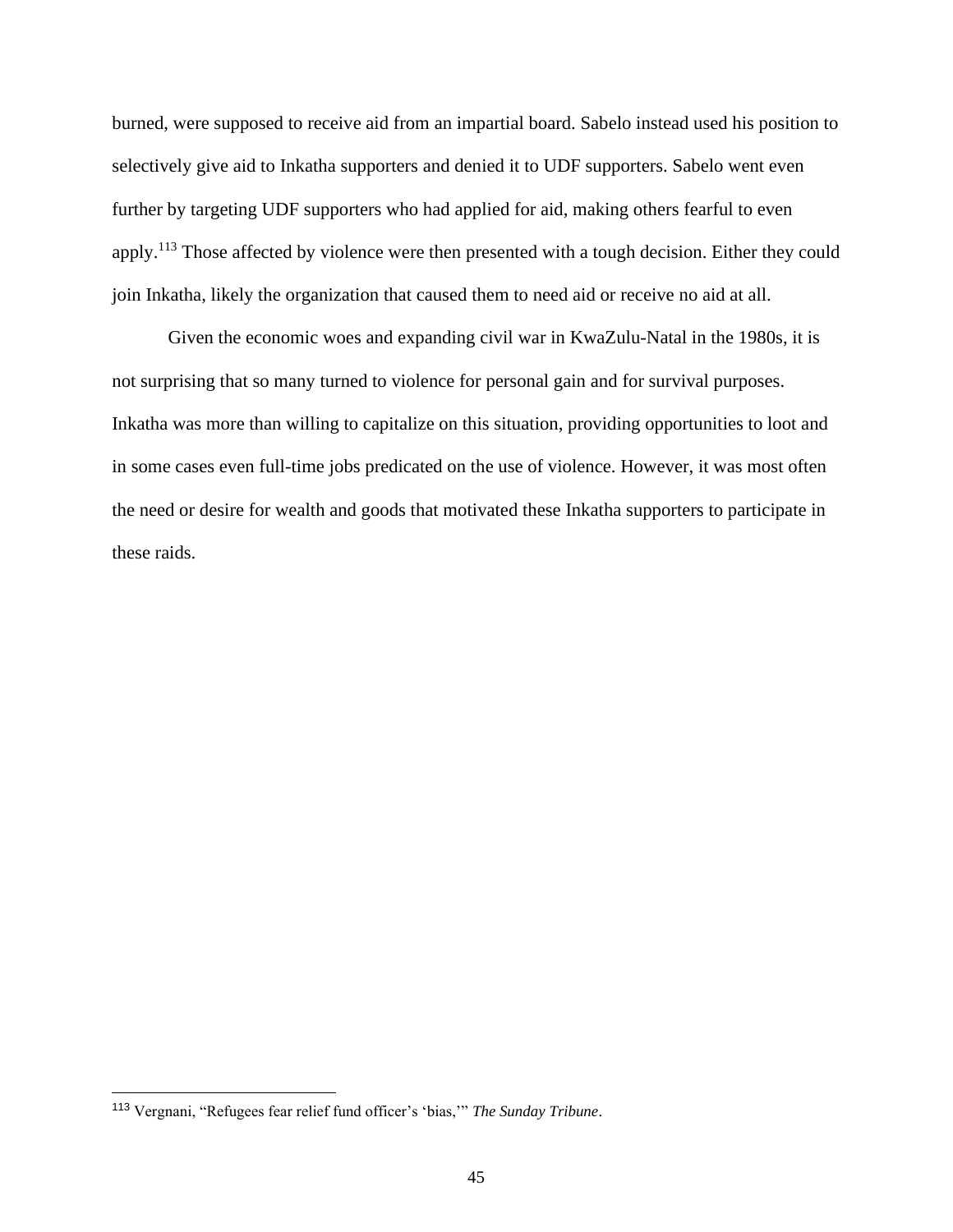burned, were supposed to receive aid from an impartial board. Sabelo instead used his position to selectively give aid to Inkatha supporters and denied it to UDF supporters. Sabelo went even further by targeting UDF supporters who had applied for aid, making others fearful to even apply.[113] Those affected by violence were then presented with a tough decision. Either they could join Inkatha, likely the organization that caused them to need aid or receive no aid at all.

Given the economic woes and expanding civil war in KwaZulu-Natal in the 1980s, it is not surprising that so many turned to violence for personal gain and for survival purposes. Inkatha was more than willing to capitalize on this situation, providing opportunities to loot and in some cases even full-time jobs predicated on the use of violence. However, it was most often the need or desire for wealth and goods that motivated these Inkatha supporters to participate in these raids.

---

[113] Vergnani, "Refugees fear relief fund officer's 'bias,'" *The Sunday Tribune*.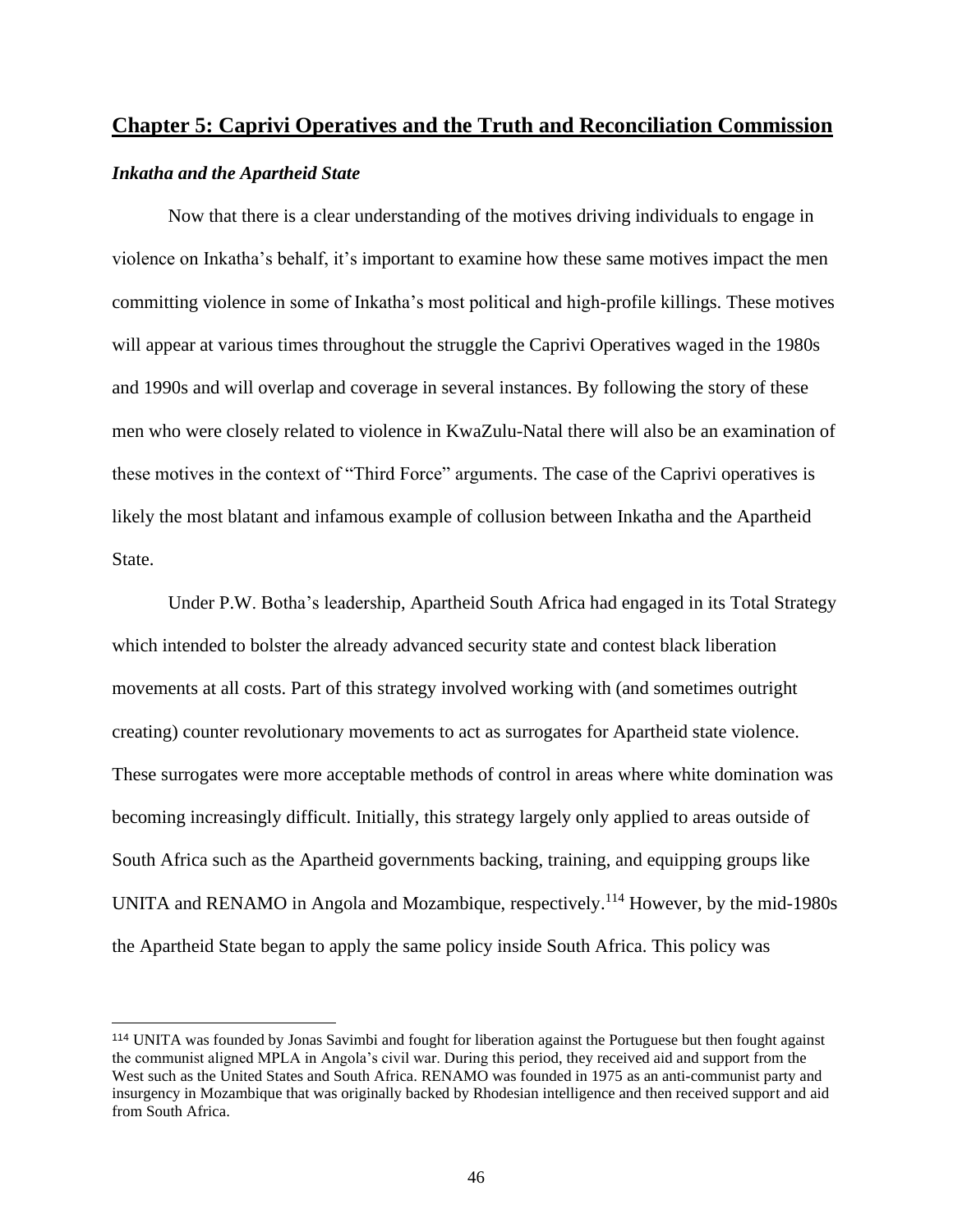## Chapter 5: Caprivi Operatives and the Truth and Reconciliation Commission

### *Inkatha and the Apartheid State*

Now that there is a clear understanding of the motives driving individuals to engage in violence on Inkatha's behalf, it's important to examine how these same motives impact the men committing violence in some of Inkatha's most political and high-profile killings. These motives will appear at various times throughout the struggle the Caprivi Operatives waged in the 1980s and 1990s and will overlap and coverage in several instances. By following the story of these men who were closely related to violence in KwaZulu-Natal there will also be an examination of these motives in the context of "Third Force" arguments. The case of the Caprivi operatives is likely the most blatant and infamous example of collusion between Inkatha and the Apartheid State.

Under P.W. Botha's leadership, Apartheid South Africa had engaged in its Total Strategy which intended to bolster the already advanced security state and contest black liberation movements at all costs. Part of this strategy involved working with (and sometimes outright creating) counter revolutionary movements to act as surrogates for Apartheid state violence. These surrogates were more acceptable methods of control in areas where white domination was becoming increasingly difficult. Initially, this strategy largely only applied to areas outside of South Africa such as the Apartheid governments backing, training, and equipping groups like UNITA and RENAMO in Angola and Mozambique, respectively.[114] However, by the mid-1980s the Apartheid State began to apply the same policy inside South Africa. This policy was

[114] UNITA was founded by Jonas Savimbi and fought for liberation against the Portuguese but then fought against the communist aligned MPLA in Angola's civil war. During this period, they received aid and support from the West such as the United States and South Africa. RENAMO was founded in 1975 as an anti-communist party and insurgency in Mozambique that was originally backed by Rhodesian intelligence and then received support and aid from South Africa.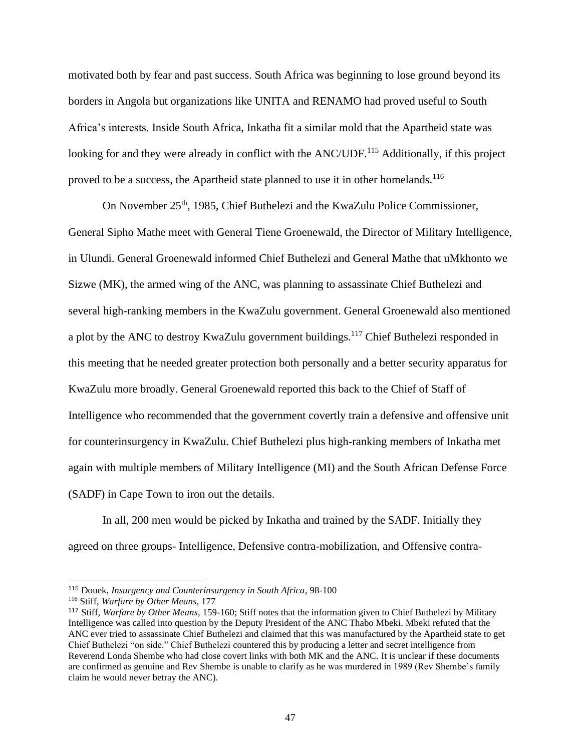motivated both by fear and past success. South Africa was beginning to lose ground beyond its borders in Angola but organizations like UNITA and RENAMO had proved useful to South Africa's interests. Inside South Africa, Inkatha fit a similar mold that the Apartheid state was looking for and they were already in conflict with the ANC/UDF.[115] Additionally, if this project proved to be a success, the Apartheid state planned to use it in other homelands.[116]

On November 25th, 1985, Chief Buthelezi and the KwaZulu Police Commissioner, General Sipho Mathe meet with General Tiene Groenewald, the Director of Military Intelligence, in Ulundi. General Groenewald informed Chief Buthelezi and General Mathe that uMkhonto we Sizwe (MK), the armed wing of the ANC, was planning to assassinate Chief Buthelezi and several high-ranking members in the KwaZulu government. General Groenewald also mentioned a plot by the ANC to destroy KwaZulu government buildings.[117] Chief Buthelezi responded in this meeting that he needed greater protection both personally and a better security apparatus for KwaZulu more broadly. General Groenewald reported this back to the Chief of Staff of Intelligence who recommended that the government covertly train a defensive and offensive unit for counterinsurgency in KwaZulu. Chief Buthelezi plus high-ranking members of Inkatha met again with multiple members of Military Intelligence (MI) and the South African Defense Force (SADF) in Cape Town to iron out the details.

In all, 200 men would be picked by Inkatha and trained by the SADF. Initially they agreed on three groups- Intelligence, Defensive contra-mobilization, and Offensive contra-

---

[115] Douek, *Insurgency and Counterinsurgency in South Africa*, 98-100

[116] Stiff, *Warfare by Other Means*, 177

[117] Stiff, *Warfare by Other Means*, 159-160; Stiff notes that the information given to Chief Buthelezi by Military Intelligence was called into question by the Deputy President of the ANC Thabo Mbeki. Mbeki refuted that the ANC ever tried to assassinate Chief Buthelezi and claimed that this was manufactured by the Apartheid state to get Chief Buthelezi "on side." Chief Buthelezi countered this by producing a letter and secret intelligence from Reverend Londa Shembe who had close covert links with both MK and the ANC. It is unclear if these documents are confirmed as genuine and Rev Shembe is unable to clarify as he was murdered in 1989 (Rev Shembe's family claim he would never betray the ANC).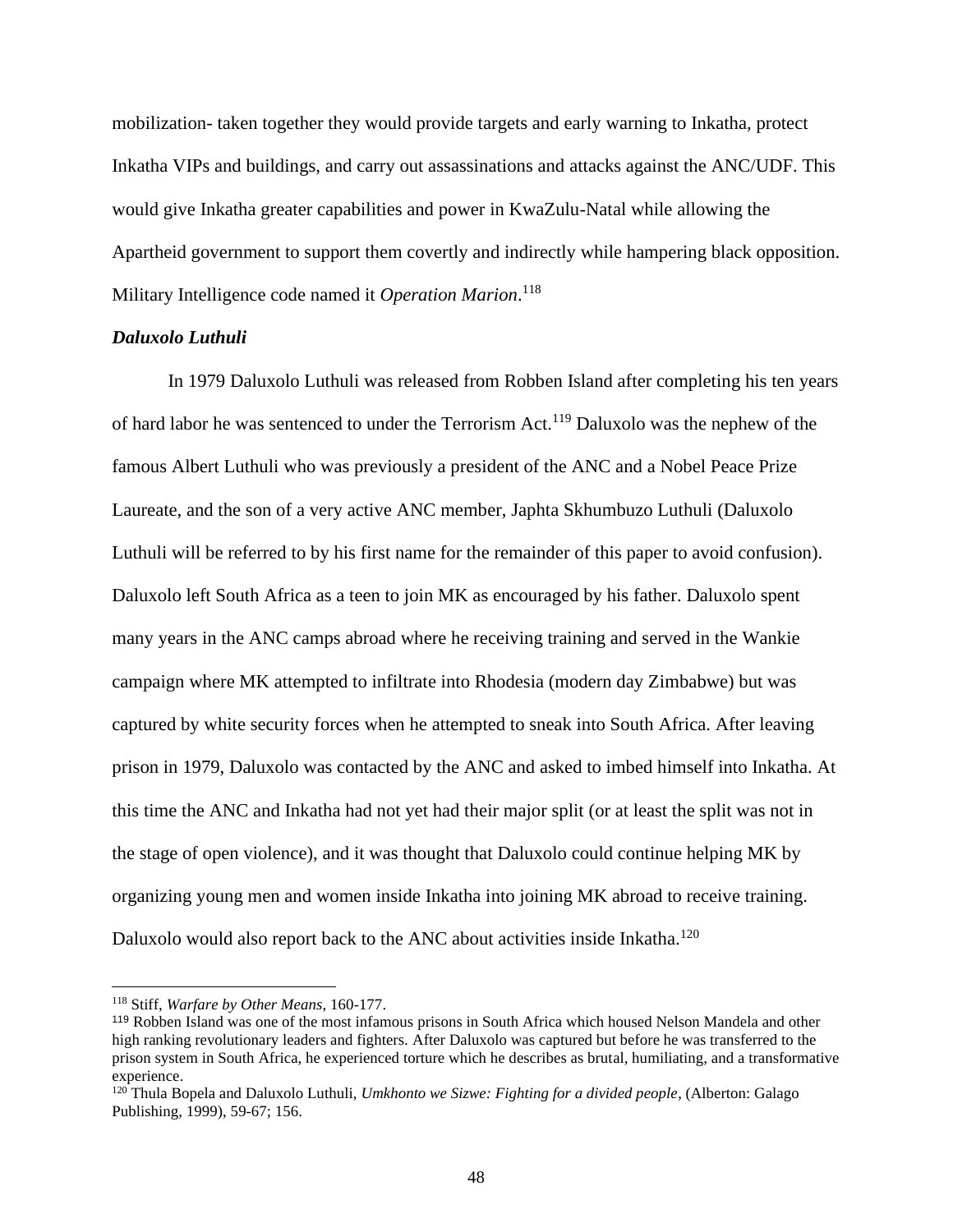mobilization- taken together they would provide targets and early warning to Inkatha, protect Inkatha VIPs and buildings, and carry out assassinations and attacks against the ANC/UDF. This would give Inkatha greater capabilities and power in KwaZulu-Natal while allowing the Apartheid government to support them covertly and indirectly while hampering black opposition. Military Intelligence code named it *Operation Marion*.[118]

***Daluxolo Luthuli***

In 1979 Daluxolo Luthuli was released from Robben Island after completing his ten years of hard labor he was sentenced to under the Terrorism Act.[119] Daluxolo was the nephew of the famous Albert Luthuli who was previously a president of the ANC and a Nobel Peace Prize Laureate, and the son of a very active ANC member, Japhta Skhumbuzo Luthuli (Daluxolo Luthuli will be referred to by his first name for the remainder of this paper to avoid confusion). Daluxolo left South Africa as a teen to join MK as encouraged by his father. Daluxolo spent many years in the ANC camps abroad where he receiving training and served in the Wankie campaign where MK attempted to infiltrate into Rhodesia (modern day Zimbabwe) but was captured by white security forces when he attempted to sneak into South Africa. After leaving prison in 1979, Daluxolo was contacted by the ANC and asked to imbed himself into Inkatha. At this time the ANC and Inkatha had not yet had their major split (or at least the split was not in the stage of open violence), and it was thought that Daluxolo could continue helping MK by organizing young men and women inside Inkatha into joining MK abroad to receive training. Daluxolo would also report back to the ANC about activities inside Inkatha.[120]

---

[118] Stiff, *Warfare by Other Means*, 160-177.

[119] Robben Island was one of the most infamous prisons in South Africa which housed Nelson Mandela and other high ranking revolutionary leaders and fighters. After Daluxolo was captured but before he was transferred to the prison system in South Africa, he experienced torture which he describes as brutal, humiliating, and a transformative experience.

[120] Thula Bopela and Daluxolo Luthuli, *Umkhonto we Sizwe: Fighting for a divided people*, (Alberton: Galago Publishing, 1999), 59-67; 156.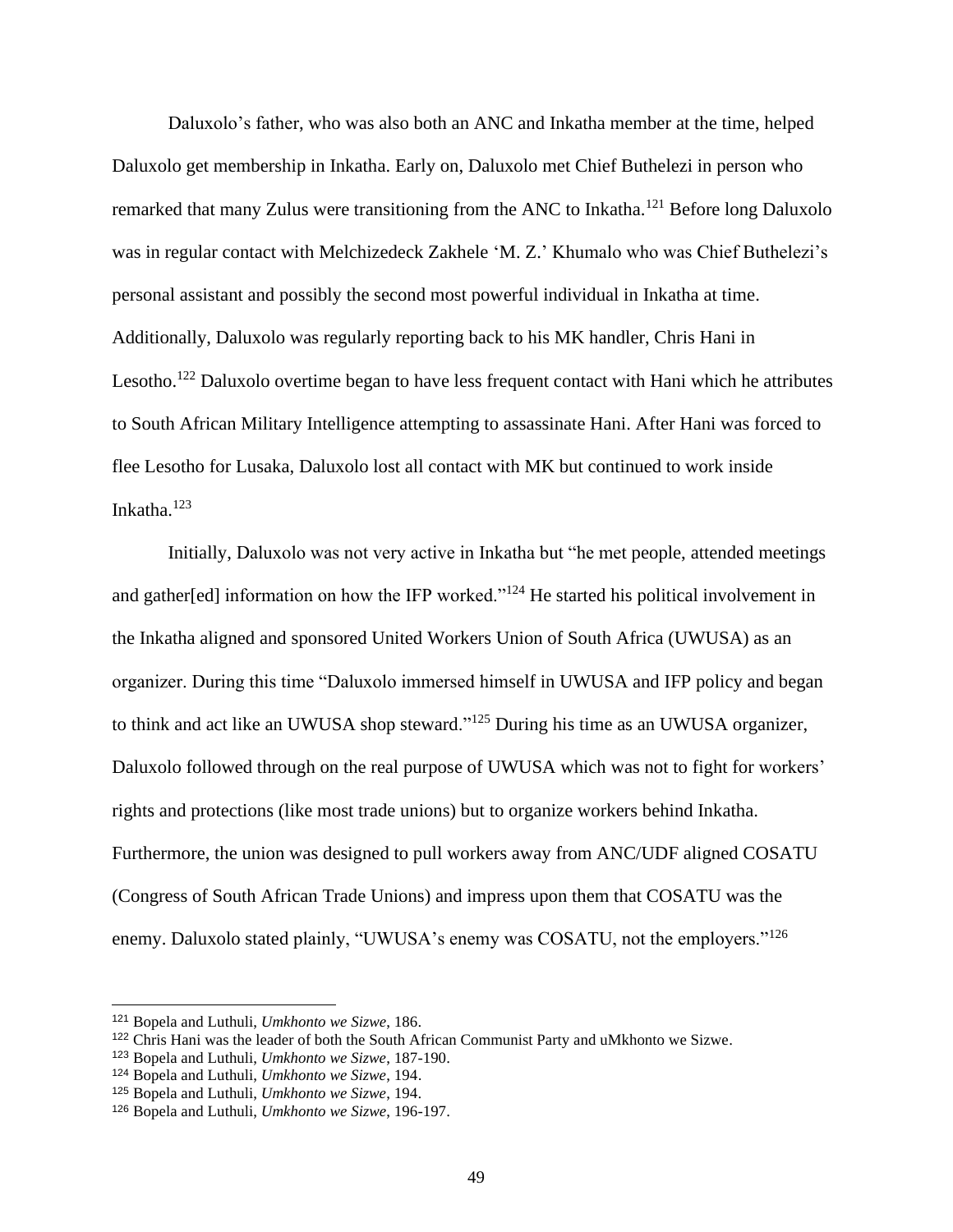Daluxolo's father, who was also both an ANC and Inkatha member at the time, helped Daluxolo get membership in Inkatha. Early on, Daluxolo met Chief Buthelezi in person who remarked that many Zulus were transitioning from the ANC to Inkatha.[121] Before long Daluxolo was in regular contact with Melchizedeck Zakhele 'M. Z.' Khumalo who was Chief Buthelezi's personal assistant and possibly the second most powerful individual in Inkatha at time. Additionally, Daluxolo was regularly reporting back to his MK handler, Chris Hani in Lesotho.[122] Daluxolo overtime began to have less frequent contact with Hani which he attributes to South African Military Intelligence attempting to assassinate Hani. After Hani was forced to flee Lesotho for Lusaka, Daluxolo lost all contact with MK but continued to work inside Inkatha.[123]

Initially, Daluxolo was not very active in Inkatha but "he met people, attended meetings and gather[ed] information on how the IFP worked."[124] He started his political involvement in the Inkatha aligned and sponsored United Workers Union of South Africa (UWUSA) as an organizer. During this time "Daluxolo immersed himself in UWUSA and IFP policy and began to think and act like an UWUSA shop steward."[125] During his time as an UWUSA organizer, Daluxolo followed through on the real purpose of UWUSA which was not to fight for workers' rights and protections (like most trade unions) but to organize workers behind Inkatha. Furthermore, the union was designed to pull workers away from ANC/UDF aligned COSATU (Congress of South African Trade Unions) and impress upon them that COSATU was the enemy. Daluxolo stated plainly, "UWUSA's enemy was COSATU, not the employers."[126]

---

[121] Bopela and Luthuli, *Umkhonto we Sizwe*, 186.

[122] Chris Hani was the leader of both the South African Communist Party and uMkhonto we Sizwe.

[123] Bopela and Luthuli, *Umkhonto we Sizwe*, 187-190.

[124] Bopela and Luthuli, *Umkhonto we Sizwe*, 194.

[125] Bopela and Luthuli, *Umkhonto we Sizwe*, 194.

[126] Bopela and Luthuli, *Umkhonto we Sizwe*, 196-197.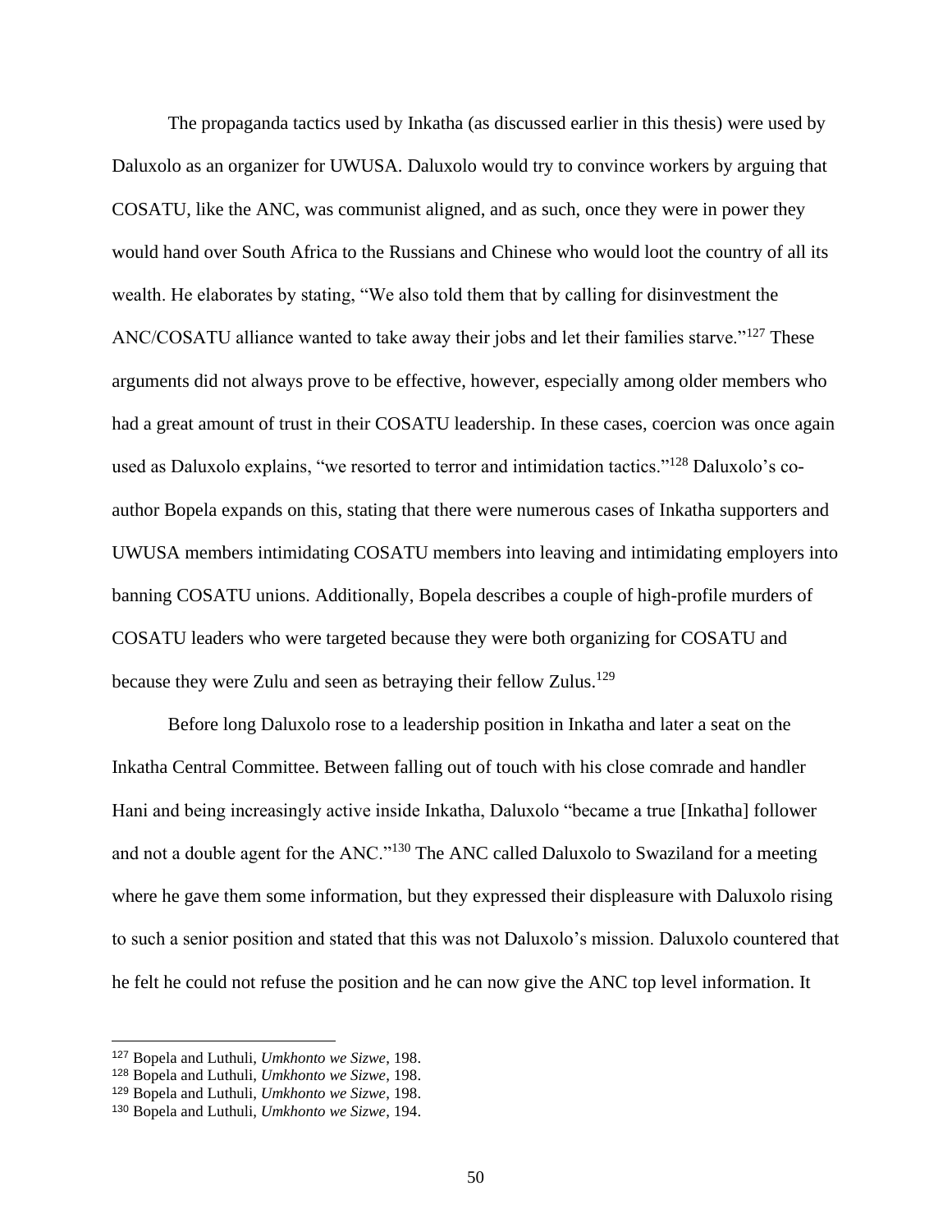The propaganda tactics used by Inkatha (as discussed earlier in this thesis) were used by Daluxolo as an organizer for UWUSA. Daluxolo would try to convince workers by arguing that COSATU, like the ANC, was communist aligned, and as such, once they were in power they would hand over South Africa to the Russians and Chinese who would loot the country of all its wealth. He elaborates by stating, "We also told them that by calling for disinvestment the ANC/COSATU alliance wanted to take away their jobs and let their families starve."[127] These arguments did not always prove to be effective, however, especially among older members who had a great amount of trust in their COSATU leadership. In these cases, coercion was once again used as Daluxolo explains, "we resorted to terror and intimidation tactics."[128] Daluxolo's co-author Bopela expands on this, stating that there were numerous cases of Inkatha supporters and UWUSA members intimidating COSATU members into leaving and intimidating employers into banning COSATU unions. Additionally, Bopela describes a couple of high-profile murders of COSATU leaders who were targeted because they were both organizing for COSATU and because they were Zulu and seen as betraying their fellow Zulus.[129]

Before long Daluxolo rose to a leadership position in Inkatha and later a seat on the Inkatha Central Committee. Between falling out of touch with his close comrade and handler Hani and being increasingly active inside Inkatha, Daluxolo "became a true [Inkatha] follower and not a double agent for the ANC."[130] The ANC called Daluxolo to Swaziland for a meeting where he gave them some information, but they expressed their displeasure with Daluxolo rising to such a senior position and stated that this was not Daluxolo's mission. Daluxolo countered that he felt he could not refuse the position and he can now give the ANC top level information. It

---

[127] Bopela and Luthuli, *Umkhonto we Sizwe*, 198.

[128] Bopela and Luthuli, *Umkhonto we Sizwe*, 198.

[129] Bopela and Luthuli, *Umkhonto we Sizwe*, 198.

[130] Bopela and Luthuli, *Umkhonto we Sizwe*, 194.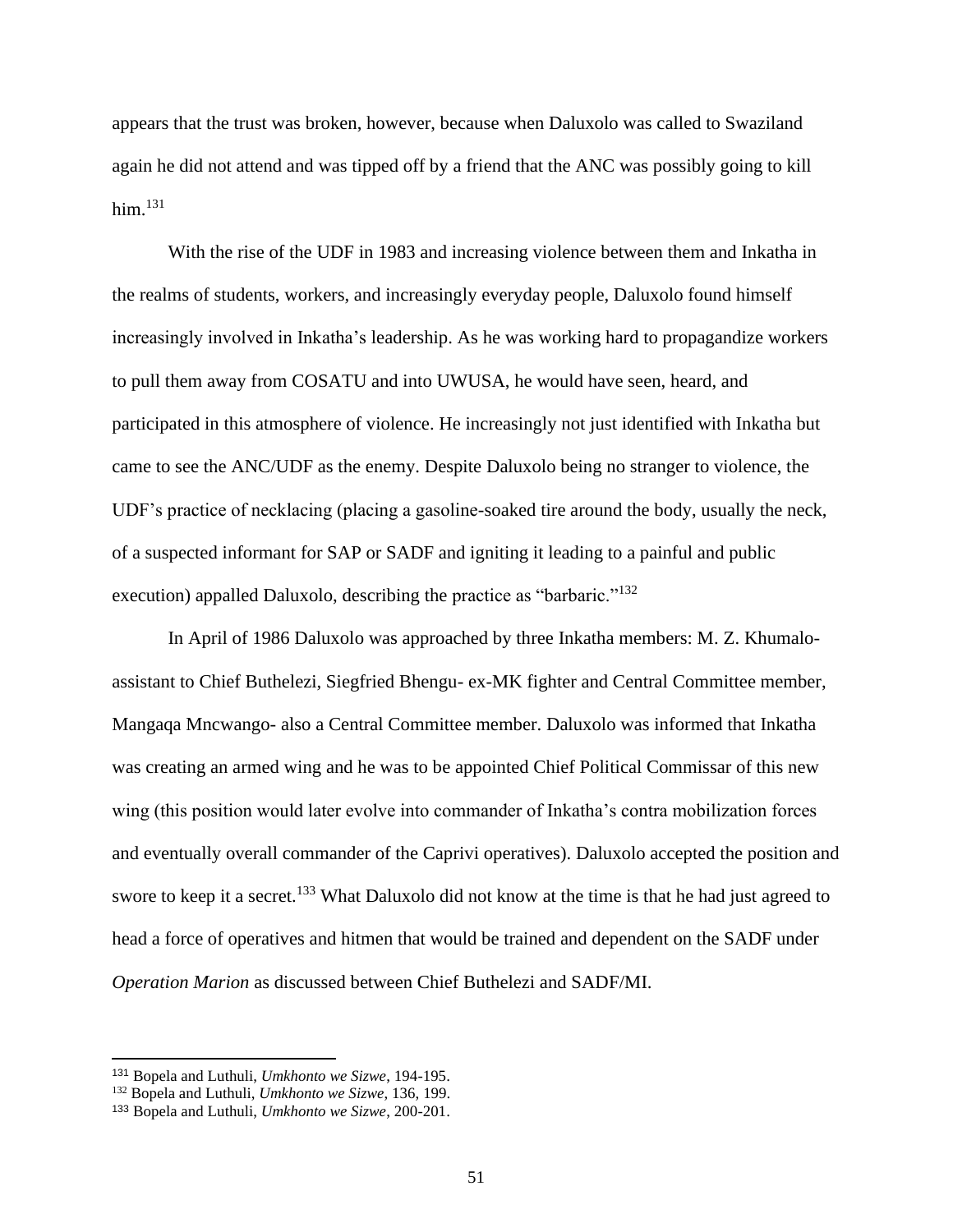appears that the trust was broken, however, because when Daluxolo was called to Swaziland again he did not attend and was tipped off by a friend that the ANC was possibly going to kill him.[131]

With the rise of the UDF in 1983 and increasing violence between them and Inkatha in the realms of students, workers, and increasingly everyday people, Daluxolo found himself increasingly involved in Inkatha's leadership. As he was working hard to propagandize workers to pull them away from COSATU and into UWUSA, he would have seen, heard, and participated in this atmosphere of violence. He increasingly not just identified with Inkatha but came to see the ANC/UDF as the enemy. Despite Daluxolo being no stranger to violence, the UDF's practice of necklacing (placing a gasoline-soaked tire around the body, usually the neck, of a suspected informant for SAP or SADF and igniting it leading to a painful and public execution) appalled Daluxolo, describing the practice as "barbaric."[132]

In April of 1986 Daluxolo was approached by three Inkatha members: M. Z. Khumalo- assistant to Chief Buthelezi, Siegfried Bhengu- ex-MK fighter and Central Committee member, Mangaqa Mncwango- also a Central Committee member. Daluxolo was informed that Inkatha was creating an armed wing and he was to be appointed Chief Political Commissar of this new wing (this position would later evolve into commander of Inkatha's contra mobilization forces and eventually overall commander of the Caprivi operatives). Daluxolo accepted the position and swore to keep it a secret.[133] What Daluxolo did not know at the time is that he had just agreed to head a force of operatives and hitmen that would be trained and dependent on the SADF under *Operation Marion* as discussed between Chief Buthelezi and SADF/MI.

---

[131] Bopela and Luthuli, *Umkhonto we Sizwe*, 194-195.

[132] Bopela and Luthuli, *Umkhonto we Sizwe*, 136, 199.

[133] Bopela and Luthuli, *Umkhonto we Sizwe*, 200-201.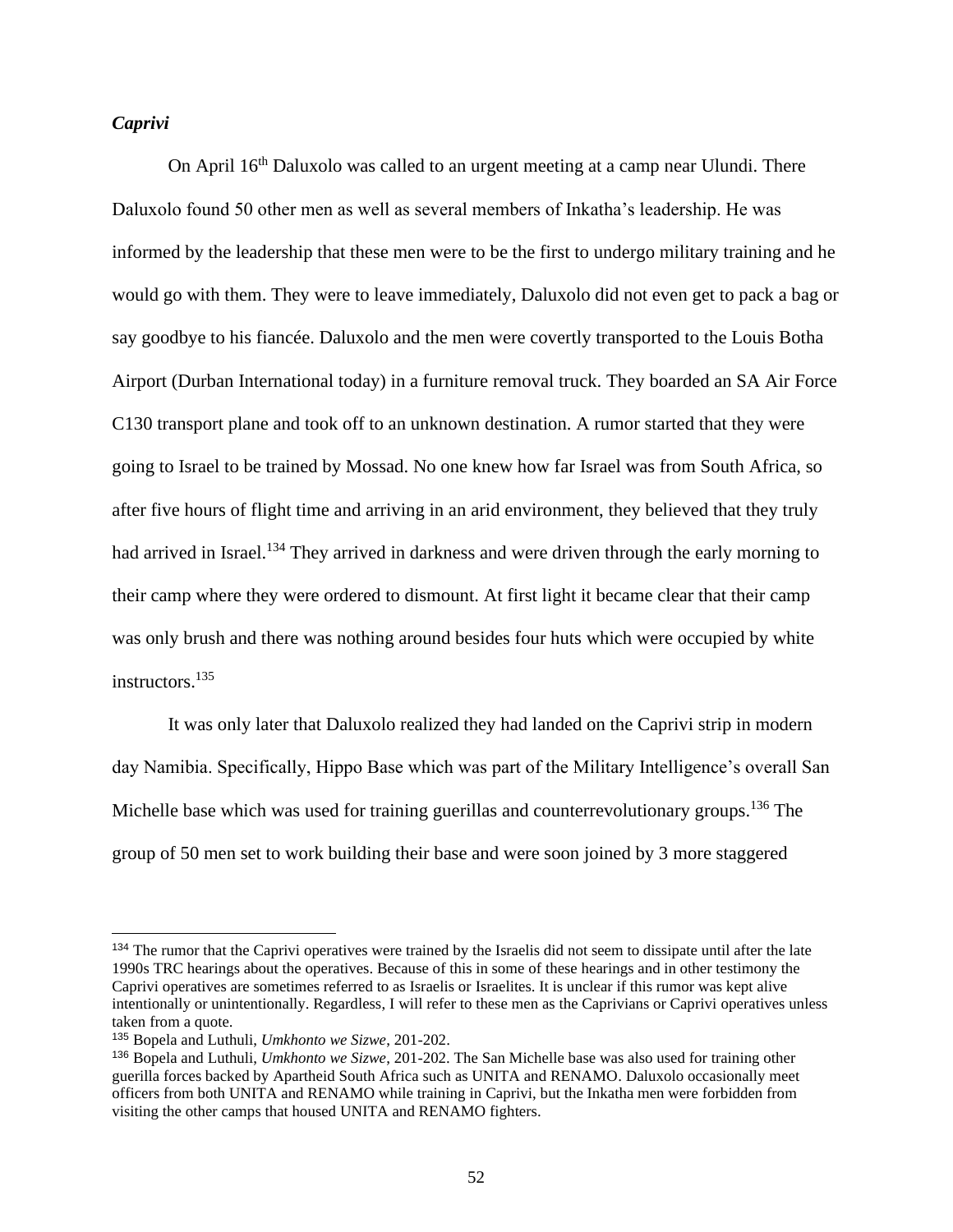### *Caprivi*

On April 16th Daluxolo was called to an urgent meeting at a camp near Ulundi. There Daluxolo found 50 other men as well as several members of Inkatha's leadership. He was informed by the leadership that these men were to be the first to undergo military training and he would go with them. They were to leave immediately, Daluxolo did not even get to pack a bag or say goodbye to his fiancée. Daluxolo and the men were covertly transported to the Louis Botha Airport (Durban International today) in a furniture removal truck. They boarded an SA Air Force C130 transport plane and took off to an unknown destination. A rumor started that they were going to Israel to be trained by Mossad. No one knew how far Israel was from South Africa, so after five hours of flight time and arriving in an arid environment, they believed that they truly had arrived in Israel.[134] They arrived in darkness and were driven through the early morning to their camp where they were ordered to dismount. At first light it became clear that their camp was only brush and there was nothing around besides four huts which were occupied by white instructors.[135]

It was only later that Daluxolo realized they had landed on the Caprivi strip in modern day Namibia. Specifically, Hippo Base which was part of the Military Intelligence's overall San Michelle base which was used for training guerillas and counterrevolutionary groups.[136] The group of 50 men set to work building their base and were soon joined by 3 more staggered

---

[134] The rumor that the Caprivi operatives were trained by the Israelis did not seem to dissipate until after the late 1990s TRC hearings about the operatives. Because of this in some of these hearings and in other testimony the Caprivi operatives are sometimes referred to as Israelis or Israelites. It is unclear if this rumor was kept alive intentionally or unintentionally. Regardless, I will refer to these men as the Caprivians or Caprivi operatives unless taken from a quote.

[135] Bopela and Luthuli, *Umkhonto we Sizwe*, 201-202.

[136] Bopela and Luthuli, *Umkhonto we Sizwe*, 201-202. The San Michelle base was also used for training other guerilla forces backed by Apartheid South Africa such as UNITA and RENAMO. Daluxolo occasionally meet officers from both UNITA and RENAMO while training in Caprivi, but the Inkatha men were forbidden from visiting the other camps that housed UNITA and RENAMO fighters.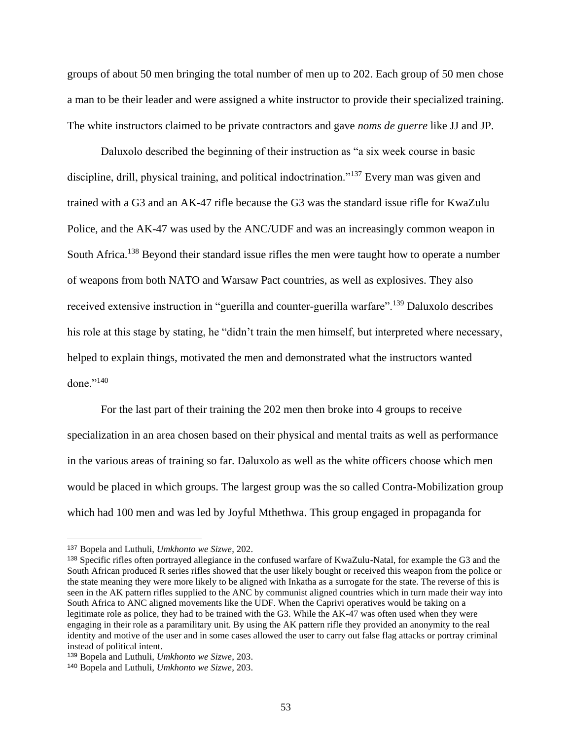groups of about 50 men bringing the total number of men up to 202. Each group of 50 men chose a man to be their leader and were assigned a white instructor to provide their specialized training. The white instructors claimed to be private contractors and gave *noms de guerre* like JJ and JP.

Daluxolo described the beginning of their instruction as "a six week course in basic discipline, drill, physical training, and political indoctrination."[137] Every man was given and trained with a G3 and an AK-47 rifle because the G3 was the standard issue rifle for KwaZulu Police, and the AK-47 was used by the ANC/UDF and was an increasingly common weapon in South Africa.[138] Beyond their standard issue rifles the men were taught how to operate a number of weapons from both NATO and Warsaw Pact countries, as well as explosives. They also received extensive instruction in "guerilla and counter-guerilla warfare".[139] Daluxolo describes his role at this stage by stating, he "didn't train the men himself, but interpreted where necessary, helped to explain things, motivated the men and demonstrated what the instructors wanted done."[140]

For the last part of their training the 202 men then broke into 4 groups to receive specialization in an area chosen based on their physical and mental traits as well as performance in the various areas of training so far. Daluxolo as well as the white officers choose which men would be placed in which groups. The largest group was the so called Contra-Mobilization group which had 100 men and was led by Joyful Mthethwa. This group engaged in propaganda for

---

[137] Bopela and Luthuli, *Umkhonto we Sizwe*, 202.

[138] Specific rifles often portrayed allegiance in the confused warfare of KwaZulu-Natal, for example the G3 and the South African produced R series rifles showed that the user likely bought or received this weapon from the police or the state meaning they were more likely to be aligned with Inkatha as a surrogate for the state. The reverse of this is seen in the AK pattern rifles supplied to the ANC by communist aligned countries which in turn made their way into South Africa to ANC aligned movements like the UDF. When the Caprivi operatives would be taking on a legitimate role as police, they had to be trained with the G3. While the AK-47 was often used when they were engaging in their role as a paramilitary unit. By using the AK pattern rifle they provided an anonymity to the real identity and motive of the user and in some cases allowed the user to carry out false flag attacks or portray criminal instead of political intent.

[139] Bopela and Luthuli, *Umkhonto we Sizwe*, 203.

[140] Bopela and Luthuli, *Umkhonto we Sizwe*, 203.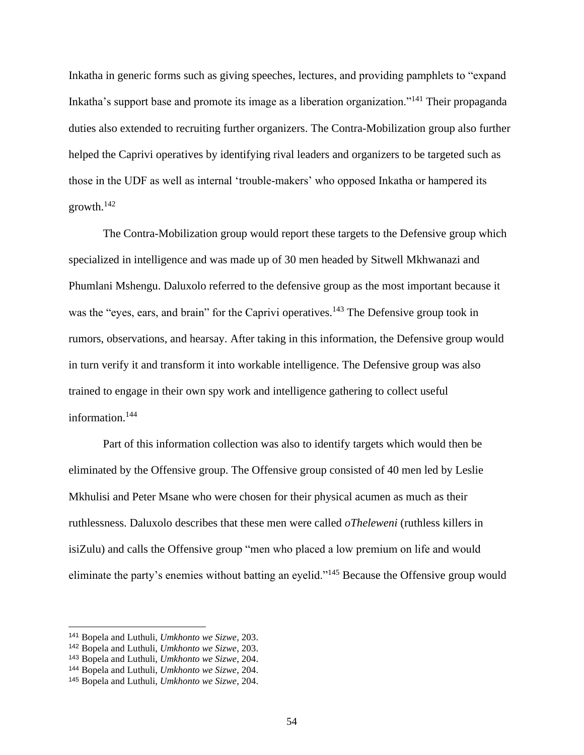Inkatha in generic forms such as giving speeches, lectures, and providing pamphlets to "expand Inkatha's support base and promote its image as a liberation organization."[141] Their propaganda duties also extended to recruiting further organizers. The Contra-Mobilization group also further helped the Caprivi operatives by identifying rival leaders and organizers to be targeted such as those in the UDF as well as internal 'trouble-makers' who opposed Inkatha or hampered its growth.[142]

The Contra-Mobilization group would report these targets to the Defensive group which specialized in intelligence and was made up of 30 men headed by Sitwell Mkhwanazi and Phumlani Mshengu. Daluxolo referred to the defensive group as the most important because it was the "eyes, ears, and brain" for the Caprivi operatives.[143] The Defensive group took in rumors, observations, and hearsay. After taking in this information, the Defensive group would in turn verify it and transform it into workable intelligence. The Defensive group was also trained to engage in their own spy work and intelligence gathering to collect useful information.[144]

Part of this information collection was also to identify targets which would then be eliminated by the Offensive group. The Offensive group consisted of 40 men led by Leslie Mkhulisi and Peter Msane who were chosen for their physical acumen as much as their ruthlessness. Daluxolo describes that these men were called *oTheleweni* (ruthless killers in isiZulu) and calls the Offensive group "men who placed a low premium on life and would eliminate the party's enemies without batting an eyelid."[145] Because the Offensive group would

---

[141] Bopela and Luthuli, *Umkhonto we Sizwe*, 203.
[142] Bopela and Luthuli, *Umkhonto we Sizwe*, 203.
[143] Bopela and Luthuli, *Umkhonto we Sizwe*, 204.
[144] Bopela and Luthuli, *Umkhonto we Sizwe*, 204.
[145] Bopela and Luthuli, *Umkhonto we Sizwe*, 204.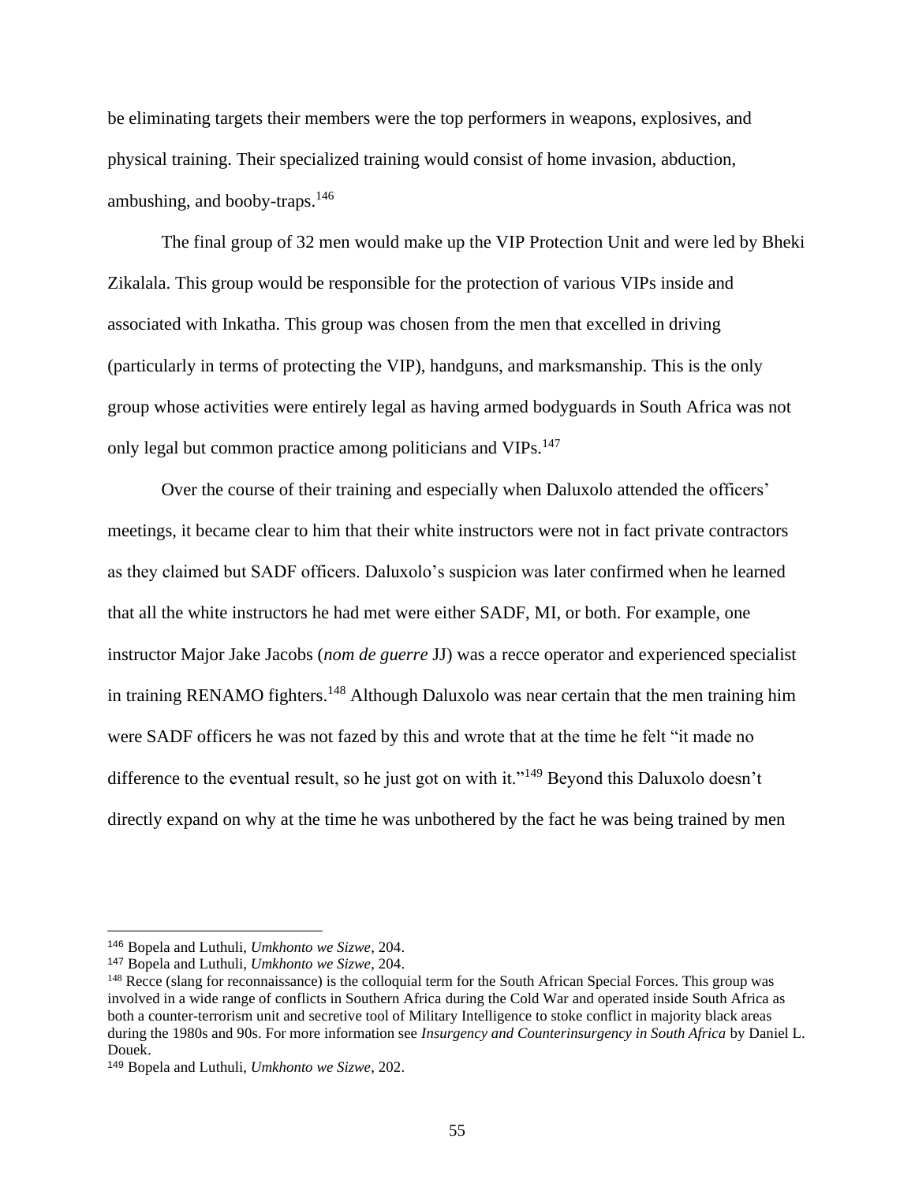be eliminating targets their members were the top performers in weapons, explosives, and physical training. Their specialized training would consist of home invasion, abduction, ambushing, and booby-traps.[146]

The final group of 32 men would make up the VIP Protection Unit and were led by Bheki Zikalala. This group would be responsible for the protection of various VIPs inside and associated with Inkatha. This group was chosen from the men that excelled in driving (particularly in terms of protecting the VIP), handguns, and marksmanship. This is the only group whose activities were entirely legal as having armed bodyguards in South Africa was not only legal but common practice among politicians and VIPs.[147]

Over the course of their training and especially when Daluxolo attended the officers' meetings, it became clear to him that their white instructors were not in fact private contractors as they claimed but SADF officers. Daluxolo's suspicion was later confirmed when he learned that all the white instructors he had met were either SADF, MI, or both. For example, one instructor Major Jake Jacobs (*nom de guerre* JJ) was a recce operator and experienced specialist in training RENAMO fighters.[148] Although Daluxolo was near certain that the men training him were SADF officers he was not fazed by this and wrote that at the time he felt "it made no difference to the eventual result, so he just got on with it."[149] Beyond this Daluxolo doesn't directly expand on why at the time he was unbothered by the fact he was being trained by men

---

[146] Bopela and Luthuli, *Umkhonto we Sizwe*, 204.

[147] Bopela and Luthuli, *Umkhonto we Sizwe*, 204.

[148] Recce (slang for reconnaissance) is the colloquial term for the South African Special Forces. This group was involved in a wide range of conflicts in Southern Africa during the Cold War and operated inside South Africa as both a counter-terrorism unit and secretive tool of Military Intelligence to stoke conflict in majority black areas during the 1980s and 90s. For more information see *Insurgency and Counterinsurgency in South Africa* by Daniel L. Douek.

[149] Bopela and Luthuli, *Umkhonto we Sizwe*, 202.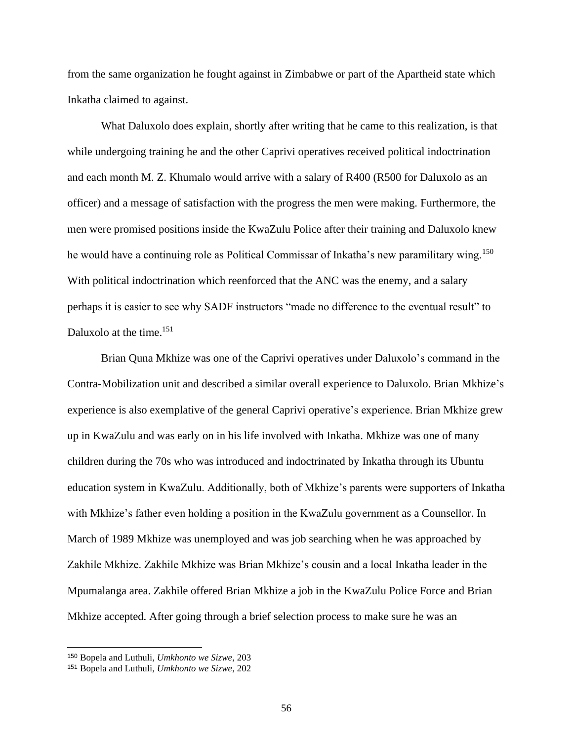from the same organization he fought against in Zimbabwe or part of the Apartheid state which Inkatha claimed to against.

What Daluxolo does explain, shortly after writing that he came to this realization, is that while undergoing training he and the other Caprivi operatives received political indoctrination and each month M. Z. Khumalo would arrive with a salary of R400 (R500 for Daluxolo as an officer) and a message of satisfaction with the progress the men were making. Furthermore, the men were promised positions inside the KwaZulu Police after their training and Daluxolo knew he would have a continuing role as Political Commissar of Inkatha's new paramilitary wing.[150] With political indoctrination which reenforced that the ANC was the enemy, and a salary perhaps it is easier to see why SADF instructors "made no difference to the eventual result" to Daluxolo at the time.[151]

Brian Quna Mkhize was one of the Caprivi operatives under Daluxolo's command in the Contra-Mobilization unit and described a similar overall experience to Daluxolo. Brian Mkhize's experience is also exemplative of the general Caprivi operative's experience. Brian Mkhize grew up in KwaZulu and was early on in his life involved with Inkatha. Mkhize was one of many children during the 70s who was introduced and indoctrinated by Inkatha through its Ubuntu education system in KwaZulu. Additionally, both of Mkhize's parents were supporters of Inkatha with Mkhize's father even holding a position in the KwaZulu government as a Counsellor. In March of 1989 Mkhize was unemployed and was job searching when he was approached by Zakhile Mkhize. Zakhile Mkhize was Brian Mkhize's cousin and a local Inkatha leader in the Mpumalanga area. Zakhile offered Brian Mkhize a job in the KwaZulu Police Force and Brian Mkhize accepted. After going through a brief selection process to make sure he was an

---

[150] Bopela and Luthuli, *Umkhonto we Sizwe*, 203

[151] Bopela and Luthuli, *Umkhonto we Sizwe*, 202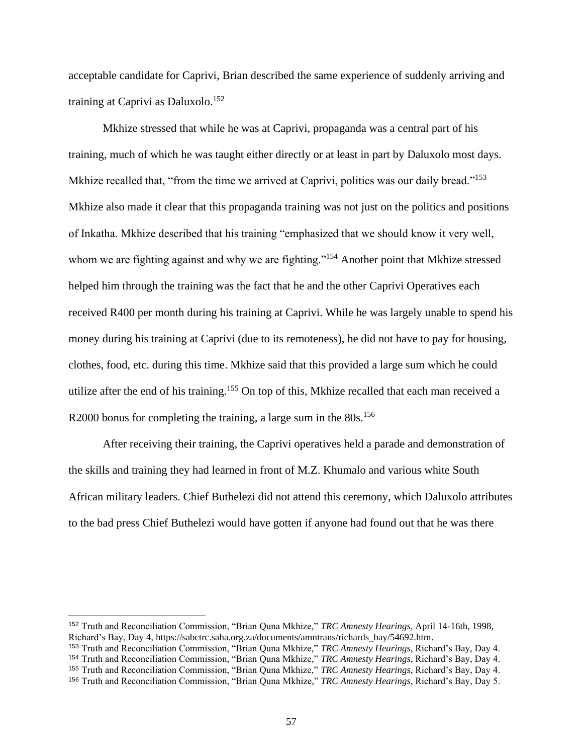acceptable candidate for Caprivi, Brian described the same experience of suddenly arriving and training at Caprivi as Daluxolo.[152]

Mkhize stressed that while he was at Caprivi, propaganda was a central part of his training, much of which he was taught either directly or at least in part by Daluxolo most days. Mkhize recalled that, "from the time we arrived at Caprivi, politics was our daily bread."[153] Mkhize also made it clear that this propaganda training was not just on the politics and positions of Inkatha. Mkhize described that his training "emphasized that we should know it very well, whom we are fighting against and why we are fighting."[154] Another point that Mkhize stressed helped him through the training was the fact that he and the other Caprivi Operatives each received R400 per month during his training at Caprivi. While he was largely unable to spend his money during his training at Caprivi (due to its remoteness), he did not have to pay for housing, clothes, food, etc. during this time. Mkhize said that this provided a large sum which he could utilize after the end of his training.[155] On top of this, Mkhize recalled that each man received a R2000 bonus for completing the training, a large sum in the 80s.[156]

After receiving their training, the Caprivi operatives held a parade and demonstration of the skills and training they had learned in front of M.Z. Khumalo and various white South African military leaders. Chief Buthelezi did not attend this ceremony, which Daluxolo attributes to the bad press Chief Buthelezi would have gotten if anyone had found out that he was there

---

[152] Truth and Reconciliation Commission, "Brian Quna Mkhize," *TRC Amnesty Hearings*, April 14-16th, 1998, Richard's Bay, Day 4, https://sabctrc.saha.org.za/documents/amntrans/richards_bay/54692.htm.

[153] Truth and Reconciliation Commission, "Brian Quna Mkhize," *TRC Amnesty Hearings*, Richard's Bay, Day 4.

[154] Truth and Reconciliation Commission, "Brian Quna Mkhize," *TRC Amnesty Hearings*, Richard's Bay, Day 4.

[155] Truth and Reconciliation Commission, "Brian Quna Mkhize," *TRC Amnesty Hearings*, Richard's Bay, Day 4.

[156] Truth and Reconciliation Commission, "Brian Quna Mkhize," *TRC Amnesty Hearings*, Richard's Bay, Day 5.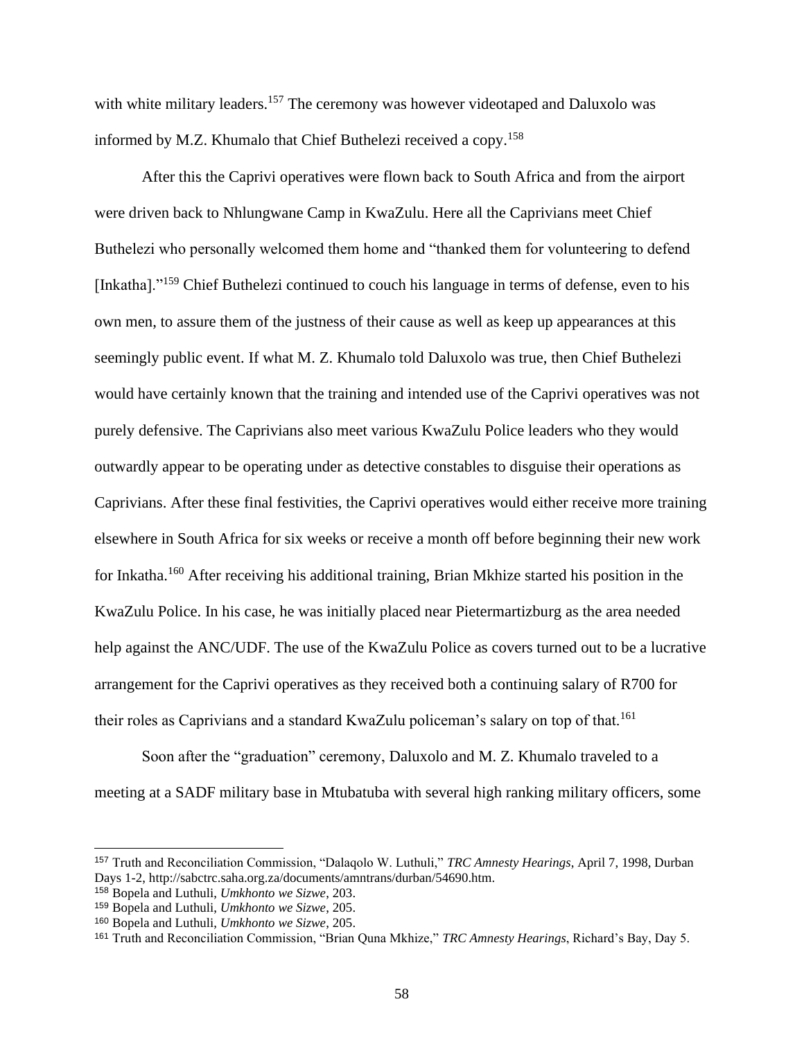with white military leaders.[157] The ceremony was however videotaped and Daluxolo was informed by M.Z. Khumalo that Chief Buthelezi received a copy.[158]

After this the Caprivi operatives were flown back to South Africa and from the airport were driven back to Nhlungwane Camp in KwaZulu. Here all the Caprivians meet Chief Buthelezi who personally welcomed them home and "thanked them for volunteering to defend [Inkatha]."[159] Chief Buthelezi continued to couch his language in terms of defense, even to his own men, to assure them of the justness of their cause as well as keep up appearances at this seemingly public event. If what M. Z. Khumalo told Daluxolo was true, then Chief Buthelezi would have certainly known that the training and intended use of the Caprivi operatives was not purely defensive. The Caprivians also meet various KwaZulu Police leaders who they would outwardly appear to be operating under as detective constables to disguise their operations as Caprivians. After these final festivities, the Caprivi operatives would either receive more training elsewhere in South Africa for six weeks or receive a month off before beginning their new work for Inkatha.[160] After receiving his additional training, Brian Mkhize started his position in the KwaZulu Police. In his case, he was initially placed near Pietermartizburg as the area needed help against the ANC/UDF. The use of the KwaZulu Police as covers turned out to be a lucrative arrangement for the Caprivi operatives as they received both a continuing salary of R700 for their roles as Caprivians and a standard KwaZulu policeman's salary on top of that.[161]

Soon after the "graduation" ceremony, Daluxolo and M. Z. Khumalo traveled to a meeting at a SADF military base in Mtubatuba with several high ranking military officers, some

---

[157] Truth and Reconciliation Commission, "Dalaqolo W. Luthuli," *TRC Amnesty Hearings*, April 7, 1998, Durban Days 1-2, http://sabctrc.saha.org.za/documents/amntrans/durban/54690.htm.

[158] Bopela and Luthuli, *Umkhonto we Sizwe*, 203.

[159] Bopela and Luthuli, *Umkhonto we Sizwe*, 205.

[160] Bopela and Luthuli, *Umkhonto we Sizwe*, 205.

[161] Truth and Reconciliation Commission, "Brian Quna Mkhize," *TRC Amnesty Hearings*, Richard's Bay, Day 5.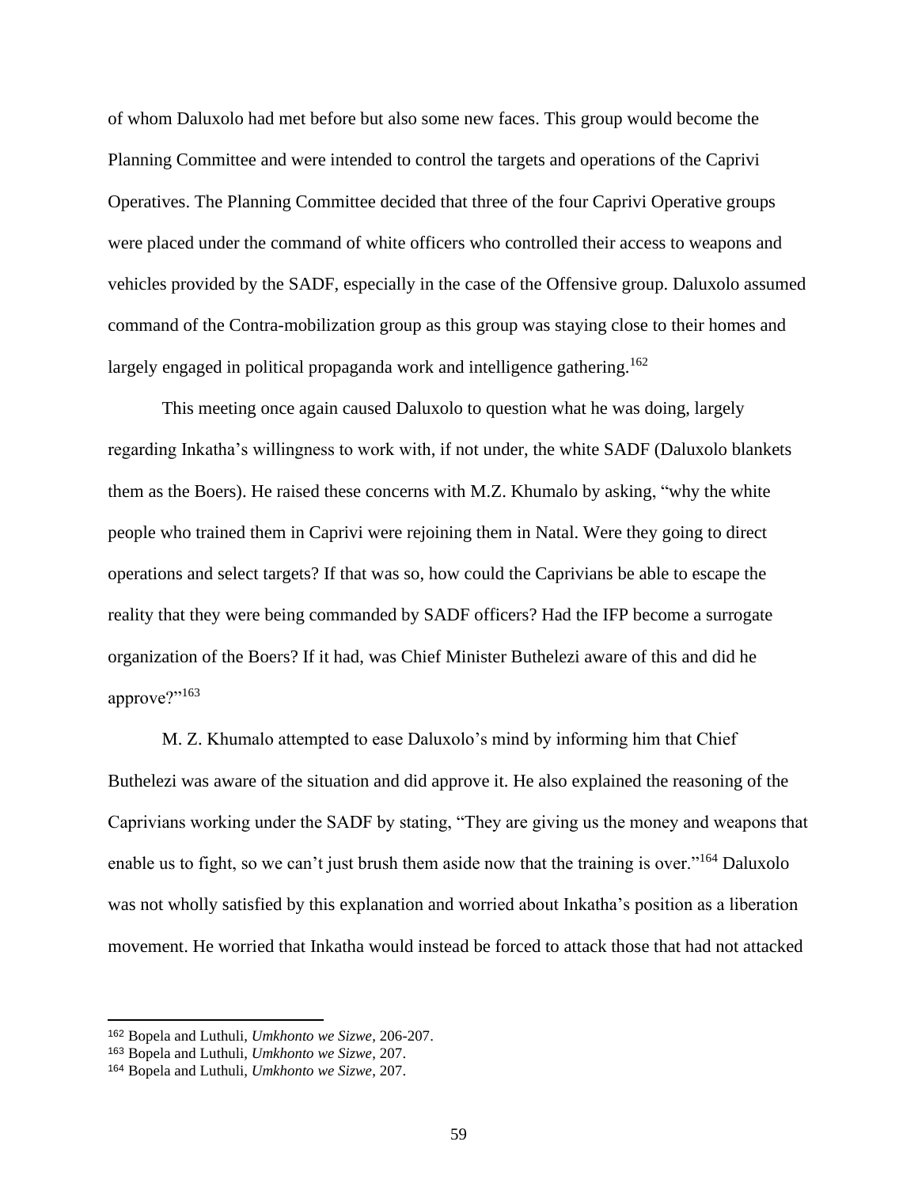of whom Daluxolo had met before but also some new faces. This group would become the Planning Committee and were intended to control the targets and operations of the Caprivi Operatives. The Planning Committee decided that three of the four Caprivi Operative groups were placed under the command of white officers who controlled their access to weapons and vehicles provided by the SADF, especially in the case of the Offensive group. Daluxolo assumed command of the Contra-mobilization group as this group was staying close to their homes and largely engaged in political propaganda work and intelligence gathering.[162]

This meeting once again caused Daluxolo to question what he was doing, largely regarding Inkatha's willingness to work with, if not under, the white SADF (Daluxolo blankets them as the Boers). He raised these concerns with M.Z. Khumalo by asking, "why the white people who trained them in Caprivi were rejoining them in Natal. Were they going to direct operations and select targets? If that was so, how could the Caprivians be able to escape the reality that they were being commanded by SADF officers? Had the IFP become a surrogate organization of the Boers? If it had, was Chief Minister Buthelezi aware of this and did he approve?"[163]

M. Z. Khumalo attempted to ease Daluxolo's mind by informing him that Chief Buthelezi was aware of the situation and did approve it. He also explained the reasoning of the Caprivians working under the SADF by stating, "They are giving us the money and weapons that enable us to fight, so we can't just brush them aside now that the training is over."[164] Daluxolo was not wholly satisfied by this explanation and worried about Inkatha's position as a liberation movement. He worried that Inkatha would instead be forced to attack those that had not attacked

---

[162] Bopela and Luthuli, *Umkhonto we Sizwe*, 206-207.

[163] Bopela and Luthuli, *Umkhonto we Sizwe*, 207.

[164] Bopela and Luthuli, *Umkhonto we Sizwe*, 207.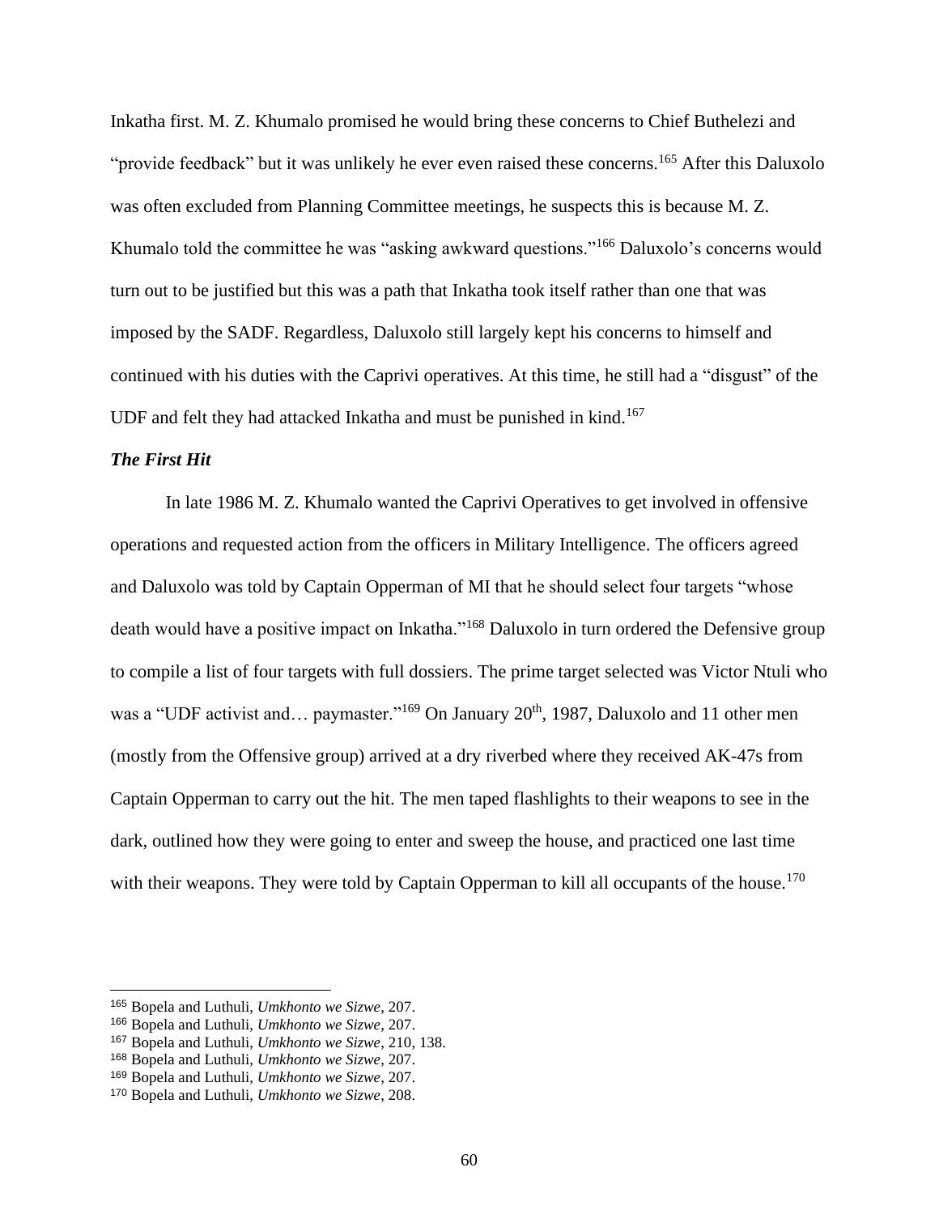Inkatha first. M. Z. Khumalo promised he would bring these concerns to Chief Buthelezi and "provide feedback" but it was unlikely he ever even raised these concerns.[165] After this Daluxolo was often excluded from Planning Committee meetings, he suspects this is because M. Z. Khumalo told the committee he was "asking awkward questions."[166] Daluxolo's concerns would turn out to be justified but this was a path that Inkatha took itself rather than one that was imposed by the SADF. Regardless, Daluxolo still largely kept his concerns to himself and continued with his duties with the Caprivi operatives. At this time, he still had a "disgust" of the UDF and felt they had attacked Inkatha and must be punished in kind.[167]

***The First Hit***

In late 1986 M. Z. Khumalo wanted the Caprivi Operatives to get involved in offensive operations and requested action from the officers in Military Intelligence. The officers agreed and Daluxolo was told by Captain Opperman of MI that he should select four targets "whose death would have a positive impact on Inkatha."[168] Daluxolo in turn ordered the Defensive group to compile a list of four targets with full dossiers. The prime target selected was Victor Ntuli who was a "UDF activist and… paymaster."[169] On January 20th, 1987, Daluxolo and 11 other men (mostly from the Offensive group) arrived at a dry riverbed where they received AK-47s from Captain Opperman to carry out the hit. The men taped flashlights to their weapons to see in the dark, outlined how they were going to enter and sweep the house, and practiced one last time with their weapons. They were told by Captain Opperman to kill all occupants of the house.[170]

---

[165] Bopela and Luthuli, *Umkhonto we Sizwe*, 207.
[166] Bopela and Luthuli, *Umkhonto we Sizwe*, 207.
[167] Bopela and Luthuli, *Umkhonto we Sizwe*, 210, 138.
[168] Bopela and Luthuli, *Umkhonto we Sizwe*, 207.
[169] Bopela and Luthuli, *Umkhonto we Sizwe*, 207.
[170] Bopela and Luthuli, *Umkhonto we Sizwe*, 208.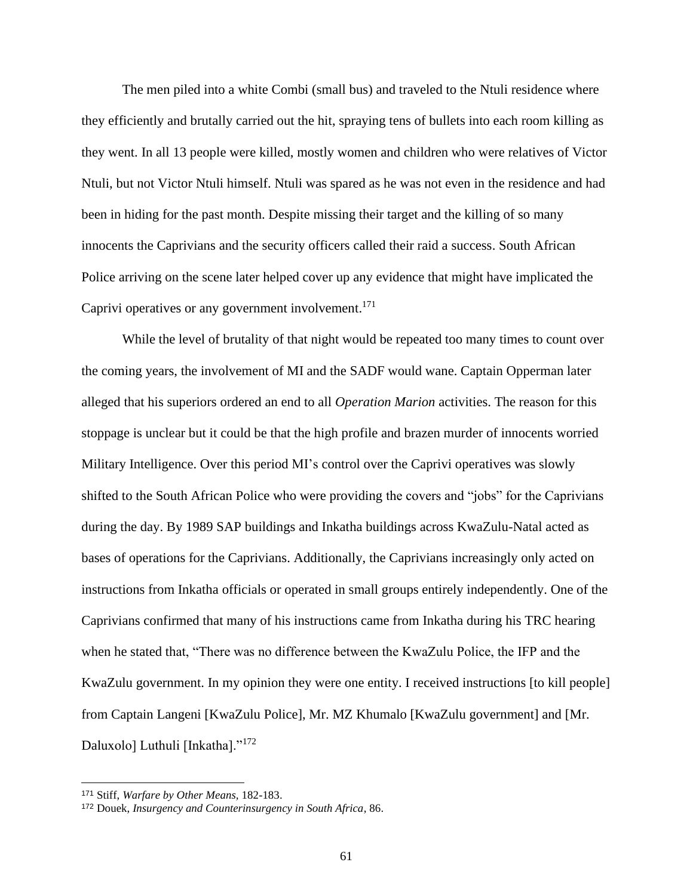The men piled into a white Combi (small bus) and traveled to the Ntuli residence where they efficiently and brutally carried out the hit, spraying tens of bullets into each room killing as they went. In all 13 people were killed, mostly women and children who were relatives of Victor Ntuli, but not Victor Ntuli himself. Ntuli was spared as he was not even in the residence and had been in hiding for the past month. Despite missing their target and the killing of so many innocents the Caprivians and the security officers called their raid a success. South African Police arriving on the scene later helped cover up any evidence that might have implicated the Caprivi operatives or any government involvement.[171]

While the level of brutality of that night would be repeated too many times to count over the coming years, the involvement of MI and the SADF would wane. Captain Opperman later alleged that his superiors ordered an end to all *Operation Marion* activities. The reason for this stoppage is unclear but it could be that the high profile and brazen murder of innocents worried Military Intelligence. Over this period MI's control over the Caprivi operatives was slowly shifted to the South African Police who were providing the covers and "jobs" for the Caprivians during the day. By 1989 SAP buildings and Inkatha buildings across KwaZulu-Natal acted as bases of operations for the Caprivians. Additionally, the Caprivians increasingly only acted on instructions from Inkatha officials or operated in small groups entirely independently. One of the Caprivians confirmed that many of his instructions came from Inkatha during his TRC hearing when he stated that, "There was no difference between the KwaZulu Police, the IFP and the KwaZulu government. In my opinion they were one entity. I received instructions [to kill people] from Captain Langeni [KwaZulu Police], Mr. MZ Khumalo [KwaZulu government] and [Mr. Daluxolo] Luthuli [Inkatha]."[172]

---

[171] Stiff, *Warfare by Other Means,* 182-183.

[172] Douek, *Insurgency and Counterinsurgency in South Africa*, 86.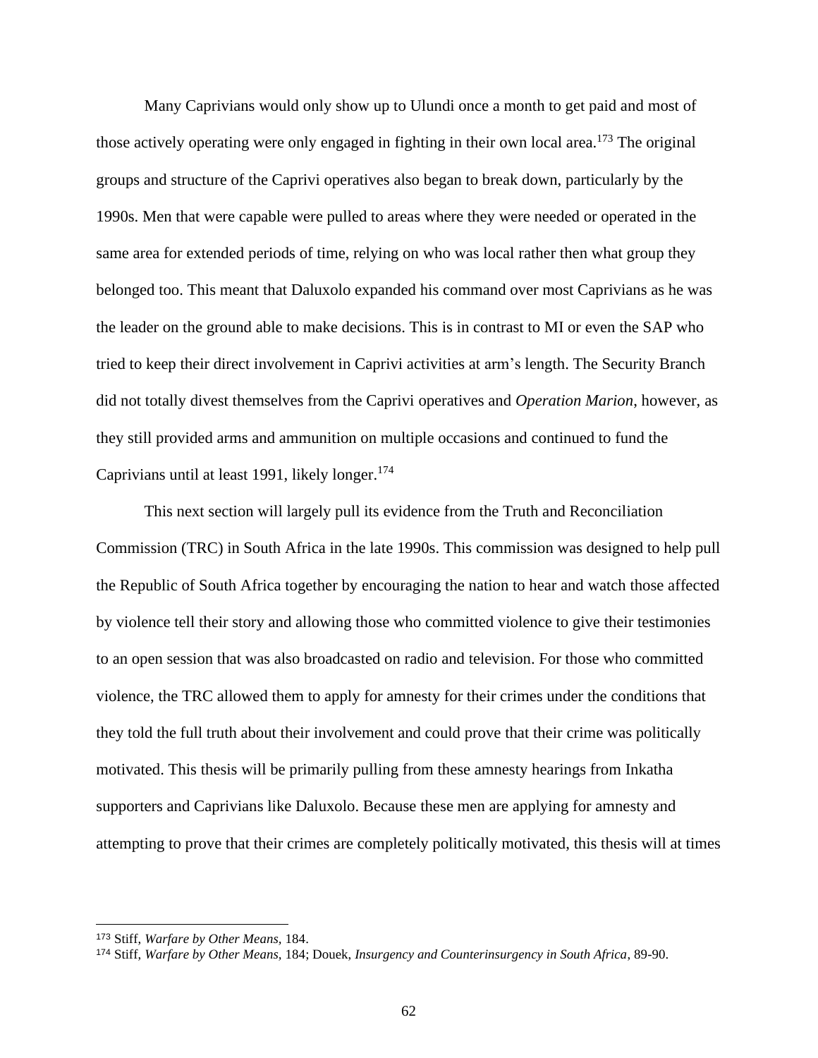Many Caprivians would only show up to Ulundi once a month to get paid and most of those actively operating were only engaged in fighting in their own local area.[173] The original groups and structure of the Caprivi operatives also began to break down, particularly by the 1990s. Men that were capable were pulled to areas where they were needed or operated in the same area for extended periods of time, relying on who was local rather then what group they belonged too. This meant that Daluxolo expanded his command over most Caprivians as he was the leader on the ground able to make decisions. This is in contrast to MI or even the SAP who tried to keep their direct involvement in Caprivi activities at arm's length. The Security Branch did not totally divest themselves from the Caprivi operatives and *Operation Marion*, however, as they still provided arms and ammunition on multiple occasions and continued to fund the Caprivians until at least 1991, likely longer.[174]

This next section will largely pull its evidence from the Truth and Reconciliation Commission (TRC) in South Africa in the late 1990s. This commission was designed to help pull the Republic of South Africa together by encouraging the nation to hear and watch those affected by violence tell their story and allowing those who committed violence to give their testimonies to an open session that was also broadcasted on radio and television. For those who committed violence, the TRC allowed them to apply for amnesty for their crimes under the conditions that they told the full truth about their involvement and could prove that their crime was politically motivated. This thesis will be primarily pulling from these amnesty hearings from Inkatha supporters and Caprivians like Daluxolo. Because these men are applying for amnesty and attempting to prove that their crimes are completely politically motivated, this thesis will at times

---

[173] Stiff, *Warfare by Other Means,* 184.

[174] Stiff, *Warfare by Other Means,* 184; Douek, *Insurgency and Counterinsurgency in South Africa*, 89-90.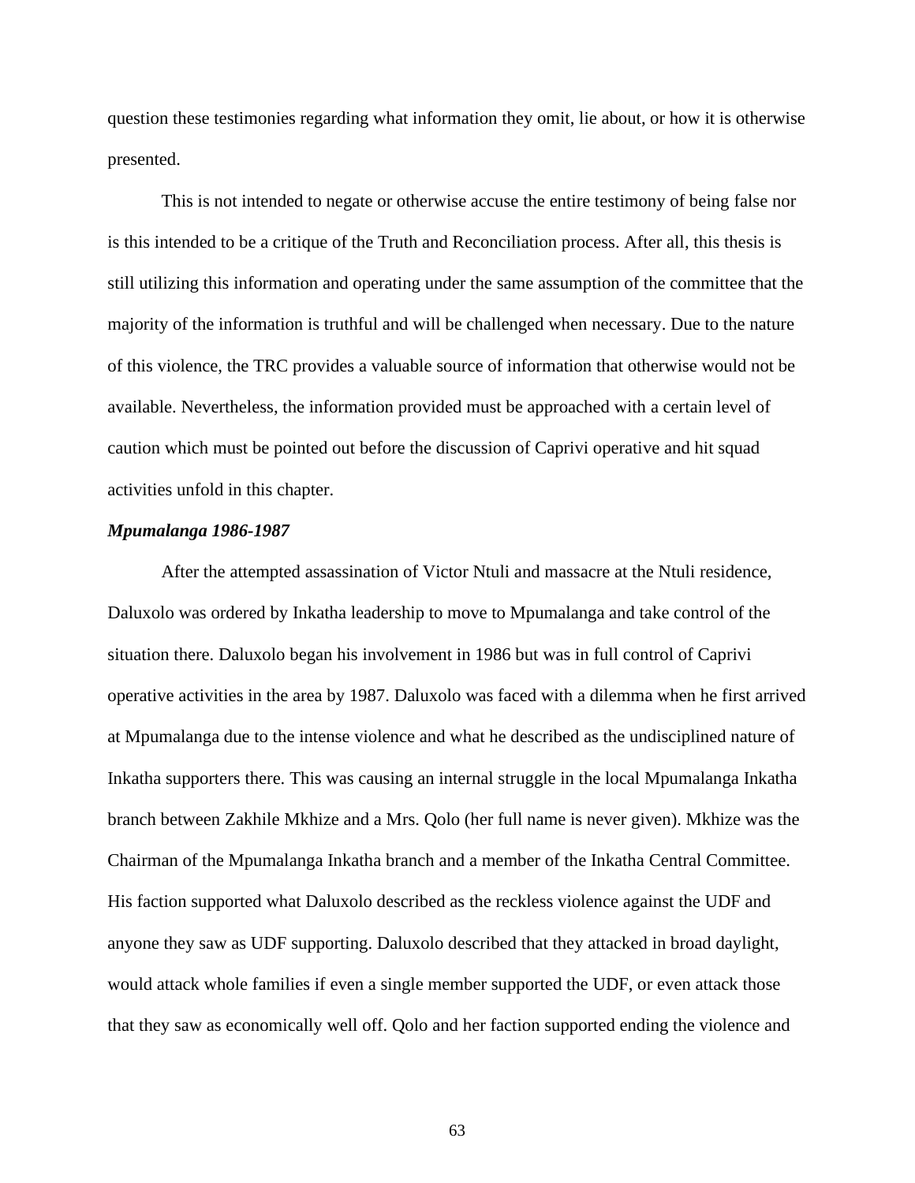question these testimonies regarding what information they omit, lie about, or how it is otherwise presented.

This is not intended to negate or otherwise accuse the entire testimony of being false nor is this intended to be a critique of the Truth and Reconciliation process. After all, this thesis is still utilizing this information and operating under the same assumption of the committee that the majority of the information is truthful and will be challenged when necessary. Due to the nature of this violence, the TRC provides a valuable source of information that otherwise would not be available. Nevertheless, the information provided must be approached with a certain level of caution which must be pointed out before the discussion of Caprivi operative and hit squad activities unfold in this chapter.

### *Mpumalanga 1986-1987*

After the attempted assassination of Victor Ntuli and massacre at the Ntuli residence, Daluxolo was ordered by Inkatha leadership to move to Mpumalanga and take control of the situation there. Daluxolo began his involvement in 1986 but was in full control of Caprivi operative activities in the area by 1987. Daluxolo was faced with a dilemma when he first arrived at Mpumalanga due to the intense violence and what he described as the undisciplined nature of Inkatha supporters there. This was causing an internal struggle in the local Mpumalanga Inkatha branch between Zakhile Mkhize and a Mrs. Qolo (her full name is never given). Mkhize was the Chairman of the Mpumalanga Inkatha branch and a member of the Inkatha Central Committee. His faction supported what Daluxolo described as the reckless violence against the UDF and anyone they saw as UDF supporting. Daluxolo described that they attacked in broad daylight, would attack whole families if even a single member supported the UDF, or even attack those that they saw as economically well off. Qolo and her faction supported ending the violence and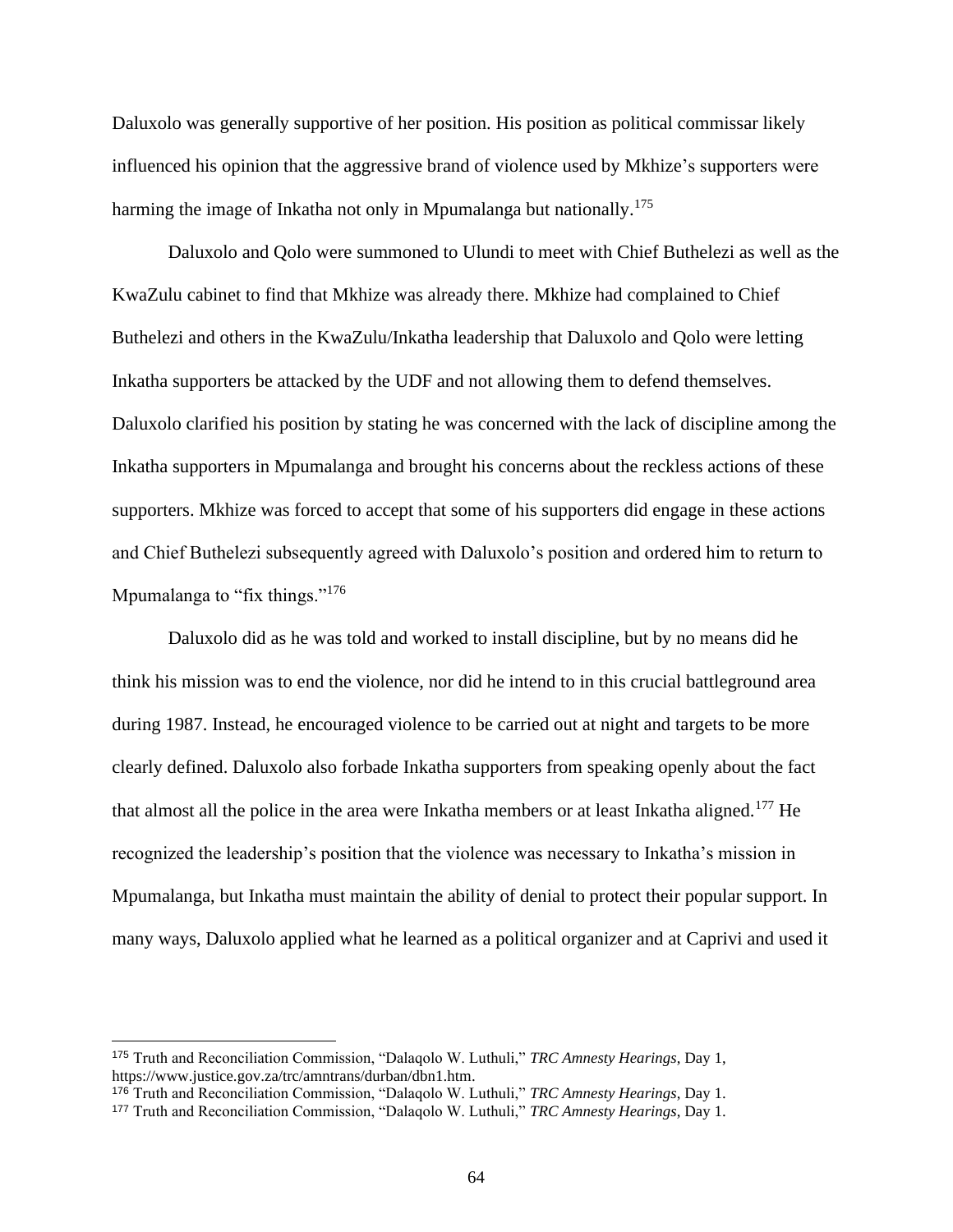Daluxolo was generally supportive of her position. His position as political commissar likely influenced his opinion that the aggressive brand of violence used by Mkhize's supporters were harming the image of Inkatha not only in Mpumalanga but nationally.[175]

Daluxolo and Qolo were summoned to Ulundi to meet with Chief Buthelezi as well as the KwaZulu cabinet to find that Mkhize was already there. Mkhize had complained to Chief Buthelezi and others in the KwaZulu/Inkatha leadership that Daluxolo and Qolo were letting Inkatha supporters be attacked by the UDF and not allowing them to defend themselves. Daluxolo clarified his position by stating he was concerned with the lack of discipline among the Inkatha supporters in Mpumalanga and brought his concerns about the reckless actions of these supporters. Mkhize was forced to accept that some of his supporters did engage in these actions and Chief Buthelezi subsequently agreed with Daluxolo's position and ordered him to return to Mpumalanga to "fix things."[176]

Daluxolo did as he was told and worked to install discipline, but by no means did he think his mission was to end the violence, nor did he intend to in this crucial battleground area during 1987. Instead, he encouraged violence to be carried out at night and targets to be more clearly defined. Daluxolo also forbade Inkatha supporters from speaking openly about the fact that almost all the police in the area were Inkatha members or at least Inkatha aligned.[177] He recognized the leadership's position that the violence was necessary to Inkatha's mission in Mpumalanga, but Inkatha must maintain the ability of denial to protect their popular support. In many ways, Daluxolo applied what he learned as a political organizer and at Caprivi and used it

---

[175] Truth and Reconciliation Commission, "Dalaqolo W. Luthuli," *TRC Amnesty Hearings*, Day 1, https://www.justice.gov.za/trc/amntrans/durban/dbn1.htm.

[176] Truth and Reconciliation Commission, "Dalaqolo W. Luthuli," *TRC Amnesty Hearings*, Day 1.

[177] Truth and Reconciliation Commission, "Dalaqolo W. Luthuli," *TRC Amnesty Hearings*, Day 1.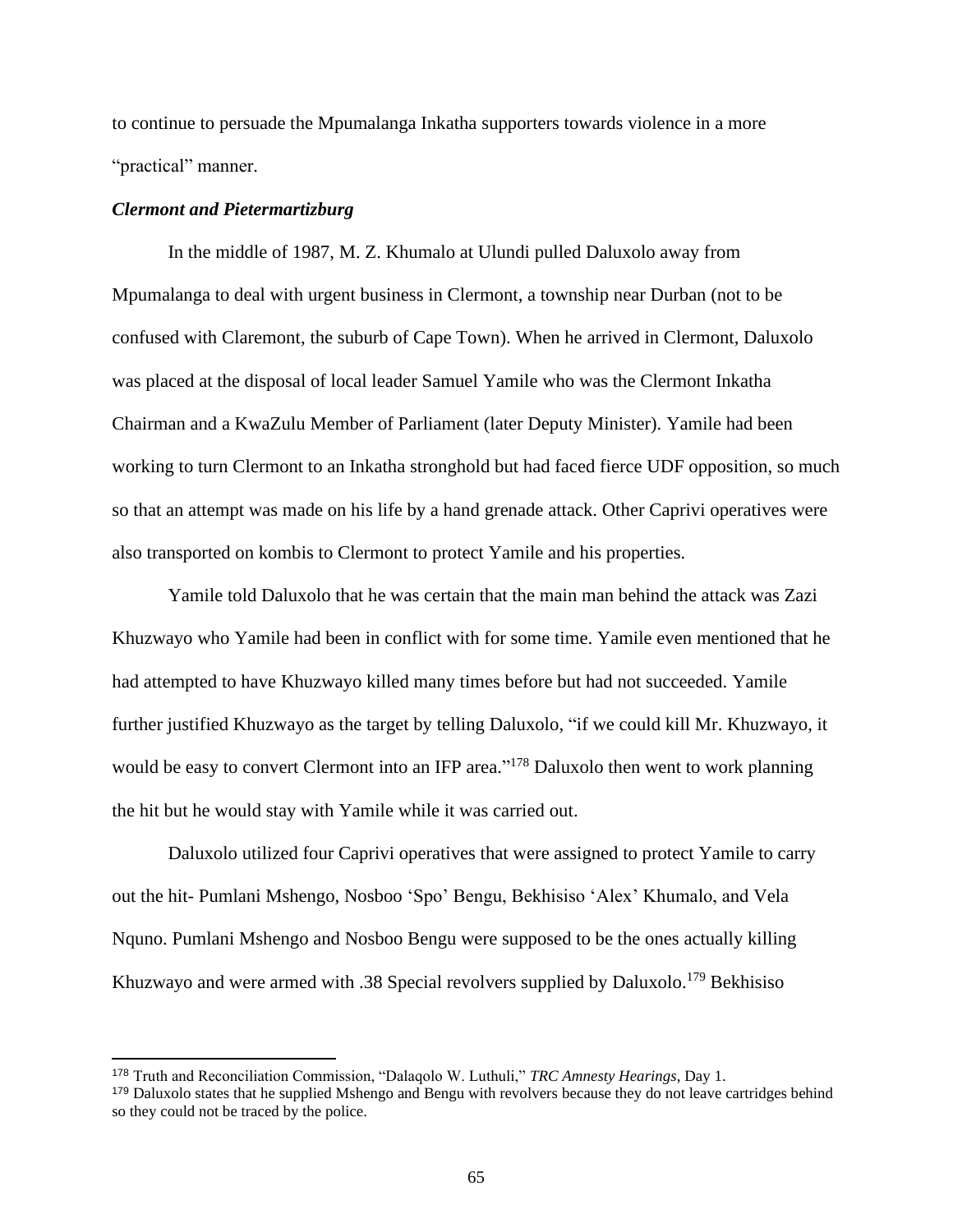to continue to persuade the Mpumalanga Inkatha supporters towards violence in a more "practical" manner.

***Clermont and Pietermartizburg***

In the middle of 1987, M. Z. Khumalo at Ulundi pulled Daluxolo away from Mpumalanga to deal with urgent business in Clermont, a township near Durban (not to be confused with Claremont, the suburb of Cape Town). When he arrived in Clermont, Daluxolo was placed at the disposal of local leader Samuel Yamile who was the Clermont Inkatha Chairman and a KwaZulu Member of Parliament (later Deputy Minister). Yamile had been working to turn Clermont to an Inkatha stronghold but had faced fierce UDF opposition, so much so that an attempt was made on his life by a hand grenade attack. Other Caprivi operatives were also transported on kombis to Clermont to protect Yamile and his properties.

Yamile told Daluxolo that he was certain that the main man behind the attack was Zazi Khuzwayo who Yamile had been in conflict with for some time. Yamile even mentioned that he had attempted to have Khuzwayo killed many times before but had not succeeded. Yamile further justified Khuzwayo as the target by telling Daluxolo, "if we could kill Mr. Khuzwayo, it would be easy to convert Clermont into an IFP area."[178] Daluxolo then went to work planning the hit but he would stay with Yamile while it was carried out.

Daluxolo utilized four Caprivi operatives that were assigned to protect Yamile to carry out the hit- Pumlani Mshengo, Nosboo 'Spo' Bengu, Bekhisiso 'Alex' Khumalo, and Vela Nquno. Pumlani Mshengo and Nosboo Bengu were supposed to be the ones actually killing Khuzwayo and were armed with .38 Special revolvers supplied by Daluxolo.[179] Bekhisiso

---

[178] Truth and Reconciliation Commission, "Dalaqolo W. Luthuli," *TRC Amnesty Hearings*, Day 1.

[179] Daluxolo states that he supplied Mshengo and Bengu with revolvers because they do not leave cartridges behind so they could not be traced by the police.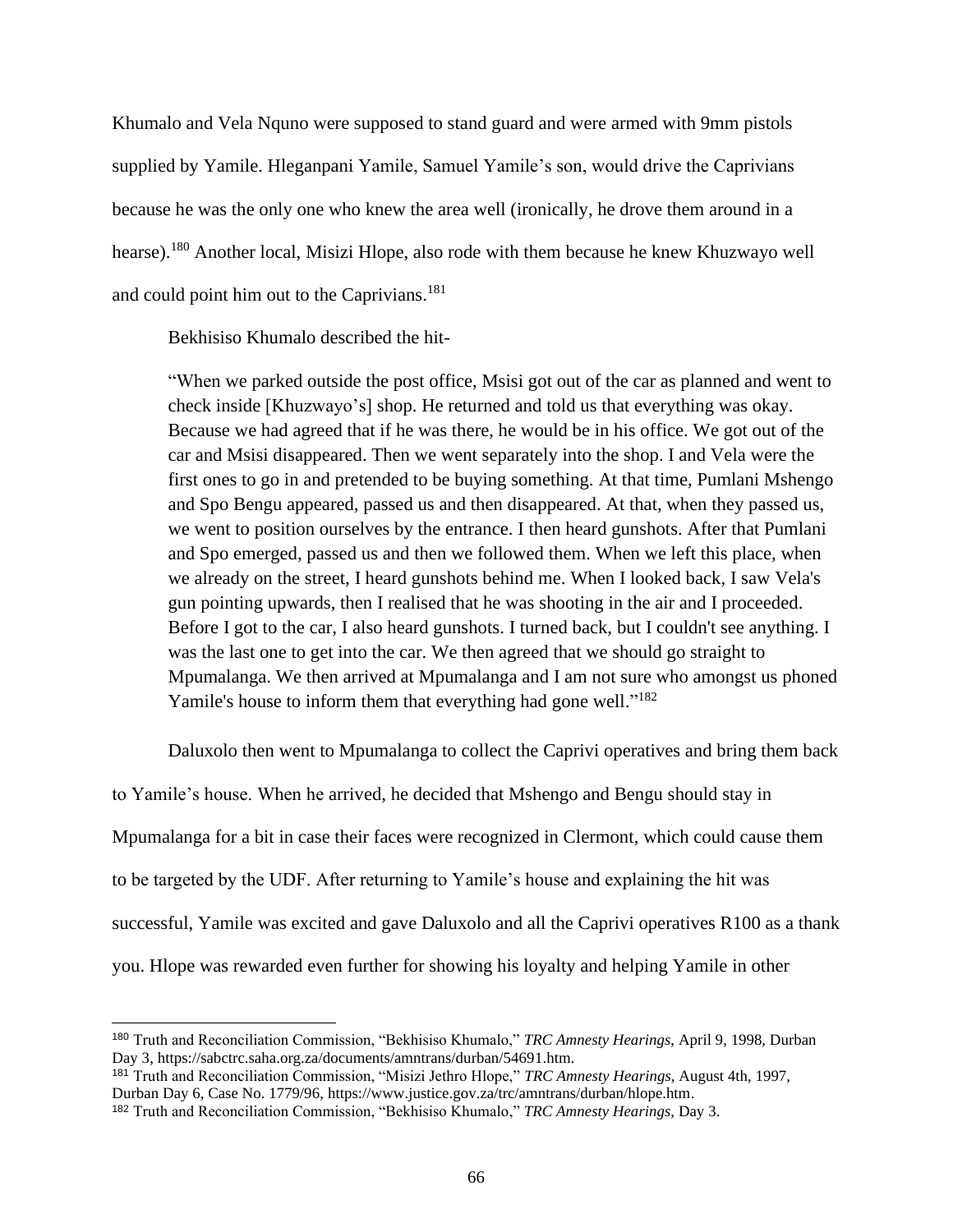Khumalo and Vela Nquno were supposed to stand guard and were armed with 9mm pistols supplied by Yamile. Hleganpani Yamile, Samuel Yamile's son, would drive the Caprivians because he was the only one who knew the area well (ironically, he drove them around in a hearse).[180] Another local, Misizi Hlope, also rode with them because he knew Khuzwayo well and could point him out to the Caprivians.[181]

Bekhisiso Khumalo described the hit-

> "When we parked outside the post office, Msisi got out of the car as planned and went to check inside [Khuzwayo's] shop. He returned and told us that everything was okay. Because we had agreed that if he was there, he would be in his office. We got out of the car and Msisi disappeared. Then we went separately into the shop. I and Vela were the first ones to go in and pretended to be buying something. At that time, Pumlani Mshengo and Spo Bengu appeared, passed us and then disappeared. At that, when they passed us, we went to position ourselves by the entrance. I then heard gunshots. After that Pumlani and Spo emerged, passed us and then we followed them. When we left this place, when we already on the street, I heard gunshots behind me. When I looked back, I saw Vela's gun pointing upwards, then I realised that he was shooting in the air and I proceeded. Before I got to the car, I also heard gunshots. I turned back, but I couldn't see anything. I was the last one to get into the car. We then agreed that we should go straight to Mpumalanga. We then arrived at Mpumalanga and I am not sure who amongst us phoned Yamile's house to inform them that everything had gone well."[182]

Daluxolo then went to Mpumalanga to collect the Caprivi operatives and bring them back to Yamile's house. When he arrived, he decided that Mshengo and Bengu should stay in Mpumalanga for a bit in case their faces were recognized in Clermont, which could cause them to be targeted by the UDF. After returning to Yamile's house and explaining the hit was successful, Yamile was excited and gave Daluxolo and all the Caprivi operatives R100 as a thank you. Hlope was rewarded even further for showing his loyalty and helping Yamile in other

---

[180] Truth and Reconciliation Commission, "Bekhisiso Khumalo," *TRC Amnesty Hearings*, April 9, 1998, Durban Day 3, https://sabctrc.saha.org.za/documents/amntrans/durban/54691.htm.

[181] Truth and Reconciliation Commission, "Misizi Jethro Hlope," *TRC Amnesty Hearings*, August 4th, 1997, Durban Day 6, Case No. 1779/96, https://www.justice.gov.za/trc/amntrans/durban/hlope.htm.

[182] Truth and Reconciliation Commission, "Bekhisiso Khumalo," *TRC Amnesty Hearings*, Day 3.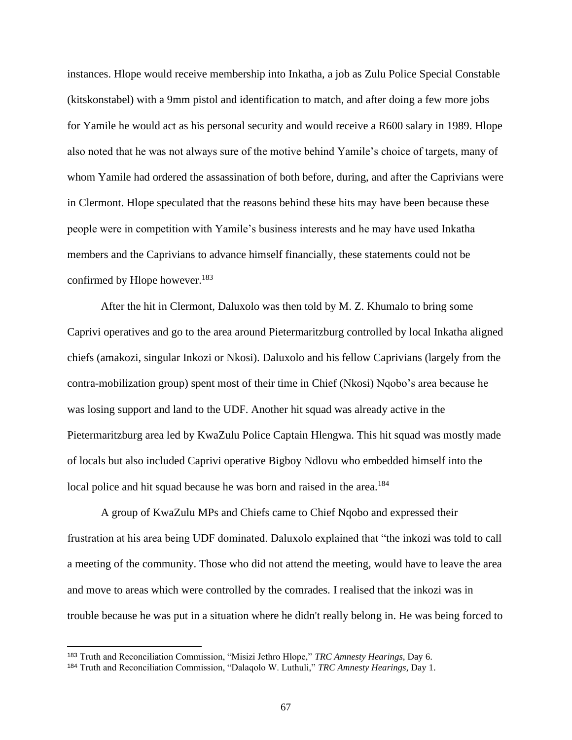instances. Hlope would receive membership into Inkatha, a job as Zulu Police Special Constable (kitskonstabel) with a 9mm pistol and identification to match, and after doing a few more jobs for Yamile he would act as his personal security and would receive a R600 salary in 1989. Hlope also noted that he was not always sure of the motive behind Yamile's choice of targets, many of whom Yamile had ordered the assassination of both before, during, and after the Caprivians were in Clermont. Hlope speculated that the reasons behind these hits may have been because these people were in competition with Yamile's business interests and he may have used Inkatha members and the Caprivians to advance himself financially, these statements could not be confirmed by Hlope however.[183]

After the hit in Clermont, Daluxolo was then told by M. Z. Khumalo to bring some Caprivi operatives and go to the area around Pietermaritzburg controlled by local Inkatha aligned chiefs (amakozi, singular Inkozi or Nkosi). Daluxolo and his fellow Caprivians (largely from the contra-mobilization group) spent most of their time in Chief (Nkosi) Nqobo's area because he was losing support and land to the UDF. Another hit squad was already active in the Pietermaritzburg area led by KwaZulu Police Captain Hlengwa. This hit squad was mostly made of locals but also included Caprivi operative Bigboy Ndlovu who embedded himself into the local police and hit squad because he was born and raised in the area.[184]

A group of KwaZulu MPs and Chiefs came to Chief Nqobo and expressed their frustration at his area being UDF dominated. Daluxolo explained that "the inkozi was told to call a meeting of the community. Those who did not attend the meeting, would have to leave the area and move to areas which were controlled by the comrades. I realised that the inkozi was in trouble because he was put in a situation where he didn't really belong in. He was being forced to

---

[183] Truth and Reconciliation Commission, "Misizi Jethro Hlope," *TRC Amnesty Hearings*, Day 6.

[184] Truth and Reconciliation Commission, "Dalaqolo W. Luthuli," *TRC Amnesty Hearings*, Day 1.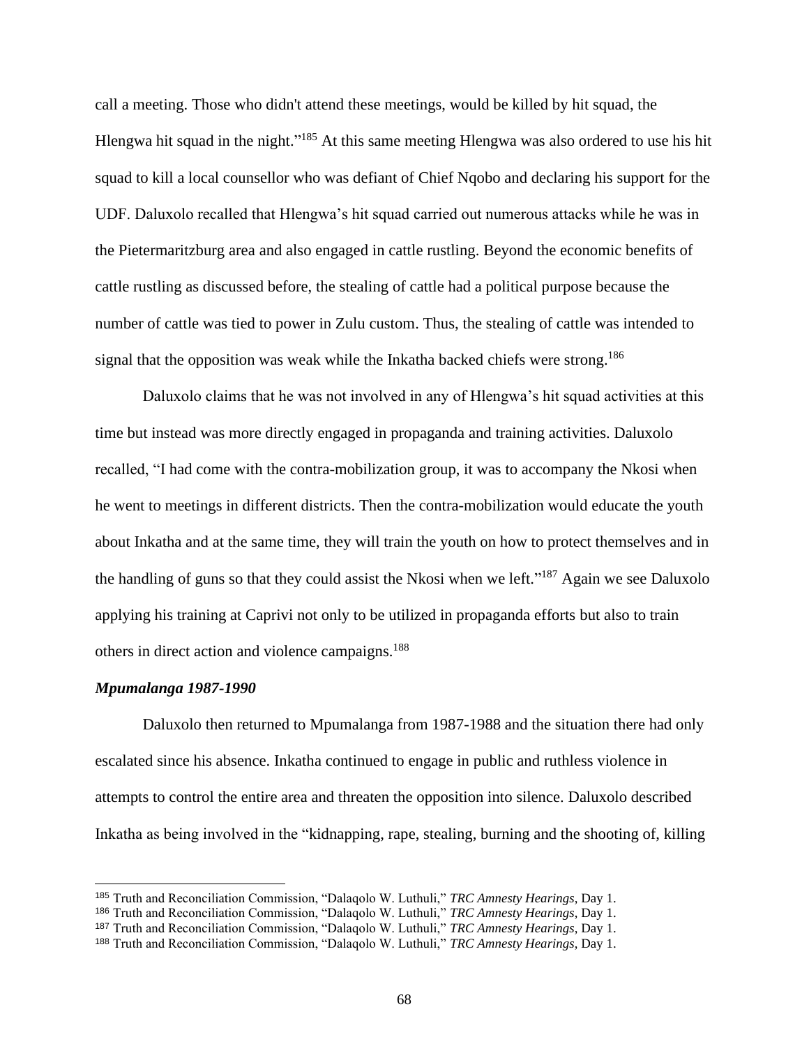call a meeting. Those who didn't attend these meetings, would be killed by hit squad, the Hlengwa hit squad in the night."[185] At this same meeting Hlengwa was also ordered to use his hit squad to kill a local counsellor who was defiant of Chief Nqobo and declaring his support for the UDF. Daluxolo recalled that Hlengwa's hit squad carried out numerous attacks while he was in the Pietermaritzburg area and also engaged in cattle rustling. Beyond the economic benefits of cattle rustling as discussed before, the stealing of cattle had a political purpose because the number of cattle was tied to power in Zulu custom. Thus, the stealing of cattle was intended to signal that the opposition was weak while the Inkatha backed chiefs were strong.[186]

Daluxolo claims that he was not involved in any of Hlengwa's hit squad activities at this time but instead was more directly engaged in propaganda and training activities. Daluxolo recalled, "I had come with the contra-mobilization group, it was to accompany the Nkosi when he went to meetings in different districts. Then the contra-mobilization would educate the youth about Inkatha and at the same time, they will train the youth on how to protect themselves and in the handling of guns so that they could assist the Nkosi when we left."[187] Again we see Daluxolo applying his training at Caprivi not only to be utilized in propaganda efforts but also to train others in direct action and violence campaigns.[188]

### *Mpumalanga 1987-1990*

Daluxolo then returned to Mpumalanga from 1987-1988 and the situation there had only escalated since his absence. Inkatha continued to engage in public and ruthless violence in attempts to control the entire area and threaten the opposition into silence. Daluxolo described Inkatha as being involved in the "kidnapping, rape, stealing, burning and the shooting of, killing

---

[185] Truth and Reconciliation Commission, "Dalaqolo W. Luthuli," *TRC Amnesty Hearings*, Day 1.

[186] Truth and Reconciliation Commission, "Dalaqolo W. Luthuli," *TRC Amnesty Hearings*, Day 1.

[187] Truth and Reconciliation Commission, "Dalaqolo W. Luthuli," *TRC Amnesty Hearings*, Day 1.

[188] Truth and Reconciliation Commission, "Dalaqolo W. Luthuli," *TRC Amnesty Hearings*, Day 1.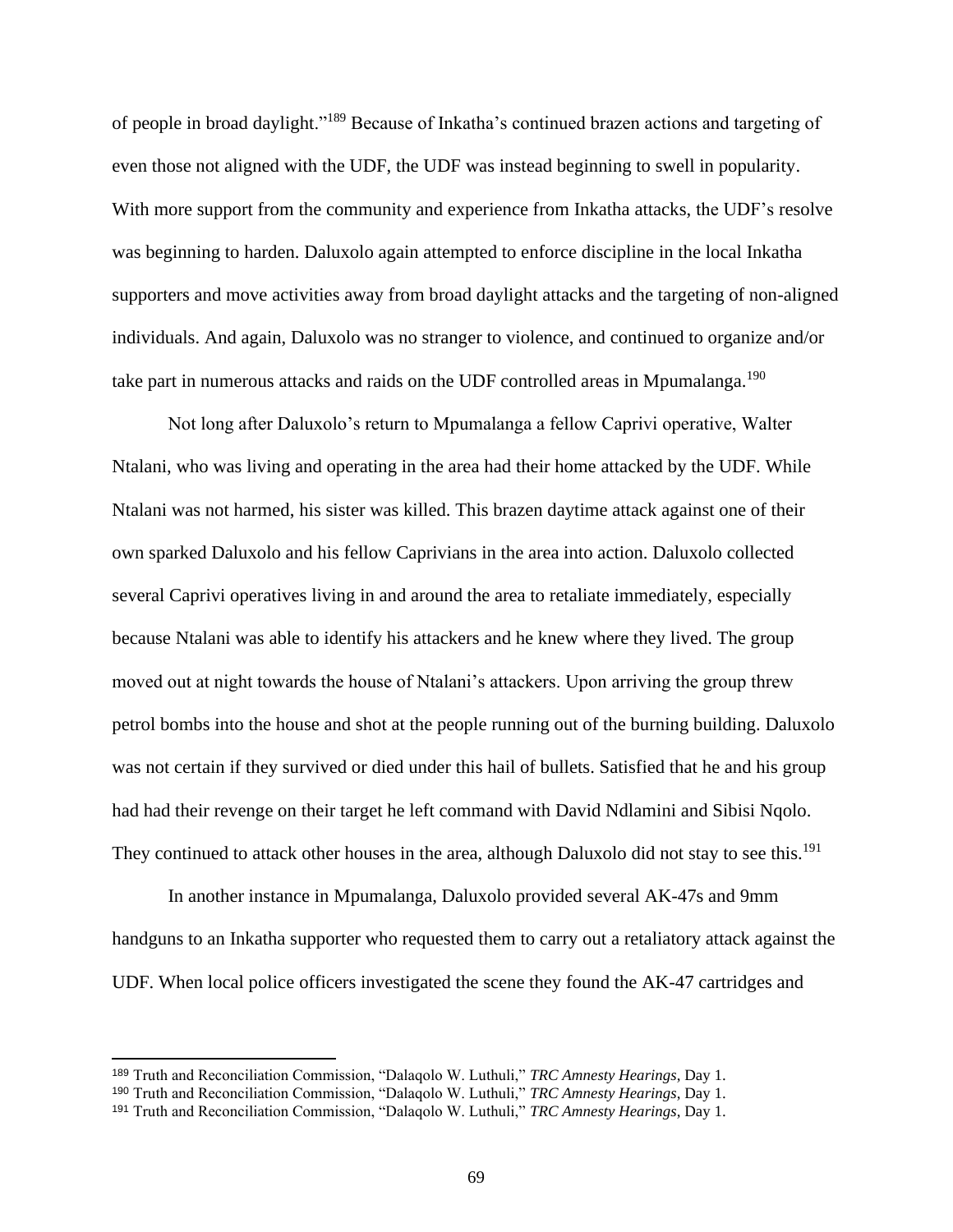of people in broad daylight."[189] Because of Inkatha's continued brazen actions and targeting of even those not aligned with the UDF, the UDF was instead beginning to swell in popularity. With more support from the community and experience from Inkatha attacks, the UDF's resolve was beginning to harden. Daluxolo again attempted to enforce discipline in the local Inkatha supporters and move activities away from broad daylight attacks and the targeting of non-aligned individuals. And again, Daluxolo was no stranger to violence, and continued to organize and/or take part in numerous attacks and raids on the UDF controlled areas in Mpumalanga.[190]

Not long after Daluxolo's return to Mpumalanga a fellow Caprivi operative, Walter Ntalani, who was living and operating in the area had their home attacked by the UDF. While Ntalani was not harmed, his sister was killed. This brazen daytime attack against one of their own sparked Daluxolo and his fellow Caprivians in the area into action. Daluxolo collected several Caprivi operatives living in and around the area to retaliate immediately, especially because Ntalani was able to identify his attackers and he knew where they lived. The group moved out at night towards the house of Ntalani's attackers. Upon arriving the group threw petrol bombs into the house and shot at the people running out of the burning building. Daluxolo was not certain if they survived or died under this hail of bullets. Satisfied that he and his group had had their revenge on their target he left command with David Ndlamini and Sibisi Nqolo. They continued to attack other houses in the area, although Daluxolo did not stay to see this.[191]

In another instance in Mpumalanga, Daluxolo provided several AK-47s and 9mm handguns to an Inkatha supporter who requested them to carry out a retaliatory attack against the UDF. When local police officers investigated the scene they found the AK-47 cartridges and

---

[189] Truth and Reconciliation Commission, "Dalaqolo W. Luthuli," *TRC Amnesty Hearings*, Day 1.

[190] Truth and Reconciliation Commission, "Dalaqolo W. Luthuli," *TRC Amnesty Hearings*, Day 1.

[191] Truth and Reconciliation Commission, "Dalaqolo W. Luthuli," *TRC Amnesty Hearings*, Day 1.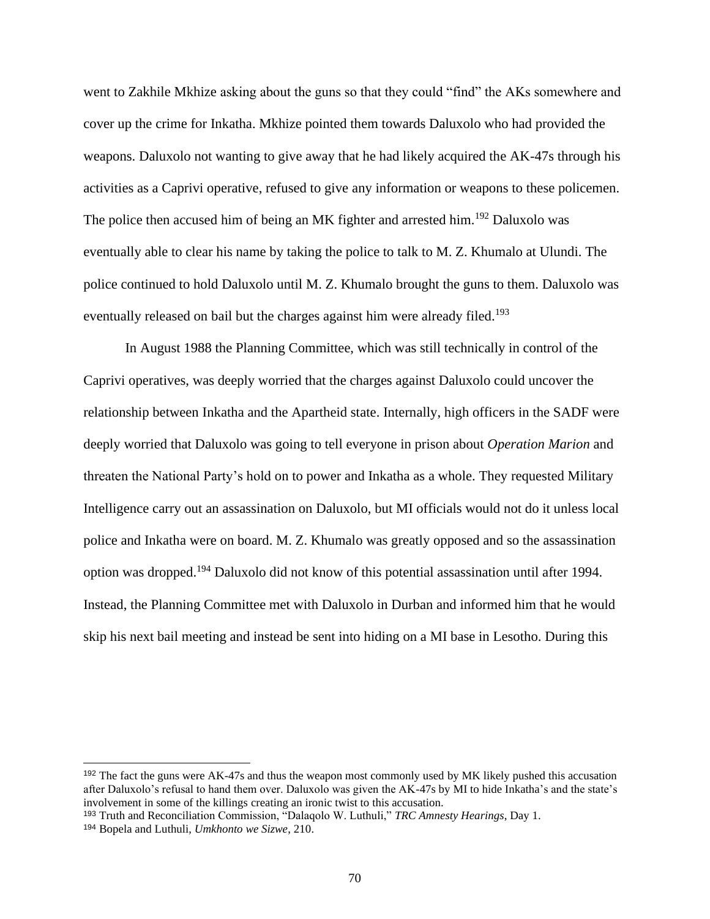went to Zakhile Mkhize asking about the guns so that they could "find" the AKs somewhere and cover up the crime for Inkatha. Mkhize pointed them towards Daluxolo who had provided the weapons. Daluxolo not wanting to give away that he had likely acquired the AK-47s through his activities as a Caprivi operative, refused to give any information or weapons to these policemen. The police then accused him of being an MK fighter and arrested him.[192] Daluxolo was eventually able to clear his name by taking the police to talk to M. Z. Khumalo at Ulundi. The police continued to hold Daluxolo until M. Z. Khumalo brought the guns to them. Daluxolo was eventually released on bail but the charges against him were already filed.[193]

In August 1988 the Planning Committee, which was still technically in control of the Caprivi operatives, was deeply worried that the charges against Daluxolo could uncover the relationship between Inkatha and the Apartheid state. Internally, high officers in the SADF were deeply worried that Daluxolo was going to tell everyone in prison about *Operation Marion* and threaten the National Party's hold on to power and Inkatha as a whole. They requested Military Intelligence carry out an assassination on Daluxolo, but MI officials would not do it unless local police and Inkatha were on board. M. Z. Khumalo was greatly opposed and so the assassination option was dropped.[194] Daluxolo did not know of this potential assassination until after 1994. Instead, the Planning Committee met with Daluxolo in Durban and informed him that he would skip his next bail meeting and instead be sent into hiding on a MI base in Lesotho. During this

---

[192] The fact the guns were AK-47s and thus the weapon most commonly used by MK likely pushed this accusation after Daluxolo's refusal to hand them over. Daluxolo was given the AK-47s by MI to hide Inkatha's and the state's involvement in some of the killings creating an ironic twist to this accusation.

[193] Truth and Reconciliation Commission, "Dalaqolo W. Luthuli," *TRC Amnesty Hearings*, Day 1.

[194] Bopela and Luthuli, *Umkhonto we Sizwe*, 210.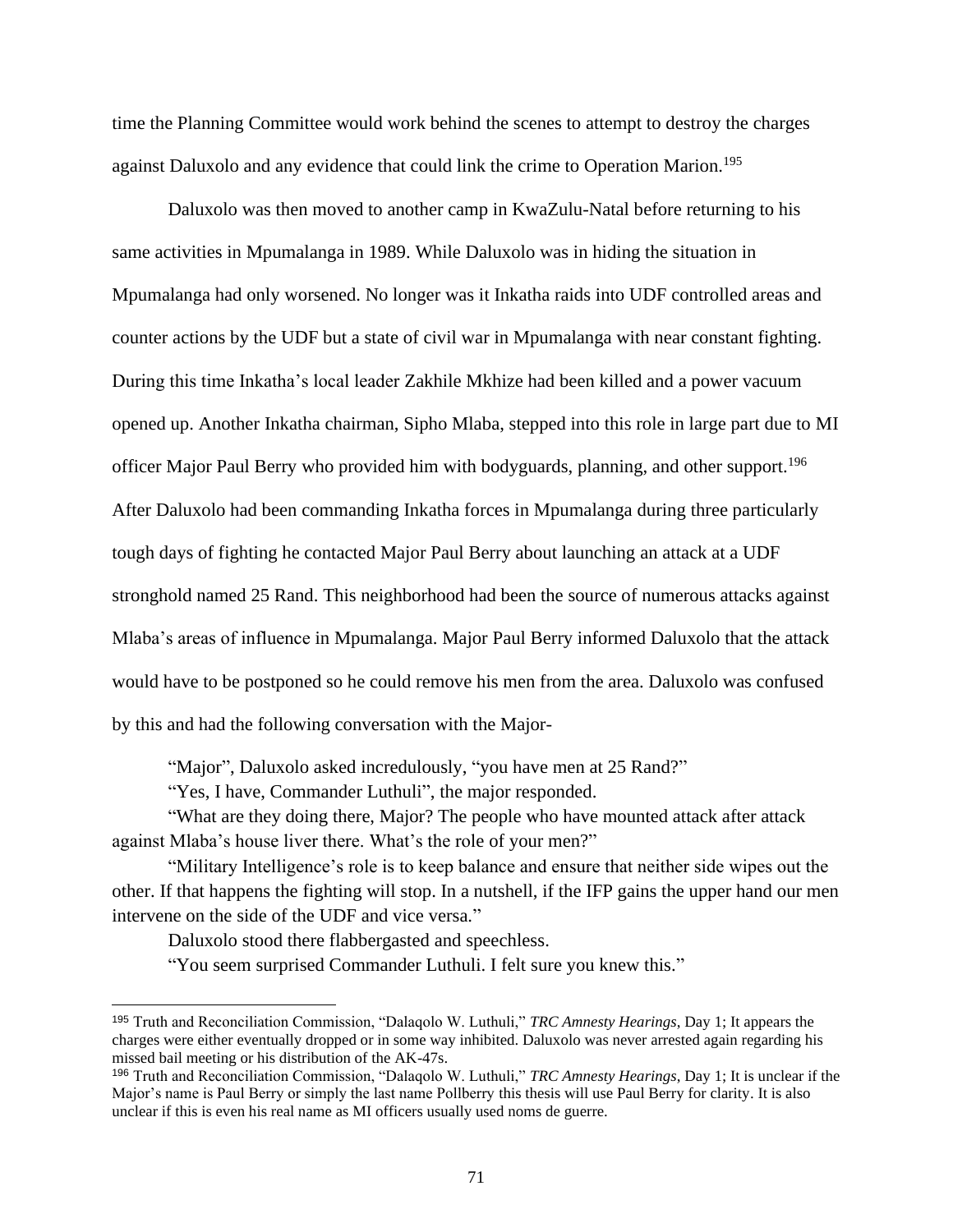time the Planning Committee would work behind the scenes to attempt to destroy the charges against Daluxolo and any evidence that could link the crime to Operation Marion.[195]

Daluxolo was then moved to another camp in KwaZulu-Natal before returning to his same activities in Mpumalanga in 1989. While Daluxolo was in hiding the situation in Mpumalanga had only worsened. No longer was it Inkatha raids into UDF controlled areas and counter actions by the UDF but a state of civil war in Mpumalanga with near constant fighting. During this time Inkatha's local leader Zakhile Mkhize had been killed and a power vacuum opened up. Another Inkatha chairman, Sipho Mlaba, stepped into this role in large part due to MI officer Major Paul Berry who provided him with bodyguards, planning, and other support.[196] After Daluxolo had been commanding Inkatha forces in Mpumalanga during three particularly tough days of fighting he contacted Major Paul Berry about launching an attack at a UDF stronghold named 25 Rand. This neighborhood had been the source of numerous attacks against Mlaba's areas of influence in Mpumalanga. Major Paul Berry informed Daluxolo that the attack would have to be postponed so he could remove his men from the area. Daluxolo was confused by this and had the following conversation with the Major-

"Major", Daluxolo asked incredulously, "you have men at 25 Rand?"

"Yes, I have, Commander Luthuli", the major responded.

"What are they doing there, Major? The people who have mounted attack after attack against Mlaba's house liver there. What's the role of your men?"

"Military Intelligence's role is to keep balance and ensure that neither side wipes out the other. If that happens the fighting will stop. In a nutshell, if the IFP gains the upper hand our men intervene on the side of the UDF and vice versa."

Daluxolo stood there flabbergasted and speechless.

"You seem surprised Commander Luthuli. I felt sure you knew this."

---

[195] Truth and Reconciliation Commission, "Dalaqolo W. Luthuli," *TRC Amnesty Hearings*, Day 1; It appears the charges were either eventually dropped or in some way inhibited. Daluxolo was never arrested again regarding his missed bail meeting or his distribution of the AK-47s.

[196] Truth and Reconciliation Commission, "Dalaqolo W. Luthuli," *TRC Amnesty Hearings*, Day 1; It is unclear if the Major's name is Paul Berry or simply the last name Pollberry this thesis will use Paul Berry for clarity. It is also unclear if this is even his real name as MI officers usually used noms de guerre.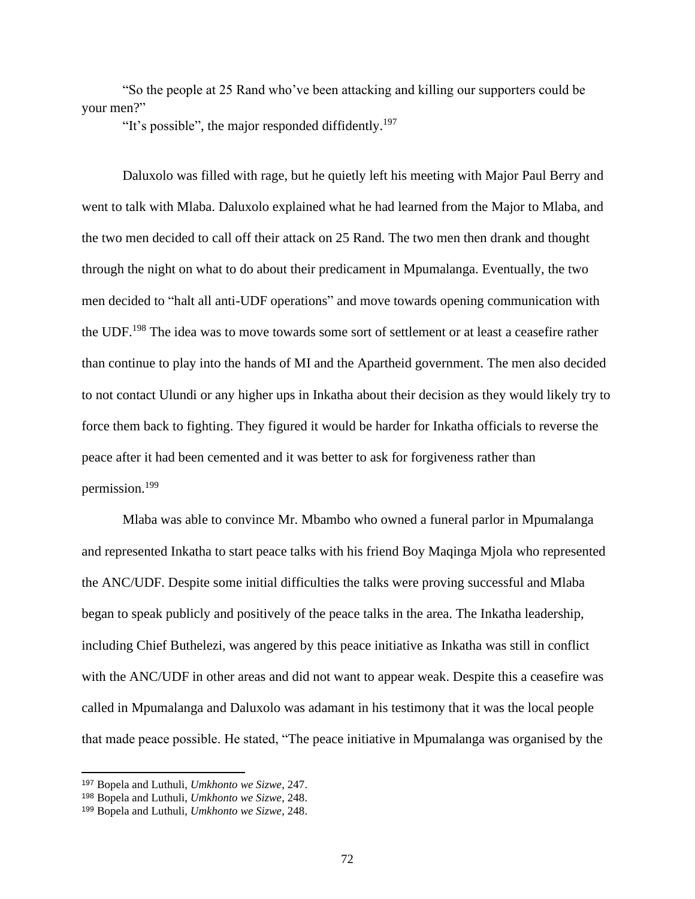"So the people at 25 Rand who've been attacking and killing our supporters could be your men?"

"It's possible", the major responded diffidently.[197]

Daluxolo was filled with rage, but he quietly left his meeting with Major Paul Berry and went to talk with Mlaba. Daluxolo explained what he had learned from the Major to Mlaba, and the two men decided to call off their attack on 25 Rand. The two men then drank and thought through the night on what to do about their predicament in Mpumalanga. Eventually, the two men decided to "halt all anti-UDF operations" and move towards opening communication with the UDF.[198] The idea was to move towards some sort of settlement or at least a ceasefire rather than continue to play into the hands of MI and the Apartheid government. The men also decided to not contact Ulundi or any higher ups in Inkatha about their decision as they would likely try to force them back to fighting. They figured it would be harder for Inkatha officials to reverse the peace after it had been cemented and it was better to ask for forgiveness rather than permission.[199]

Mlaba was able to convince Mr. Mbambo who owned a funeral parlor in Mpumalanga and represented Inkatha to start peace talks with his friend Boy Maqinga Mjola who represented the ANC/UDF. Despite some initial difficulties the talks were proving successful and Mlaba began to speak publicly and positively of the peace talks in the area. The Inkatha leadership, including Chief Buthelezi, was angered by this peace initiative as Inkatha was still in conflict with the ANC/UDF in other areas and did not want to appear weak. Despite this a ceasefire was called in Mpumalanga and Daluxolo was adamant in his testimony that it was the local people that made peace possible. He stated, "The peace initiative in Mpumalanga was organised by the

---

[197] Bopela and Luthuli, *Umkhonto we Sizwe*, 247.

[198] Bopela and Luthuli, *Umkhonto we Sizwe*, 248.

[199] Bopela and Luthuli, *Umkhonto we Sizwe*, 248.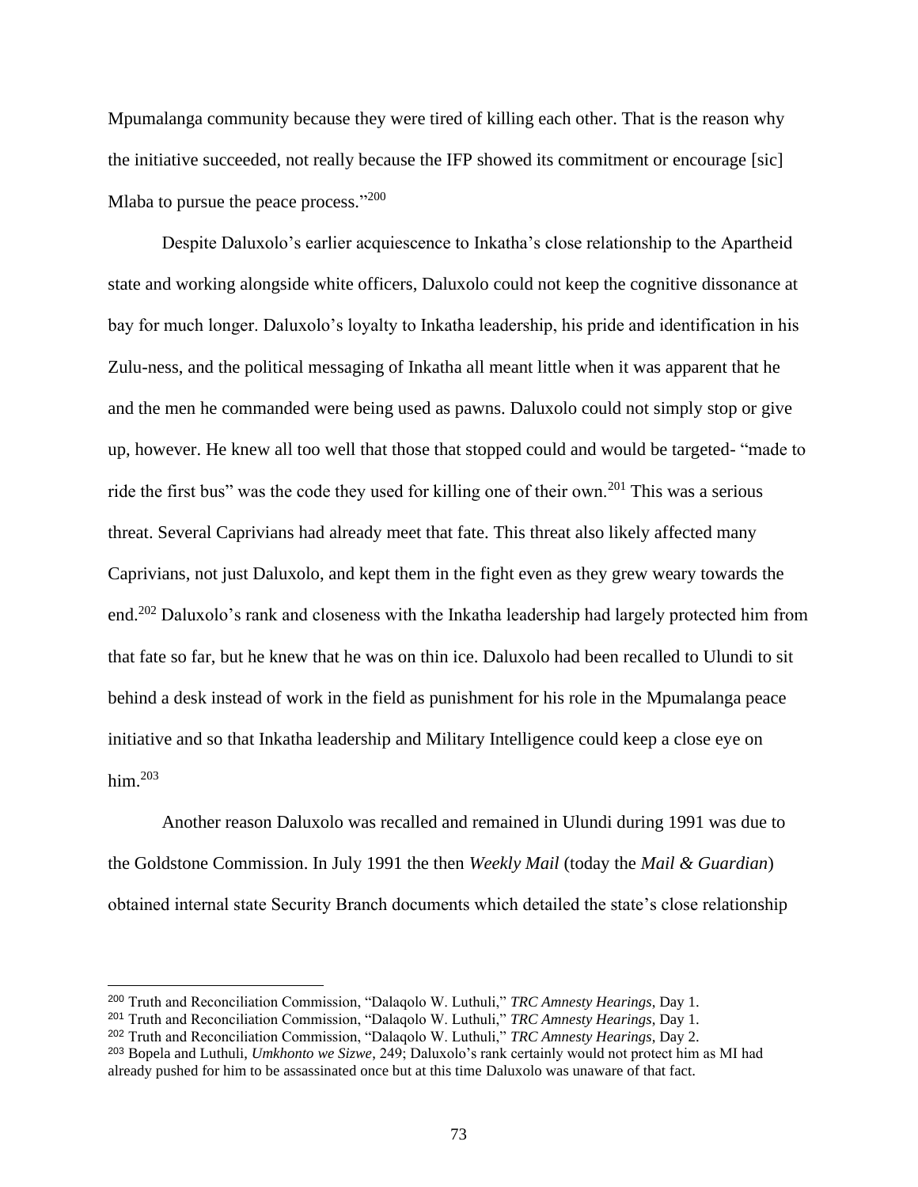Mpumalanga community because they were tired of killing each other. That is the reason why the initiative succeeded, not really because the IFP showed its commitment or encourage [sic] Mlaba to pursue the peace process."[200]

Despite Daluxolo's earlier acquiescence to Inkatha's close relationship to the Apartheid state and working alongside white officers, Daluxolo could not keep the cognitive dissonance at bay for much longer. Daluxolo's loyalty to Inkatha leadership, his pride and identification in his Zulu-ness, and the political messaging of Inkatha all meant little when it was apparent that he and the men he commanded were being used as pawns. Daluxolo could not simply stop or give up, however. He knew all too well that those that stopped could and would be targeted- "made to ride the first bus" was the code they used for killing one of their own.[201] This was a serious threat. Several Caprivians had already meet that fate. This threat also likely affected many Caprivians, not just Daluxolo, and kept them in the fight even as they grew weary towards the end.[202] Daluxolo's rank and closeness with the Inkatha leadership had largely protected him from that fate so far, but he knew that he was on thin ice. Daluxolo had been recalled to Ulundi to sit behind a desk instead of work in the field as punishment for his role in the Mpumalanga peace initiative and so that Inkatha leadership and Military Intelligence could keep a close eye on him.[203]

Another reason Daluxolo was recalled and remained in Ulundi during 1991 was due to the Goldstone Commission. In July 1991 the then *Weekly Mail* (today the *Mail & Guardian*) obtained internal state Security Branch documents which detailed the state's close relationship

---

[200] Truth and Reconciliation Commission, "Dalaqolo W. Luthuli," *TRC Amnesty Hearings*, Day 1.

[201] Truth and Reconciliation Commission, "Dalaqolo W. Luthuli," *TRC Amnesty Hearings*, Day 1.

[202] Truth and Reconciliation Commission, "Dalaqolo W. Luthuli," *TRC Amnesty Hearings*, Day 2.

[203] Bopela and Luthuli, *Umkhonto we Sizwe*, 249; Daluxolo's rank certainly would not protect him as MI had already pushed for him to be assassinated once but at this time Daluxolo was unaware of that fact.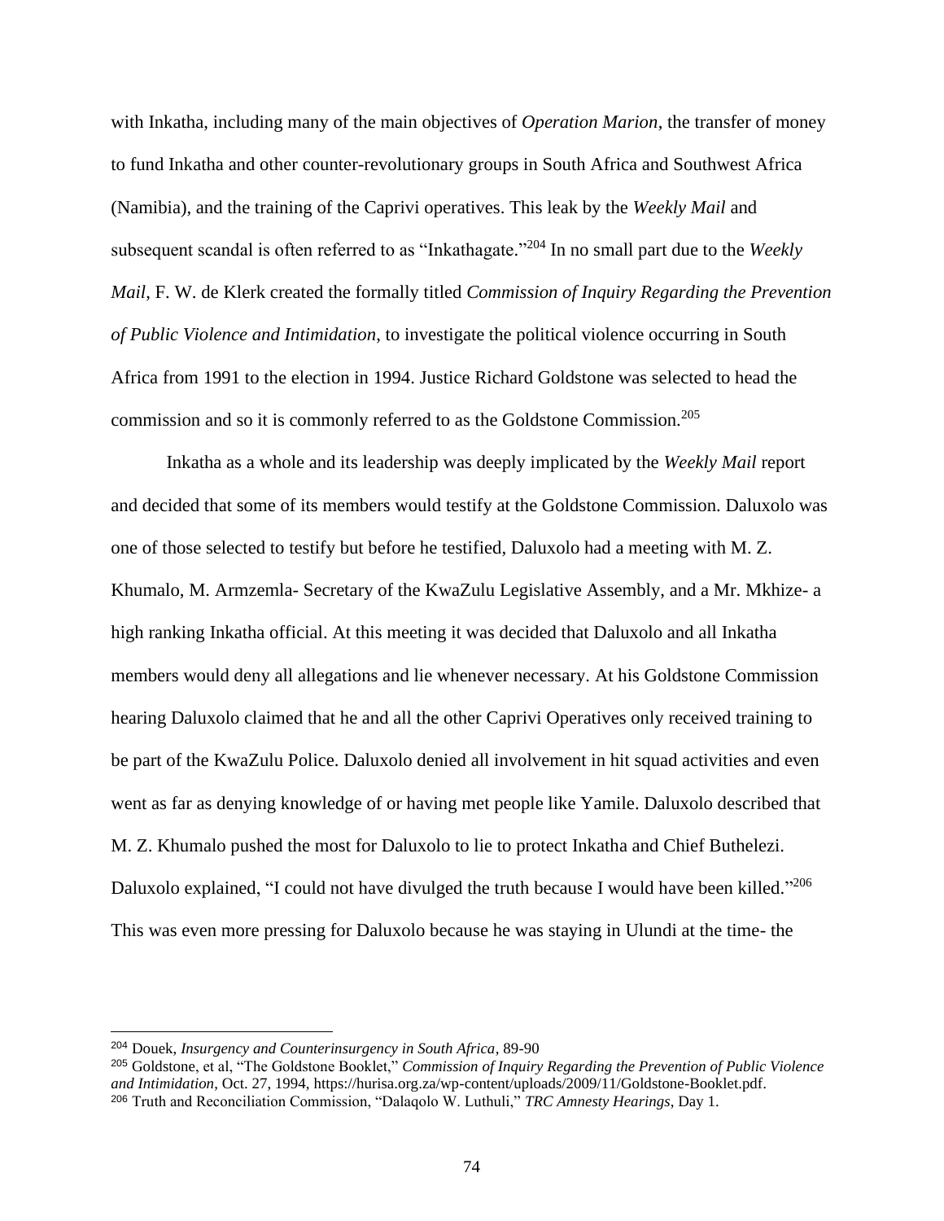with Inkatha, including many of the main objectives of *Operation Marion*, the transfer of money to fund Inkatha and other counter-revolutionary groups in South Africa and Southwest Africa (Namibia), and the training of the Caprivi operatives. This leak by the *Weekly Mail* and subsequent scandal is often referred to as "Inkathagate."[204] In no small part due to the *Weekly Mail*, F. W. de Klerk created the formally titled *Commission of Inquiry Regarding the Prevention of Public Violence and Intimidation*, to investigate the political violence occurring in South Africa from 1991 to the election in 1994. Justice Richard Goldstone was selected to head the commission and so it is commonly referred to as the Goldstone Commission.[205]

Inkatha as a whole and its leadership was deeply implicated by the *Weekly Mail* report and decided that some of its members would testify at the Goldstone Commission. Daluxolo was one of those selected to testify but before he testified, Daluxolo had a meeting with M. Z. Khumalo, M. Armzemla- Secretary of the KwaZulu Legislative Assembly, and a Mr. Mkhize- a high ranking Inkatha official. At this meeting it was decided that Daluxolo and all Inkatha members would deny all allegations and lie whenever necessary. At his Goldstone Commission hearing Daluxolo claimed that he and all the other Caprivi Operatives only received training to be part of the KwaZulu Police. Daluxolo denied all involvement in hit squad activities and even went as far as denying knowledge of or having met people like Yamile. Daluxolo described that M. Z. Khumalo pushed the most for Daluxolo to lie to protect Inkatha and Chief Buthelezi. Daluxolo explained, "I could not have divulged the truth because I would have been killed."[206] This was even more pressing for Daluxolo because he was staying in Ulundi at the time- the

---

[204] Douek, *Insurgency and Counterinsurgency in South Africa*, 89-90

[205] Goldstone, et al, "The Goldstone Booklet," *Commission of Inquiry Regarding the Prevention of Public Violence and Intimidation*, Oct. 27, 1994, https://hurisa.org.za/wp-content/uploads/2009/11/Goldstone-Booklet.pdf.

[206] Truth and Reconciliation Commission, "Dalaqolo W. Luthuli," *TRC Amnesty Hearings*, Day 1.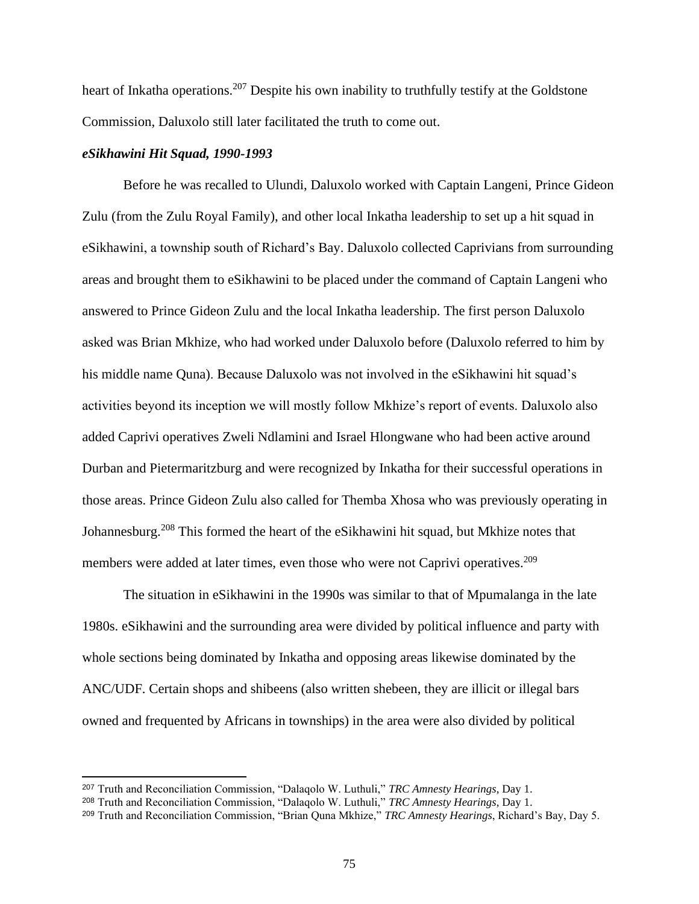heart of Inkatha operations.[207] Despite his own inability to truthfully testify at the Goldstone Commission, Daluxolo still later facilitated the truth to come out.

***eSikhawini Hit Squad, 1990-1993***

Before he was recalled to Ulundi, Daluxolo worked with Captain Langeni, Prince Gideon Zulu (from the Zulu Royal Family), and other local Inkatha leadership to set up a hit squad in eSikhawini, a township south of Richard's Bay. Daluxolo collected Caprivians from surrounding areas and brought them to eSikhawini to be placed under the command of Captain Langeni who answered to Prince Gideon Zulu and the local Inkatha leadership. The first person Daluxolo asked was Brian Mkhize, who had worked under Daluxolo before (Daluxolo referred to him by his middle name Quna). Because Daluxolo was not involved in the eSikhawini hit squad's activities beyond its inception we will mostly follow Mkhize's report of events. Daluxolo also added Caprivi operatives Zweli Ndlamini and Israel Hlongwane who had been active around Durban and Pietermaritzburg and were recognized by Inkatha for their successful operations in those areas. Prince Gideon Zulu also called for Themba Xhosa who was previously operating in Johannesburg.[208] This formed the heart of the eSikhawini hit squad, but Mkhize notes that members were added at later times, even those who were not Caprivi operatives.[209]

The situation in eSikhawini in the 1990s was similar to that of Mpumalanga in the late 1980s. eSikhawini and the surrounding area were divided by political influence and party with whole sections being dominated by Inkatha and opposing areas likewise dominated by the ANC/UDF. Certain shops and shibeens (also written shebeen, they are illicit or illegal bars owned and frequented by Africans in townships) in the area were also divided by political

---

[207] Truth and Reconciliation Commission, "Dalaqolo W. Luthuli," *TRC Amnesty Hearings*, Day 1.

[208] Truth and Reconciliation Commission, "Dalaqolo W. Luthuli," *TRC Amnesty Hearings*, Day 1.

[209] Truth and Reconciliation Commission, "Brian Quna Mkhize," *TRC Amnesty Hearings*, Richard's Bay, Day 5.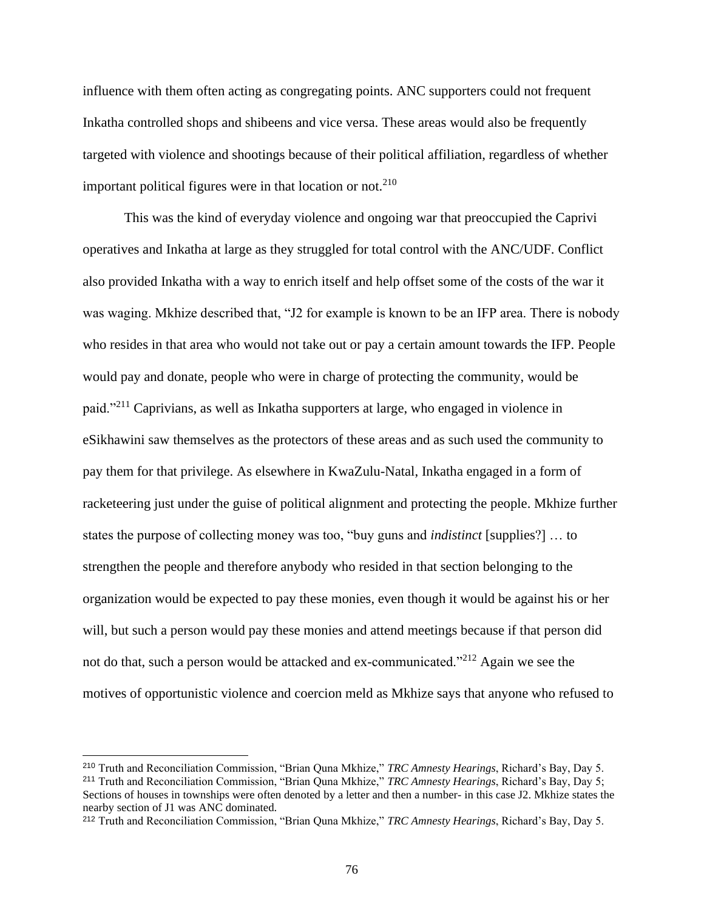influence with them often acting as congregating points. ANC supporters could not frequent Inkatha controlled shops and shibeens and vice versa. These areas would also be frequently targeted with violence and shootings because of their political affiliation, regardless of whether important political figures were in that location or not.[210]

This was the kind of everyday violence and ongoing war that preoccupied the Caprivi operatives and Inkatha at large as they struggled for total control with the ANC/UDF. Conflict also provided Inkatha with a way to enrich itself and help offset some of the costs of the war it was waging. Mkhize described that, "J2 for example is known to be an IFP area. There is nobody who resides in that area who would not take out or pay a certain amount towards the IFP. People would pay and donate, people who were in charge of protecting the community, would be paid."[211] Caprivians, as well as Inkatha supporters at large, who engaged in violence in eSikhawini saw themselves as the protectors of these areas and as such used the community to pay them for that privilege. As elsewhere in KwaZulu-Natal, Inkatha engaged in a form of racketeering just under the guise of political alignment and protecting the people. Mkhize further states the purpose of collecting money was too, "buy guns and *indistinct* [supplies?] … to strengthen the people and therefore anybody who resided in that section belonging to the organization would be expected to pay these monies, even though it would be against his or her will, but such a person would pay these monies and attend meetings because if that person did not do that, such a person would be attacked and ex-communicated."[212] Again we see the motives of opportunistic violence and coercion meld as Mkhize says that anyone who refused to

---

[210] Truth and Reconciliation Commission, "Brian Quna Mkhize," *TRC Amnesty Hearings*, Richard's Bay, Day 5.

[211] Truth and Reconciliation Commission, "Brian Quna Mkhize," *TRC Amnesty Hearings*, Richard's Bay, Day 5; Sections of houses in townships were often denoted by a letter and then a number- in this case J2. Mkhize states the nearby section of J1 was ANC dominated.

[212] Truth and Reconciliation Commission, "Brian Quna Mkhize," *TRC Amnesty Hearings*, Richard's Bay, Day 5.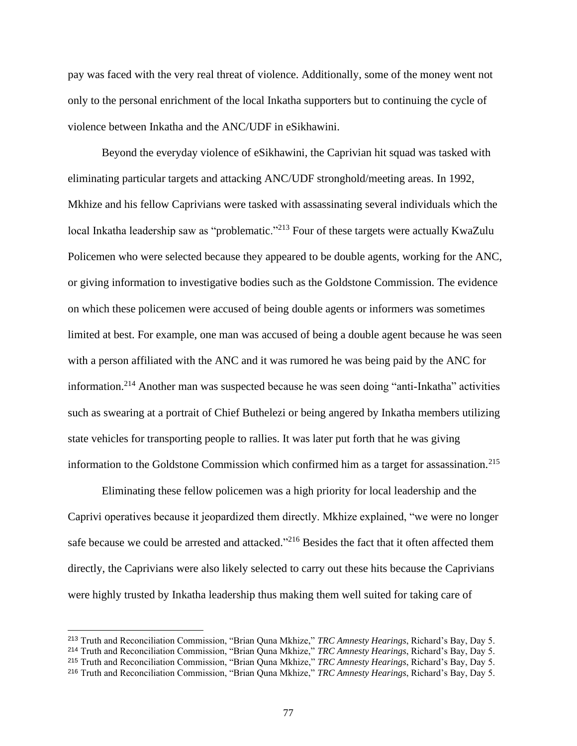pay was faced with the very real threat of violence. Additionally, some of the money went not only to the personal enrichment of the local Inkatha supporters but to continuing the cycle of violence between Inkatha and the ANC/UDF in eSikhawini.

Beyond the everyday violence of eSikhawini, the Caprivian hit squad was tasked with eliminating particular targets and attacking ANC/UDF stronghold/meeting areas. In 1992, Mkhize and his fellow Caprivians were tasked with assassinating several individuals which the local Inkatha leadership saw as "problematic."[213] Four of these targets were actually KwaZulu Policemen who were selected because they appeared to be double agents, working for the ANC, or giving information to investigative bodies such as the Goldstone Commission. The evidence on which these policemen were accused of being double agents or informers was sometimes limited at best. For example, one man was accused of being a double agent because he was seen with a person affiliated with the ANC and it was rumored he was being paid by the ANC for information.[214] Another man was suspected because he was seen doing "anti-Inkatha" activities such as swearing at a portrait of Chief Buthelezi or being angered by Inkatha members utilizing state vehicles for transporting people to rallies. It was later put forth that he was giving information to the Goldstone Commission which confirmed him as a target for assassination.[215]

Eliminating these fellow policemen was a high priority for local leadership and the Caprivi operatives because it jeopardized them directly. Mkhize explained, "we were no longer safe because we could be arrested and attacked."[216] Besides the fact that it often affected them directly, the Caprivians were also likely selected to carry out these hits because the Caprivians were highly trusted by Inkatha leadership thus making them well suited for taking care of

---

[213] Truth and Reconciliation Commission, "Brian Quna Mkhize," *TRC Amnesty Hearings*, Richard's Bay, Day 5.

[214] Truth and Reconciliation Commission, "Brian Quna Mkhize," *TRC Amnesty Hearings*, Richard's Bay, Day 5.

[215] Truth and Reconciliation Commission, "Brian Quna Mkhize," *TRC Amnesty Hearings*, Richard's Bay, Day 5.

[216] Truth and Reconciliation Commission, "Brian Quna Mkhize," *TRC Amnesty Hearings*, Richard's Bay, Day 5.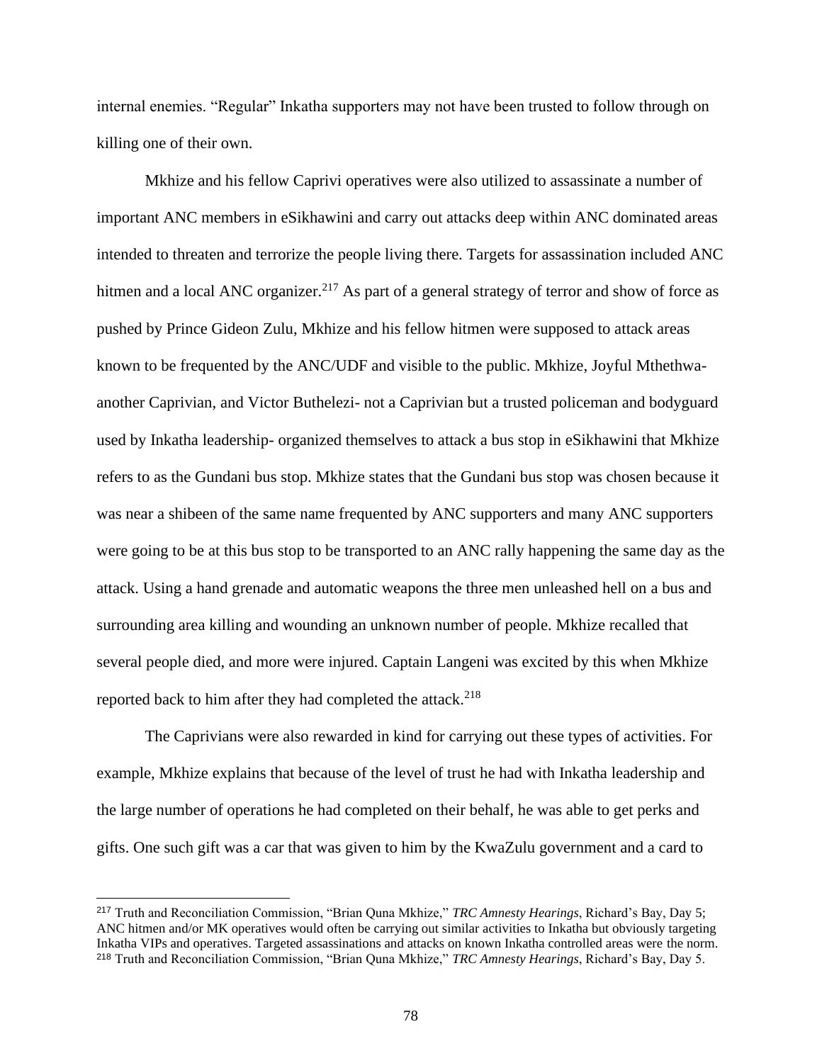internal enemies. "Regular" Inkatha supporters may not have been trusted to follow through on killing one of their own.

Mkhize and his fellow Caprivi operatives were also utilized to assassinate a number of important ANC members in eSikhawini and carry out attacks deep within ANC dominated areas intended to threaten and terrorize the people living there. Targets for assassination included ANC hitmen and a local ANC organizer.[217] As part of a general strategy of terror and show of force as pushed by Prince Gideon Zulu, Mkhize and his fellow hitmen were supposed to attack areas known to be frequented by the ANC/UDF and visible to the public. Mkhize, Joyful Mthethwa- another Caprivian, and Victor Buthelezi- not a Caprivian but a trusted policeman and bodyguard used by Inkatha leadership- organized themselves to attack a bus stop in eSikhawini that Mkhize refers to as the Gundani bus stop. Mkhize states that the Gundani bus stop was chosen because it was near a shibeen of the same name frequented by ANC supporters and many ANC supporters were going to be at this bus stop to be transported to an ANC rally happening the same day as the attack. Using a hand grenade and automatic weapons the three men unleashed hell on a bus and surrounding area killing and wounding an unknown number of people. Mkhize recalled that several people died, and more were injured. Captain Langeni was excited by this when Mkhize reported back to him after they had completed the attack.[218]

The Caprivians were also rewarded in kind for carrying out these types of activities. For example, Mkhize explains that because of the level of trust he had with Inkatha leadership and the large number of operations he had completed on their behalf, he was able to get perks and gifts. One such gift was a car that was given to him by the KwaZulu government and a card to

---

[217] Truth and Reconciliation Commission, "Brian Quna Mkhize," *TRC Amnesty Hearings*, Richard's Bay, Day 5; ANC hitmen and/or MK operatives would often be carrying out similar activities to Inkatha but obviously targeting Inkatha VIPs and operatives. Targeted assassinations and attacks on known Inkatha controlled areas were the norm.

[218] Truth and Reconciliation Commission, "Brian Quna Mkhize," *TRC Amnesty Hearings*, Richard's Bay, Day 5.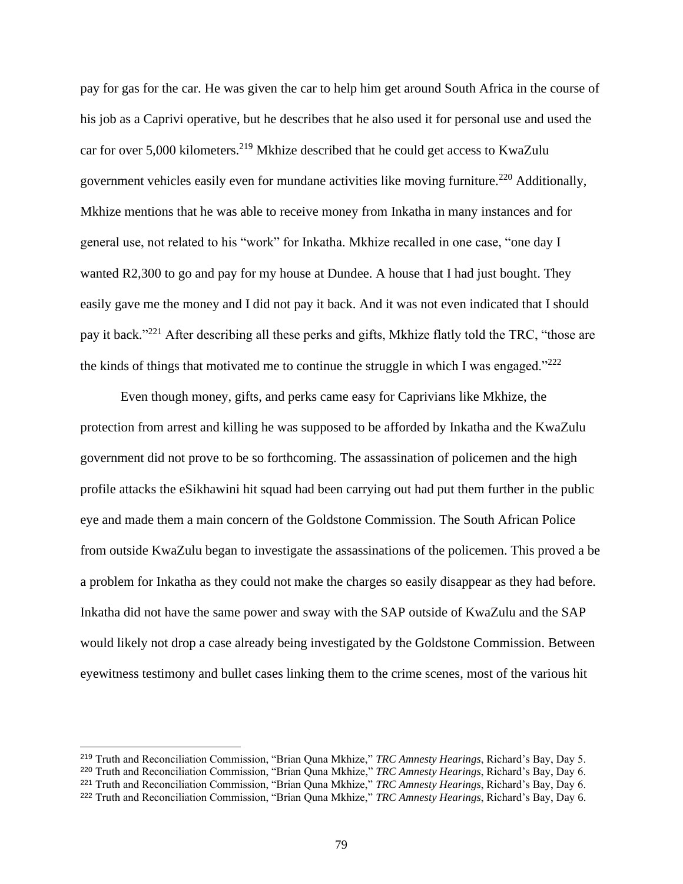pay for gas for the car. He was given the car to help him get around South Africa in the course of his job as a Caprivi operative, but he describes that he also used it for personal use and used the car for over 5,000 kilometers.[219] Mkhize described that he could get access to KwaZulu government vehicles easily even for mundane activities like moving furniture.[220] Additionally, Mkhize mentions that he was able to receive money from Inkatha in many instances and for general use, not related to his "work" for Inkatha. Mkhize recalled in one case, "one day I wanted R2,300 to go and pay for my house at Dundee. A house that I had just bought. They easily gave me the money and I did not pay it back. And it was not even indicated that I should pay it back."[221] After describing all these perks and gifts, Mkhize flatly told the TRC, "those are the kinds of things that motivated me to continue the struggle in which I was engaged."[222]

Even though money, gifts, and perks came easy for Caprivians like Mkhize, the protection from arrest and killing he was supposed to be afforded by Inkatha and the KwaZulu government did not prove to be so forthcoming. The assassination of policemen and the high profile attacks the eSikhawini hit squad had been carrying out had put them further in the public eye and made them a main concern of the Goldstone Commission. The South African Police from outside KwaZulu began to investigate the assassinations of the policemen. This proved a be a problem for Inkatha as they could not make the charges so easily disappear as they had before. Inkatha did not have the same power and sway with the SAP outside of KwaZulu and the SAP would likely not drop a case already being investigated by the Goldstone Commission. Between eyewitness testimony and bullet cases linking them to the crime scenes, most of the various hit

---

[219] Truth and Reconciliation Commission, "Brian Quna Mkhize," *TRC Amnesty Hearings*, Richard's Bay, Day 5.

[220] Truth and Reconciliation Commission, "Brian Quna Mkhize," *TRC Amnesty Hearings*, Richard's Bay, Day 6.

[221] Truth and Reconciliation Commission, "Brian Quna Mkhize," *TRC Amnesty Hearings*, Richard's Bay, Day 6.

[222] Truth and Reconciliation Commission, "Brian Quna Mkhize," *TRC Amnesty Hearings*, Richard's Bay, Day 6.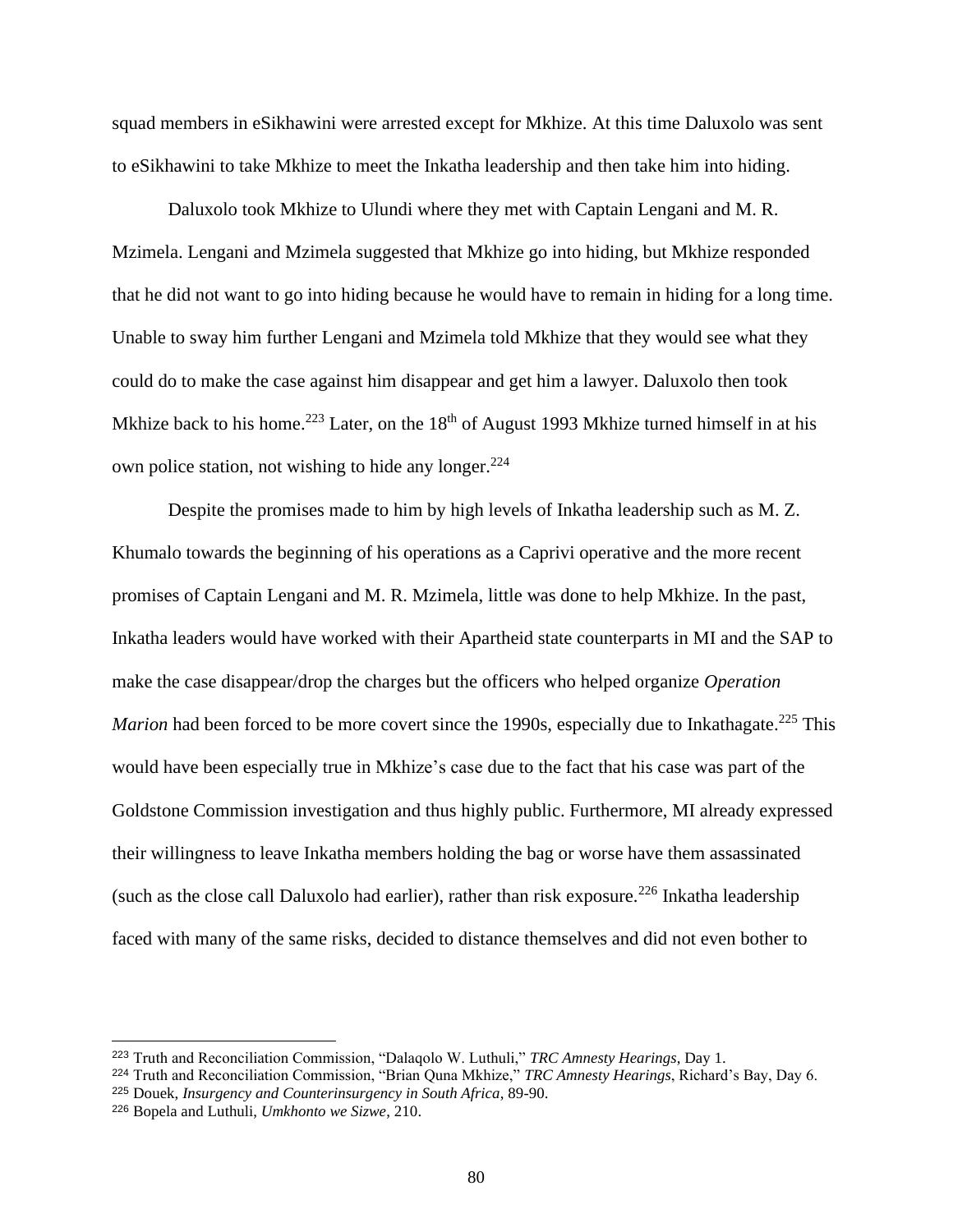squad members in eSikhawini were arrested except for Mkhize. At this time Daluxolo was sent to eSikhawini to take Mkhize to meet the Inkatha leadership and then take him into hiding.

Daluxolo took Mkhize to Ulundi where they met with Captain Lengani and M. R. Mzimela. Lengani and Mzimela suggested that Mkhize go into hiding, but Mkhize responded that he did not want to go into hiding because he would have to remain in hiding for a long time. Unable to sway him further Lengani and Mzimela told Mkhize that they would see what they could do to make the case against him disappear and get him a lawyer. Daluxolo then took Mkhize back to his home.[223] Later, on the 18th of August 1993 Mkhize turned himself in at his own police station, not wishing to hide any longer.[224]

Despite the promises made to him by high levels of Inkatha leadership such as M. Z. Khumalo towards the beginning of his operations as a Caprivi operative and the more recent promises of Captain Lengani and M. R. Mzimela, little was done to help Mkhize. In the past, Inkatha leaders would have worked with their Apartheid state counterparts in MI and the SAP to make the case disappear/drop the charges but the officers who helped organize *Operation Marion* had been forced to be more covert since the 1990s, especially due to Inkathagate.[225] This would have been especially true in Mkhize's case due to the fact that his case was part of the Goldstone Commission investigation and thus highly public. Furthermore, MI already expressed their willingness to leave Inkatha members holding the bag or worse have them assassinated (such as the close call Daluxolo had earlier), rather than risk exposure.[226] Inkatha leadership faced with many of the same risks, decided to distance themselves and did not even bother to

---

[223] Truth and Reconciliation Commission, "Dalaqolo W. Luthuli," *TRC Amnesty Hearings*, Day 1.

[224] Truth and Reconciliation Commission, "Brian Quna Mkhize," *TRC Amnesty Hearings*, Richard's Bay, Day 6.

[225] Douek, *Insurgency and Counterinsurgency in South Africa*, 89-90.

[226] Bopela and Luthuli, *Umkhonto we Sizwe*, 210.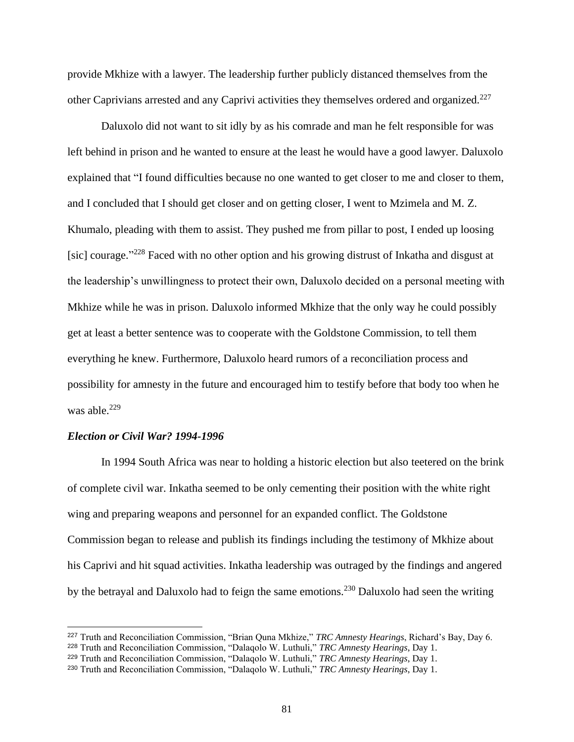provide Mkhize with a lawyer. The leadership further publicly distanced themselves from the other Caprivians arrested and any Caprivi activities they themselves ordered and organized.[227]

Daluxolo did not want to sit idly by as his comrade and man he felt responsible for was left behind in prison and he wanted to ensure at the least he would have a good lawyer. Daluxolo explained that "I found difficulties because no one wanted to get closer to me and closer to them, and I concluded that I should get closer and on getting closer, I went to Mzimela and M. Z. Khumalo, pleading with them to assist. They pushed me from pillar to post, I ended up loosing [sic] courage."[228] Faced with no other option and his growing distrust of Inkatha and disgust at the leadership's unwillingness to protect their own, Daluxolo decided on a personal meeting with Mkhize while he was in prison. Daluxolo informed Mkhize that the only way he could possibly get at least a better sentence was to cooperate with the Goldstone Commission, to tell them everything he knew. Furthermore, Daluxolo heard rumors of a reconciliation process and possibility for amnesty in the future and encouraged him to testify before that body too when he was able.[229]

### *Election or Civil War? 1994-1996*

In 1994 South Africa was near to holding a historic election but also teetered on the brink of complete civil war. Inkatha seemed to be only cementing their position with the white right wing and preparing weapons and personnel for an expanded conflict. The Goldstone Commission began to release and publish its findings including the testimony of Mkhize about his Caprivi and hit squad activities. Inkatha leadership was outraged by the findings and angered by the betrayal and Daluxolo had to feign the same emotions.[230] Daluxolo had seen the writing

---

[227] Truth and Reconciliation Commission, "Brian Quna Mkhize," *TRC Amnesty Hearings*, Richard's Bay, Day 6.

[228] Truth and Reconciliation Commission, "Dalaqolo W. Luthuli," *TRC Amnesty Hearings*, Day 1.

[229] Truth and Reconciliation Commission, "Dalaqolo W. Luthuli," *TRC Amnesty Hearings*, Day 1.

[230] Truth and Reconciliation Commission, "Dalaqolo W. Luthuli," *TRC Amnesty Hearings*, Day 1.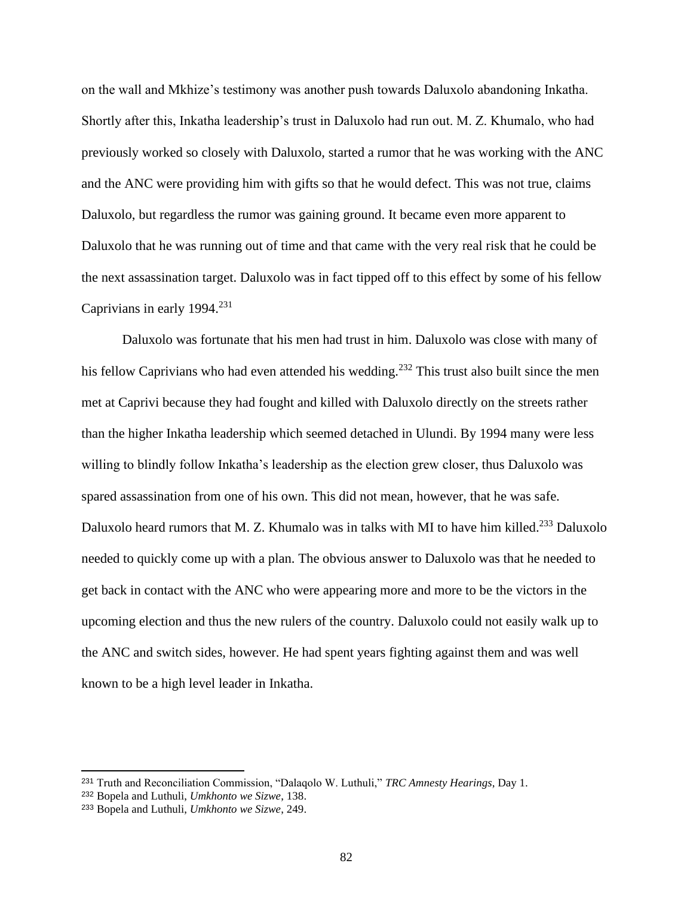on the wall and Mkhize's testimony was another push towards Daluxolo abandoning Inkatha. Shortly after this, Inkatha leadership's trust in Daluxolo had run out. M. Z. Khumalo, who had previously worked so closely with Daluxolo, started a rumor that he was working with the ANC and the ANC were providing him with gifts so that he would defect. This was not true, claims Daluxolo, but regardless the rumor was gaining ground. It became even more apparent to Daluxolo that he was running out of time and that came with the very real risk that he could be the next assassination target. Daluxolo was in fact tipped off to this effect by some of his fellow Caprivians in early 1994.[231]

Daluxolo was fortunate that his men had trust in him. Daluxolo was close with many of his fellow Caprivians who had even attended his wedding.[232] This trust also built since the men met at Caprivi because they had fought and killed with Daluxolo directly on the streets rather than the higher Inkatha leadership which seemed detached in Ulundi. By 1994 many were less willing to blindly follow Inkatha's leadership as the election grew closer, thus Daluxolo was spared assassination from one of his own. This did not mean, however, that he was safe. Daluxolo heard rumors that M. Z. Khumalo was in talks with MI to have him killed.[233] Daluxolo needed to quickly come up with a plan. The obvious answer to Daluxolo was that he needed to get back in contact with the ANC who were appearing more and more to be the victors in the upcoming election and thus the new rulers of the country. Daluxolo could not easily walk up to the ANC and switch sides, however. He had spent years fighting against them and was well known to be a high level leader in Inkatha.

---

[231] Truth and Reconciliation Commission, "Dalaqolo W. Luthuli," *TRC Amnesty Hearings*, Day 1.

[232] Bopela and Luthuli, *Umkhonto we Sizwe*, 138.

[233] Bopela and Luthuli, *Umkhonto we Sizwe*, 249.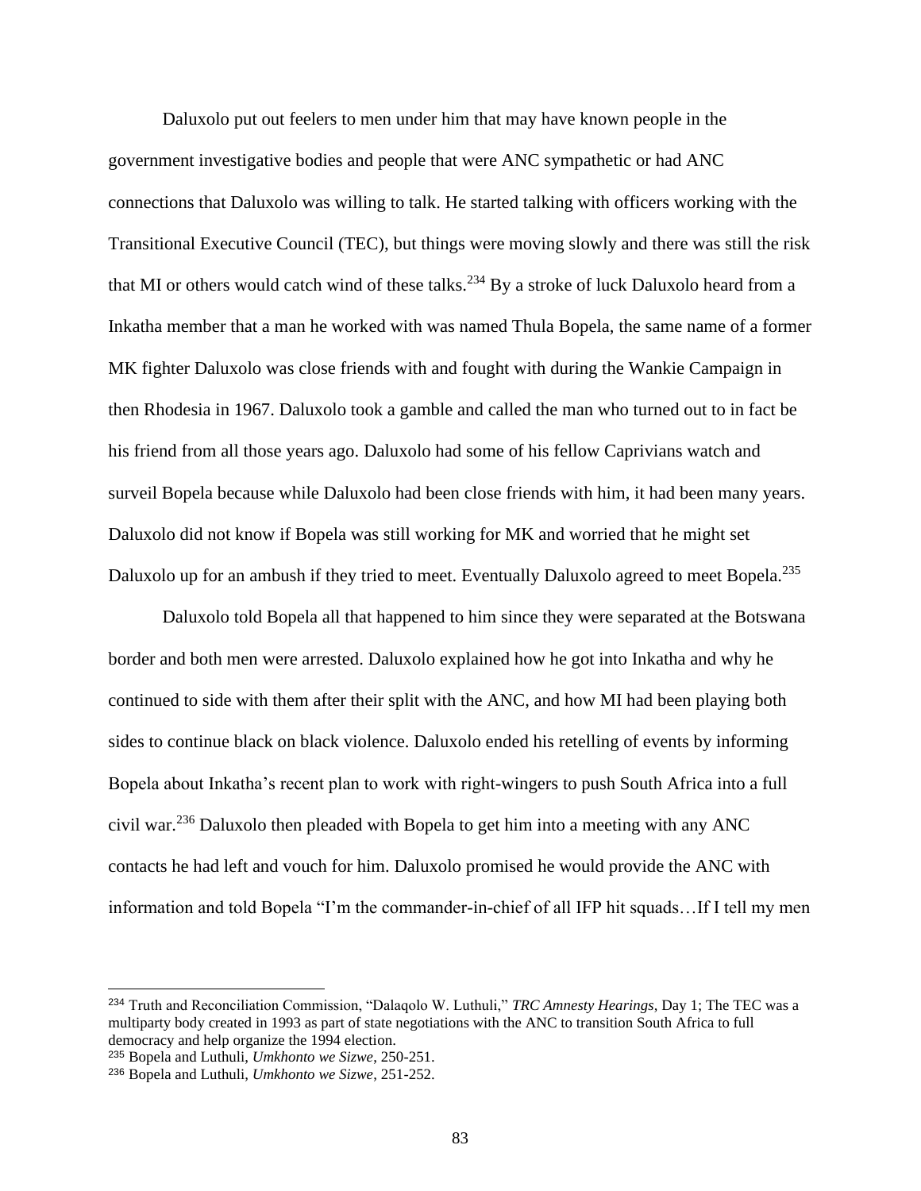Daluxolo put out feelers to men under him that may have known people in the government investigative bodies and people that were ANC sympathetic or had ANC connections that Daluxolo was willing to talk. He started talking with officers working with the Transitional Executive Council (TEC), but things were moving slowly and there was still the risk that MI or others would catch wind of these talks.[234] By a stroke of luck Daluxolo heard from a Inkatha member that a man he worked with was named Thula Bopela, the same name of a former MK fighter Daluxolo was close friends with and fought with during the Wankie Campaign in then Rhodesia in 1967. Daluxolo took a gamble and called the man who turned out to in fact be his friend from all those years ago. Daluxolo had some of his fellow Caprivians watch and surveil Bopela because while Daluxolo had been close friends with him, it had been many years. Daluxolo did not know if Bopela was still working for MK and worried that he might set Daluxolo up for an ambush if they tried to meet. Eventually Daluxolo agreed to meet Bopela.[235]

Daluxolo told Bopela all that happened to him since they were separated at the Botswana border and both men were arrested. Daluxolo explained how he got into Inkatha and why he continued to side with them after their split with the ANC, and how MI had been playing both sides to continue black on black violence. Daluxolo ended his retelling of events by informing Bopela about Inkatha's recent plan to work with right-wingers to push South Africa into a full civil war.[236] Daluxolo then pleaded with Bopela to get him into a meeting with any ANC contacts he had left and vouch for him. Daluxolo promised he would provide the ANC with information and told Bopela "I'm the commander-in-chief of all IFP hit squads…If I tell my men

---

[234] Truth and Reconciliation Commission, "Dalaqolo W. Luthuli," *TRC Amnesty Hearings*, Day 1; The TEC was a multiparty body created in 1993 as part of state negotiations with the ANC to transition South Africa to full democracy and help organize the 1994 election.

[235] Bopela and Luthuli, *Umkhonto we Sizwe*, 250-251.

[236] Bopela and Luthuli, *Umkhonto we Sizwe*, 251-252.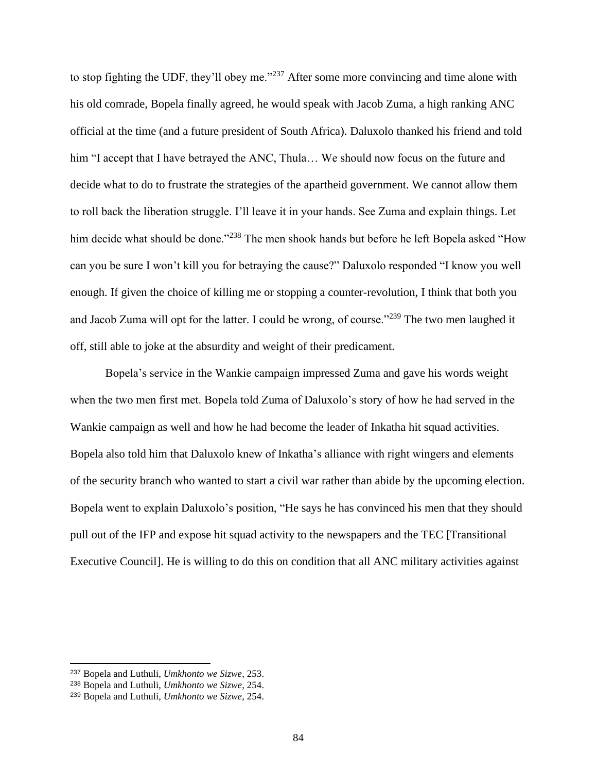to stop fighting the UDF, they'll obey me."[237] After some more convincing and time alone with his old comrade, Bopela finally agreed, he would speak with Jacob Zuma, a high ranking ANC official at the time (and a future president of South Africa). Daluxolo thanked his friend and told him "I accept that I have betrayed the ANC, Thula… We should now focus on the future and decide what to do to frustrate the strategies of the apartheid government. We cannot allow them to roll back the liberation struggle. I'll leave it in your hands. See Zuma and explain things. Let him decide what should be done."[238] The men shook hands but before he left Bopela asked "How can you be sure I won't kill you for betraying the cause?" Daluxolo responded "I know you well enough. If given the choice of killing me or stopping a counter-revolution, I think that both you and Jacob Zuma will opt for the latter. I could be wrong, of course."[239] The two men laughed it off, still able to joke at the absurdity and weight of their predicament.

Bopela's service in the Wankie campaign impressed Zuma and gave his words weight when the two men first met. Bopela told Zuma of Daluxolo's story of how he had served in the Wankie campaign as well and how he had become the leader of Inkatha hit squad activities. Bopela also told him that Daluxolo knew of Inkatha's alliance with right wingers and elements of the security branch who wanted to start a civil war rather than abide by the upcoming election. Bopela went to explain Daluxolo's position, "He says he has convinced his men that they should pull out of the IFP and expose hit squad activity to the newspapers and the TEC [Transitional Executive Council]. He is willing to do this on condition that all ANC military activities against

---

[237] Bopela and Luthuli, *Umkhonto we Sizwe*, 253.

[238] Bopela and Luthuli, *Umkhonto we Sizwe*, 254.

[239] Bopela and Luthuli, *Umkhonto we Sizwe*, 254.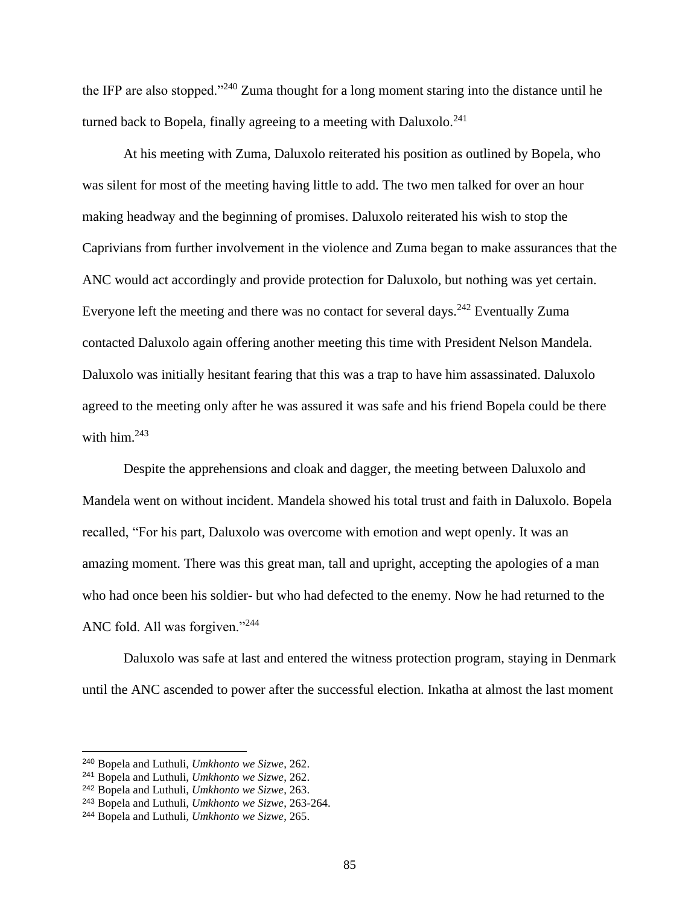the IFP are also stopped."[240] Zuma thought for a long moment staring into the distance until he turned back to Bopela, finally agreeing to a meeting with Daluxolo.[241]

At his meeting with Zuma, Daluxolo reiterated his position as outlined by Bopela, who was silent for most of the meeting having little to add. The two men talked for over an hour making headway and the beginning of promises. Daluxolo reiterated his wish to stop the Caprivians from further involvement in the violence and Zuma began to make assurances that the ANC would act accordingly and provide protection for Daluxolo, but nothing was yet certain. Everyone left the meeting and there was no contact for several days.[242] Eventually Zuma contacted Daluxolo again offering another meeting this time with President Nelson Mandela. Daluxolo was initially hesitant fearing that this was a trap to have him assassinated. Daluxolo agreed to the meeting only after he was assured it was safe and his friend Bopela could be there with him.[243]

Despite the apprehensions and cloak and dagger, the meeting between Daluxolo and Mandela went on without incident. Mandela showed his total trust and faith in Daluxolo. Bopela recalled, "For his part, Daluxolo was overcome with emotion and wept openly. It was an amazing moment. There was this great man, tall and upright, accepting the apologies of a man who had once been his soldier- but who had defected to the enemy. Now he had returned to the ANC fold. All was forgiven."[244]

Daluxolo was safe at last and entered the witness protection program, staying in Denmark until the ANC ascended to power after the successful election. Inkatha at almost the last moment

---

[240] Bopela and Luthuli, *Umkhonto we Sizwe*, 262.
[241] Bopela and Luthuli, *Umkhonto we Sizwe*, 262.
[242] Bopela and Luthuli, *Umkhonto we Sizwe*, 263.
[243] Bopela and Luthuli, *Umkhonto we Sizwe*, 263-264.
[244] Bopela and Luthuli, *Umkhonto we Sizwe*, 265.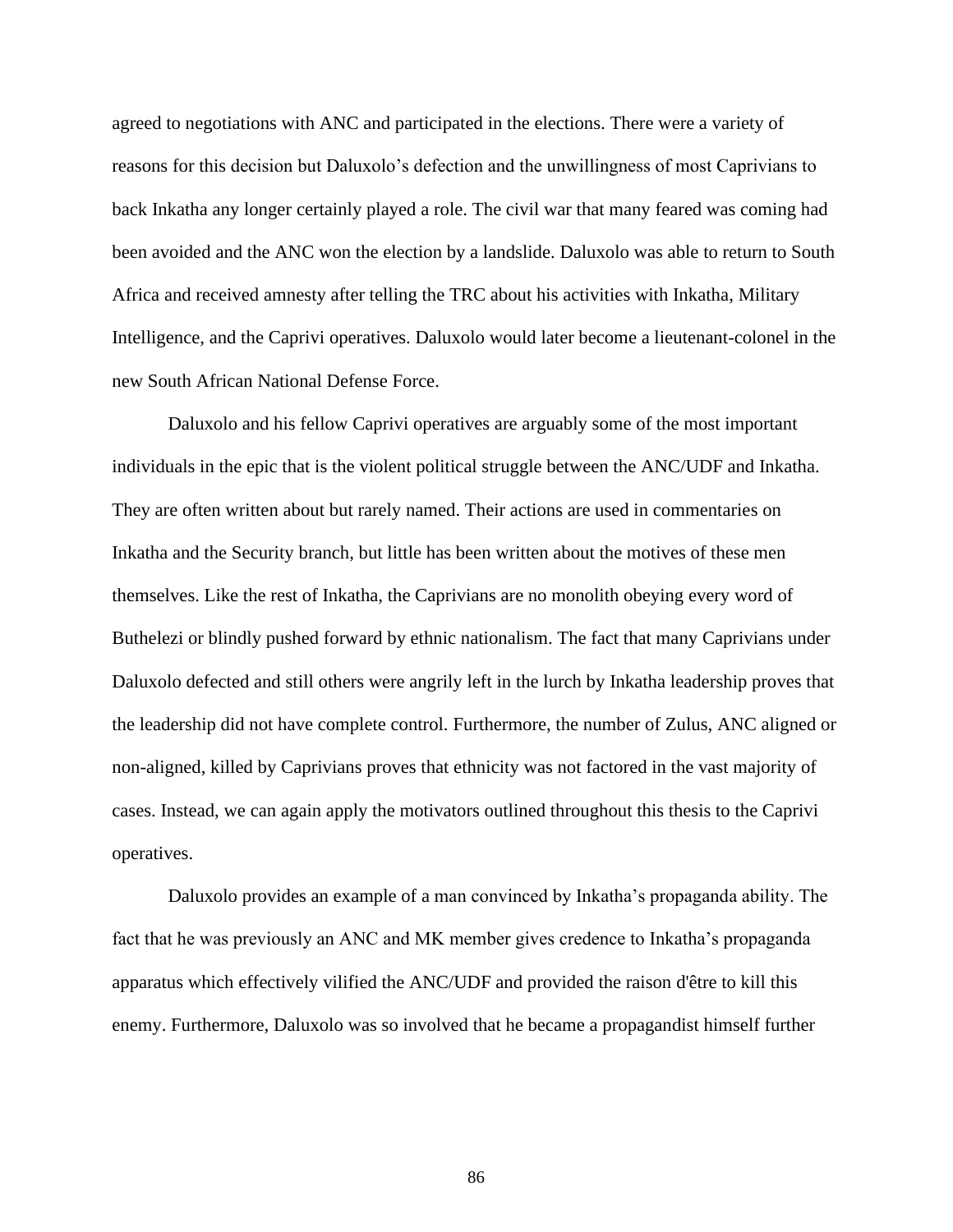agreed to negotiations with ANC and participated in the elections. There were a variety of reasons for this decision but Daluxolo's defection and the unwillingness of most Caprivians to back Inkatha any longer certainly played a role. The civil war that many feared was coming had been avoided and the ANC won the election by a landslide. Daluxolo was able to return to South Africa and received amnesty after telling the TRC about his activities with Inkatha, Military Intelligence, and the Caprivi operatives. Daluxolo would later become a lieutenant-colonel in the new South African National Defense Force.

Daluxolo and his fellow Caprivi operatives are arguably some of the most important individuals in the epic that is the violent political struggle between the ANC/UDF and Inkatha. They are often written about but rarely named. Their actions are used in commentaries on Inkatha and the Security branch, but little has been written about the motives of these men themselves. Like the rest of Inkatha, the Caprivians are no monolith obeying every word of Buthelezi or blindly pushed forward by ethnic nationalism. The fact that many Caprivians under Daluxolo defected and still others were angrily left in the lurch by Inkatha leadership proves that the leadership did not have complete control. Furthermore, the number of Zulus, ANC aligned or non-aligned, killed by Caprivians proves that ethnicity was not factored in the vast majority of cases. Instead, we can again apply the motivators outlined throughout this thesis to the Caprivi operatives.

Daluxolo provides an example of a man convinced by Inkatha's propaganda ability. The fact that he was previously an ANC and MK member gives credence to Inkatha's propaganda apparatus which effectively vilified the ANC/UDF and provided the raison d'être to kill this enemy. Furthermore, Daluxolo was so involved that he became a propagandist himself further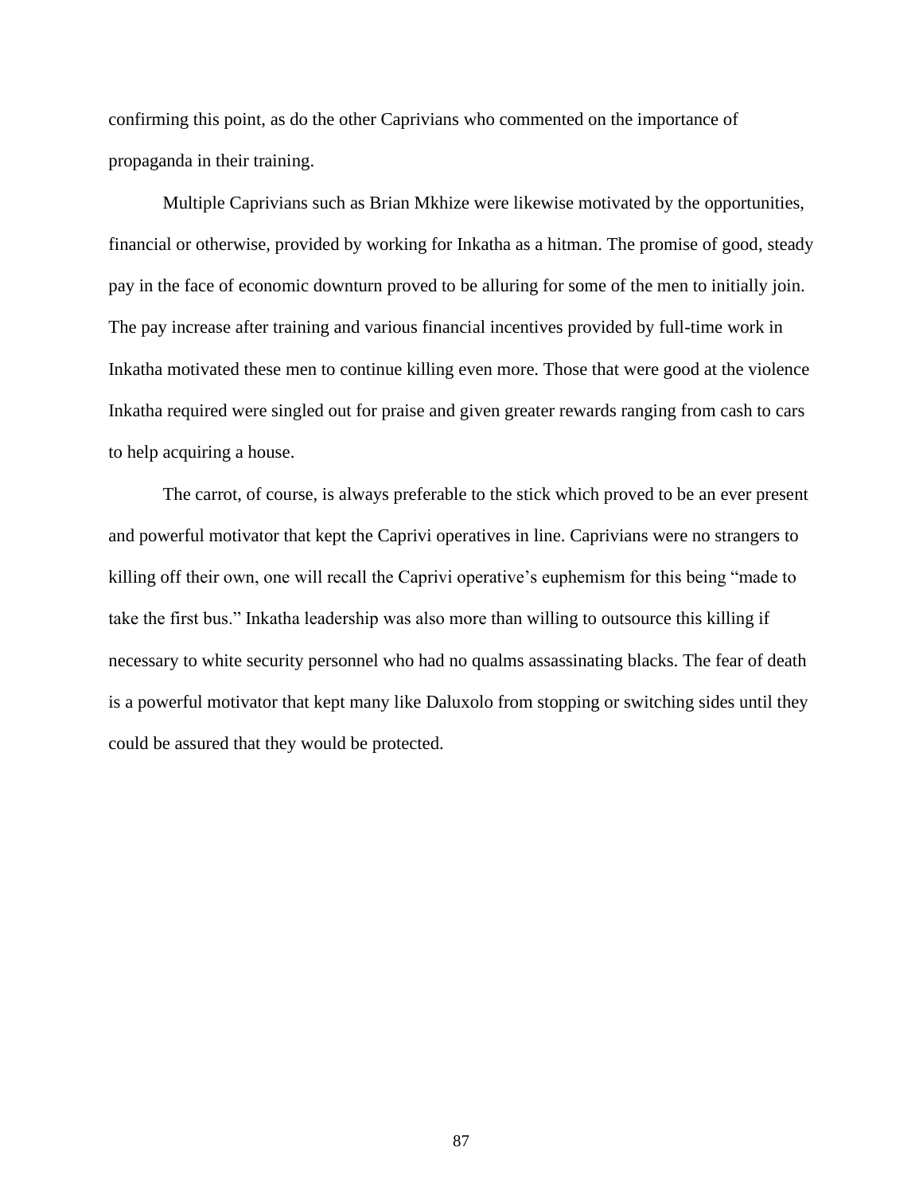confirming this point, as do the other Caprivians who commented on the importance of propaganda in their training.

Multiple Caprivians such as Brian Mkhize were likewise motivated by the opportunities, financial or otherwise, provided by working for Inkatha as a hitman. The promise of good, steady pay in the face of economic downturn proved to be alluring for some of the men to initially join. The pay increase after training and various financial incentives provided by full-time work in Inkatha motivated these men to continue killing even more. Those that were good at the violence Inkatha required were singled out for praise and given greater rewards ranging from cash to cars to help acquiring a house.

The carrot, of course, is always preferable to the stick which proved to be an ever present and powerful motivator that kept the Caprivi operatives in line. Caprivians were no strangers to killing off their own, one will recall the Caprivi operative's euphemism for this being "made to take the first bus." Inkatha leadership was also more than willing to outsource this killing if necessary to white security personnel who had no qualms assassinating blacks. The fear of death is a powerful motivator that kept many like Daluxolo from stopping or switching sides until they could be assured that they would be protected.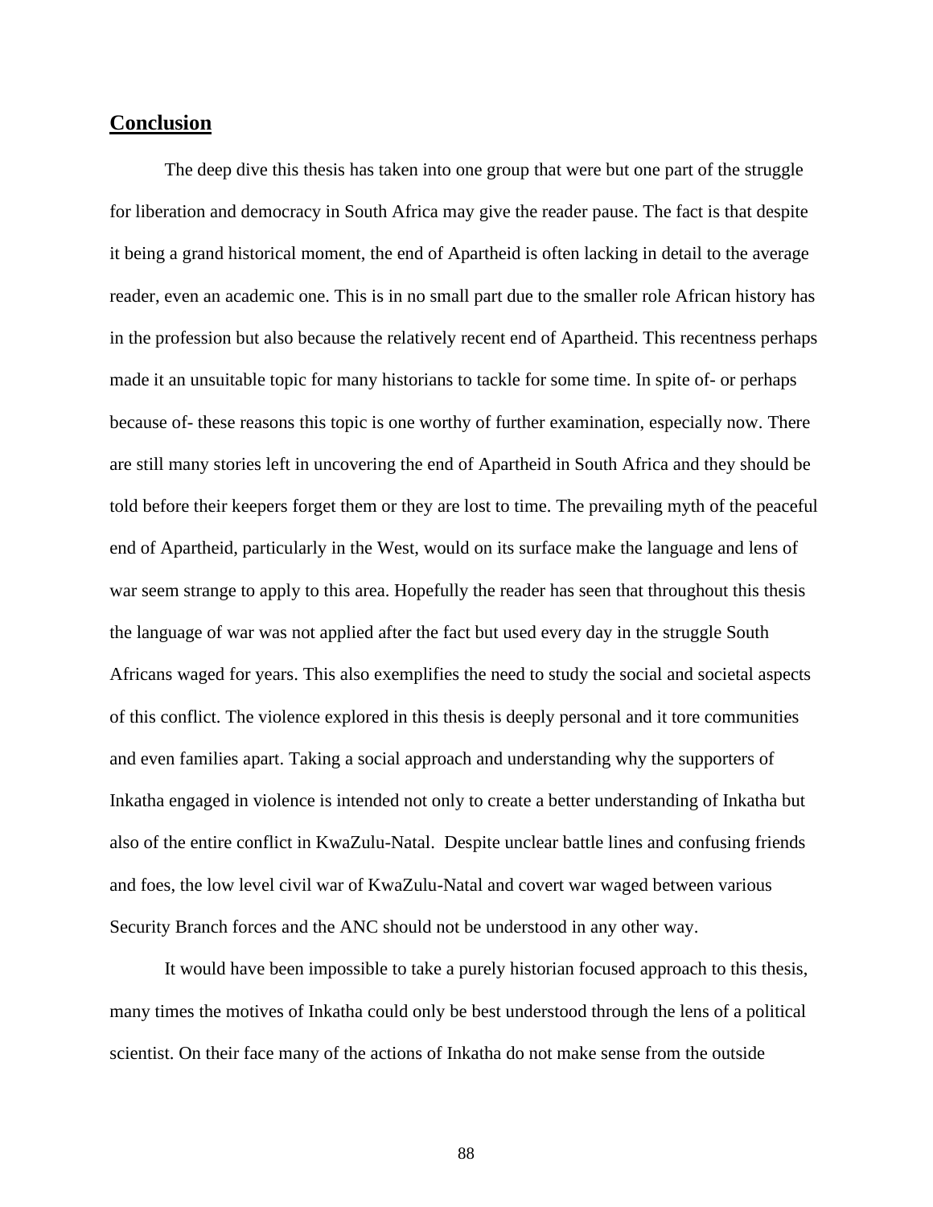## Conclusion

The deep dive this thesis has taken into one group that were but one part of the struggle for liberation and democracy in South Africa may give the reader pause. The fact is that despite it being a grand historical moment, the end of Apartheid is often lacking in detail to the average reader, even an academic one. This is in no small part due to the smaller role African history has in the profession but also because the relatively recent end of Apartheid. This recentness perhaps made it an unsuitable topic for many historians to tackle for some time. In spite of- or perhaps because of- these reasons this topic is one worthy of further examination, especially now. There are still many stories left in uncovering the end of Apartheid in South Africa and they should be told before their keepers forget them or they are lost to time. The prevailing myth of the peaceful end of Apartheid, particularly in the West, would on its surface make the language and lens of war seem strange to apply to this area. Hopefully the reader has seen that throughout this thesis the language of war was not applied after the fact but used every day in the struggle South Africans waged for years. This also exemplifies the need to study the social and societal aspects of this conflict. The violence explored in this thesis is deeply personal and it tore communities and even families apart. Taking a social approach and understanding why the supporters of Inkatha engaged in violence is intended not only to create a better understanding of Inkatha but also of the entire conflict in KwaZulu-Natal. Despite unclear battle lines and confusing friends and foes, the low level civil war of KwaZulu-Natal and covert war waged between various Security Branch forces and the ANC should not be understood in any other way.

It would have been impossible to take a purely historian focused approach to this thesis, many times the motives of Inkatha could only be best understood through the lens of a political scientist. On their face many of the actions of Inkatha do not make sense from the outside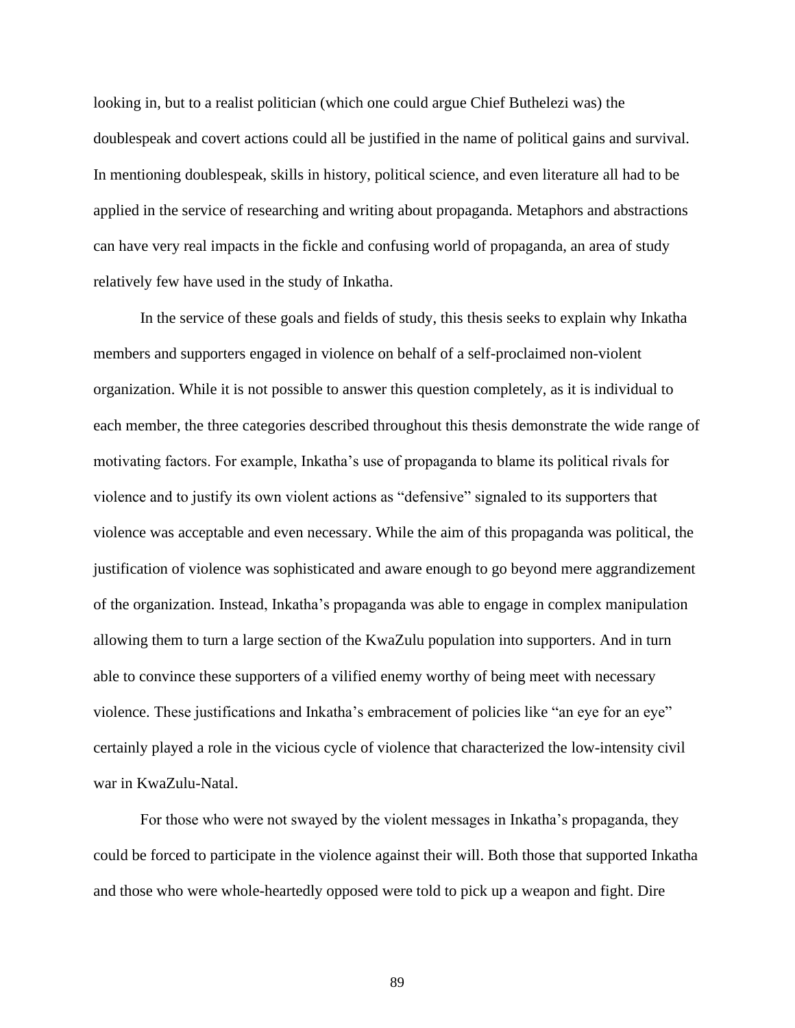looking in, but to a realist politician (which one could argue Chief Buthelezi was) the doublespeak and covert actions could all be justified in the name of political gains and survival. In mentioning doublespeak, skills in history, political science, and even literature all had to be applied in the service of researching and writing about propaganda. Metaphors and abstractions can have very real impacts in the fickle and confusing world of propaganda, an area of study relatively few have used in the study of Inkatha.

In the service of these goals and fields of study, this thesis seeks to explain why Inkatha members and supporters engaged in violence on behalf of a self-proclaimed non-violent organization. While it is not possible to answer this question completely, as it is individual to each member, the three categories described throughout this thesis demonstrate the wide range of motivating factors. For example, Inkatha's use of propaganda to blame its political rivals for violence and to justify its own violent actions as "defensive" signaled to its supporters that violence was acceptable and even necessary. While the aim of this propaganda was political, the justification of violence was sophisticated and aware enough to go beyond mere aggrandizement of the organization. Instead, Inkatha's propaganda was able to engage in complex manipulation allowing them to turn a large section of the KwaZulu population into supporters. And in turn able to convince these supporters of a vilified enemy worthy of being meet with necessary violence. These justifications and Inkatha's embracement of policies like "an eye for an eye" certainly played a role in the vicious cycle of violence that characterized the low-intensity civil war in KwaZulu-Natal.

For those who were not swayed by the violent messages in Inkatha's propaganda, they could be forced to participate in the violence against their will. Both those that supported Inkatha and those who were whole-heartedly opposed were told to pick up a weapon and fight. Dire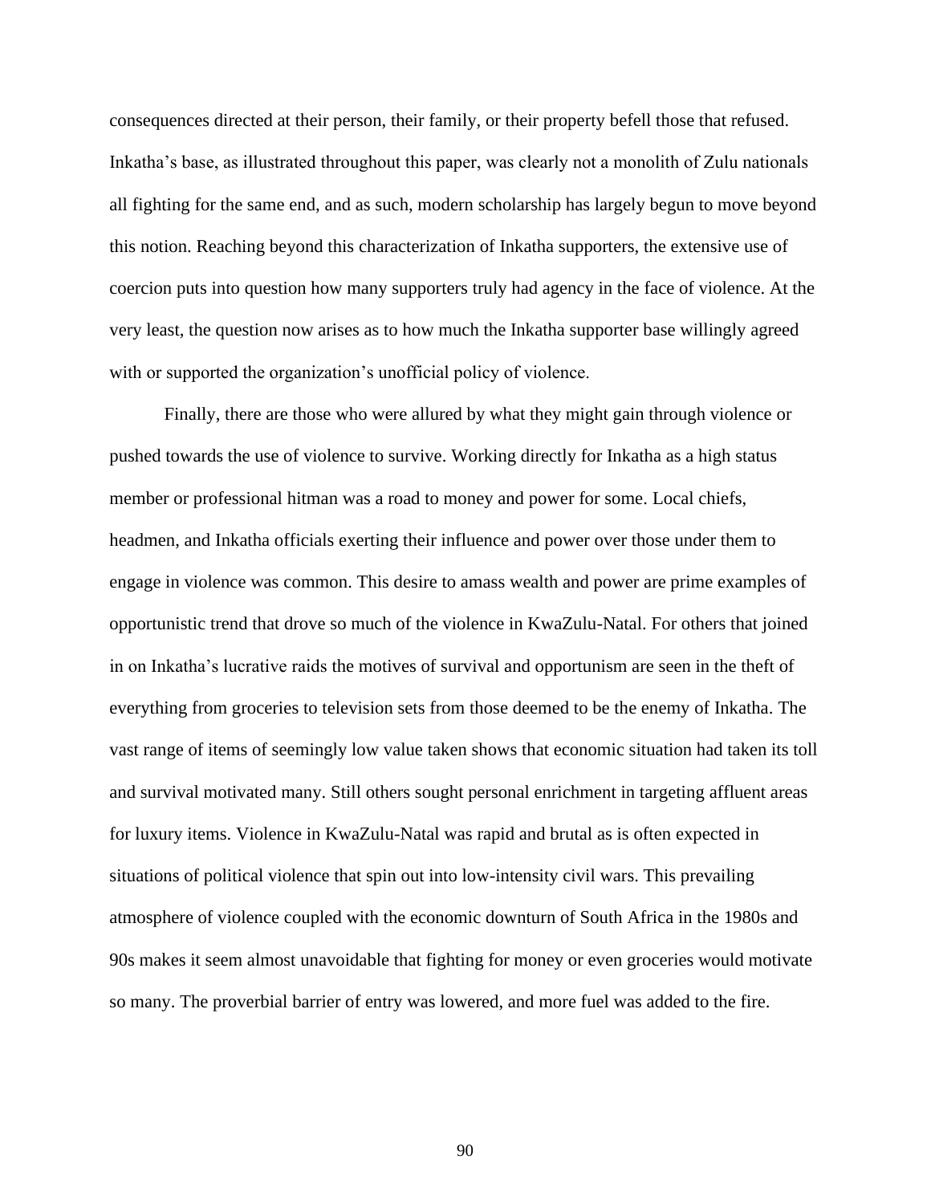consequences directed at their person, their family, or their property befell those that refused. Inkatha's base, as illustrated throughout this paper, was clearly not a monolith of Zulu nationals all fighting for the same end, and as such, modern scholarship has largely begun to move beyond this notion. Reaching beyond this characterization of Inkatha supporters, the extensive use of coercion puts into question how many supporters truly had agency in the face of violence. At the very least, the question now arises as to how much the Inkatha supporter base willingly agreed with or supported the organization's unofficial policy of violence.

Finally, there are those who were allured by what they might gain through violence or pushed towards the use of violence to survive. Working directly for Inkatha as a high status member or professional hitman was a road to money and power for some. Local chiefs, headmen, and Inkatha officials exerting their influence and power over those under them to engage in violence was common. This desire to amass wealth and power are prime examples of opportunistic trend that drove so much of the violence in KwaZulu-Natal. For others that joined in on Inkatha's lucrative raids the motives of survival and opportunism are seen in the theft of everything from groceries to television sets from those deemed to be the enemy of Inkatha. The vast range of items of seemingly low value taken shows that economic situation had taken its toll and survival motivated many. Still others sought personal enrichment in targeting affluent areas for luxury items. Violence in KwaZulu-Natal was rapid and brutal as is often expected in situations of political violence that spin out into low-intensity civil wars. This prevailing atmosphere of violence coupled with the economic downturn of South Africa in the 1980s and 90s makes it seem almost unavoidable that fighting for money or even groceries would motivate so many. The proverbial barrier of entry was lowered, and more fuel was added to the fire.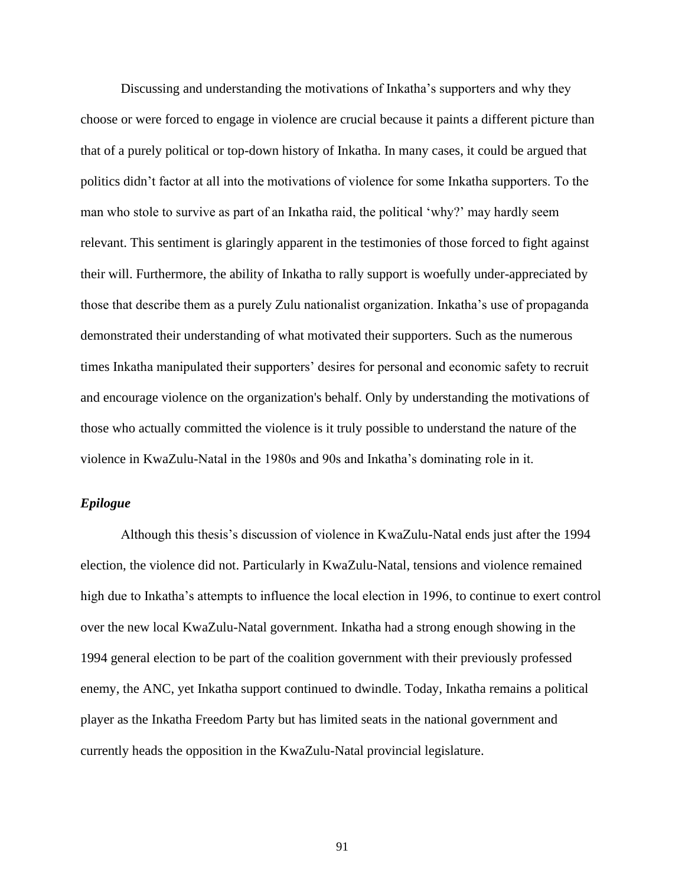Discussing and understanding the motivations of Inkatha's supporters and why they choose or were forced to engage in violence are crucial because it paints a different picture than that of a purely political or top-down history of Inkatha. In many cases, it could be argued that politics didn't factor at all into the motivations of violence for some Inkatha supporters. To the man who stole to survive as part of an Inkatha raid, the political 'why?' may hardly seem relevant. This sentiment is glaringly apparent in the testimonies of those forced to fight against their will. Furthermore, the ability of Inkatha to rally support is woefully under-appreciated by those that describe them as a purely Zulu nationalist organization. Inkatha's use of propaganda demonstrated their understanding of what motivated their supporters. Such as the numerous times Inkatha manipulated their supporters' desires for personal and economic safety to recruit and encourage violence on the organization's behalf. Only by understanding the motivations of those who actually committed the violence is it truly possible to understand the nature of the violence in KwaZulu-Natal in the 1980s and 90s and Inkatha's dominating role in it.

### *Epilogue*

Although this thesis's discussion of violence in KwaZulu-Natal ends just after the 1994 election, the violence did not. Particularly in KwaZulu-Natal, tensions and violence remained high due to Inkatha's attempts to influence the local election in 1996, to continue to exert control over the new local KwaZulu-Natal government. Inkatha had a strong enough showing in the 1994 general election to be part of the coalition government with their previously professed enemy, the ANC, yet Inkatha support continued to dwindle. Today, Inkatha remains a political player as the Inkatha Freedom Party but has limited seats in the national government and currently heads the opposition in the KwaZulu-Natal provincial legislature.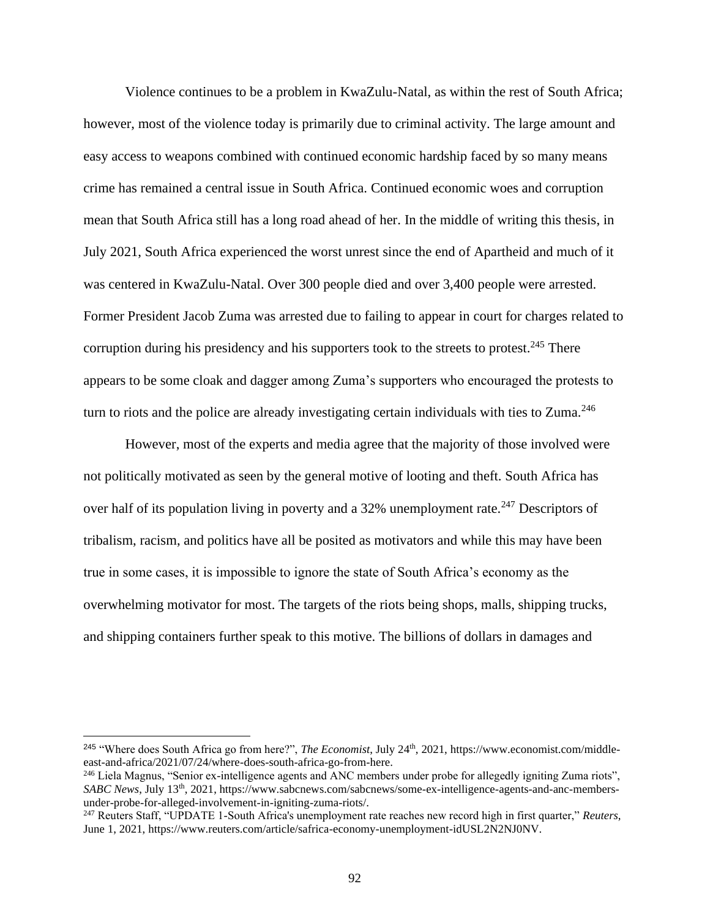Violence continues to be a problem in KwaZulu-Natal, as within the rest of South Africa; however, most of the violence today is primarily due to criminal activity. The large amount and easy access to weapons combined with continued economic hardship faced by so many means crime has remained a central issue in South Africa. Continued economic woes and corruption mean that South Africa still has a long road ahead of her. In the middle of writing this thesis, in July 2021, South Africa experienced the worst unrest since the end of Apartheid and much of it was centered in KwaZulu-Natal. Over 300 people died and over 3,400 people were arrested. Former President Jacob Zuma was arrested due to failing to appear in court for charges related to corruption during his presidency and his supporters took to the streets to protest.[245] There appears to be some cloak and dagger among Zuma's supporters who encouraged the protests to turn to riots and the police are already investigating certain individuals with ties to Zuma.[246]

However, most of the experts and media agree that the majority of those involved were not politically motivated as seen by the general motive of looting and theft. South Africa has over half of its population living in poverty and a 32% unemployment rate.[247] Descriptors of tribalism, racism, and politics have all be posited as motivators and while this may have been true in some cases, it is impossible to ignore the state of South Africa's economy as the overwhelming motivator for most. The targets of the riots being shops, malls, shipping trucks, and shipping containers further speak to this motive. The billions of dollars in damages and

---

[245] "Where does South Africa go from here?", *The Economist*, July 24th, 2021, https://www.economist.com/middle-east-and-africa/2021/07/24/where-does-south-africa-go-from-here.

[246] Liela Magnus, "Senior ex-intelligence agents and ANC members under probe for allegedly igniting Zuma riots", *SABC News*, July 13th, 2021, https://www.sabcnews.com/sabcnews/some-ex-intelligence-agents-and-anc-members-under-probe-for-alleged-involvement-in-igniting-zuma-riots/.

[247] Reuters Staff, "UPDATE 1-South Africa's unemployment rate reaches new record high in first quarter," *Reuters*, June 1, 2021, https://www.reuters.com/article/safrica-economy-unemployment-idUSL2N2NJ0NV.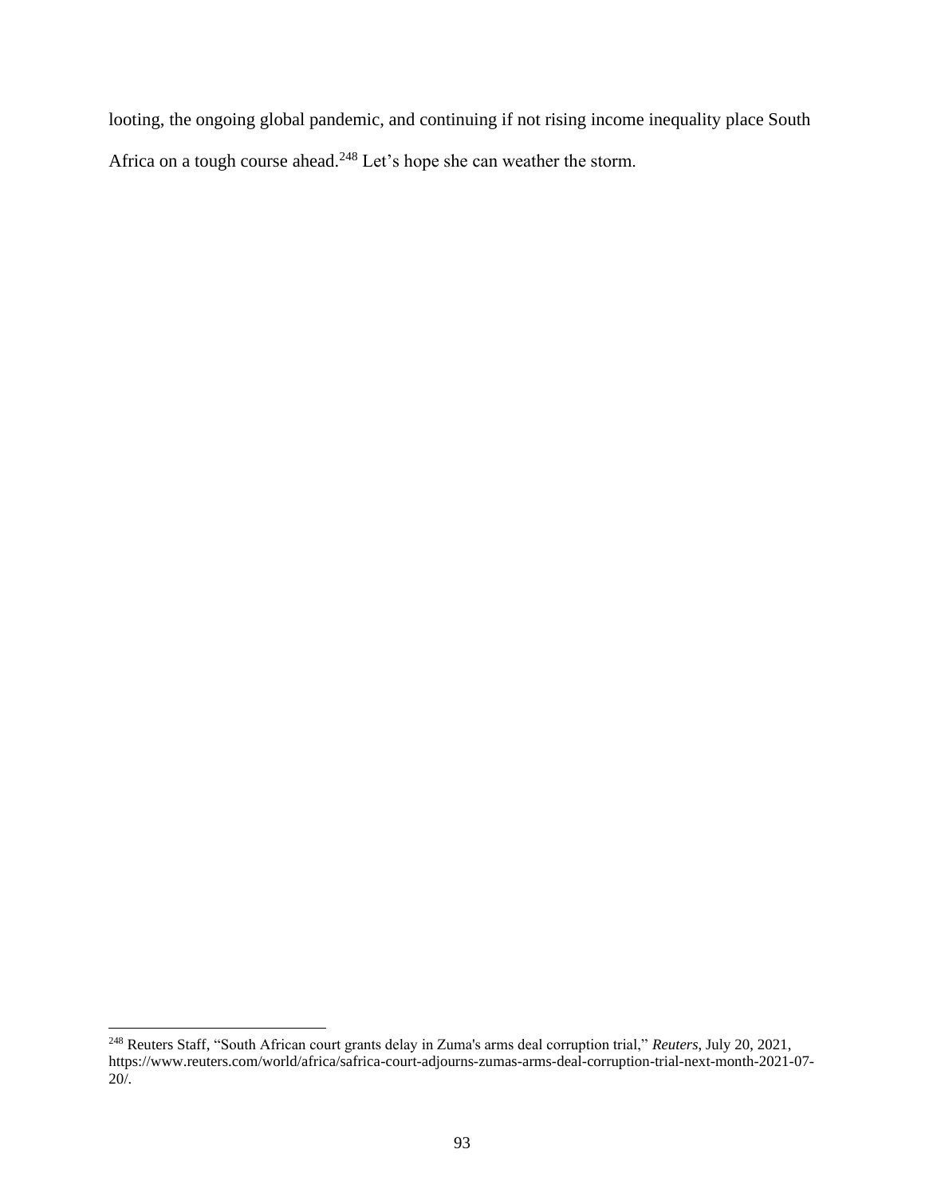looting, the ongoing global pandemic, and continuing if not rising income inequality place South Africa on a tough course ahead.[248] Let's hope she can weather the storm.

---

[248] Reuters Staff, "South African court grants delay in Zuma's arms deal corruption trial," *Reuters*, July 20, 2021, https://www.reuters.com/world/africa/safrica-court-adjourns-zumas-arms-deal-corruption-trial-next-month-2021-07-20/.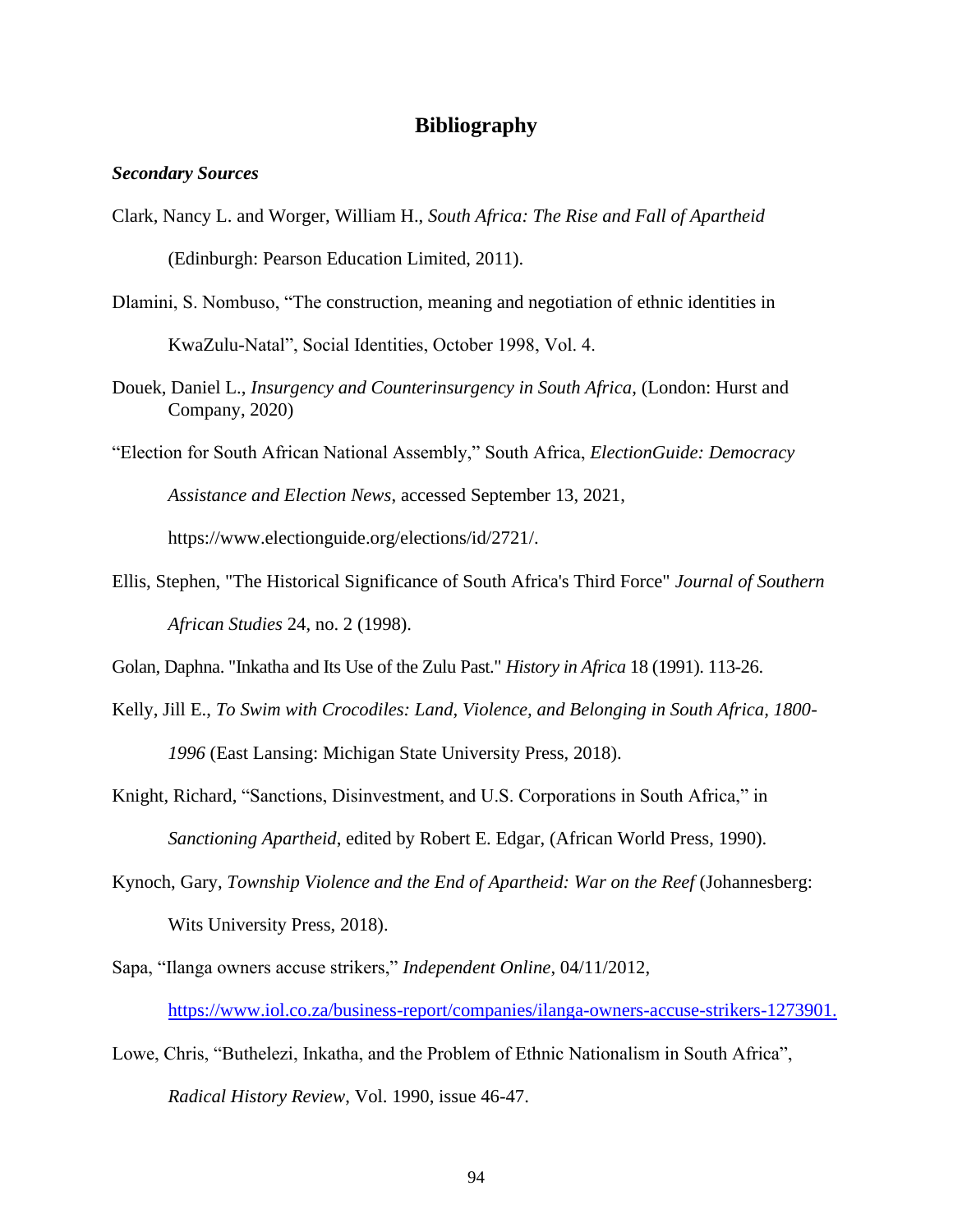# Bibliography

***Secondary Sources***

Clark, Nancy L. and Worger, William H., *South Africa: The Rise and Fall of Apartheid* (Edinburgh: Pearson Education Limited, 2011).

Dlamini, S. Nombuso, "The construction, meaning and negotiation of ethnic identities in KwaZulu-Natal", Social Identities, October 1998, Vol. 4.

Douek, Daniel L., *Insurgency and Counterinsurgency in South Africa*, (London: Hurst and Company, 2020)

"Election for South African National Assembly," South Africa, *ElectionGuide: Democracy Assistance and Election News*, accessed September 13, 2021, https://www.electionguide.org/elections/id/2721/.

Ellis, Stephen, "The Historical Significance of South Africa's Third Force" *Journal of Southern African Studies* 24, no. 2 (1998).

Golan, Daphna. "Inkatha and Its Use of the Zulu Past." *History in Africa* 18 (1991). 113-26.

Kelly, Jill E., *To Swim with Crocodiles: Land, Violence, and Belonging in South Africa, 1800-1996* (East Lansing: Michigan State University Press, 2018).

Knight, Richard, "Sanctions, Disinvestment, and U.S. Corporations in South Africa," in *Sanctioning Apartheid*, edited by Robert E. Edgar, (African World Press, 1990).

Kynoch, Gary, *Township Violence and the End of Apartheid: War on the Reef* (Johannesberg: Wits University Press, 2018).

Sapa, "Ilanga owners accuse strikers," *Independent Online*, 04/11/2012, https://www.iol.co.za/business-report/companies/ilanga-owners-accuse-strikers-1273901.

Lowe, Chris, "Buthelezi, Inkatha, and the Problem of Ethnic Nationalism in South Africa", *Radical History Review*, Vol. 1990, issue 46-47.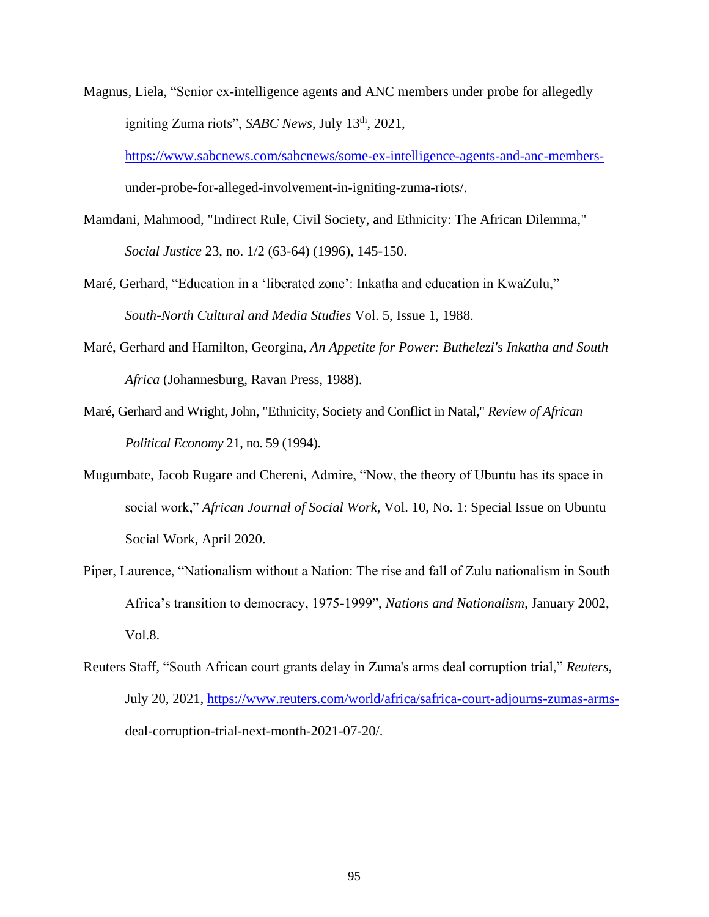Magnus, Liela, "Senior ex-intelligence agents and ANC members under probe for allegedly igniting Zuma riots", *SABC News*, July 13th, 2021, https://www.sabcnews.com/sabcnews/some-ex-intelligence-agents-and-anc-members-under-probe-for-alleged-involvement-in-igniting-zuma-riots/.

Mamdani, Mahmood, "Indirect Rule, Civil Society, and Ethnicity: The African Dilemma," *Social Justice* 23, no. 1/2 (63-64) (1996), 145-150.

Maré, Gerhard, "Education in a 'liberated zone': Inkatha and education in KwaZulu," *South-North Cultural and Media Studies* Vol. 5, Issue 1, 1988.

Maré, Gerhard and Hamilton, Georgina, *An Appetite for Power: Buthelezi's Inkatha and South Africa* (Johannesburg, Ravan Press, 1988).

Maré, Gerhard and Wright, John, "Ethnicity, Society and Conflict in Natal," *Review of African Political Economy* 21, no. 59 (1994).

Mugumbate, Jacob Rugare and Chereni, Admire, "Now, the theory of Ubuntu has its space in social work," *African Journal of Social Work*, Vol. 10, No. 1: Special Issue on Ubuntu Social Work, April 2020.

Piper, Laurence, "Nationalism without a Nation: The rise and fall of Zulu nationalism in South Africa's transition to democracy, 1975-1999", *Nations and Nationalism*, January 2002, Vol.8.

Reuters Staff, "South African court grants delay in Zuma's arms deal corruption trial," *Reuters*, July 20, 2021, https://www.reuters.com/world/africa/safrica-court-adjourns-zumas-arms-deal-corruption-trial-next-month-2021-07-20/.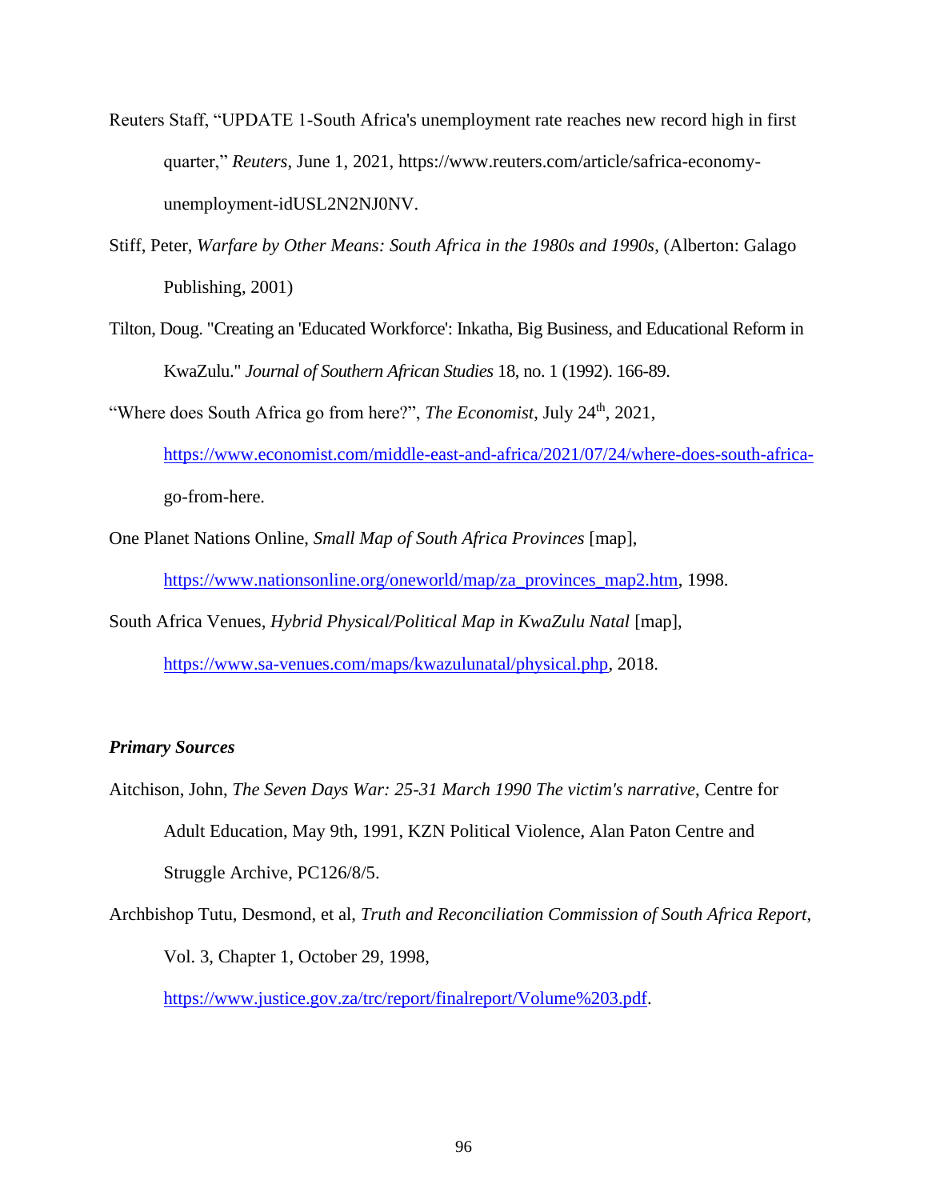Reuters Staff, "UPDATE 1-South Africa's unemployment rate reaches new record high in first quarter," *Reuters*, June 1, 2021, https://www.reuters.com/article/safrica-economy-unemployment-idUSL2N2NJ0NV.

Stiff, Peter, *Warfare by Other Means: South Africa in the 1980s and 1990s*, (Alberton: Galago Publishing, 2001)

Tilton, Doug. "Creating an 'Educated Workforce': Inkatha, Big Business, and Educational Reform in KwaZulu." *Journal of Southern African Studies* 18, no. 1 (1992). 166-89.

"Where does South Africa go from here?", *The Economist*, July 24th, 2021, https://www.economist.com/middle-east-and-africa/2021/07/24/where-does-south-africa-go-from-here.

One Planet Nations Online, *Small Map of South Africa Provinces* [map], https://www.nationsonline.org/oneworld/map/za_provinces_map2.htm, 1998.

South Africa Venues, *Hybrid Physical/Political Map in KwaZulu Natal* [map], https://www.sa-venues.com/maps/kwazulunatal/physical.php, 2018.

### ***Primary Sources***

Aitchison, John, *The Seven Days War: 25-31 March 1990 The victim's narrative*, Centre for Adult Education, May 9th, 1991, KZN Political Violence, Alan Paton Centre and Struggle Archive, PC126/8/5.

Archbishop Tutu, Desmond, et al, *Truth and Reconciliation Commission of South Africa Report*, Vol. 3, Chapter 1, October 29, 1998, https://www.justice.gov.za/trc/report/finalreport/Volume%203.pdf.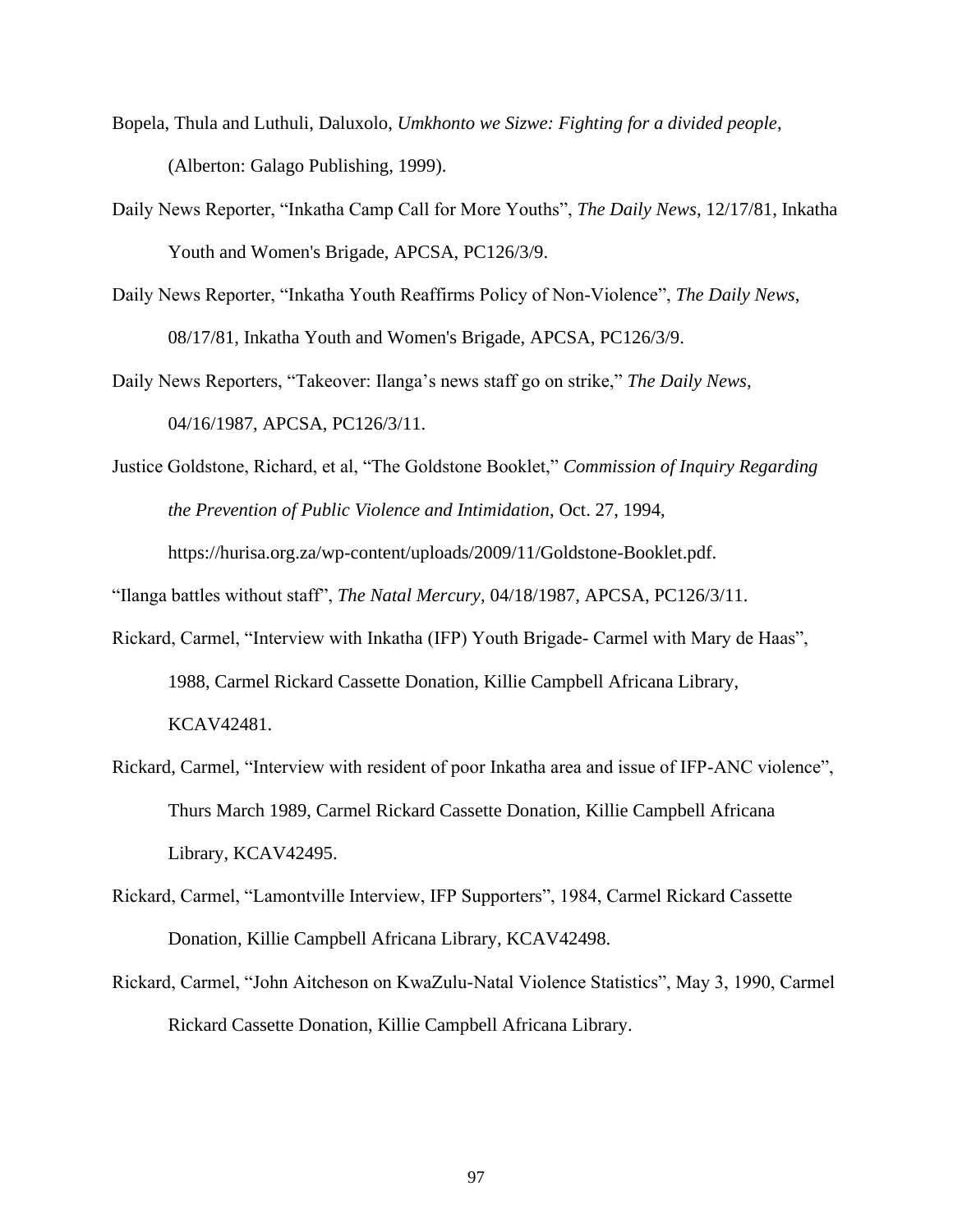Bopela, Thula and Luthuli, Daluxolo, *Umkhonto we Sizwe: Fighting for a divided people*, (Alberton: Galago Publishing, 1999).

Daily News Reporter, "Inkatha Camp Call for More Youths", *The Daily News*, 12/17/81, Inkatha Youth and Women's Brigade, APCSA, PC126/3/9.

Daily News Reporter, "Inkatha Youth Reaffirms Policy of Non-Violence", *The Daily News*, 08/17/81, Inkatha Youth and Women's Brigade, APCSA, PC126/3/9.

Daily News Reporters, "Takeover: Ilanga's news staff go on strike," *The Daily News*, 04/16/1987, APCSA, PC126/3/11.

Justice Goldstone, Richard, et al, "The Goldstone Booklet," *Commission of Inquiry Regarding the Prevention of Public Violence and Intimidation*, Oct. 27, 1994, https://hurisa.org.za/wp-content/uploads/2009/11/Goldstone-Booklet.pdf.

"Ilanga battles without staff", *The Natal Mercury*, 04/18/1987, APCSA, PC126/3/11.

Rickard, Carmel, "Interview with Inkatha (IFP) Youth Brigade- Carmel with Mary de Haas", 1988, Carmel Rickard Cassette Donation, Killie Campbell Africana Library, KCAV42481.

Rickard, Carmel, "Interview with resident of poor Inkatha area and issue of IFP-ANC violence", Thurs March 1989, Carmel Rickard Cassette Donation, Killie Campbell Africana Library, KCAV42495.

Rickard, Carmel, "Lamontville Interview, IFP Supporters", 1984, Carmel Rickard Cassette Donation, Killie Campbell Africana Library, KCAV42498.

Rickard, Carmel, "John Aitcheson on KwaZulu-Natal Violence Statistics", May 3, 1990, Carmel Rickard Cassette Donation, Killie Campbell Africana Library.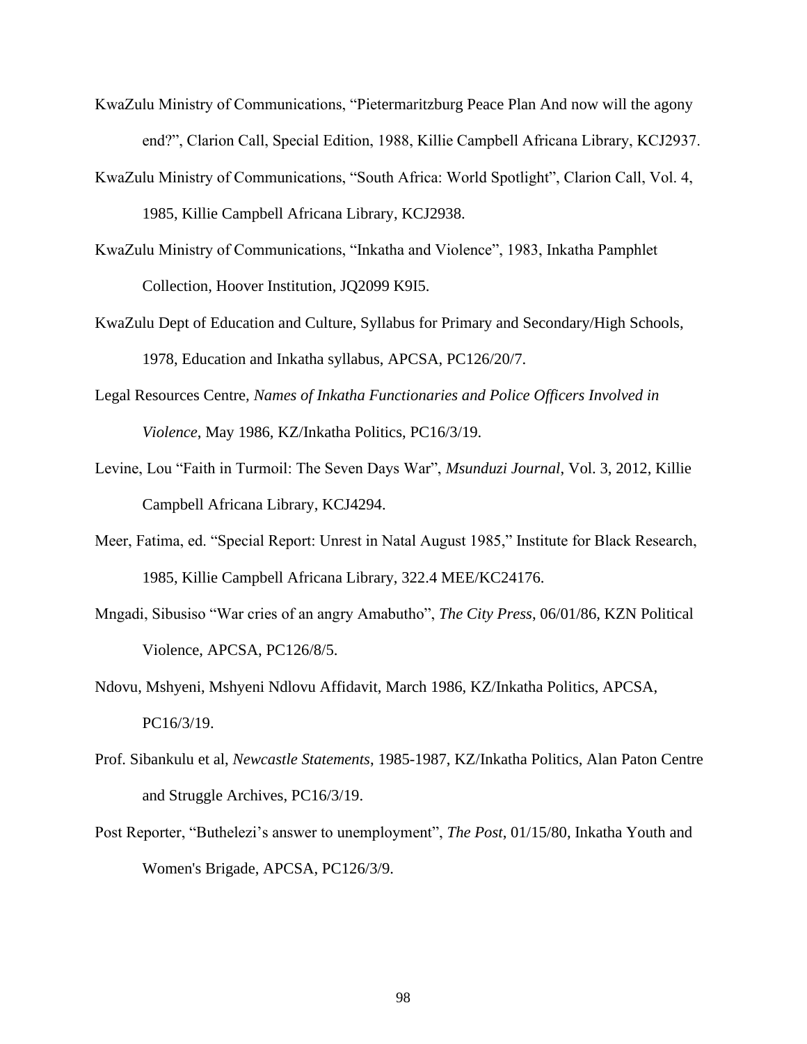KwaZulu Ministry of Communications, “Pietermaritzburg Peace Plan And now will the agony end?”, Clarion Call, Special Edition, 1988, Killie Campbell Africana Library, KCJ2937.

KwaZulu Ministry of Communications, “South Africa: World Spotlight”, Clarion Call, Vol. 4, 1985, Killie Campbell Africana Library, KCJ2938.

KwaZulu Ministry of Communications, “Inkatha and Violence”, 1983, Inkatha Pamphlet Collection, Hoover Institution, JQ2099 K9I5.

KwaZulu Dept of Education and Culture, Syllabus for Primary and Secondary/High Schools, 1978, Education and Inkatha syllabus, APCSA, PC126/20/7.

Legal Resources Centre, *Names of Inkatha Functionaries and Police Officers Involved in Violence*, May 1986, KZ/Inkatha Politics, PC16/3/19.

Levine, Lou “Faith in Turmoil: The Seven Days War”, *Msunduzi Journal*, Vol. 3, 2012, Killie Campbell Africana Library, KCJ4294.

Meer, Fatima, ed. “Special Report: Unrest in Natal August 1985,” Institute for Black Research, 1985, Killie Campbell Africana Library, 322.4 MEE/KC24176.

Mngadi, Sibusiso “War cries of an angry Amabutho”, *The City Press*, 06/01/86, KZN Political Violence, APCSA, PC126/8/5.

Ndovu, Mshyeni, Mshyeni Ndlovu Affidavit, March 1986, KZ/Inkatha Politics, APCSA, PC16/3/19.

Prof. Sibankulu et al, *Newcastle Statements*, 1985-1987, KZ/Inkatha Politics, Alan Paton Centre and Struggle Archives, PC16/3/19.

Post Reporter, “Buthelezi’s answer to unemployment”, *The Post*, 01/15/80, Inkatha Youth and Women's Brigade, APCSA, PC126/3/9.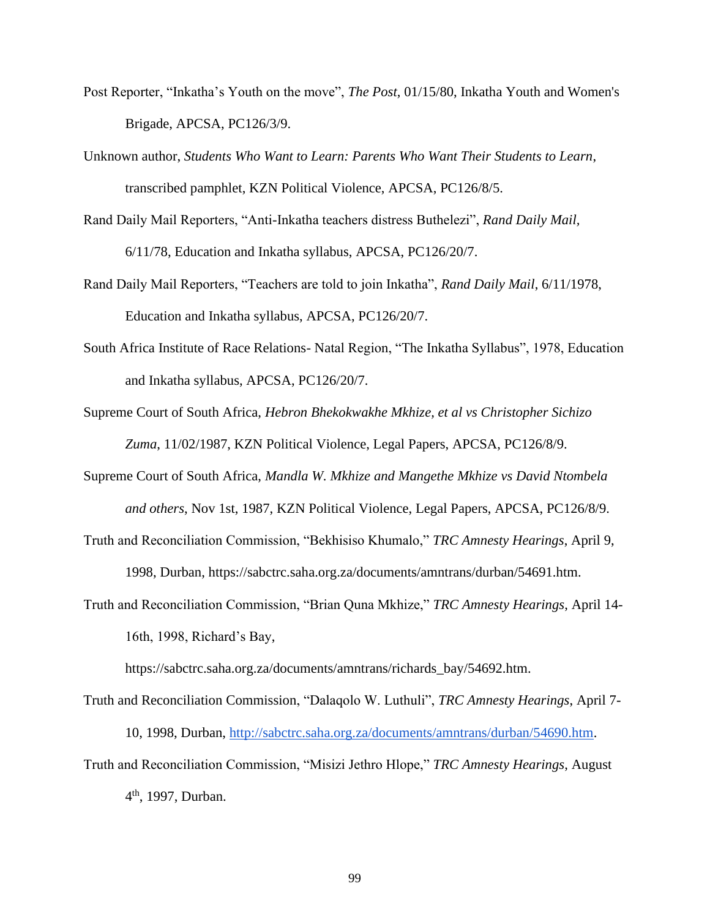Post Reporter, "Inkatha's Youth on the move", *The Post*, 01/15/80, Inkatha Youth and Women's Brigade, APCSA, PC126/3/9.

Unknown author, *Students Who Want to Learn: Parents Who Want Their Students to Learn*, transcribed pamphlet, KZN Political Violence, APCSA, PC126/8/5.

Rand Daily Mail Reporters, "Anti-Inkatha teachers distress Buthelezi", *Rand Daily Mail,* 6/11/78, Education and Inkatha syllabus, APCSA, PC126/20/7.

Rand Daily Mail Reporters, "Teachers are told to join Inkatha", *Rand Daily Mail*, 6/11/1978, Education and Inkatha syllabus, APCSA, PC126/20/7.

South Africa Institute of Race Relations- Natal Region, "The Inkatha Syllabus", 1978, Education and Inkatha syllabus, APCSA, PC126/20/7.

Supreme Court of South Africa, *Hebron Bhekokwakhe Mkhize, et al vs Christopher Sichizo Zuma*, 11/02/1987, KZN Political Violence, Legal Papers, APCSA, PC126/8/9.

Supreme Court of South Africa, *Mandla W. Mkhize and Mangethe Mkhize vs David Ntombela and others*, Nov 1st, 1987, KZN Political Violence, Legal Papers, APCSA, PC126/8/9.

Truth and Reconciliation Commission, "Bekhisiso Khumalo," *TRC Amnesty Hearings*, April 9, 1998, Durban, https://sabctrc.saha.org.za/documents/amntrans/durban/54691.htm.

Truth and Reconciliation Commission, "Brian Quna Mkhize," *TRC Amnesty Hearings*, April 14-16th, 1998, Richard's Bay, https://sabctrc.saha.org.za/documents/amntrans/richards_bay/54692.htm.

Truth and Reconciliation Commission, "Dalaqolo W. Luthuli", *TRC Amnesty Hearings*, April 7-10, 1998, Durban, http://sabctrc.saha.org.za/documents/amntrans/durban/54690.htm.

Truth and Reconciliation Commission, "Misizi Jethro Hlope," *TRC Amnesty Hearings*, August 4th, 1997, Durban.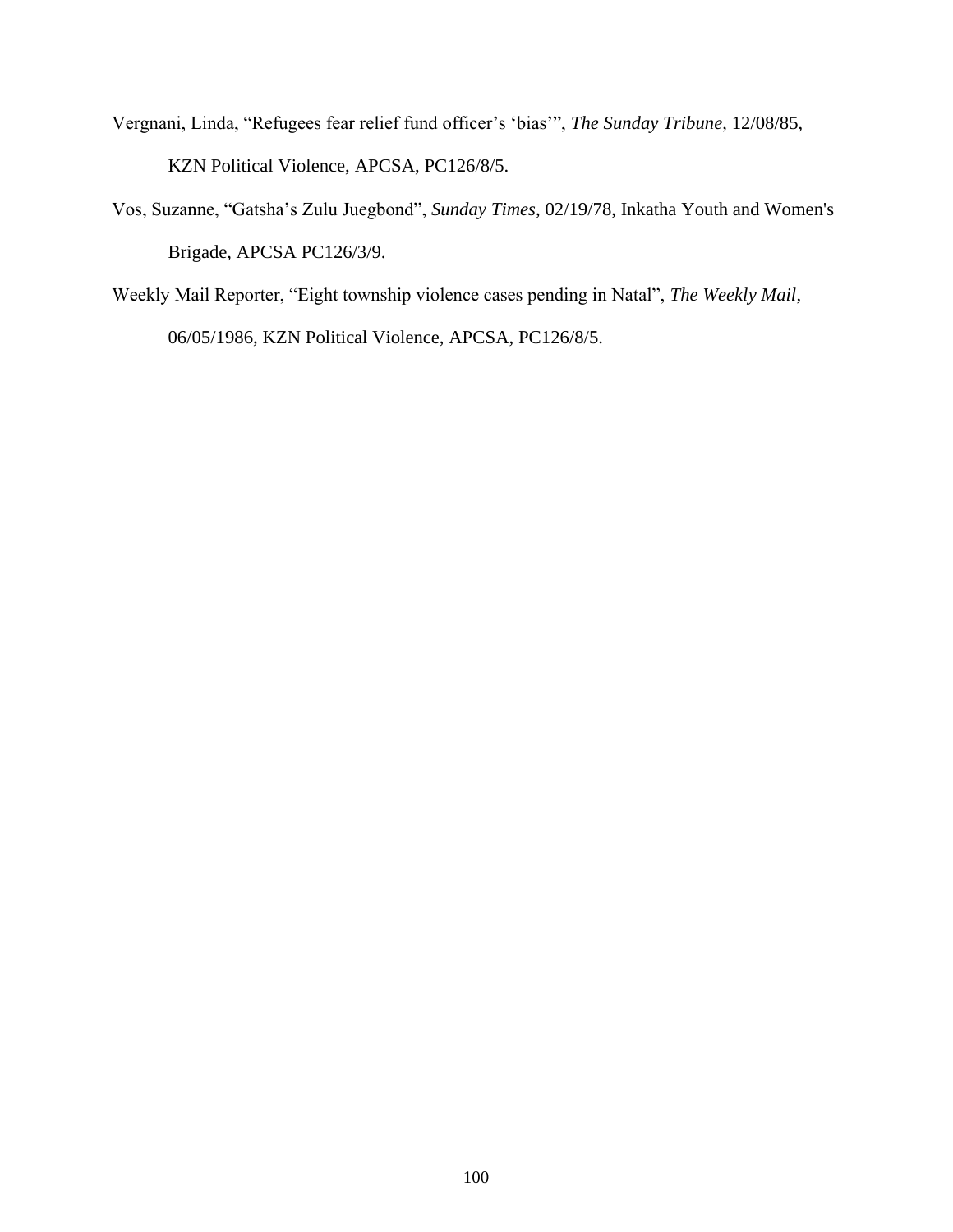Vergnani, Linda, “Refugees fear relief fund officer’s ‘bias’”, *The Sunday Tribune*, 12/08/85, KZN Political Violence, APCSA, PC126/8/5.

Vos, Suzanne, “Gatsha’s Zulu Juegbond”, *Sunday Times*, 02/19/78, Inkatha Youth and Women's Brigade, APCSA PC126/3/9.

Weekly Mail Reporter, “Eight township violence cases pending in Natal”, *The Weekly Mail*, 06/05/1986, KZN Political Violence, APCSA, PC126/8/5.